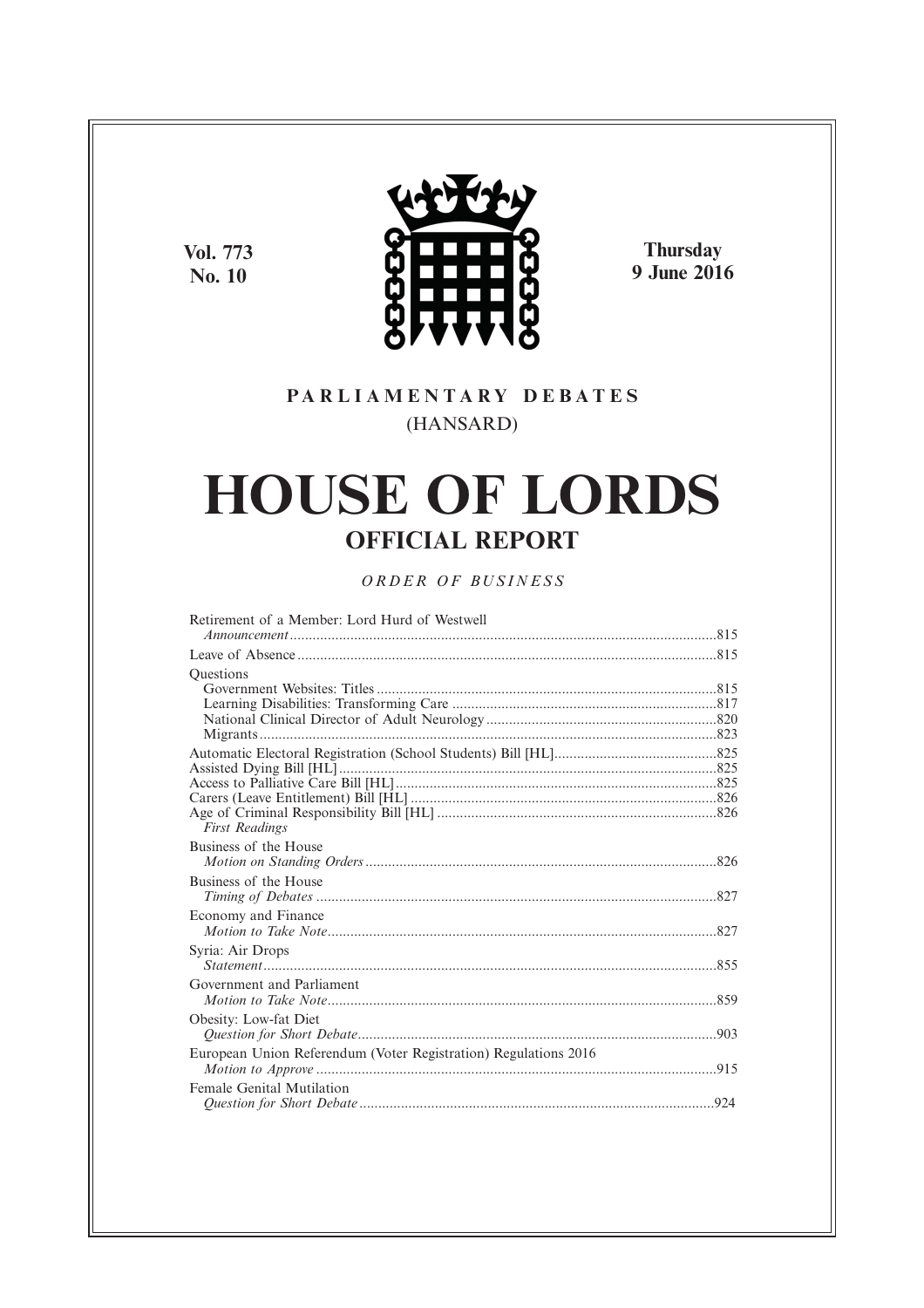Vol. 773
No. 10

Thursday
9 June 2016

PARLIAMENTARY DEBATES
(HANSARD)

# HOUSE OF LORDS

## OFFICIAL REPORT

*ORDER OF BUSINESS*

Retirement of a Member: Lord Hurd of Westwell
*Announcement*......815

Leave of Absence......815

Questions
Government Websites: Titles......815
Learning Disabilities: Transforming Care......817
National Clinical Director of Adult Neurology......820
Migrants......823

Automatic Electoral Registration (School Students) Bill [HL]......825
Assisted Dying Bill [HL]......825
Access to Palliative Care Bill [HL]......825
Carers (Leave Entitlement) Bill [HL]......826
Age of Criminal Responsibility Bill [HL]......826
*First Readings*

Business of the House
*Motion on Standing Orders*......826

Business of the House
*Timing of Debates*......827

Economy and Finance
*Motion to Take Note*......827

Syria: Air Drops
*Statement*......855

Government and Parliament
*Motion to Take Note*......859

Obesity: Low-fat Diet
*Question for Short Debate*......903

European Union Referendum (Voter Registration) Regulations 2016
*Motion to Approve*......915

Female Genital Mutilation
*Question for Short Debate*......924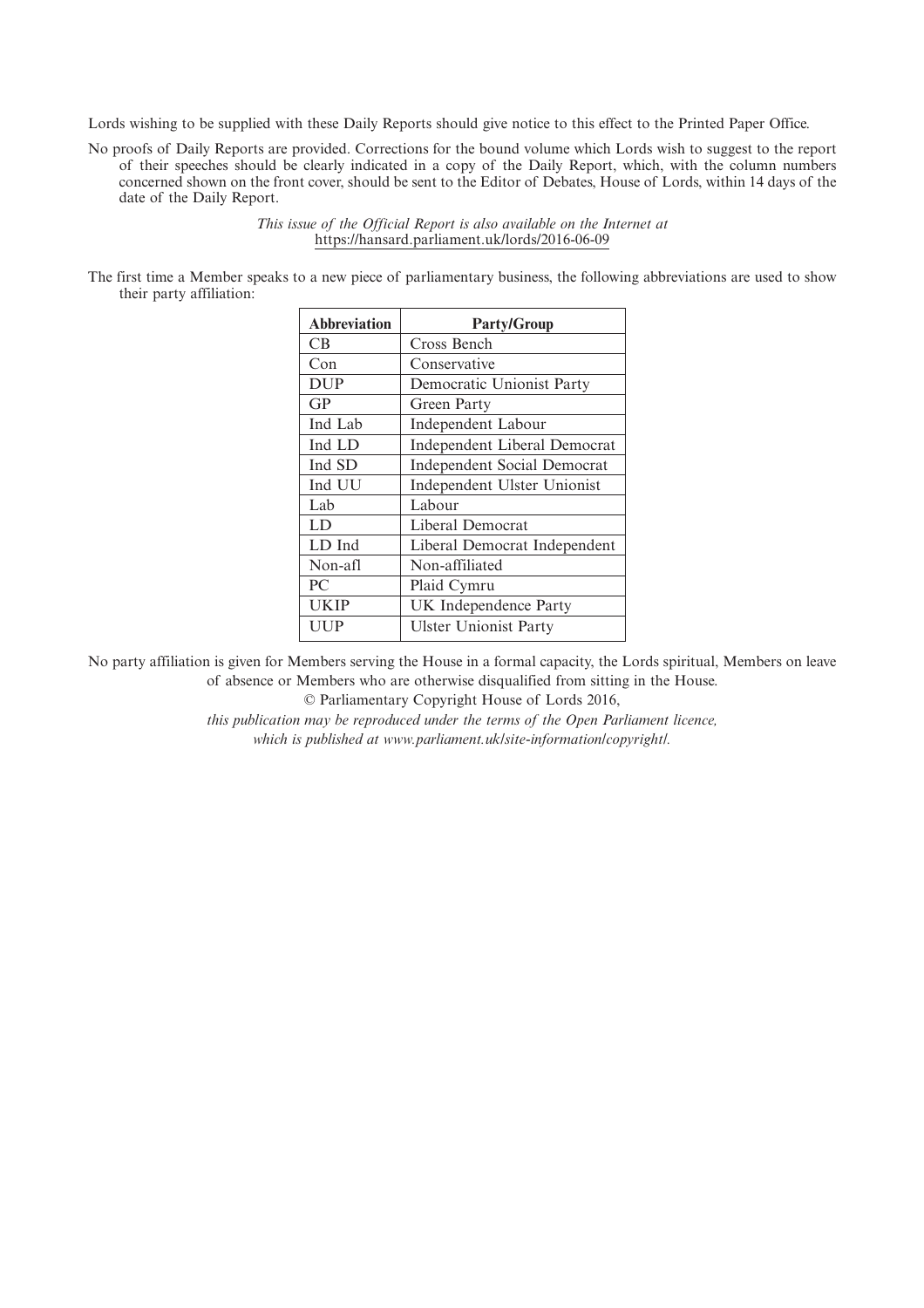Lords wishing to be supplied with these Daily Reports should give notice to this effect to the Printed Paper Office.

No proofs of Daily Reports are provided. Corrections for the bound volume which Lords wish to suggest to the report of their speeches should be clearly indicated in a copy of the Daily Report, which, with the column numbers concerned shown on the front cover, should be sent to the Editor of Debates, House of Lords, within 14 days of the date of the Daily Report.

*This issue of the Official Report is also available on the Internet at* https://hansard.parliament.uk/lords/2016-06-09

The first time a Member speaks to a new piece of parliamentary business, the following abbreviations are used to show their party affiliation:

| Abbreviation | Party/Group |
|---|---|
| CB | Cross Bench |
| Con | Conservative |
| DUP | Democratic Unionist Party |
| GP | Green Party |
| Ind Lab | Independent Labour |
| Ind LD | Independent Liberal Democrat |
| Ind SD | Independent Social Democrat |
| Ind UU | Independent Ulster Unionist |
| Lab | Labour |
| LD | Liberal Democrat |
| LD Ind | Liberal Democrat Independent |
| Non-afl | Non-affiliated |
| PC | Plaid Cymru |
| UKIP | UK Independence Party |
| UUP | Ulster Unionist Party |

No party affiliation is given for Members serving the House in a formal capacity, the Lords spiritual, Members on leave of absence or Members who are otherwise disqualified from sitting in the House.

© Parliamentary Copyright House of Lords 2016,

*this publication may be reproduced under the terms of the Open Parliament licence, which is published at www.parliament.uk/site-information/copyright/.*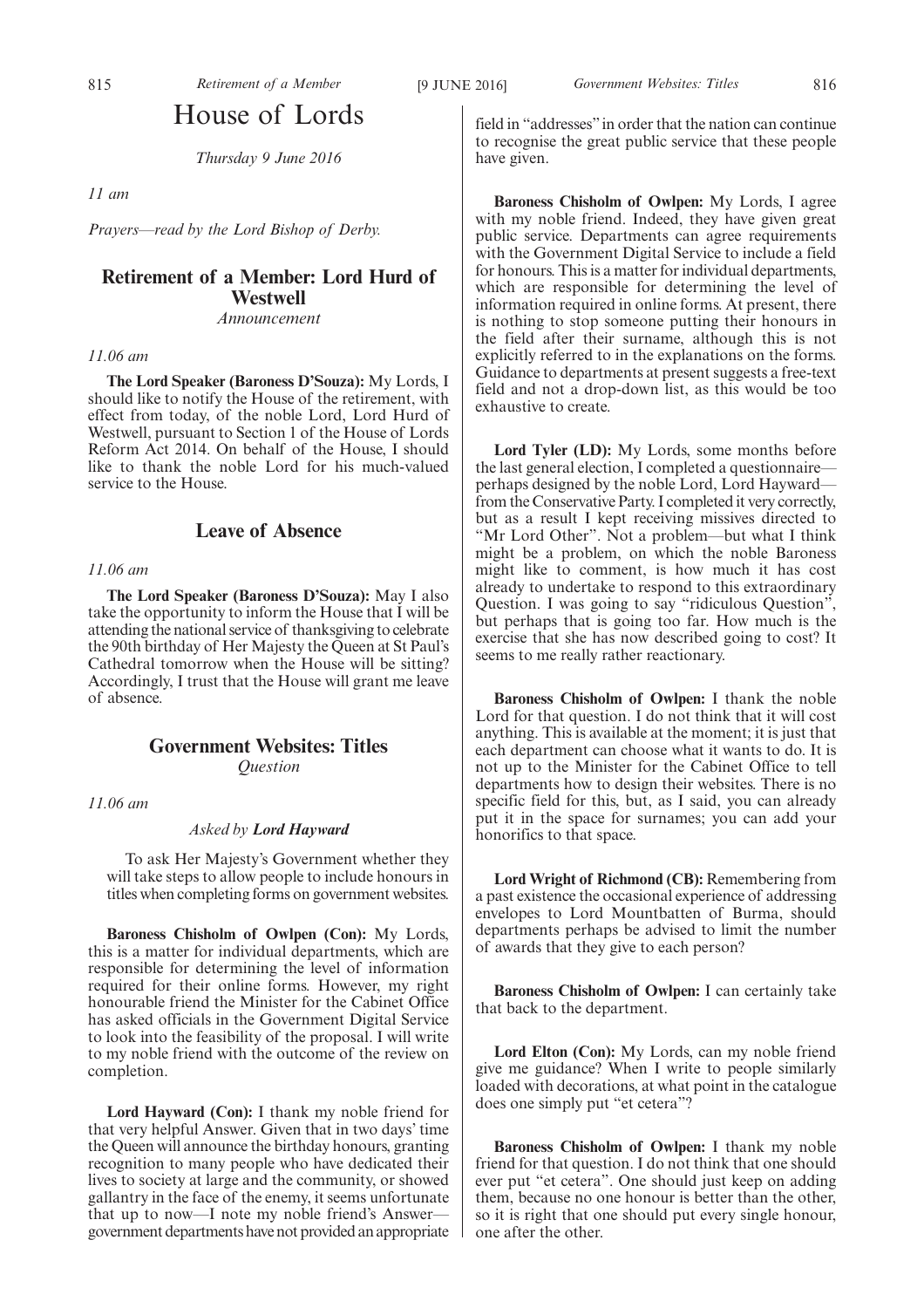# House of Lords

*Thursday 9 June 2016*

*11 am*

*Prayers—read by the Lord Bishop of Derby.*

## Retirement of a Member: Lord Hurd of Westwell

*Announcement*

*11.06 am*

**The Lord Speaker (Baroness D'Souza):** My Lords, I should like to notify the House of the retirement, with effect from today, of the noble Lord, Lord Hurd of Westwell, pursuant to Section 1 of the House of Lords Reform Act 2014. On behalf of the House, I should like to thank the noble Lord for his much-valued service to the House.

## Leave of Absence

*11.06 am*

**The Lord Speaker (Baroness D'Souza):** May I also take the opportunity to inform the House that I will be attending the national service of thanksgiving to celebrate the 90th birthday of Her Majesty the Queen at St Paul's Cathedral tomorrow when the House will be sitting? Accordingly, I trust that the House will grant me leave of absence.

## Government Websites: Titles

*Question*

*11.06 am*

*Asked by **Lord Hayward***

> To ask Her Majesty's Government whether they will take steps to allow people to include honours in titles when completing forms on government websites.

**Baroness Chisholm of Owlpen (Con):** My Lords, this is a matter for individual departments, which are responsible for determining the level of information required for their online forms. However, my right honourable friend the Minister for the Cabinet Office has asked officials in the Government Digital Service to look into the feasibility of the proposal. I will write to my noble friend with the outcome of the review on completion.

**Lord Hayward (Con):** I thank my noble friend for that very helpful Answer. Given that in two days' time the Queen will announce the birthday honours, granting recognition to many people who have dedicated their lives to society at large and the community, or showed gallantry in the face of the enemy, it seems unfortunate that up to now—I note my noble friend's Answer—government departments have not provided an appropriate field in "addresses" in order that the nation can continue to recognise the great public service that these people have given.

**Baroness Chisholm of Owlpen:** My Lords, I agree with my noble friend. Indeed, they have given great public service. Departments can agree requirements with the Government Digital Service to include a field for honours. This is a matter for individual departments, which are responsible for determining the level of information required in online forms. At present, there is nothing to stop someone putting their honours in the field after their surname, although this is not explicitly referred to in the explanations on the forms. Guidance to departments at present suggests a free-text field and not a drop-down list, as this would be too exhaustive to create.

**Lord Tyler (LD):** My Lords, some months before the last general election, I completed a questionnaire—perhaps designed by the noble Lord, Lord Hayward—from the Conservative Party. I completed it very correctly, but as a result I kept receiving missives directed to "Mr Lord Other". Not a problem—but what I think might be a problem, on which the noble Baroness might like to comment, is how much it has cost already to undertake to respond to this extraordinary Question. I was going to say "ridiculous Question", but perhaps that is going too far. How much is the exercise that she has now described going to cost? It seems to me really rather reactionary.

**Baroness Chisholm of Owlpen:** I thank the noble Lord for that question. I do not think that it will cost anything. This is available at the moment; it is just that each department can choose what it wants to do. It is not up to the Minister for the Cabinet Office to tell departments how to design their websites. There is no specific field for this, but, as I said, you can already put it in the space for surnames; you can add your honorifics to that space.

**Lord Wright of Richmond (CB):** Remembering from a past existence the occasional experience of addressing envelopes to Lord Mountbatten of Burma, should departments perhaps be advised to limit the number of awards that they give to each person?

**Baroness Chisholm of Owlpen:** I can certainly take that back to the department.

**Lord Elton (Con):** My Lords, can my noble friend give me guidance? When I write to people similarly loaded with decorations, at what point in the catalogue does one simply put "et cetera"?

**Baroness Chisholm of Owlpen:** I thank my noble friend for that question. I do not think that one should ever put "et cetera". One should just keep on adding them, because no one honour is better than the other, so it is right that one should put every single honour, one after the other.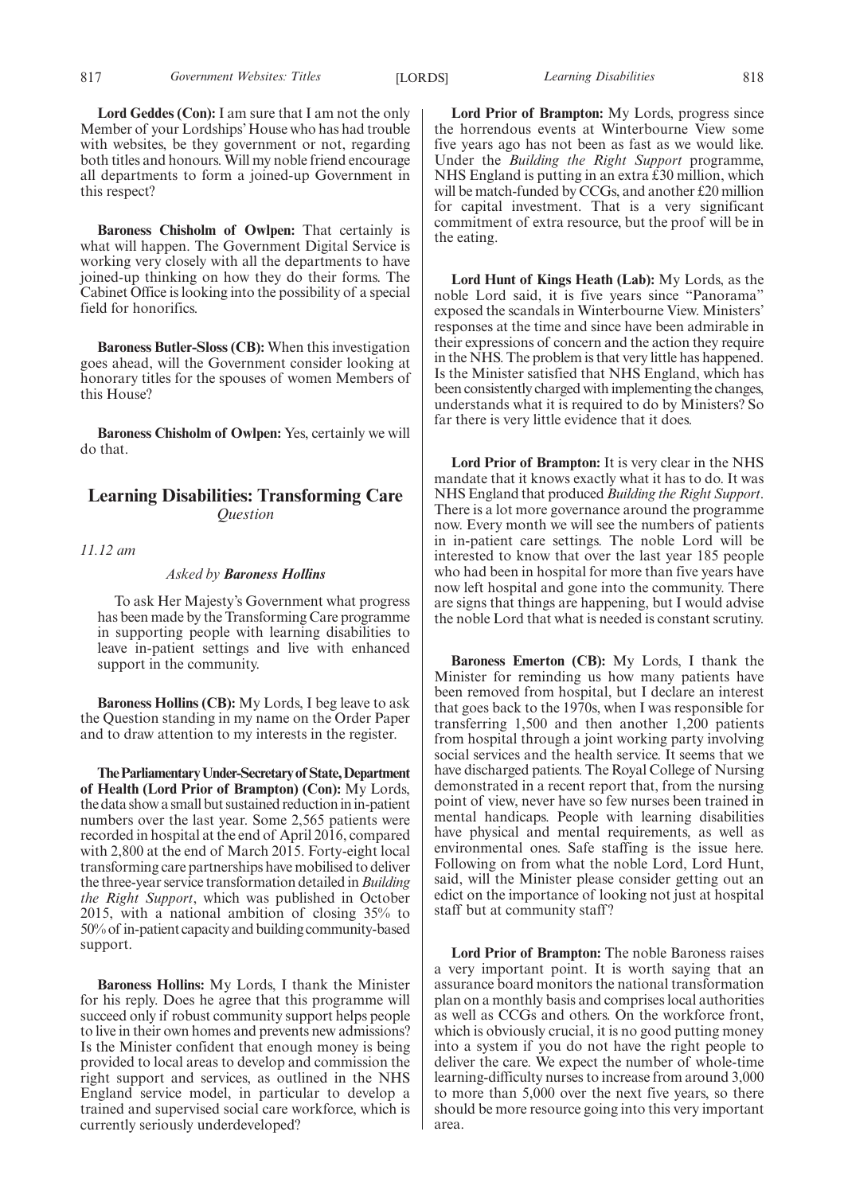**Lord Geddes (Con):** I am sure that I am not the only Member of your Lordships' House who has had trouble with websites, be they government or not, regarding both titles and honours. Will my noble friend encourage all departments to form a joined-up Government in this respect?

**Baroness Chisholm of Owlpen:** That certainly is what will happen. The Government Digital Service is working very closely with all the departments to have joined-up thinking on how they do their forms. The Cabinet Office is looking into the possibility of a special field for honorifics.

**Baroness Butler-Sloss (CB):** When this investigation goes ahead, will the Government consider looking at honorary titles for the spouses of women Members of this House?

**Baroness Chisholm of Owlpen:** Yes, certainly we will do that.

## Learning Disabilities: Transforming Care

*Question*

*11.12 am*

*Asked by* ***Baroness Hollins***

To ask Her Majesty's Government what progress has been made by the Transforming Care programme in supporting people with learning disabilities to leave in-patient settings and live with enhanced support in the community.

**Baroness Hollins (CB):** My Lords, I beg leave to ask the Question standing in my name on the Order Paper and to draw attention to my interests in the register.

**The Parliamentary Under-Secretary of State, Department of Health (Lord Prior of Brampton) (Con):** My Lords, the data show a small but sustained reduction in in-patient numbers over the last year. Some 2,565 patients were recorded in hospital at the end of April 2016, compared with 2,800 at the end of March 2015. Forty-eight local transforming care partnerships have mobilised to deliver the three-year service transformation detailed in *Building the Right Support*, which was published in October 2015, with a national ambition of closing 35% to 50% of in-patient capacity and building community-based support.

**Baroness Hollins:** My Lords, I thank the Minister for his reply. Does he agree that this programme will succeed only if robust community support helps people to live in their own homes and prevents new admissions? Is the Minister confident that enough money is being provided to local areas to develop and commission the right support and services, as outlined in the NHS England service model, in particular to develop a trained and supervised social care workforce, which is currently seriously underdeveloped?

**Lord Prior of Brampton:** My Lords, progress since the horrendous events at Winterbourne View some five years ago has not been as fast as we would like. Under the *Building the Right Support* programme, NHS England is putting in an extra £30 million, which will be match-funded by CCGs, and another £20 million for capital investment. That is a very significant commitment of extra resource, but the proof will be in the eating.

**Lord Hunt of Kings Heath (Lab):** My Lords, as the noble Lord said, it is five years since "Panorama" exposed the scandals in Winterbourne View. Ministers' responses at the time and since have been admirable in their expressions of concern and the action they require in the NHS. The problem is that very little has happened. Is the Minister satisfied that NHS England, which has been consistently charged with implementing the changes, understands what it is required to do by Ministers? So far there is very little evidence that it does.

**Lord Prior of Brampton:** It is very clear in the NHS mandate that it knows exactly what it has to do. It was NHS England that produced *Building the Right Support*. There is a lot more governance around the programme now. Every month we will see the numbers of patients in in-patient care settings. The noble Lord will be interested to know that over the last year 185 people who had been in hospital for more than five years have now left hospital and gone into the community. There are signs that things are happening, but I would advise the noble Lord that what is needed is constant scrutiny.

**Baroness Emerton (CB):** My Lords, I thank the Minister for reminding us how many patients have been removed from hospital, but I declare an interest that goes back to the 1970s, when I was responsible for transferring 1,500 and then another 1,200 patients from hospital through a joint working party involving social services and the health service. It seems that we have discharged patients. The Royal College of Nursing demonstrated in a recent report that, from the nursing point of view, never have so few nurses been trained in mental handicaps. People with learning disabilities have physical and mental requirements, as well as environmental ones. Safe staffing is the issue here. Following on from what the noble Lord, Lord Hunt, said, will the Minister please consider getting out an edict on the importance of looking not just at hospital staff but at community staff?

**Lord Prior of Brampton:** The noble Baroness raises a very important point. It is worth saying that an assurance board monitors the national transformation plan on a monthly basis and comprises local authorities as well as CCGs and others. On the workforce front, which is obviously crucial, it is no good putting money into a system if you do not have the right people to deliver the care. We expect the number of whole-time learning-difficulty nurses to increase from around 3,000 to more than 5,000 over the next five years, so there should be more resource going into this very important area.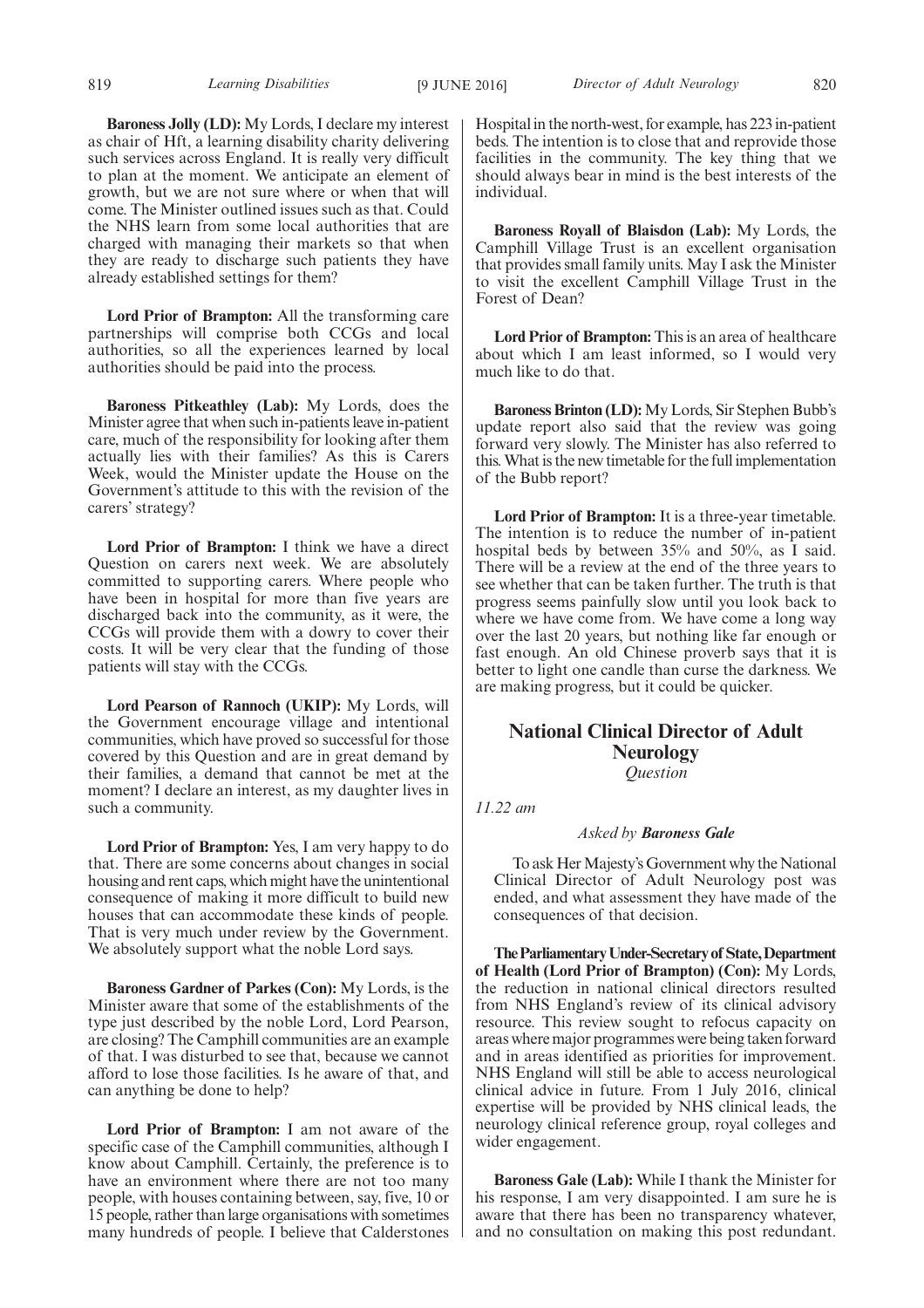**Baroness Jolly (LD):** My Lords, I declare my interest as chair of Hft, a learning disability charity delivering such services across England. It is really very difficult to plan at the moment. We anticipate an element of growth, but we are not sure where or when that will come. The Minister outlined issues such as that. Could the NHS learn from some local authorities that are charged with managing their markets so that when they are ready to discharge such patients they have already established settings for them?

**Lord Prior of Brampton:** All the transforming care partnerships will comprise both CCGs and local authorities, so all the experiences learned by local authorities should be paid into the process.

**Baroness Pitkeathley (Lab):** My Lords, does the Minister agree that when such in-patients leave in-patient care, much of the responsibility for looking after them actually lies with their families? As this is Carers Week, would the Minister update the House on the Government's attitude to this with the revision of the carers' strategy?

**Lord Prior of Brampton:** I think we have a direct Question on carers next week. We are absolutely committed to supporting carers. Where people who have been in hospital for more than five years are discharged back into the community, as it were, the CCGs will provide them with a dowry to cover their costs. It will be very clear that the funding of those patients will stay with the CCGs.

**Lord Pearson of Rannoch (UKIP):** My Lords, will the Government encourage village and intentional communities, which have proved so successful for those covered by this Question and are in great demand by their families, a demand that cannot be met at the moment? I declare an interest, as my daughter lives in such a community.

**Lord Prior of Brampton:** Yes, I am very happy to do that. There are some concerns about changes in social housing and rent caps, which might have the unintentional consequence of making it more difficult to build new houses that can accommodate these kinds of people. That is very much under review by the Government. We absolutely support what the noble Lord says.

**Baroness Gardner of Parkes (Con):** My Lords, is the Minister aware that some of the establishments of the type just described by the noble Lord, Lord Pearson, are closing? The Camphill communities are an example of that. I was disturbed to see that, because we cannot afford to lose those facilities. Is he aware of that, and can anything be done to help?

**Lord Prior of Brampton:** I am not aware of the specific case of the Camphill communities, although I know about Camphill. Certainly, the preference is to have an environment where there are not too many people, with houses containing between, say, five, 10 or 15 people, rather than large organisations with sometimes many hundreds of people. I believe that Calderstones Hospital in the north-west, for example, has 223 in-patient beds. The intention is to close that and reprovide those facilities in the community. The key thing that we should always bear in mind is the best interests of the individual.

**Baroness Royall of Blaisdon (Lab):** My Lords, the Camphill Village Trust is an excellent organisation that provides small family units. May I ask the Minister to visit the excellent Camphill Village Trust in the Forest of Dean?

**Lord Prior of Brampton:** This is an area of healthcare about which I am least informed, so I would very much like to do that.

**Baroness Brinton (LD):** My Lords, Sir Stephen Bubb's update report also said that the review was going forward very slowly. The Minister has also referred to this. What is the new timetable for the full implementation of the Bubb report?

**Lord Prior of Brampton:** It is a three-year timetable. The intention is to reduce the number of in-patient hospital beds by between 35% and 50%, as I said. There will be a review at the end of the three years to see whether that can be taken further. The truth is that progress seems painfully slow until you look back to where we have come from. We have come a long way over the last 20 years, but nothing like far enough or fast enough. An old Chinese proverb says that it is better to light one candle than curse the darkness. We are making progress, but it could be quicker.

## National Clinical Director of Adult Neurology

*Question*

*11.22 am*

*Asked by* ***Baroness Gale***

To ask Her Majesty's Government why the National Clinical Director of Adult Neurology post was ended, and what assessment they have made of the consequences of that decision.

**The Parliamentary Under-Secretary of State, Department of Health (Lord Prior of Brampton) (Con):** My Lords, the reduction in national clinical directors resulted from NHS England's review of its clinical advisory resource. This review sought to refocus capacity on areas where major programmes were being taken forward and in areas identified as priorities for improvement. NHS England will still be able to access neurological clinical advice in future. From 1 July 2016, clinical expertise will be provided by NHS clinical leads, the neurology clinical reference group, royal colleges and wider engagement.

**Baroness Gale (Lab):** While I thank the Minister for his response, I am very disappointed. I am sure he is aware that there has been no transparency whatever, and no consultation on making this post redundant.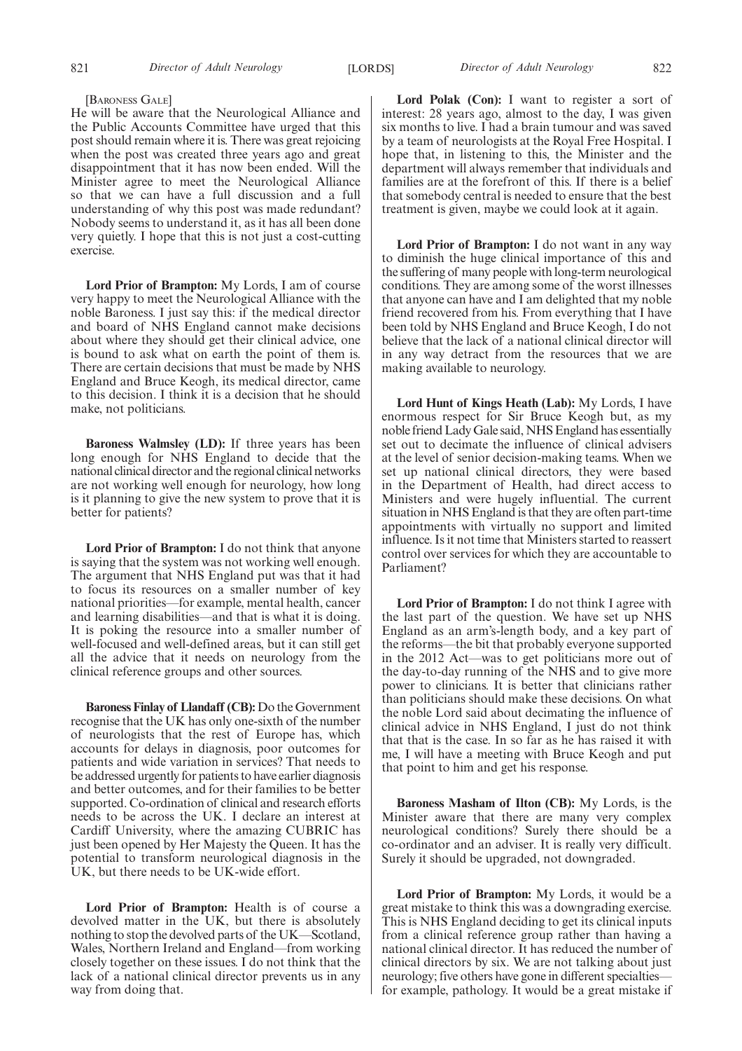[Baroness Gale]

He will be aware that the Neurological Alliance and the Public Accounts Committee have urged that this post should remain where it is. There was great rejoicing when the post was created three years ago and great disappointment that it has now been ended. Will the Minister agree to meet the Neurological Alliance so that we can have a full discussion and a full understanding of why this post was made redundant? Nobody seems to understand it, as it has all been done very quietly. I hope that this is not just a cost-cutting exercise.

**Lord Prior of Brampton:** My Lords, I am of course very happy to meet the Neurological Alliance with the noble Baroness. I just say this: if the medical director and board of NHS England cannot make decisions about where they should get their clinical advice, one is bound to ask what on earth the point of them is. There are certain decisions that must be made by NHS England and Bruce Keogh, its medical director, came to this decision. I think it is a decision that he should make, not politicians.

**Baroness Walmsley (LD):** If three years has been long enough for NHS England to decide that the national clinical director and the regional clinical networks are not working well enough for neurology, how long is it planning to give the new system to prove that it is better for patients?

**Lord Prior of Brampton:** I do not think that anyone is saying that the system was not working well enough. The argument that NHS England put was that it had to focus its resources on a smaller number of key national priorities—for example, mental health, cancer and learning disabilities—and that is what it is doing. It is poking the resource into a smaller number of well-focused and well-defined areas, but it can still get all the advice that it needs on neurology from the clinical reference groups and other sources.

**Baroness Finlay of Llandaff (CB):** Do the Government recognise that the UK has only one-sixth of the number of neurologists that the rest of Europe has, which accounts for delays in diagnosis, poor outcomes for patients and wide variation in services? That needs to be addressed urgently for patients to have earlier diagnosis and better outcomes, and for their families to be better supported. Co-ordination of clinical and research efforts needs to be across the UK. I declare an interest at Cardiff University, where the amazing CUBRIC has just been opened by Her Majesty the Queen. It has the potential to transform neurological diagnosis in the UK, but there needs to be UK-wide effort.

**Lord Prior of Brampton:** Health is of course a devolved matter in the UK, but there is absolutely nothing to stop the devolved parts of the UK—Scotland, Wales, Northern Ireland and England—from working closely together on these issues. I do not think that the lack of a national clinical director prevents us in any way from doing that.

**Lord Polak (Con):** I want to register a sort of interest: 28 years ago, almost to the day, I was given six months to live. I had a brain tumour and was saved by a team of neurologists at the Royal Free Hospital. I hope that, in listening to this, the Minister and the department will always remember that individuals and families are at the forefront of this. If there is a belief that somebody central is needed to ensure that the best treatment is given, maybe we could look at it again.

**Lord Prior of Brampton:** I do not want in any way to diminish the huge clinical importance of this and the suffering of many people with long-term neurological conditions. They are among some of the worst illnesses that anyone can have and I am delighted that my noble friend recovered from his. From everything that I have been told by NHS England and Bruce Keogh, I do not believe that the lack of a national clinical director will in any way detract from the resources that we are making available to neurology.

**Lord Hunt of Kings Heath (Lab):** My Lords, I have enormous respect for Sir Bruce Keogh but, as my noble friend Lady Gale said, NHS England has essentially set out to decimate the influence of clinical advisers at the level of senior decision-making teams. When we set up national clinical directors, they were based in the Department of Health, had direct access to Ministers and were hugely influential. The current situation in NHS England is that they are often part-time appointments with virtually no support and limited influence. Is it not time that Ministers started to reassert control over services for which they are accountable to Parliament?

**Lord Prior of Brampton:** I do not think I agree with the last part of the question. We have set up NHS England as an arm's-length body, and a key part of the reforms—the bit that probably everyone supported in the 2012 Act—was to get politicians more out of the day-to-day running of the NHS and to give more power to clinicians. It is better that clinicians rather than politicians should make these decisions. On what the noble Lord said about decimating the influence of clinical advice in NHS England, I just do not think that that is the case. In so far as he has raised it with me, I will have a meeting with Bruce Keogh and put that point to him and get his response.

**Baroness Masham of Ilton (CB):** My Lords, is the Minister aware that there are many very complex neurological conditions? Surely there should be a co-ordinator and an adviser. It is really very difficult. Surely it should be upgraded, not downgraded.

**Lord Prior of Brampton:** My Lords, it would be a great mistake to think this was a downgrading exercise. This is NHS England deciding to get its clinical inputs from a clinical reference group rather than having a national clinical director. It has reduced the number of clinical directors by six. We are not talking about just neurology; five others have gone in different specialties—for example, pathology. It would be a great mistake if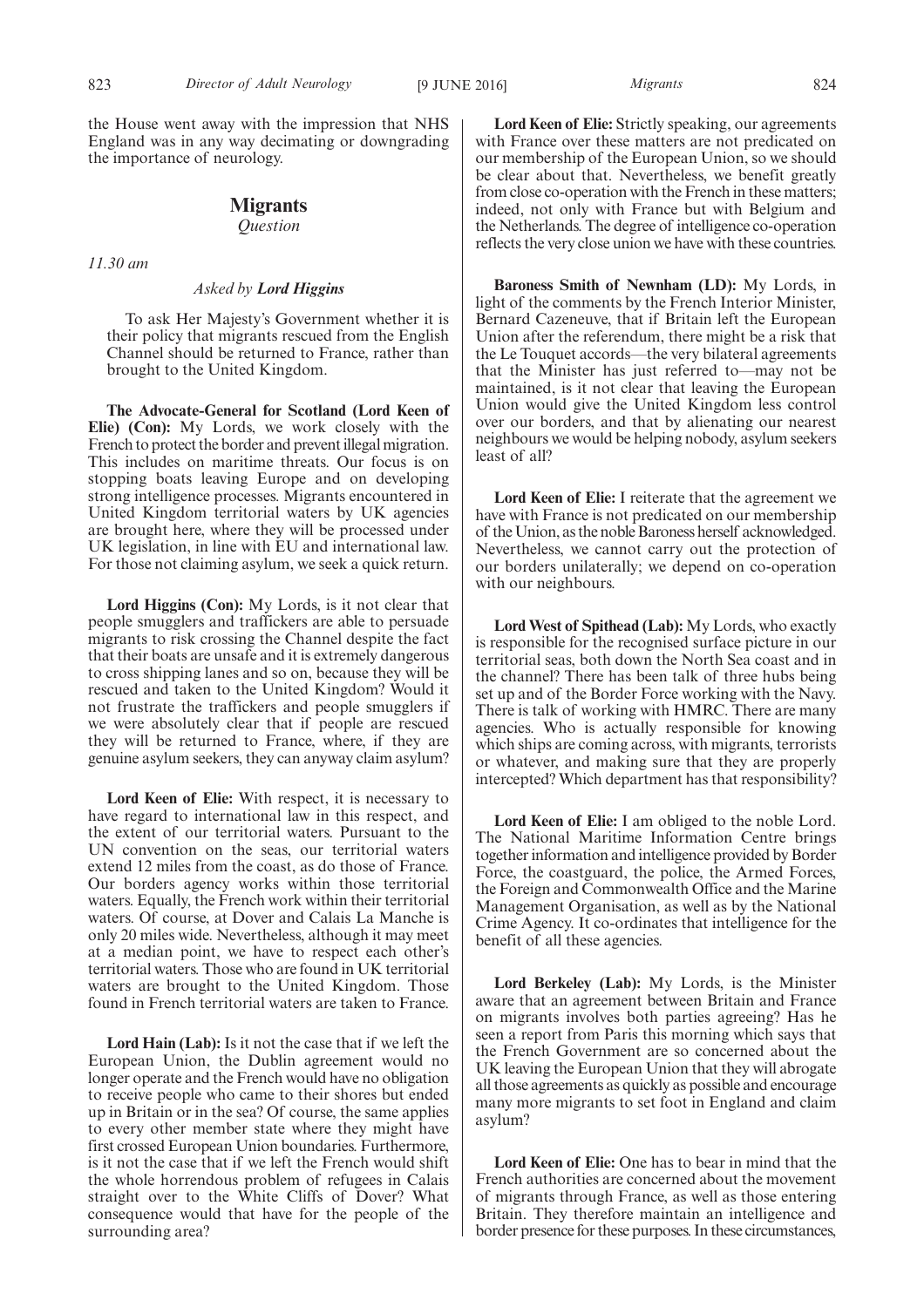the House went away with the impression that NHS England was in any way decimating or downgrading the importance of neurology.

## Migrants

*Question*

*11.30 am*

*Asked by* ***Lord Higgins***

To ask Her Majesty's Government whether it is their policy that migrants rescued from the English Channel should be returned to France, rather than brought to the United Kingdom.

**The Advocate-General for Scotland (Lord Keen of Elie) (Con):** My Lords, we work closely with the French to protect the border and prevent illegal migration. This includes on maritime threats. Our focus is on stopping boats leaving Europe and on developing strong intelligence processes. Migrants encountered in United Kingdom territorial waters by UK agencies are brought here, where they will be processed under UK legislation, in line with EU and international law. For those not claiming asylum, we seek a quick return.

**Lord Higgins (Con):** My Lords, is it not clear that people smugglers and traffickers are able to persuade migrants to risk crossing the Channel despite the fact that their boats are unsafe and it is extremely dangerous to cross shipping lanes and so on, because they will be rescued and taken to the United Kingdom? Would it not frustrate the traffickers and people smugglers if we were absolutely clear that if people are rescued they will be returned to France, where, if they are genuine asylum seekers, they can anyway claim asylum?

**Lord Keen of Elie:** With respect, it is necessary to have regard to international law in this respect, and the extent of our territorial waters. Pursuant to the UN convention on the seas, our territorial waters extend 12 miles from the coast, as do those of France. Our borders agency works within those territorial waters. Equally, the French work within their territorial waters. Of course, at Dover and Calais La Manche is only 20 miles wide. Nevertheless, although it may meet at a median point, we have to respect each other's territorial waters. Those who are found in UK territorial waters are brought to the United Kingdom. Those found in French territorial waters are taken to France.

**Lord Hain (Lab):** Is it not the case that if we left the European Union, the Dublin agreement would no longer operate and the French would have no obligation to receive people who came to their shores but ended up in Britain or in the sea? Of course, the same applies to every other member state where they might have first crossed European Union boundaries. Furthermore, is it not the case that if we left the French would shift the whole horrendous problem of refugees in Calais straight over to the White Cliffs of Dover? What consequence would that have for the people of the surrounding area?

**Lord Keen of Elie:** Strictly speaking, our agreements with France over these matters are not predicated on our membership of the European Union, so we should be clear about that. Nevertheless, we benefit greatly from close co-operation with the French in these matters; indeed, not only with France but with Belgium and the Netherlands. The degree of intelligence co-operation reflects the very close union we have with these countries.

**Baroness Smith of Newnham (LD):** My Lords, in light of the comments by the French Interior Minister, Bernard Cazeneuve, that if Britain left the European Union after the referendum, there might be a risk that the Le Touquet accords—the very bilateral agreements that the Minister has just referred to—may not be maintained, is it not clear that leaving the European Union would give the United Kingdom less control over our borders, and that by alienating our nearest neighbours we would be helping nobody, asylum seekers least of all?

**Lord Keen of Elie:** I reiterate that the agreement we have with France is not predicated on our membership of the Union, as the noble Baroness herself acknowledged. Nevertheless, we cannot carry out the protection of our borders unilaterally; we depend on co-operation with our neighbours.

**Lord West of Spithead (Lab):** My Lords, who exactly is responsible for the recognised surface picture in our territorial seas, both down the North Sea coast and in the channel? There has been talk of three hubs being set up and of the Border Force working with the Navy. There is talk of working with HMRC. There are many agencies. Who is actually responsible for knowing which ships are coming across, with migrants, terrorists or whatever, and making sure that they are properly intercepted? Which department has that responsibility?

**Lord Keen of Elie:** I am obliged to the noble Lord. The National Maritime Information Centre brings together information and intelligence provided by Border Force, the coastguard, the police, the Armed Forces, the Foreign and Commonwealth Office and the Marine Management Organisation, as well as by the National Crime Agency. It co-ordinates that intelligence for the benefit of all these agencies.

**Lord Berkeley (Lab):** My Lords, is the Minister aware that an agreement between Britain and France on migrants involves both parties agreeing? Has he seen a report from Paris this morning which says that the French Government are so concerned about the UK leaving the European Union that they will abrogate all those agreements as quickly as possible and encourage many more migrants to set foot in England and claim asylum?

**Lord Keen of Elie:** One has to bear in mind that the French authorities are concerned about the movement of migrants through France, as well as those entering Britain. They therefore maintain an intelligence and border presence for these purposes. In these circumstances,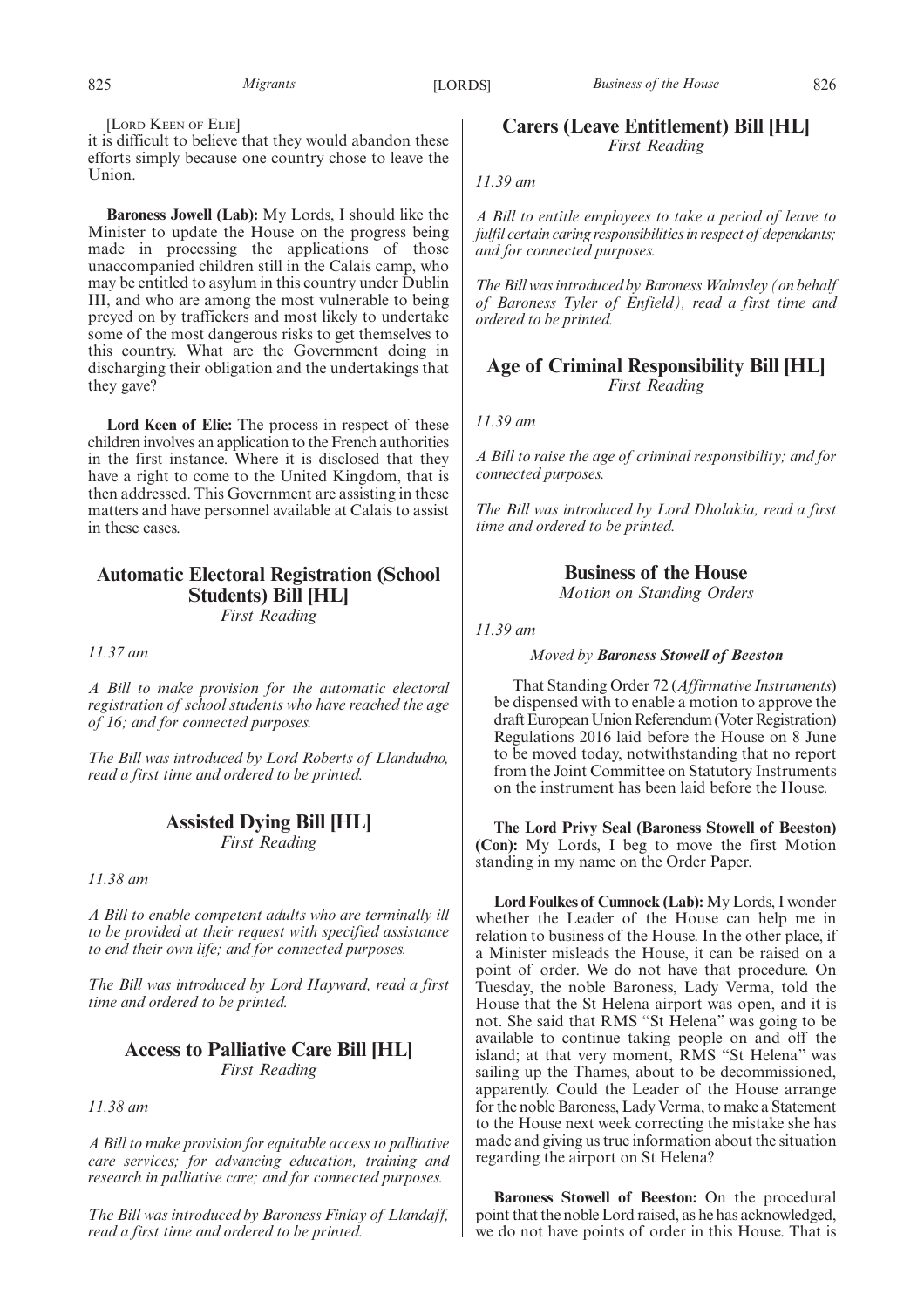[Lord Keen of Elie]

it is difficult to believe that they would abandon these efforts simply because one country chose to leave the Union.

**Baroness Jowell (Lab):** My Lords, I should like the Minister to update the House on the progress being made in processing the applications of those unaccompanied children still in the Calais camp, who may be entitled to asylum in this country under Dublin III, and who are among the most vulnerable to being preyed on by traffickers and most likely to undertake some of the most dangerous risks to get themselves to this country. What are the Government doing in discharging their obligation and the undertakings that they gave?

**Lord Keen of Elie:** The process in respect of these children involves an application to the French authorities in the first instance. Where it is disclosed that they have a right to come to the United Kingdom, that is then addressed. This Government are assisting in these matters and have personnel available at Calais to assist in these cases.

## Automatic Electoral Registration (School Students) Bill [HL]

*First Reading*

*11.37 am*

*A Bill to make provision for the automatic electoral registration of school students who have reached the age of 16; and for connected purposes.*

*The Bill was introduced by Lord Roberts of Llandudno, read a first time and ordered to be printed.*

## Assisted Dying Bill [HL]

*First Reading*

*11.38 am*

*A Bill to enable competent adults who are terminally ill to be provided at their request with specified assistance to end their own life; and for connected purposes.*

*The Bill was introduced by Lord Hayward, read a first time and ordered to be printed.*

## Access to Palliative Care Bill [HL]

*First Reading*

*11.38 am*

*A Bill to make provision for equitable access to palliative care services; for advancing education, training and research in palliative care; and for connected purposes.*

*The Bill was introduced by Baroness Finlay of Llandaff, read a first time and ordered to be printed.*

## Carers (Leave Entitlement) Bill [HL]

*First Reading*

*11.39 am*

*A Bill to entitle employees to take a period of leave to fulfil certain caring responsibilities in respect of dependants; and for connected purposes.*

*The Bill was introduced by Baroness Walmsley (on behalf of Baroness Tyler of Enfield), read a first time and ordered to be printed.*

## Age of Criminal Responsibility Bill [HL]

*First Reading*

*11.39 am*

*A Bill to raise the age of criminal responsibility; and for connected purposes.*

*The Bill was introduced by Lord Dholakia, read a first time and ordered to be printed.*

## Business of the House

*Motion on Standing Orders*

*11.39 am*

*Moved by **Baroness Stowell of Beeston***

That Standing Order 72 (*Affirmative Instruments*) be dispensed with to enable a motion to approve the draft European Union Referendum (Voter Registration) Regulations 2016 laid before the House on 8 June to be moved today, notwithstanding that no report from the Joint Committee on Statutory Instruments on the instrument has been laid before the House.

**The Lord Privy Seal (Baroness Stowell of Beeston) (Con):** My Lords, I beg to move the first Motion standing in my name on the Order Paper.

**Lord Foulkes of Cumnock (Lab):** My Lords, I wonder whether the Leader of the House can help me in relation to business of the House. In the other place, if a Minister misleads the House, it can be raised on a point of order. We do not have that procedure. On Tuesday, the noble Baroness, Lady Verma, told the House that the St Helena airport was open, and it is not. She said that RMS "St Helena" was going to be available to continue taking people on and off the island; at that very moment, RMS "St Helena" was sailing up the Thames, about to be decommissioned, apparently. Could the Leader of the House arrange for the noble Baroness, Lady Verma, to make a Statement to the House next week correcting the mistake she has made and giving us true information about the situation regarding the airport on St Helena?

**Baroness Stowell of Beeston:** On the procedural point that the noble Lord raised, as he has acknowledged, we do not have points of order in this House. That is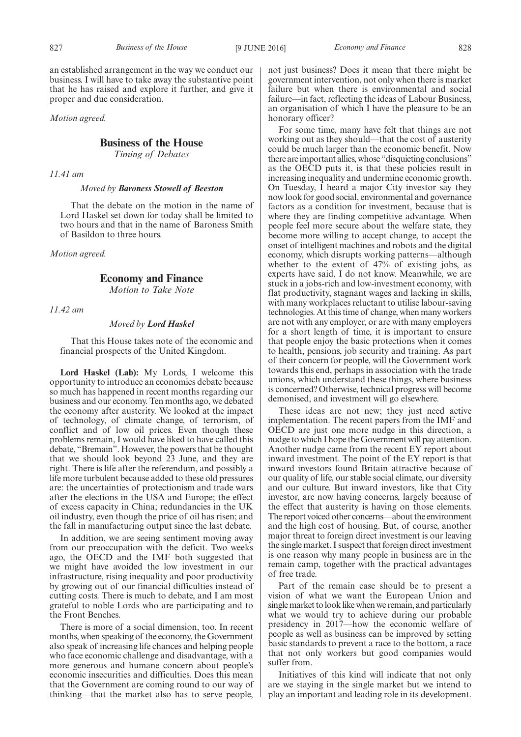an established arrangement in the way we conduct our business. I will have to take away the substantive point that he has raised and explore it further, and give it proper and due consideration.

*Motion agreed.*

## Business of the House

*Timing of Debates*

*11.41 am*

*Moved by* ***Baroness Stowell of Beeston***

That the debate on the motion in the name of Lord Haskel set down for today shall be limited to two hours and that in the name of Baroness Smith of Basildon to three hours.

*Motion agreed.*

## Economy and Finance

*Motion to Take Note*

*11.42 am*

*Moved by* ***Lord Haskel***

That this House takes note of the economic and financial prospects of the United Kingdom.

**Lord Haskel (Lab):** My Lords, I welcome this opportunity to introduce an economics debate because so much has happened in recent months regarding our business and our economy. Ten months ago, we debated the economy after austerity. We looked at the impact of technology, of climate change, of terrorism, of conflict and of low oil prices. Even though these problems remain, I would have liked to have called this debate, "Bremain". However, the powers that be thought that we should look beyond 23 June, and they are right. There is life after the referendum, and possibly a life more turbulent because added to these old pressures are: the uncertainties of protectionism and trade wars after the elections in the USA and Europe; the effect of excess capacity in China; redundancies in the UK oil industry, even though the price of oil has risen; and the fall in manufacturing output since the last debate.

In addition, we are seeing sentiment moving away from our preoccupation with the deficit. Two weeks ago, the OECD and the IMF both suggested that we might have avoided the low investment in our infrastructure, rising inequality and poor productivity by growing out of our financial difficulties instead of cutting costs. There is much to debate, and I am most grateful to noble Lords who are participating and to the Front Benches.

There is more of a social dimension, too. In recent months, when speaking of the economy, the Government also speak of increasing life chances and helping people who face economic challenge and disadvantage, with a more generous and humane concern about people's economic insecurities and difficulties. Does this mean that the Government are coming round to our way of thinking—that the market also has to serve people, not just business? Does it mean that there might be government intervention, not only when there is market failure but when there is environmental and social failure—in fact, reflecting the ideas of Labour Business, an organisation of which I have the pleasure to be an honorary officer?

For some time, many have felt that things are not working out as they should—that the cost of austerity could be much larger than the economic benefit. Now there are important allies, whose "disquieting conclusions" as the OECD puts it, is that these policies result in increasing inequality and undermine economic growth. On Tuesday, I heard a major City investor say they now look for good social, environmental and governance factors as a condition for investment, because that is where they are finding competitive advantage. When people feel more secure about the welfare state, they become more willing to accept change, to accept the onset of intelligent machines and robots and the digital economy, which disrupts working patterns—although whether to the extent of 47% of existing jobs, as experts have said, I do not know. Meanwhile, we are stuck in a jobs-rich and low-investment economy, with flat productivity, stagnant wages and lacking in skills, with many workplaces reluctant to utilise labour-saving technologies. At this time of change, when many workers are not with any employer, or are with many employers for a short length of time, it is important to ensure that people enjoy the basic protections when it comes to health, pensions, job security and training. As part of their concern for people, will the Government work towards this end, perhaps in association with the trade unions, which understand these things, where business is concerned? Otherwise, technical progress will become demonised, and investment will go elsewhere.

These ideas are not new; they just need active implementation. The recent papers from the IMF and OECD are just one more nudge in this direction, a nudge to which I hope the Government will pay attention. Another nudge came from the recent EY report about inward investment. The point of the EY report is that inward investors found Britain attractive because of our quality of life, our stable social climate, our diversity and our culture. But inward investors, like that City investor, are now having concerns, largely because of the effect that austerity is having on those elements. The report voiced other concerns—about the environment and the high cost of housing. But, of course, another major threat to foreign direct investment is our leaving the single market. I suspect that foreign direct investment is one reason why many people in business are in the remain camp, together with the practical advantages of free trade.

Part of the remain case should be to present a vision of what we want the European Union and single market to look like when we remain, and particularly what we would try to achieve during our probable presidency in 2017—how the economic welfare of people as well as business can be improved by setting basic standards to prevent a race to the bottom, a race that not only workers but good companies would suffer from.

Initiatives of this kind will indicate that not only are we staying in the single market but we intend to play an important and leading role in its development.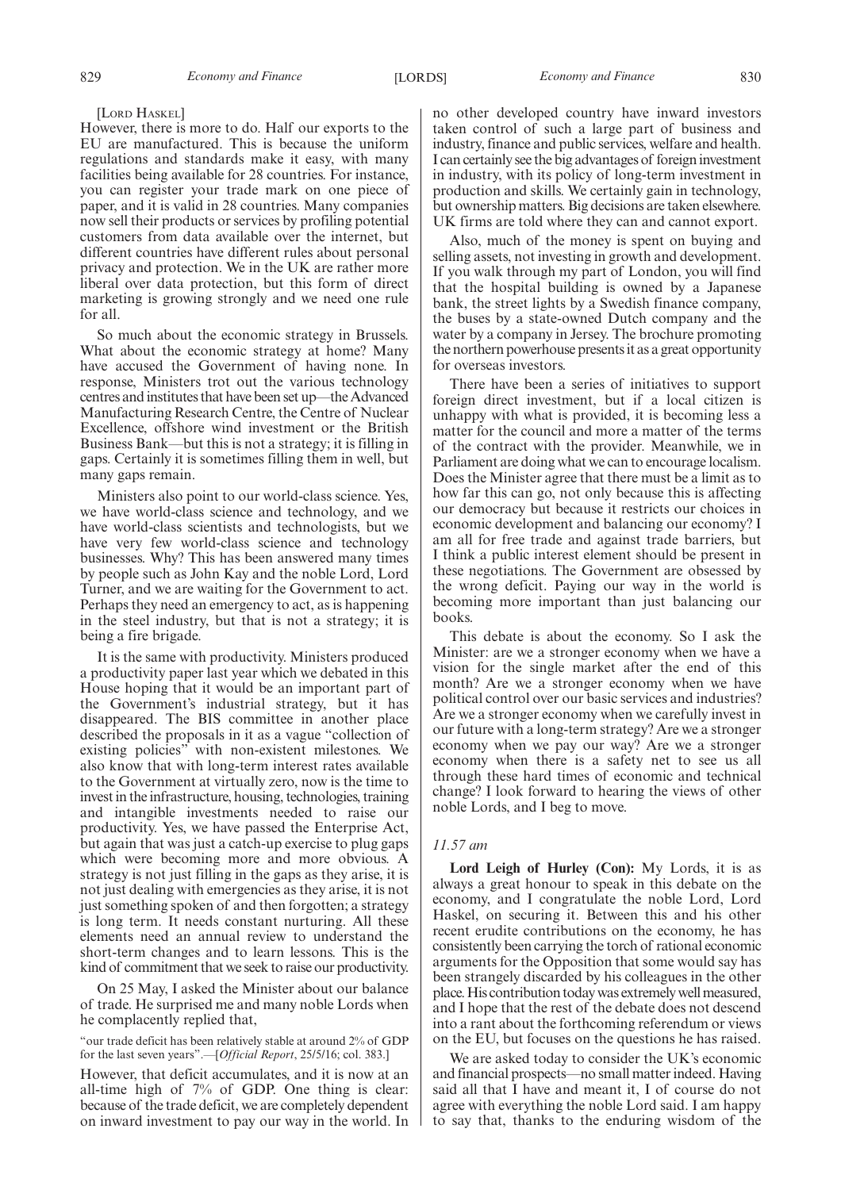[LORD HASKEL]

However, there is more to do. Half our exports to the EU are manufactured. This is because the uniform regulations and standards make it easy, with many facilities being available for 28 countries. For instance, you can register your trade mark on one piece of paper, and it is valid in 28 countries. Many companies now sell their products or services by profiling potential customers from data available over the internet, but different countries have different rules about personal privacy and protection. We in the UK are rather more liberal over data protection, but this form of direct marketing is growing strongly and we need one rule for all.

So much about the economic strategy in Brussels. What about the economic strategy at home? Many have accused the Government of having none. In response, Ministers trot out the various technology centres and institutes that have been set up—the Advanced Manufacturing Research Centre, the Centre of Nuclear Excellence, offshore wind investment or the British Business Bank—but this is not a strategy; it is filling in gaps. Certainly it is sometimes filling them in well, but many gaps remain.

Ministers also point to our world-class science. Yes, we have world-class science and technology, and we have world-class scientists and technologists, but we have very few world-class science and technology businesses. Why? This has been answered many times by people such as John Kay and the noble Lord, Lord Turner, and we are waiting for the Government to act. Perhaps they need an emergency to act, as is happening in the steel industry, but that is not a strategy; it is being a fire brigade.

It is the same with productivity. Ministers produced a productivity paper last year which we debated in this House hoping that it would be an important part of the Government's industrial strategy, but it has disappeared. The BIS committee in another place described the proposals in it as a vague "collection of existing policies" with non-existent milestones. We also know that with long-term interest rates available to the Government at virtually zero, now is the time to invest in the infrastructure, housing, technologies, training and intangible investments needed to raise our productivity. Yes, we have passed the Enterprise Act, but again that was just a catch-up exercise to plug gaps which were becoming more and more obvious. A strategy is not just filling in the gaps as they arise, it is not just dealing with emergencies as they arise, it is not just something spoken of and then forgotten; a strategy is long term. It needs constant nurturing. All these elements need an annual review to understand the short-term changes and to learn lessons. This is the kind of commitment that we seek to raise our productivity.

On 25 May, I asked the Minister about our balance of trade. He surprised me and many noble Lords when he complacently replied that,

"our trade deficit has been relatively stable at around 2% of GDP for the last seven years".—[*Official Report*, 25/5/16; col. 383.]

However, that deficit accumulates, and it is now at an all-time high of 7% of GDP. One thing is clear: because of the trade deficit, we are completely dependent on inward investment to pay our way in the world. In no other developed country have inward investors taken control of such a large part of business and industry, finance and public services, welfare and health. I can certainly see the big advantages of foreign investment in industry, with its policy of long-term investment in production and skills. We certainly gain in technology, but ownership matters. Big decisions are taken elsewhere. UK firms are told where they can and cannot export.

Also, much of the money is spent on buying and selling assets, not investing in growth and development. If you walk through my part of London, you will find that the hospital building is owned by a Japanese bank, the street lights by a Swedish finance company, the buses by a state-owned Dutch company and the water by a company in Jersey. The brochure promoting the northern powerhouse presents it as a great opportunity for overseas investors.

There have been a series of initiatives to support foreign direct investment, but if a local citizen is unhappy with what is provided, it is becoming less a matter for the council and more a matter of the terms of the contract with the provider. Meanwhile, we in Parliament are doing what we can to encourage localism. Does the Minister agree that there must be a limit as to how far this can go, not only because this is affecting our democracy but because it restricts our choices in economic development and balancing our economy? I am all for free trade and against trade barriers, but I think a public interest element should be present in these negotiations. The Government are obsessed by the wrong deficit. Paying our way in the world is becoming more important than just balancing our books.

This debate is about the economy. So I ask the Minister: are we a stronger economy when we have a vision for the single market after the end of this month? Are we a stronger economy when we have political control over our basic services and industries? Are we a stronger economy when we carefully invest in our future with a long-term strategy? Are we a stronger economy when we pay our way? Are we a stronger economy when there is a safety net to see us all through these hard times of economic and technical change? I look forward to hearing the views of other noble Lords, and I beg to move.

*11.57 am*

**Lord Leigh of Hurley (Con):** My Lords, it is as always a great honour to speak in this debate on the economy, and I congratulate the noble Lord, Lord Haskel, on securing it. Between this and his other recent erudite contributions on the economy, he has consistently been carrying the torch of rational economic arguments for the Opposition that some would say has been strangely discarded by his colleagues in the other place. His contribution today was extremely well measured, and I hope that the rest of the debate does not descend into a rant about the forthcoming referendum or views on the EU, but focuses on the questions he has raised.

We are asked today to consider the UK's economic and financial prospects—no small matter indeed. Having said all that I have and meant it, I of course do not agree with everything the noble Lord said. I am happy to say that, thanks to the enduring wisdom of the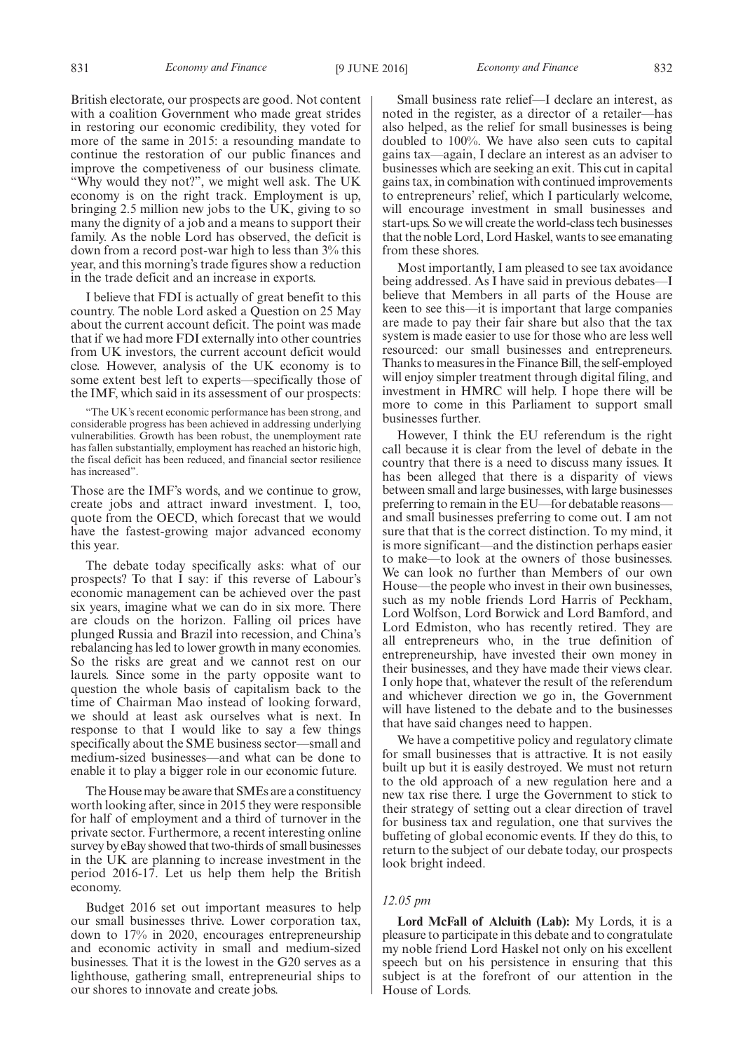British electorate, our prospects are good. Not content with a coalition Government who made great strides in restoring our economic credibility, they voted for more of the same in 2015: a resounding mandate to continue the restoration of our public finances and improve the competiveness of our business climate. "Why would they not?", we might well ask. The UK economy is on the right track. Employment is up, bringing 2.5 million new jobs to the UK, giving to so many the dignity of a job and a means to support their family. As the noble Lord has observed, the deficit is down from a record post-war high to less than 3% this year, and this morning's trade figures show a reduction in the trade deficit and an increase in exports.

I believe that FDI is actually of great benefit to this country. The noble Lord asked a Question on 25 May about the current account deficit. The point was made that if we had more FDI externally into other countries from UK investors, the current account deficit would close. However, analysis of the UK economy is to some extent best left to experts—specifically those of the IMF, which said in its assessment of our prospects:

> "The UK's recent economic performance has been strong, and considerable progress has been achieved in addressing underlying vulnerabilities. Growth has been robust, the unemployment rate has fallen substantially, employment has reached an historic high, the fiscal deficit has been reduced, and financial sector resilience has increased".

Those are the IMF's words, and we continue to grow, create jobs and attract inward investment. I, too, quote from the OECD, which forecast that we would have the fastest-growing major advanced economy this year.

The debate today specifically asks: what of our prospects? To that I say: if this reverse of Labour's economic management can be achieved over the past six years, imagine what we can do in six more. There are clouds on the horizon. Falling oil prices have plunged Russia and Brazil into recession, and China's rebalancing has led to lower growth in many economies. So the risks are great and we cannot rest on our laurels. Since some in the party opposite want to question the whole basis of capitalism back to the time of Chairman Mao instead of looking forward, we should at least ask ourselves what is next. In response to that I would like to say a few things specifically about the SME business sector—small and medium-sized businesses—and what can be done to enable it to play a bigger role in our economic future.

The House may be aware that SMEs are a constituency worth looking after, since in 2015 they were responsible for half of employment and a third of turnover in the private sector. Furthermore, a recent interesting online survey by eBay showed that two-thirds of small businesses in the UK are planning to increase investment in the period 2016-17. Let us help them help the British economy.

Budget 2016 set out important measures to help our small businesses thrive. Lower corporation tax, down to 17% in 2020, encourages entrepreneurship and economic activity in small and medium-sized businesses. That it is the lowest in the G20 serves as a lighthouse, gathering small, entrepreneurial ships to our shores to innovate and create jobs.

Small business rate relief—I declare an interest, as noted in the register, as a director of a retailer—has also helped, as the relief for small businesses is being doubled to 100%. We have also seen cuts to capital gains tax—again, I declare an interest as an adviser to businesses which are seeking an exit. This cut in capital gains tax, in combination with continued improvements to entrepreneurs' relief, which I particularly welcome, will encourage investment in small businesses and start-ups. So we will create the world-class tech businesses that the noble Lord, Lord Haskel, wants to see emanating from these shores.

Most importantly, I am pleased to see tax avoidance being addressed. As I have said in previous debates—I believe that Members in all parts of the House are keen to see this—it is important that large companies are made to pay their fair share but also that the tax system is made easier to use for those who are less well resourced: our small businesses and entrepreneurs. Thanks to measures in the Finance Bill, the self-employed will enjoy simpler treatment through digital filing, and investment in HMRC will help. I hope there will be more to come in this Parliament to support small businesses further.

However, I think the EU referendum is the right call because it is clear from the level of debate in the country that there is a need to discuss many issues. It has been alleged that there is a disparity of views between small and large businesses, with large businesses preferring to remain in the EU—for debatable reasons—and small businesses preferring to come out. I am not sure that that is the correct distinction. To my mind, it is more significant—and the distinction perhaps easier to make—to look at the owners of those businesses. We can look no further than Members of our own House—the people who invest in their own businesses, such as my noble friends Lord Harris of Peckham, Lord Wolfson, Lord Borwick and Lord Bamford, and Lord Edmiston, who has recently retired. They are all entrepreneurs who, in the true definition of entrepreneurship, have invested their own money in their businesses, and they have made their views clear. I only hope that, whatever the result of the referendum and whichever direction we go in, the Government will have listened to the debate and to the businesses that have said changes need to happen.

We have a competitive policy and regulatory climate for small businesses that is attractive. It is not easily built up but it is easily destroyed. We must not return to the old approach of a new regulation here and a new tax rise there. I urge the Government to stick to their strategy of setting out a clear direction of travel for business tax and regulation, one that survives the buffeting of global economic events. If they do this, to return to the subject of our debate today, our prospects look bright indeed.

*12.05 pm*

**Lord McFall of Alcluith (Lab):** My Lords, it is a pleasure to participate in this debate and to congratulate my noble friend Lord Haskel not only on his excellent speech but on his persistence in ensuring that this subject is at the forefront of our attention in the House of Lords.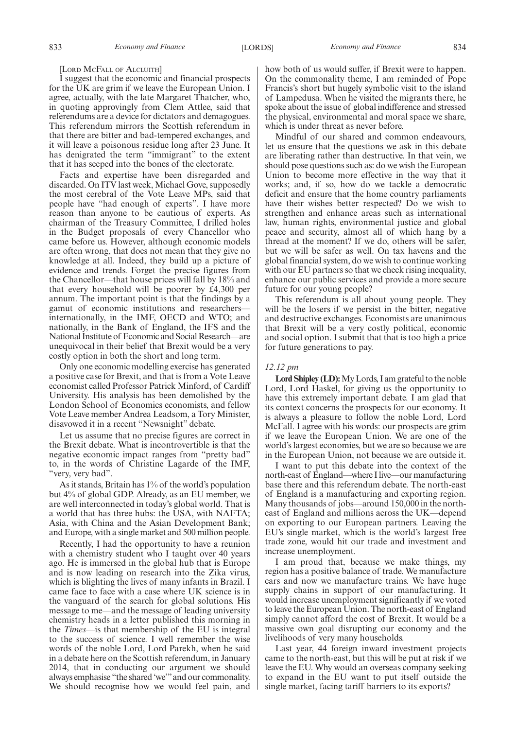[LORD MCFALL OF ALCLUITH]

I suggest that the economic and financial prospects for the UK are grim if we leave the European Union. I agree, actually, with the late Margaret Thatcher, who, in quoting approvingly from Clem Attlee, said that referendums are a device for dictators and demagogues. This referendum mirrors the Scottish referendum in that there are bitter and bad-tempered exchanges, and it will leave a poisonous residue long after 23 June. It has denigrated the term "immigrant" to the extent that it has seeped into the bones of the electorate.

Facts and expertise have been disregarded and discarded. On ITV last week, Michael Gove, supposedly the most cerebral of the Vote Leave MPs, said that people have "had enough of experts". I have more reason than anyone to be cautious of experts. As chairman of the Treasury Committee, I drilled holes in the Budget proposals of every Chancellor who came before us. However, although economic models are often wrong, that does not mean that they give no knowledge at all. Indeed, they build up a picture of evidence and trends. Forget the precise figures from the Chancellor—that house prices will fall by 18% and that every household will be poorer by £4,300 per annum. The important point is that the findings by a gamut of economic institutions and researchers—internationally, in the IMF, OECD and WTO; and nationally, in the Bank of England, the IFS and the National Institute of Economic and Social Research—are unequivocal in their belief that Brexit would be a very costly option in both the short and long term.

Only one economic modelling exercise has generated a positive case for Brexit, and that is from a Vote Leave economist called Professor Patrick Minford, of Cardiff University. His analysis has been demolished by the London School of Economics economists, and fellow Vote Leave member Andrea Leadsom, a Tory Minister, disavowed it in a recent "Newsnight" debate.

Let us assume that no precise figures are correct in the Brexit debate. What is incontrovertible is that the negative economic impact ranges from "pretty bad" to, in the words of Christine Lagarde of the IMF, "very, very bad".

As it stands, Britain has 1% of the world's population but 4% of global GDP. Already, as an EU member, we are well interconnected in today's global world. That is a world that has three hubs: the USA, with NAFTA; Asia, with China and the Asian Development Bank; and Europe, with a single market and 500 million people.

Recently, I had the opportunity to have a reunion with a chemistry student who I taught over 40 years ago. He is immersed in the global hub that is Europe and is now leading on research into the Zika virus, which is blighting the lives of many infants in Brazil. I came face to face with a case where UK science is in the vanguard of the search for global solutions. His message to me—and the message of leading university chemistry heads in a letter published this morning in the *Times*—is that membership of the EU is integral to the success of science. I well remember the wise words of the noble Lord, Lord Parekh, when he said in a debate here on the Scottish referendum, in January 2014, that in conducting our argument we should always emphasise "the shared 'we'" and our commonality. We should recognise how we would feel pain, and how both of us would suffer, if Brexit were to happen. On the commonality theme, I am reminded of Pope Francis's short but hugely symbolic visit to the island of Lampedusa. When he visited the migrants there, he spoke about the issue of global indifference and stressed the physical, environmental and moral space we share, which is under threat as never before.

Mindful of our shared and common endeavours, let us ensure that the questions we ask in this debate are liberating rather than destructive. In that vein, we should pose questions such as: do we wish the European Union to become more effective in the way that it works; and, if so, how do we tackle a democratic deficit and ensure that the home country parliaments have their wishes better respected? Do we wish to strengthen and enhance areas such as international law, human rights, environmental justice and global peace and security, almost all of which hang by a thread at the moment? If we do, others will be safer, but we will be safer as well. On tax havens and the global financial system, do we wish to continue working with our EU partners so that we check rising inequality, enhance our public services and provide a more secure future for our young people?

This referendum is all about young people. They will be the losers if we persist in the bitter, negative and destructive exchanges. Economists are unanimous that Brexit will be a very costly political, economic and social option. I submit that that is too high a price for future generations to pay.

*12.12 pm*

**Lord Shipley (LD):** My Lords, I am grateful to the noble Lord, Lord Haskel, for giving us the opportunity to have this extremely important debate. I am glad that its context concerns the prospects for our economy. It is always a pleasure to follow the noble Lord, Lord McFall. I agree with his words: our prospects are grim if we leave the European Union. We are one of the world's largest economies, but we are so because we are in the European Union, not because we are outside it.

I want to put this debate into the context of the north-east of England—where I live—our manufacturing base there and this referendum debate. The north-east of England is a manufacturing and exporting region. Many thousands of jobs—around 150,000 in the north-east of England and millions across the UK—depend on exporting to our European partners. Leaving the EU's single market, which is the world's largest free trade zone, would hit our trade and investment and increase unemployment.

I am proud that, because we make things, my region has a positive balance of trade. We manufacture cars and now we manufacture trains. We have huge supply chains in support of our manufacturing. It would increase unemployment significantly if we voted to leave the European Union. The north-east of England simply cannot afford the cost of Brexit. It would be a massive own goal disrupting our economy and the livelihoods of very many households.

Last year, 44 foreign inward investment projects came to the north-east, but this will be put at risk if we leave the EU. Why would an overseas company seeking to expand in the EU want to put itself outside the single market, facing tariff barriers to its exports?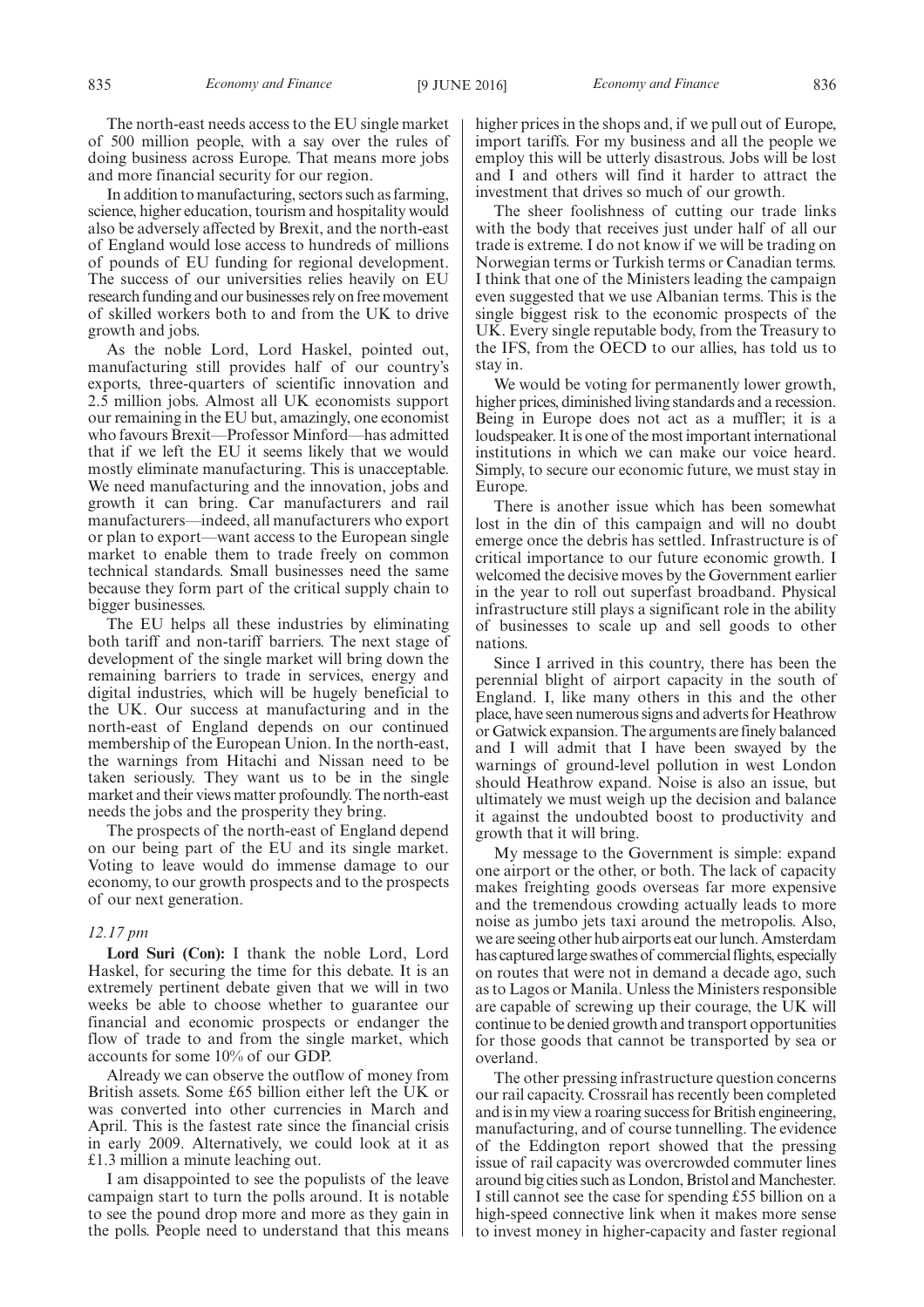The north-east needs access to the EU single market of 500 million people, with a say over the rules of doing business across Europe. That means more jobs and more financial security for our region.

In addition to manufacturing, sectors such as farming, science, higher education, tourism and hospitality would also be adversely affected by Brexit, and the north-east of England would lose access to hundreds of millions of pounds of EU funding for regional development. The success of our universities relies heavily on EU research funding and our businesses rely on free movement of skilled workers both to and from the UK to drive growth and jobs.

As the noble Lord, Lord Haskel, pointed out, manufacturing still provides half of our country's exports, three-quarters of scientific innovation and 2.5 million jobs. Almost all UK economists support our remaining in the EU but, amazingly, one economist who favours Brexit—Professor Minford—has admitted that if we left the EU it seems likely that we would mostly eliminate manufacturing. This is unacceptable. We need manufacturing and the innovation, jobs and growth it can bring. Car manufacturers and rail manufacturers—indeed, all manufacturers who export or plan to export—want access to the European single market to enable them to trade freely on common technical standards. Small businesses need the same because they form part of the critical supply chain to bigger businesses.

The EU helps all these industries by eliminating both tariff and non-tariff barriers. The next stage of development of the single market will bring down the remaining barriers to trade in services, energy and digital industries, which will be hugely beneficial to the UK. Our success at manufacturing and in the north-east of England depends on our continued membership of the European Union. In the north-east, the warnings from Hitachi and Nissan need to be taken seriously. They want us to be in the single market and their views matter profoundly. The north-east needs the jobs and the prosperity they bring.

The prospects of the north-east of England depend on our being part of the EU and its single market. Voting to leave would do immense damage to our economy, to our growth prospects and to the prospects of our next generation.

*12.17 pm*

**Lord Suri (Con):** I thank the noble Lord, Lord Haskel, for securing the time for this debate. It is an extremely pertinent debate given that we will in two weeks be able to choose whether to guarantee our financial and economic prospects or endanger the flow of trade to and from the single market, which accounts for some 10% of our GDP.

Already we can observe the outflow of money from British assets. Some £65 billion either left the UK or was converted into other currencies in March and April. This is the fastest rate since the financial crisis in early 2009. Alternatively, we could look at it as £1.3 million a minute leaching out.

I am disappointed to see the populists of the leave campaign start to turn the polls around. It is notable to see the pound drop more and more as they gain in the polls. People need to understand that this means higher prices in the shops and, if we pull out of Europe, import tariffs. For my business and all the people we employ this will be utterly disastrous. Jobs will be lost and I and others will find it harder to attract the investment that drives so much of our growth.

The sheer foolishness of cutting our trade links with the body that receives just under half of all our trade is extreme. I do not know if we will be trading on Norwegian terms or Turkish terms or Canadian terms. I think that one of the Ministers leading the campaign even suggested that we use Albanian terms. This is the single biggest risk to the economic prospects of the UK. Every single reputable body, from the Treasury to the IFS, from the OECD to our allies, has told us to stay in.

We would be voting for permanently lower growth, higher prices, diminished living standards and a recession. Being in Europe does not act as a muffler; it is a loudspeaker. It is one of the most important international institutions in which we can make our voice heard. Simply, to secure our economic future, we must stay in Europe.

There is another issue which has been somewhat lost in the din of this campaign and will no doubt emerge once the debris has settled. Infrastructure is of critical importance to our future economic growth. I welcomed the decisive moves by the Government earlier in the year to roll out superfast broadband. Physical infrastructure still plays a significant role in the ability of businesses to scale up and sell goods to other nations.

Since I arrived in this country, there has been the perennial blight of airport capacity in the south of England. I, like many others in this and the other place, have seen numerous signs and adverts for Heathrow or Gatwick expansion. The arguments are finely balanced and I will admit that I have been swayed by the warnings of ground-level pollution in west London should Heathrow expand. Noise is also an issue, but ultimately we must weigh up the decision and balance it against the undoubted boost to productivity and growth that it will bring.

My message to the Government is simple: expand one airport or the other, or both. The lack of capacity makes freighting goods overseas far more expensive and the tremendous crowding actually leads to more noise as jumbo jets taxi around the metropolis. Also, we are seeing other hub airports eat our lunch. Amsterdam has captured large swathes of commercial flights, especially on routes that were not in demand a decade ago, such as to Lagos or Manila. Unless the Ministers responsible are capable of screwing up their courage, the UK will continue to be denied growth and transport opportunities for those goods that cannot be transported by sea or overland.

The other pressing infrastructure question concerns our rail capacity. Crossrail has recently been completed and is in my view a roaring success for British engineering, manufacturing, and of course tunnelling. The evidence of the Eddington report showed that the pressing issue of rail capacity was overcrowded commuter lines around big cities such as London, Bristol and Manchester. I still cannot see the case for spending £55 billion on a high-speed connective link when it makes more sense to invest money in higher-capacity and faster regional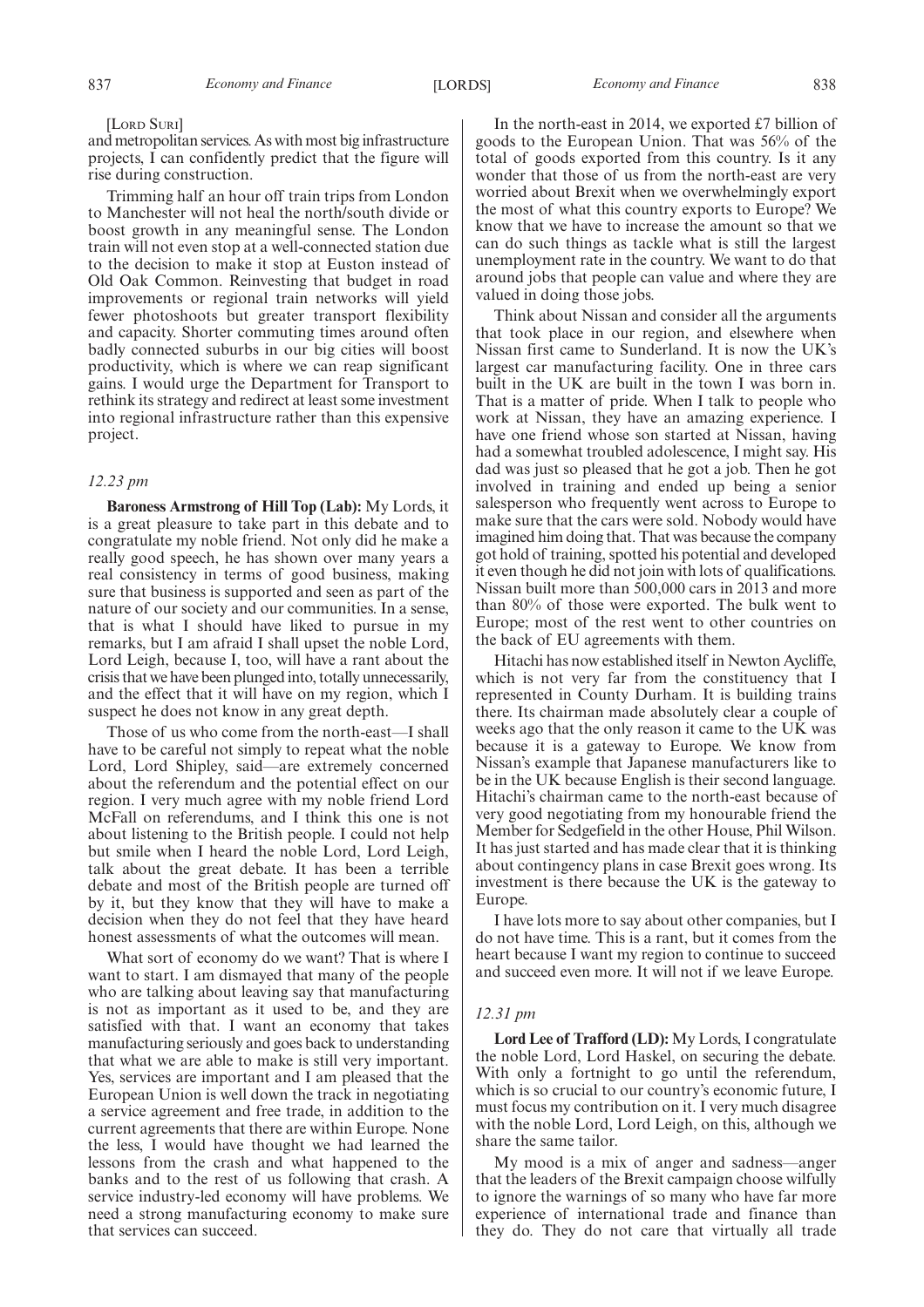[LORD SURI]

and metropolitan services. As with most big infrastructure projects, I can confidently predict that the figure will rise during construction.

Trimming half an hour off train trips from London to Manchester will not heal the north/south divide or boost growth in any meaningful sense. The London train will not even stop at a well-connected station due to the decision to make it stop at Euston instead of Old Oak Common. Reinvesting that budget in road improvements or regional train networks will yield fewer photoshoots but greater transport flexibility and capacity. Shorter commuting times around often badly connected suburbs in our big cities will boost productivity, which is where we can reap significant gains. I would urge the Department for Transport to rethink its strategy and redirect at least some investment into regional infrastructure rather than this expensive project.

*12.23 pm*

**Baroness Armstrong of Hill Top (Lab):** My Lords, it is a great pleasure to take part in this debate and to congratulate my noble friend. Not only did he make a really good speech, he has shown over many years a real consistency in terms of good business, making sure that business is supported and seen as part of the nature of our society and our communities. In a sense, that is what I should have liked to pursue in my remarks, but I am afraid I shall upset the noble Lord, Lord Leigh, because I, too, will have a rant about the crisis that we have been plunged into, totally unnecessarily, and the effect that it will have on my region, which I suspect he does not know in any great depth.

Those of us who come from the north-east—I shall have to be careful not simply to repeat what the noble Lord, Lord Shipley, said—are extremely concerned about the referendum and the potential effect on our region. I very much agree with my noble friend Lord McFall on referendums, and I think this one is not about listening to the British people. I could not help but smile when I heard the noble Lord, Lord Leigh, talk about the great debate. It has been a terrible debate and most of the British people are turned off by it, but they know that they will have to make a decision when they do not feel that they have heard honest assessments of what the outcomes will mean.

What sort of economy do we want? That is where I want to start. I am dismayed that many of the people who are talking about leaving say that manufacturing is not as important as it used to be, and they are satisfied with that. I want an economy that takes manufacturing seriously and goes back to understanding that what we are able to make is still very important. Yes, services are important and I am pleased that the European Union is well down the track in negotiating a service agreement and free trade, in addition to the current agreements that there are within Europe. None the less, I would have thought we had learned the lessons from the crash and what happened to the banks and to the rest of us following that crash. A service industry-led economy will have problems. We need a strong manufacturing economy to make sure that services can succeed.

In the north-east in 2014, we exported £7 billion of goods to the European Union. That was 56% of the total of goods exported from this country. Is it any wonder that those of us from the north-east are very worried about Brexit when we overwhelmingly export the most of what this country exports to Europe? We know that we have to increase the amount so that we can do such things as tackle what is still the largest unemployment rate in the country. We want to do that around jobs that people can value and where they are valued in doing those jobs.

Think about Nissan and consider all the arguments that took place in our region, and elsewhere when Nissan first came to Sunderland. It is now the UK's largest car manufacturing facility. One in three cars built in the UK are built in the town I was born in. That is a matter of pride. When I talk to people who work at Nissan, they have an amazing experience. I have one friend whose son started at Nissan, having had a somewhat troubled adolescence, I might say. His dad was just so pleased that he got a job. Then he got involved in training and ended up being a senior salesperson who frequently went across to Europe to make sure that the cars were sold. Nobody would have imagined him doing that. That was because the company got hold of training, spotted his potential and developed it even though he did not join with lots of qualifications. Nissan built more than 500,000 cars in 2013 and more than 80% of those were exported. The bulk went to Europe; most of the rest went to other countries on the back of EU agreements with them.

Hitachi has now established itself in Newton Aycliffe, which is not very far from the constituency that I represented in County Durham. It is building trains there. Its chairman made absolutely clear a couple of weeks ago that the only reason it came to the UK was because it is a gateway to Europe. We know from Nissan's example that Japanese manufacturers like to be in the UK because English is their second language. Hitachi's chairman came to the north-east because of very good negotiating from my honourable friend the Member for Sedgefield in the other House, Phil Wilson. It has just started and has made clear that it is thinking about contingency plans in case Brexit goes wrong. Its investment is there because the UK is the gateway to Europe.

I have lots more to say about other companies, but I do not have time. This is a rant, but it comes from the heart because I want my region to continue to succeed and succeed even more. It will not if we leave Europe.

*12.31 pm*

**Lord Lee of Trafford (LD):** My Lords, I congratulate the noble Lord, Lord Haskel, on securing the debate. With only a fortnight to go until the referendum, which is so crucial to our country's economic future, I must focus my contribution on it. I very much disagree with the noble Lord, Lord Leigh, on this, although we share the same tailor.

My mood is a mix of anger and sadness—anger that the leaders of the Brexit campaign choose wilfully to ignore the warnings of so many who have far more experience of international trade and finance than they do. They do not care that virtually all trade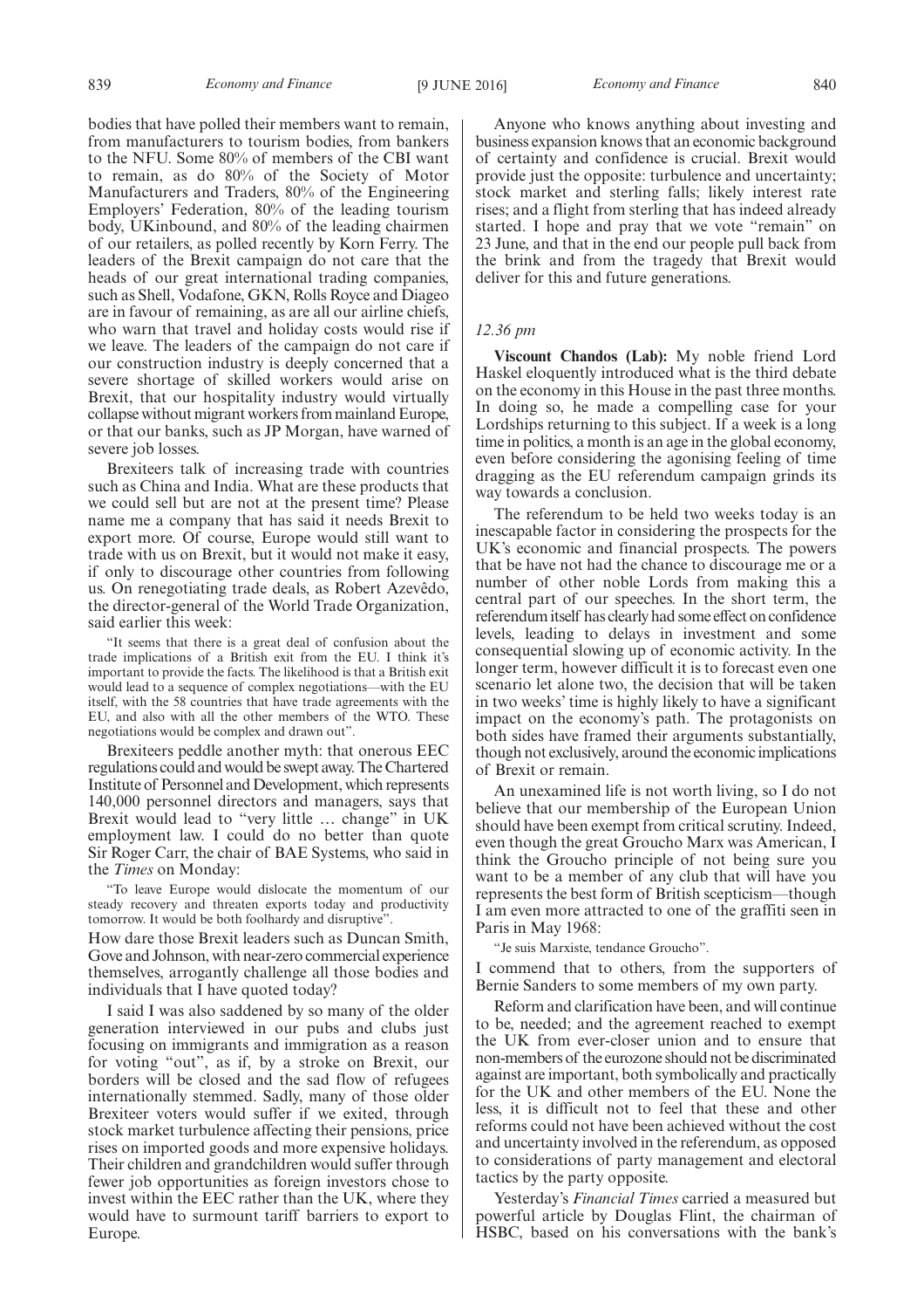bodies that have polled their members want to remain, from manufacturers to tourism bodies, from bankers to the NFU. Some 80% of members of the CBI want to remain, as do 80% of the Society of Motor Manufacturers and Traders, 80% of the Engineering Employers' Federation, 80% of the leading tourism body, UKinbound, and 80% of the leading chairmen of our retailers, as polled recently by Korn Ferry. The leaders of the Brexit campaign do not care that the heads of our great international trading companies, such as Shell, Vodafone, GKN, Rolls Royce and Diageo are in favour of remaining, as are all our airline chiefs, who warn that travel and holiday costs would rise if we leave. The leaders of the campaign do not care if our construction industry is deeply concerned that a severe shortage of skilled workers would arise on Brexit, that our hospitality industry would virtually collapse without migrant workers from mainland Europe, or that our banks, such as JP Morgan, have warned of severe job losses.

Brexiteers talk of increasing trade with countries such as China and India. What are these products that we could sell but are not at the present time? Please name me a company that has said it needs Brexit to export more. Of course, Europe would still want to trade with us on Brexit, but it would not make it easy, if only to discourage other countries from following us. On renegotiating trade deals, as Robert Azevêdo, the director-general of the World Trade Organization, said earlier this week:

> "It seems that there is a great deal of confusion about the trade implications of a British exit from the EU. I think it's important to provide the facts. The likelihood is that a British exit would lead to a sequence of complex negotiations—with the EU itself, with the 58 countries that have trade agreements with the EU, and also with all the other members of the WTO. These negotiations would be complex and drawn out".

Brexiteers peddle another myth: that onerous EEC regulations could and would be swept away. The Chartered Institute of Personnel and Development, which represents 140,000 personnel directors and managers, says that Brexit would lead to "very little … change" in UK employment law. I could do no better than quote Sir Roger Carr, the chair of BAE Systems, who said in the *Times* on Monday:

> "To leave Europe would dislocate the momentum of our steady recovery and threaten exports today and productivity tomorrow. It would be both foolhardy and disruptive".

How dare those Brexit leaders such as Duncan Smith, Gove and Johnson, with near-zero commercial experience themselves, arrogantly challenge all those bodies and individuals that I have quoted today?

I said I was also saddened by so many of the older generation interviewed in our pubs and clubs just focusing on immigrants and immigration as a reason for voting "out", as if, by a stroke on Brexit, our borders will be closed and the sad flow of refugees internationally stemmed. Sadly, many of those older Brexiteer voters would suffer if we exited, through stock market turbulence affecting their pensions, price rises on imported goods and more expensive holidays. Their children and grandchildren would suffer through fewer job opportunities as foreign investors chose to invest within the EEC rather than the UK, where they would have to surmount tariff barriers to export to Europe.

Anyone who knows anything about investing and business expansion knows that an economic background of certainty and confidence is crucial. Brexit would provide just the opposite: turbulence and uncertainty; stock market and sterling falls; likely interest rate rises; and a flight from sterling that has indeed already started. I hope and pray that we vote "remain" on 23 June, and that in the end our people pull back from the brink and from the tragedy that Brexit would deliver for this and future generations.

*12.36 pm*

**Viscount Chandos (Lab):** My noble friend Lord Haskel eloquently introduced what is the third debate on the economy in this House in the past three months. In doing so, he made a compelling case for your Lordships returning to this subject. If a week is a long time in politics, a month is an age in the global economy, even before considering the agonising feeling of time dragging as the EU referendum campaign grinds its way towards a conclusion.

The referendum to be held two weeks today is an inescapable factor in considering the prospects for the UK's economic and financial prospects. The powers that be have not had the chance to discourage me or a number of other noble Lords from making this a central part of our speeches. In the short term, the referendum itself has clearly had some effect on confidence levels, leading to delays in investment and some consequential slowing up of economic activity. In the longer term, however difficult it is to forecast even one scenario let alone two, the decision that will be taken in two weeks' time is highly likely to have a significant impact on the economy's path. The protagonists on both sides have framed their arguments substantially, though not exclusively, around the economic implications of Brexit or remain.

An unexamined life is not worth living, so I do not believe that our membership of the European Union should have been exempt from critical scrutiny. Indeed, even though the great Groucho Marx was American, I think the Groucho principle of not being sure you want to be a member of any club that will have you represents the best form of British scepticism—though I am even more attracted to one of the graffiti seen in Paris in May 1968:

> "Je suis Marxiste, tendance Groucho".

I commend that to others, from the supporters of Bernie Sanders to some members of my own party.

Reform and clarification have been, and will continue to be, needed; and the agreement reached to exempt the UK from ever-closer union and to ensure that non-members of the eurozone should not be discriminated against are important, both symbolically and practically for the UK and other members of the EU. None the less, it is difficult not to feel that these and other reforms could not have been achieved without the cost and uncertainty involved in the referendum, as opposed to considerations of party management and electoral tactics by the party opposite.

Yesterday's *Financial Times* carried a measured but powerful article by Douglas Flint, the chairman of HSBC, based on his conversations with the bank's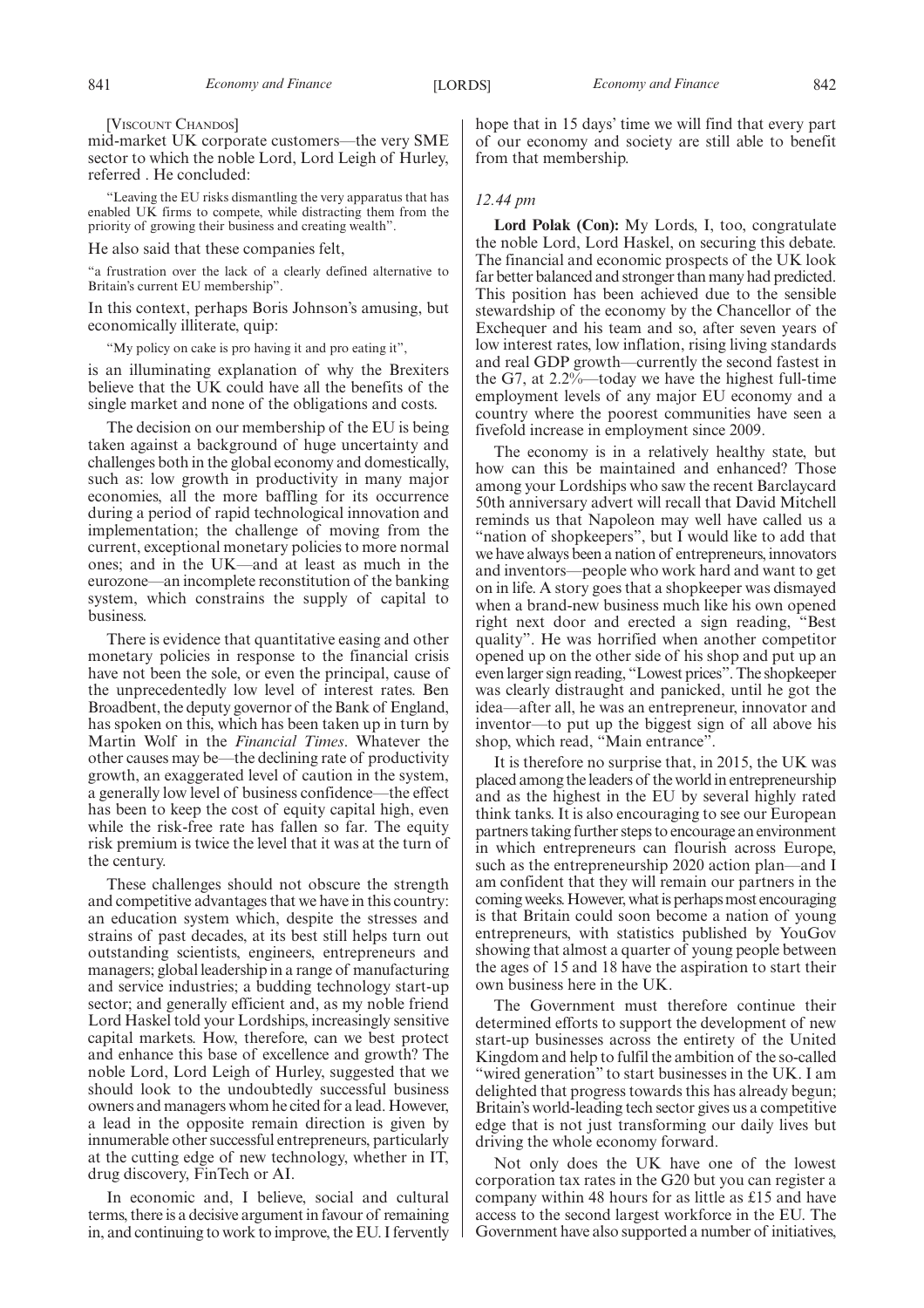[Viscount Chandos]

mid-market UK corporate customers—the very SME sector to which the noble Lord, Lord Leigh of Hurley, referred . He concluded:

"Leaving the EU risks dismantling the very apparatus that has enabled UK firms to compete, while distracting them from the priority of growing their business and creating wealth".

He also said that these companies felt,

"a frustration over the lack of a clearly defined alternative to Britain's current EU membership".

In this context, perhaps Boris Johnson's amusing, but economically illiterate, quip:

"My policy on cake is pro having it and pro eating it",

is an illuminating explanation of why the Brexiters believe that the UK could have all the benefits of the single market and none of the obligations and costs.

The decision on our membership of the EU is being taken against a background of huge uncertainty and challenges both in the global economy and domestically, such as: low growth in productivity in many major economies, all the more baffling for its occurrence during a period of rapid technological innovation and implementation; the challenge of moving from the current, exceptional monetary policies to more normal ones; and in the UK—and at least as much in the eurozone—an incomplete reconstitution of the banking system, which constrains the supply of capital to business.

There is evidence that quantitative easing and other monetary policies in response to the financial crisis have not been the sole, or even the principal, cause of the unprecedentedly low level of interest rates. Ben Broadbent, the deputy governor of the Bank of England, has spoken on this, which has been taken up in turn by Martin Wolf in the *Financial Times*. Whatever the other causes may be—the declining rate of productivity growth, an exaggerated level of caution in the system, a generally low level of business confidence—the effect has been to keep the cost of equity capital high, even while the risk-free rate has fallen so far. The equity risk premium is twice the level that it was at the turn of the century.

These challenges should not obscure the strength and competitive advantages that we have in this country: an education system which, despite the stresses and strains of past decades, at its best still helps turn out outstanding scientists, engineers, entrepreneurs and managers; global leadership in a range of manufacturing and service industries; a budding technology start-up sector; and generally efficient and, as my noble friend Lord Haskel told your Lordships, increasingly sensitive capital markets. How, therefore, can we best protect and enhance this base of excellence and growth? The noble Lord, Lord Leigh of Hurley, suggested that we should look to the undoubtedly successful business owners and managers whom he cited for a lead. However, a lead in the opposite remain direction is given by innumerable other successful entrepreneurs, particularly at the cutting edge of new technology, whether in IT, drug discovery, FinTech or AI.

In economic and, I believe, social and cultural terms, there is a decisive argument in favour of remaining in, and continuing to work to improve, the EU. I fervently hope that in 15 days' time we will find that every part of our economy and society are still able to benefit from that membership.

*12.44 pm*

**Lord Polak (Con):** My Lords, I, too, congratulate the noble Lord, Lord Haskel, on securing this debate. The financial and economic prospects of the UK look far better balanced and stronger than many had predicted. This position has been achieved due to the sensible stewardship of the economy by the Chancellor of the Exchequer and his team and so, after seven years of low interest rates, low inflation, rising living standards and real GDP growth—currently the second fastest in the G7, at 2.2%—today we have the highest full-time employment levels of any major EU economy and a country where the poorest communities have seen a fivefold increase in employment since 2009.

The economy is in a relatively healthy state, but how can this be maintained and enhanced? Those among your Lordships who saw the recent Barclaycard 50th anniversary advert will recall that David Mitchell reminds us that Napoleon may well have called us a "nation of shopkeepers", but I would like to add that we have always been a nation of entrepreneurs, innovators and inventors—people who work hard and want to get on in life. A story goes that a shopkeeper was dismayed when a brand-new business much like his own opened right next door and erected a sign reading, "Best quality". He was horrified when another competitor opened up on the other side of his shop and put up an even larger sign reading, "Lowest prices". The shopkeeper was clearly distraught and panicked, until he got the idea—after all, he was an entrepreneur, innovator and inventor—to put up the biggest sign of all above his shop, which read, "Main entrance".

It is therefore no surprise that, in 2015, the UK was placed among the leaders of the world in entrepreneurship and as the highest in the EU by several highly rated think tanks. It is also encouraging to see our European partners taking further steps to encourage an environment in which entrepreneurs can flourish across Europe, such as the entrepreneurship 2020 action plan—and I am confident that they will remain our partners in the coming weeks. However, what is perhaps most encouraging is that Britain could soon become a nation of young entrepreneurs, with statistics published by YouGov showing that almost a quarter of young people between the ages of 15 and 18 have the aspiration to start their own business here in the UK.

The Government must therefore continue their determined efforts to support the development of new start-up businesses across the entirety of the United Kingdom and help to fulfil the ambition of the so-called "wired generation" to start businesses in the UK. I am delighted that progress towards this has already begun; Britain's world-leading tech sector gives us a competitive edge that is not just transforming our daily lives but driving the whole economy forward.

Not only does the UK have one of the lowest corporation tax rates in the G20 but you can register a company within 48 hours for as little as £15 and have access to the second largest workforce in the EU. The Government have also supported a number of initiatives,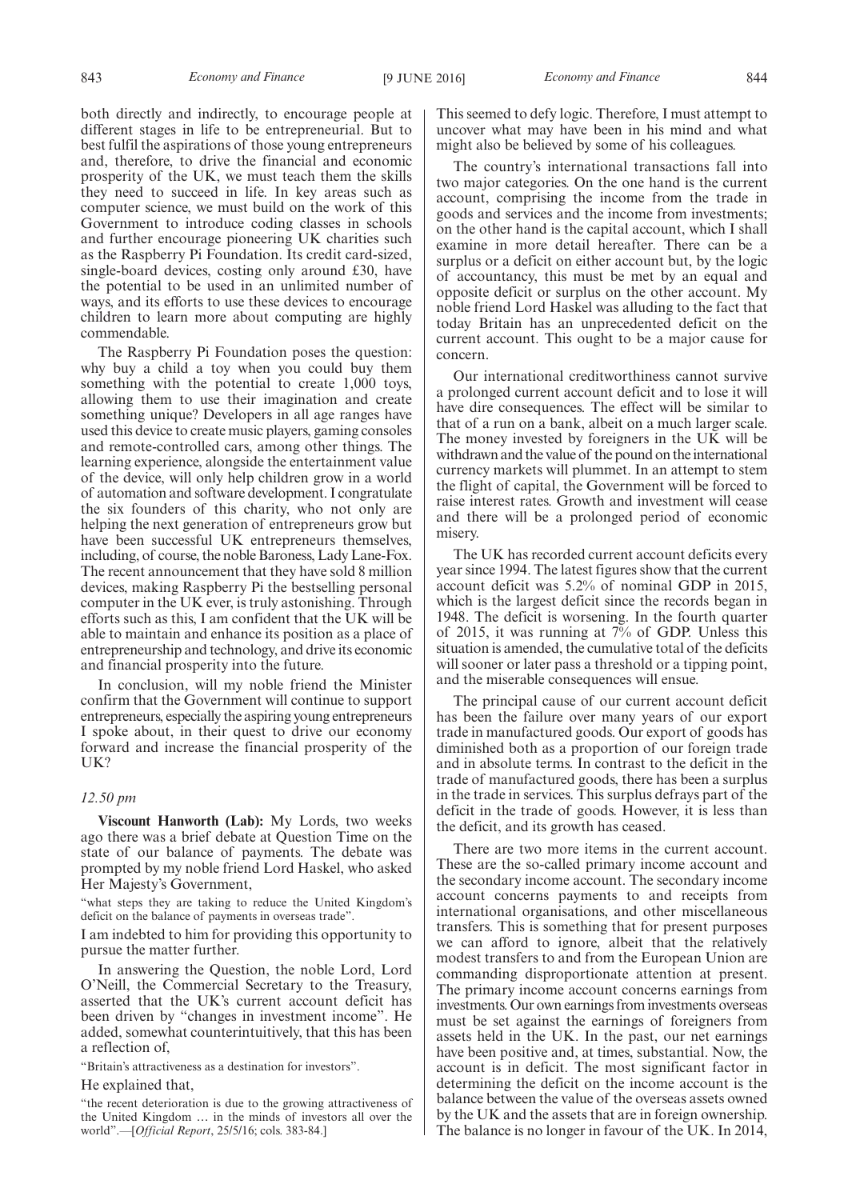both directly and indirectly, to encourage people at different stages in life to be entrepreneurial. But to best fulfil the aspirations of those young entrepreneurs and, therefore, to drive the financial and economic prosperity of the UK, we must teach them the skills they need to succeed in life. In key areas such as computer science, we must build on the work of this Government to introduce coding classes in schools and further encourage pioneering UK charities such as the Raspberry Pi Foundation. Its credit card-sized, single-board devices, costing only around £30, have the potential to be used in an unlimited number of ways, and its efforts to use these devices to encourage children to learn more about computing are highly commendable.

The Raspberry Pi Foundation poses the question: why buy a child a toy when you could buy them something with the potential to create 1,000 toys, allowing them to use their imagination and create something unique? Developers in all age ranges have used this device to create music players, gaming consoles and remote-controlled cars, among other things. The learning experience, alongside the entertainment value of the device, will only help children grow in a world of automation and software development. I congratulate the six founders of this charity, who not only are helping the next generation of entrepreneurs grow but have been successful UK entrepreneurs themselves, including, of course, the noble Baroness, Lady Lane-Fox. The recent announcement that they have sold 8 million devices, making Raspberry Pi the bestselling personal computer in the UK ever, is truly astonishing. Through efforts such as this, I am confident that the UK will be able to maintain and enhance its position as a place of entrepreneurship and technology, and drive its economic and financial prosperity into the future.

In conclusion, will my noble friend the Minister confirm that the Government will continue to support entrepreneurs, especially the aspiring young entrepreneurs I spoke about, in their quest to drive our economy forward and increase the financial prosperity of the UK?

*12.50 pm*

**Viscount Hanworth (Lab):** My Lords, two weeks ago there was a brief debate at Question Time on the state of our balance of payments. The debate was prompted by my noble friend Lord Haskel, who asked Her Majesty's Government,

"what steps they are taking to reduce the United Kingdom's deficit on the balance of payments in overseas trade".

I am indebted to him for providing this opportunity to pursue the matter further.

In answering the Question, the noble Lord, Lord O'Neill, the Commercial Secretary to the Treasury, asserted that the UK's current account deficit has been driven by "changes in investment income". He added, somewhat counterintuitively, that this has been a reflection of,

"Britain's attractiveness as a destination for investors".

He explained that,

"the recent deterioration is due to the growing attractiveness of the United Kingdom ... in the minds of investors all over the world".—[*Official Report*, 25/5/16; cols. 383-84.]

This seemed to defy logic. Therefore, I must attempt to uncover what may have been in his mind and what might also be believed by some of his colleagues.

The country's international transactions fall into two major categories. On the one hand is the current account, comprising the income from the trade in goods and services and the income from investments; on the other hand is the capital account, which I shall examine in more detail hereafter. There can be a surplus or a deficit on either account but, by the logic of accountancy, this must be met by an equal and opposite deficit or surplus on the other account. My noble friend Lord Haskel was alluding to the fact that today Britain has an unprecedented deficit on the current account. This ought to be a major cause for concern.

Our international creditworthiness cannot survive a prolonged current account deficit and to lose it will have dire consequences. The effect will be similar to that of a run on a bank, albeit on a much larger scale. The money invested by foreigners in the UK will be withdrawn and the value of the pound on the international currency markets will plummet. In an attempt to stem the flight of capital, the Government will be forced to raise interest rates. Growth and investment will cease and there will be a prolonged period of economic misery.

The UK has recorded current account deficits every year since 1994. The latest figures show that the current account deficit was 5.2% of nominal GDP in 2015, which is the largest deficit since the records began in 1948. The deficit is worsening. In the fourth quarter of 2015, it was running at 7% of GDP. Unless this situation is amended, the cumulative total of the deficits will sooner or later pass a threshold or a tipping point, and the miserable consequences will ensue.

The principal cause of our current account deficit has been the failure over many years of our export trade in manufactured goods. Our export of goods has diminished both as a proportion of our foreign trade and in absolute terms. In contrast to the deficit in the trade of manufactured goods, there has been a surplus in the trade in services. This surplus defrays part of the deficit in the trade of goods. However, it is less than the deficit, and its growth has ceased.

There are two more items in the current account. These are the so-called primary income account and the secondary income account. The secondary income account concerns payments to and receipts from international organisations, and other miscellaneous transfers. This is something that for present purposes we can afford to ignore, albeit that the relatively modest transfers to and from the European Union are commanding disproportionate attention at present. The primary income account concerns earnings from investments. Our own earnings from investments overseas must be set against the earnings of foreigners from assets held in the UK. In the past, our net earnings have been positive and, at times, substantial. Now, the account is in deficit. The most significant factor in determining the deficit on the income account is the balance between the value of the overseas assets owned by the UK and the assets that are in foreign ownership. The balance is no longer in favour of the UK. In 2014,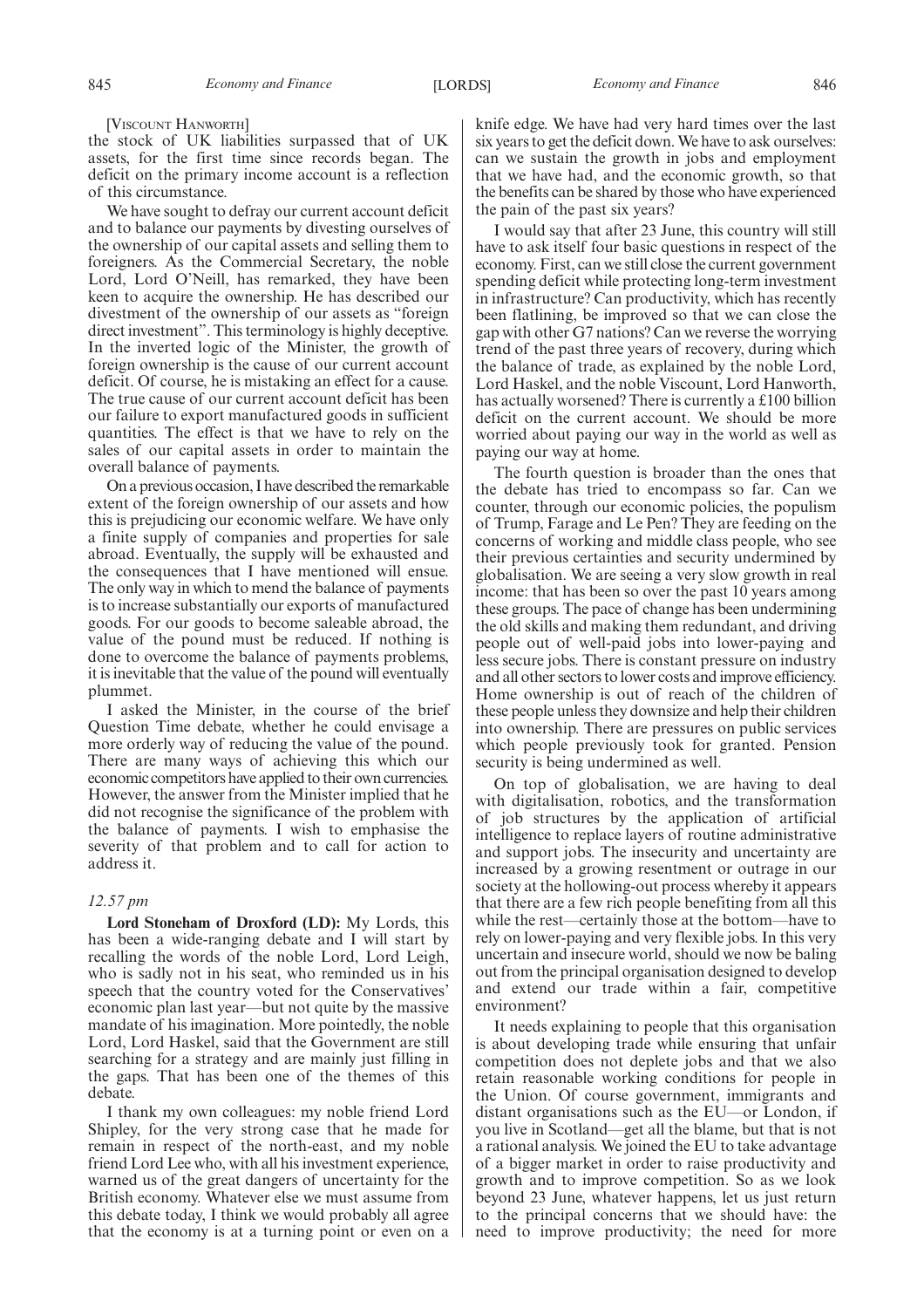[VISCOUNT HANWORTH]

the stock of UK liabilities surpassed that of UK assets, for the first time since records began. The deficit on the primary income account is a reflection of this circumstance.

We have sought to defray our current account deficit and to balance our payments by divesting ourselves of the ownership of our capital assets and selling them to foreigners. As the Commercial Secretary, the noble Lord, Lord O'Neill, has remarked, they have been keen to acquire the ownership. He has described our divestment of the ownership of our assets as "foreign direct investment". This terminology is highly deceptive. In the inverted logic of the Minister, the growth of foreign ownership is the cause of our current account deficit. Of course, he is mistaking an effect for a cause. The true cause of our current account deficit has been our failure to export manufactured goods in sufficient quantities. The effect is that we have to rely on the sales of our capital assets in order to maintain the overall balance of payments.

On a previous occasion, I have described the remarkable extent of the foreign ownership of our assets and how this is prejudicing our economic welfare. We have only a finite supply of companies and properties for sale abroad. Eventually, the supply will be exhausted and the consequences that I have mentioned will ensue. The only way in which to mend the balance of payments is to increase substantially our exports of manufactured goods. For our goods to become saleable abroad, the value of the pound must be reduced. If nothing is done to overcome the balance of payments problems, it is inevitable that the value of the pound will eventually plummet.

I asked the Minister, in the course of the brief Question Time debate, whether he could envisage a more orderly way of reducing the value of the pound. There are many ways of achieving this which our economic competitors have applied to their own currencies. However, the answer from the Minister implied that he did not recognise the significance of the problem with the balance of payments. I wish to emphasise the severity of that problem and to call for action to address it.

*12.57 pm*

**Lord Stoneham of Droxford (LD):** My Lords, this has been a wide-ranging debate and I will start by recalling the words of the noble Lord, Lord Leigh, who is sadly not in his seat, who reminded us in his speech that the country voted for the Conservatives' economic plan last year—but not quite by the massive mandate of his imagination. More pointedly, the noble Lord, Lord Haskel, said that the Government are still searching for a strategy and are mainly just filling in the gaps. That has been one of the themes of this debate.

I thank my own colleagues: my noble friend Lord Shipley, for the very strong case that he made for remain in respect of the north-east, and my noble friend Lord Lee who, with all his investment experience, warned us of the great dangers of uncertainty for the British economy. Whatever else we must assume from this debate today, I think we would probably all agree that the economy is at a turning point or even on a knife edge. We have had very hard times over the last six years to get the deficit down. We have to ask ourselves: can we sustain the growth in jobs and employment that we have had, and the economic growth, so that the benefits can be shared by those who have experienced the pain of the past six years?

I would say that after 23 June, this country will still have to ask itself four basic questions in respect of the economy. First, can we still close the current government spending deficit while protecting long-term investment in infrastructure? Can productivity, which has recently been flatlining, be improved so that we can close the gap with other G7 nations? Can we reverse the worrying trend of the past three years of recovery, during which the balance of trade, as explained by the noble Lord, Lord Haskel, and the noble Viscount, Lord Hanworth, has actually worsened? There is currently a £100 billion deficit on the current account. We should be more worried about paying our way in the world as well as paying our way at home.

The fourth question is broader than the ones that the debate has tried to encompass so far. Can we counter, through our economic policies, the populism of Trump, Farage and Le Pen? They are feeding on the concerns of working and middle class people, who see their previous certainties and security undermined by globalisation. We are seeing a very slow growth in real income: that has been so over the past 10 years among these groups. The pace of change has been undermining the old skills and making them redundant, and driving people out of well-paid jobs into lower-paying and less secure jobs. There is constant pressure on industry and all other sectors to lower costs and improve efficiency. Home ownership is out of reach of the children of these people unless they downsize and help their children into ownership. There are pressures on public services which people previously took for granted. Pension security is being undermined as well.

On top of globalisation, we are having to deal with digitalisation, robotics, and the transformation of job structures by the application of artificial intelligence to replace layers of routine administrative and support jobs. The insecurity and uncertainty are increased by a growing resentment or outrage in our society at the hollowing-out process whereby it appears that there are a few rich people benefiting from all this while the rest—certainly those at the bottom—have to rely on lower-paying and very flexible jobs. In this very uncertain and insecure world, should we now be baling out from the principal organisation designed to develop and extend our trade within a fair, competitive environment?

It needs explaining to people that this organisation is about developing trade while ensuring that unfair competition does not deplete jobs and that we also retain reasonable working conditions for people in the Union. Of course government, immigrants and distant organisations such as the EU—or London, if you live in Scotland—get all the blame, but that is not a rational analysis. We joined the EU to take advantage of a bigger market in order to raise productivity and growth and to improve competition. So as we look beyond 23 June, whatever happens, let us just return to the principal concerns that we should have: the need to improve productivity; the need for more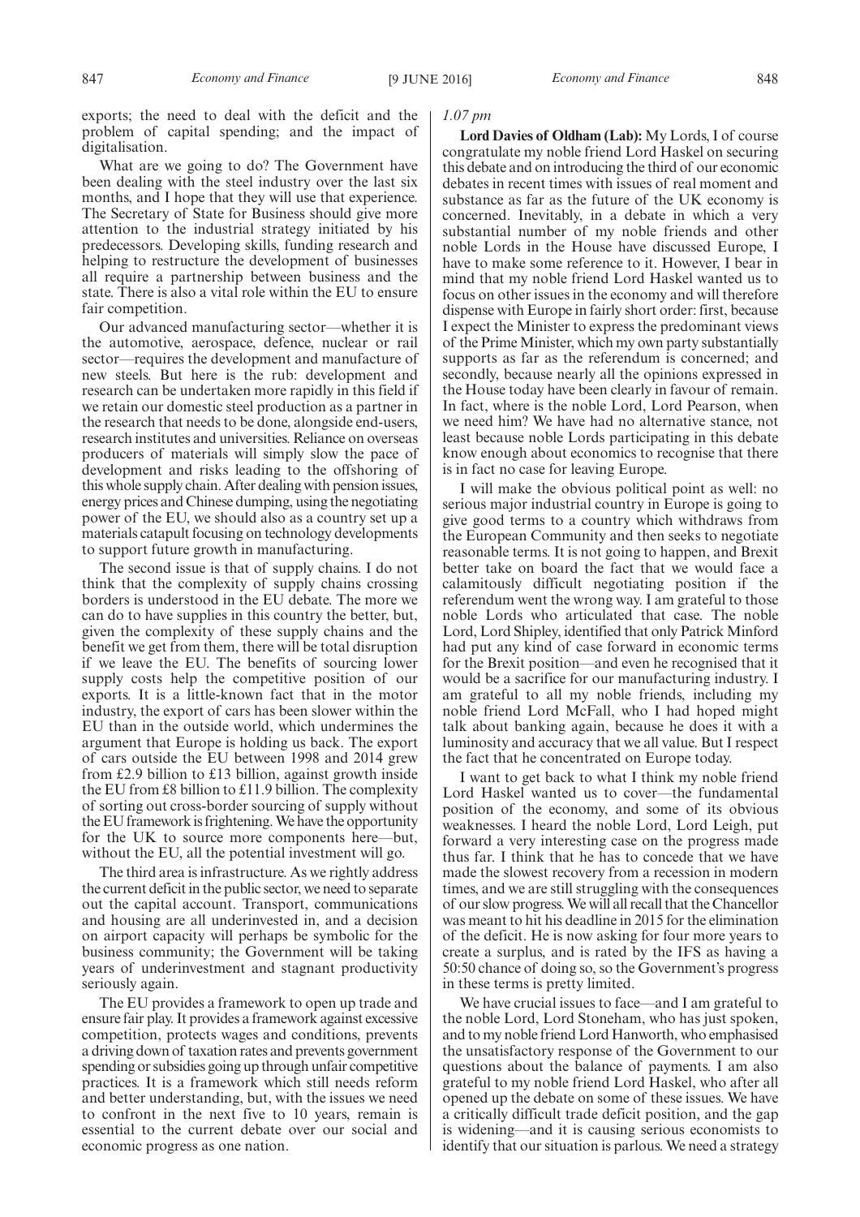exports; the need to deal with the deficit and the problem of capital spending; and the impact of digitalisation.

What are we going to do? The Government have been dealing with the steel industry over the last six months, and I hope that they will use that experience. The Secretary of State for Business should give more attention to the industrial strategy initiated by his predecessors. Developing skills, funding research and helping to restructure the development of businesses all require a partnership between business and the state. There is also a vital role within the EU to ensure fair competition.

Our advanced manufacturing sector—whether it is the automotive, aerospace, defence, nuclear or rail sector—requires the development and manufacture of new steels. But here is the rub: development and research can be undertaken more rapidly in this field if we retain our domestic steel production as a partner in the research that needs to be done, alongside end-users, research institutes and universities. Reliance on overseas producers of materials will simply slow the pace of development and risks leading to the offshoring of this whole supply chain. After dealing with pension issues, energy prices and Chinese dumping, using the negotiating power of the EU, we should also as a country set up a materials catapult focusing on technology developments to support future growth in manufacturing.

The second issue is that of supply chains. I do not think that the complexity of supply chains crossing borders is understood in the EU debate. The more we can do to have supplies in this country the better, but, given the complexity of these supply chains and the benefit we get from them, there will be total disruption if we leave the EU. The benefits of sourcing lower supply costs help the competitive position of our exports. It is a little-known fact that in the motor industry, the export of cars has been slower within the EU than in the outside world, which undermines the argument that Europe is holding us back. The export of cars outside the EU between 1998 and 2014 grew from £2.9 billion to £13 billion, against growth inside the EU from £8 billion to £11.9 billion. The complexity of sorting out cross-border sourcing of supply without the EU framework is frightening. We have the opportunity for the UK to source more components here—but, without the EU, all the potential investment will go.

The third area is infrastructure. As we rightly address the current deficit in the public sector, we need to separate out the capital account. Transport, communications and housing are all underinvested in, and a decision on airport capacity will perhaps be symbolic for the business community; the Government will be taking years of underinvestment and stagnant productivity seriously again.

The EU provides a framework to open up trade and ensure fair play. It provides a framework against excessive competition, protects wages and conditions, prevents a driving down of taxation rates and prevents government spending or subsidies going up through unfair competitive practices. It is a framework which still needs reform and better understanding, but, with the issues we need to confront in the next five to 10 years, remain is essential to the current debate over our social and economic progress as one nation.

*1.07 pm*

**Lord Davies of Oldham (Lab):** My Lords, I of course congratulate my noble friend Lord Haskel on securing this debate and on introducing the third of our economic debates in recent times with issues of real moment and substance as far as the future of the UK economy is concerned. Inevitably, in a debate in which a very substantial number of my noble friends and other noble Lords in the House have discussed Europe, I have to make some reference to it. However, I bear in mind that my noble friend Lord Haskel wanted us to focus on other issues in the economy and will therefore dispense with Europe in fairly short order: first, because I expect the Minister to express the predominant views of the Prime Minister, which my own party substantially supports as far as the referendum is concerned; and secondly, because nearly all the opinions expressed in the House today have been clearly in favour of remain. In fact, where is the noble Lord, Lord Pearson, when we need him? We have had no alternative stance, not least because noble Lords participating in this debate know enough about economics to recognise that there is in fact no case for leaving Europe.

I will make the obvious political point as well: no serious major industrial country in Europe is going to give good terms to a country which withdraws from the European Community and then seeks to negotiate reasonable terms. It is not going to happen, and Brexit better take on board the fact that we would face a calamitously difficult negotiating position if the referendum went the wrong way. I am grateful to those noble Lords who articulated that case. The noble Lord, Lord Shipley, identified that only Patrick Minford had put any kind of case forward in economic terms for the Brexit position—and even he recognised that it would be a sacrifice for our manufacturing industry. I am grateful to all my noble friends, including my noble friend Lord McFall, who I had hoped might talk about banking again, because he does it with a luminosity and accuracy that we all value. But I respect the fact that he concentrated on Europe today.

I want to get back to what I think my noble friend Lord Haskel wanted us to cover—the fundamental position of the economy, and some of its obvious weaknesses. I heard the noble Lord, Lord Leigh, put forward a very interesting case on the progress made thus far. I think that he has to concede that we have made the slowest recovery from a recession in modern times, and we are still struggling with the consequences of our slow progress. We will all recall that the Chancellor was meant to hit his deadline in 2015 for the elimination of the deficit. He is now asking for four more years to create a surplus, and is rated by the IFS as having a 50:50 chance of doing so, so the Government's progress in these terms is pretty limited.

We have crucial issues to face—and I am grateful to the noble Lord, Lord Stoneham, who has just spoken, and to my noble friend Lord Hanworth, who emphasised the unsatisfactory response of the Government to our questions about the balance of payments. I am also grateful to my noble friend Lord Haskel, who after all opened up the debate on some of these issues. We have a critically difficult trade deficit position, and the gap is widening—and it is causing serious economists to identify that our situation is parlous. We need a strategy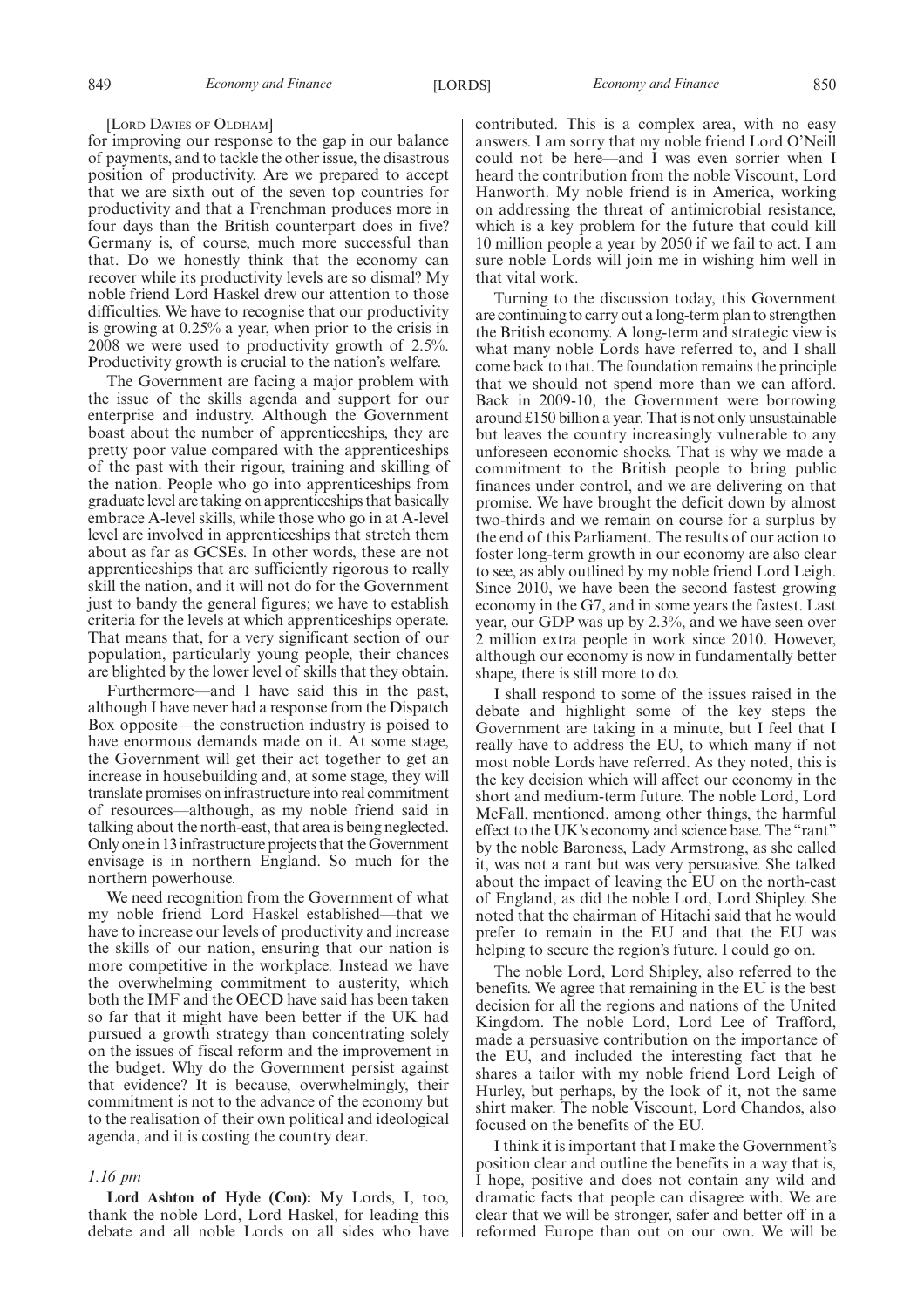[Lord Davies of Oldham]

for improving our response to the gap in our balance of payments, and to tackle the other issue, the disastrous position of productivity. Are we prepared to accept that we are sixth out of the seven top countries for productivity and that a Frenchman produces more in four days than the British counterpart does in five? Germany is, of course, much more successful than that. Do we honestly think that the economy can recover while its productivity levels are so dismal? My noble friend Lord Haskel drew our attention to those difficulties. We have to recognise that our productivity is growing at 0.25% a year, when prior to the crisis in 2008 we were used to productivity growth of 2.5%. Productivity growth is crucial to the nation's welfare.

The Government are facing a major problem with the issue of the skills agenda and support for our enterprise and industry. Although the Government boast about the number of apprenticeships, they are pretty poor value compared with the apprenticeships of the past with their rigour, training and skilling of the nation. People who go into apprenticeships from graduate level are taking on apprenticeships that basically embrace A-level skills, while those who go in at A-level level are involved in apprenticeships that stretch them about as far as GCSEs. In other words, these are not apprenticeships that are sufficiently rigorous to really skill the nation, and it will not do for the Government just to bandy the general figures; we have to establish criteria for the levels at which apprenticeships operate. That means that, for a very significant section of our population, particularly young people, their chances are blighted by the lower level of skills that they obtain.

Furthermore—and I have said this in the past, although I have never had a response from the Dispatch Box opposite—the construction industry is poised to have enormous demands made on it. At some stage, the Government will get their act together to get an increase in housebuilding and, at some stage, they will translate promises on infrastructure into real commitment of resources—although, as my noble friend said in talking about the north-east, that area is being neglected. Only one in 13 infrastructure projects that the Government envisage is in northern England. So much for the northern powerhouse.

We need recognition from the Government of what my noble friend Lord Haskel established—that we have to increase our levels of productivity and increase the skills of our nation, ensuring that our nation is more competitive in the workplace. Instead we have the overwhelming commitment to austerity, which both the IMF and the OECD have said has been taken so far that it might have been better if the UK had pursued a growth strategy than concentrating solely on the issues of fiscal reform and the improvement in the budget. Why do the Government persist against that evidence? It is because, overwhelmingly, their commitment is not to the advance of the economy but to the realisation of their own political and ideological agenda, and it is costing the country dear.

*1.16 pm*

**Lord Ashton of Hyde (Con):** My Lords, I, too, thank the noble Lord, Lord Haskel, for leading this debate and all noble Lords on all sides who have contributed. This is a complex area, with no easy answers. I am sorry that my noble friend Lord O'Neill could not be here—and I was even sorrier when I heard the contribution from the noble Viscount, Lord Hanworth. My noble friend is in America, working on addressing the threat of antimicrobial resistance, which is a key problem for the future that could kill 10 million people a year by 2050 if we fail to act. I am sure noble Lords will join me in wishing him well in that vital work.

Turning to the discussion today, this Government are continuing to carry out a long-term plan to strengthen the British economy. A long-term and strategic view is what many noble Lords have referred to, and I shall come back to that. The foundation remains the principle that we should not spend more than we can afford. Back in 2009-10, the Government were borrowing around £150 billion a year. That is not only unsustainable but leaves the country increasingly vulnerable to any unforeseen economic shocks. That is why we made a commitment to the British people to bring public finances under control, and we are delivering on that promise. We have brought the deficit down by almost two-thirds and we remain on course for a surplus by the end of this Parliament. The results of our action to foster long-term growth in our economy are also clear to see, as ably outlined by my noble friend Lord Leigh. Since 2010, we have been the second fastest growing economy in the G7, and in some years the fastest. Last year, our GDP was up by 2.3%, and we have seen over 2 million extra people in work since 2010. However, although our economy is now in fundamentally better shape, there is still more to do.

I shall respond to some of the issues raised in the debate and highlight some of the key steps the Government are taking in a minute, but I feel that I really have to address the EU, to which many if not most noble Lords have referred. As they noted, this is the key decision which will affect our economy in the short and medium-term future. The noble Lord, Lord McFall, mentioned, among other things, the harmful effect to the UK's economy and science base. The "rant" by the noble Baroness, Lady Armstrong, as she called it, was not a rant but was very persuasive. She talked about the impact of leaving the EU on the north-east of England, as did the noble Lord, Lord Shipley. She noted that the chairman of Hitachi said that he would prefer to remain in the EU and that the EU was helping to secure the region's future. I could go on.

The noble Lord, Lord Shipley, also referred to the benefits. We agree that remaining in the EU is the best decision for all the regions and nations of the United Kingdom. The noble Lord, Lord Lee of Trafford, made a persuasive contribution on the importance of the EU, and included the interesting fact that he shares a tailor with my noble friend Lord Leigh of Hurley, but perhaps, by the look of it, not the same shirt maker. The noble Viscount, Lord Chandos, also focused on the benefits of the EU.

I think it is important that I make the Government's position clear and outline the benefits in a way that is, I hope, positive and does not contain any wild and dramatic facts that people can disagree with. We are clear that we will be stronger, safer and better off in a reformed Europe than out on our own. We will be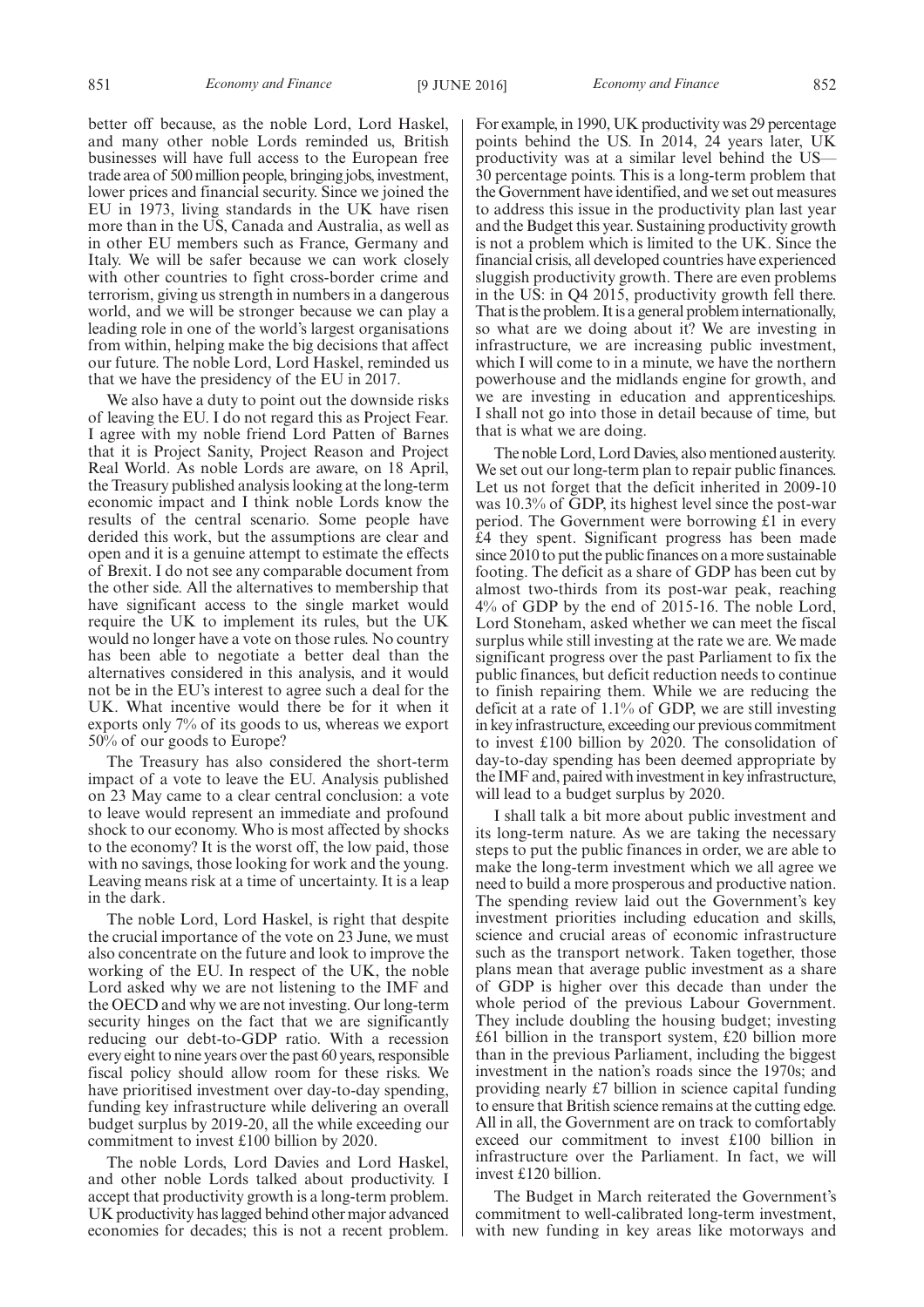better off because, as the noble Lord, Lord Haskel, and many other noble Lords reminded us, British businesses will have full access to the European free trade area of 500 million people, bringing jobs, investment, lower prices and financial security. Since we joined the EU in 1973, living standards in the UK have risen more than in the US, Canada and Australia, as well as in other EU members such as France, Germany and Italy. We will be safer because we can work closely with other countries to fight cross-border crime and terrorism, giving us strength in numbers in a dangerous world, and we will be stronger because we can play a leading role in one of the world's largest organisations from within, helping make the big decisions that affect our future. The noble Lord, Lord Haskel, reminded us that we have the presidency of the EU in 2017.

We also have a duty to point out the downside risks of leaving the EU. I do not regard this as Project Fear. I agree with my noble friend Lord Patten of Barnes that it is Project Sanity, Project Reason and Project Real World. As noble Lords are aware, on 18 April, the Treasury published analysis looking at the long-term economic impact and I think noble Lords know the results of the central scenario. Some people have derided this work, but the assumptions are clear and open and it is a genuine attempt to estimate the effects of Brexit. I do not see any comparable document from the other side. All the alternatives to membership that have significant access to the single market would require the UK to implement its rules, but the UK would no longer have a vote on those rules. No country has been able to negotiate a better deal than the alternatives considered in this analysis, and it would not be in the EU's interest to agree such a deal for the UK. What incentive would there be for it when it exports only 7% of its goods to us, whereas we export 50% of our goods to Europe?

The Treasury has also considered the short-term impact of a vote to leave the EU. Analysis published on 23 May came to a clear central conclusion: a vote to leave would represent an immediate and profound shock to our economy. Who is most affected by shocks to the economy? It is the worst off, the low paid, those with no savings, those looking for work and the young. Leaving means risk at a time of uncertainty. It is a leap in the dark.

The noble Lord, Lord Haskel, is right that despite the crucial importance of the vote on 23 June, we must also concentrate on the future and look to improve the working of the EU. In respect of the UK, the noble Lord asked why we are not listening to the IMF and the OECD and why we are not investing. Our long-term security hinges on the fact that we are significantly reducing our debt-to-GDP ratio. With a recession every eight to nine years over the past 60 years, responsible fiscal policy should allow room for these risks. We have prioritised investment over day-to-day spending, funding key infrastructure while delivering an overall budget surplus by 2019-20, all the while exceeding our commitment to invest £100 billion by 2020.

The noble Lords, Lord Davies and Lord Haskel, and other noble Lords talked about productivity. I accept that productivity growth is a long-term problem. UK productivity has lagged behind other major advanced economies for decades; this is not a recent problem. For example, in 1990, UK productivity was 29 percentage points behind the US. In 2014, 24 years later, UK productivity was at a similar level behind the US—30 percentage points. This is a long-term problem that the Government have identified, and we set out measures to address this issue in the productivity plan last year and the Budget this year. Sustaining productivity growth is not a problem which is limited to the UK. Since the financial crisis, all developed countries have experienced sluggish productivity growth. There are even problems in the US: in Q4 2015, productivity growth fell there. That is the problem. It is a general problem internationally, so what are we doing about it? We are investing in infrastructure, we are increasing public investment, which I will come to in a minute, we have the northern powerhouse and the midlands engine for growth, and we are investing in education and apprenticeships. I shall not go into those in detail because of time, but that is what we are doing.

The noble Lord, Lord Davies, also mentioned austerity. We set out our long-term plan to repair public finances. Let us not forget that the deficit inherited in 2009-10 was 10.3% of GDP, its highest level since the post-war period. The Government were borrowing £1 in every £4 they spent. Significant progress has been made since 2010 to put the public finances on a more sustainable footing. The deficit as a share of GDP has been cut by almost two-thirds from its post-war peak, reaching 4% of GDP by the end of 2015-16. The noble Lord, Lord Stoneham, asked whether we can meet the fiscal surplus while still investing at the rate we are. We made significant progress over the past Parliament to fix the public finances, but deficit reduction needs to continue to finish repairing them. While we are reducing the deficit at a rate of 1.1% of GDP, we are still investing in key infrastructure, exceeding our previous commitment to invest £100 billion by 2020. The consolidation of day-to-day spending has been deemed appropriate by the IMF and, paired with investment in key infrastructure, will lead to a budget surplus by 2020.

I shall talk a bit more about public investment and its long-term nature. As we are taking the necessary steps to put the public finances in order, we are able to make the long-term investment which we all agree we need to build a more prosperous and productive nation. The spending review laid out the Government's key investment priorities including education and skills, science and crucial areas of economic infrastructure such as the transport network. Taken together, those plans mean that average public investment as a share of GDP is higher over this decade than under the whole period of the previous Labour Government. They include doubling the housing budget; investing £61 billion in the transport system, £20 billion more than in the previous Parliament, including the biggest investment in the nation's roads since the 1970s; and providing nearly £7 billion in science capital funding to ensure that British science remains at the cutting edge. All in all, the Government are on track to comfortably exceed our commitment to invest £100 billion in infrastructure over the Parliament. In fact, we will invest £120 billion.

The Budget in March reiterated the Government's commitment to well-calibrated long-term investment, with new funding in key areas like motorways and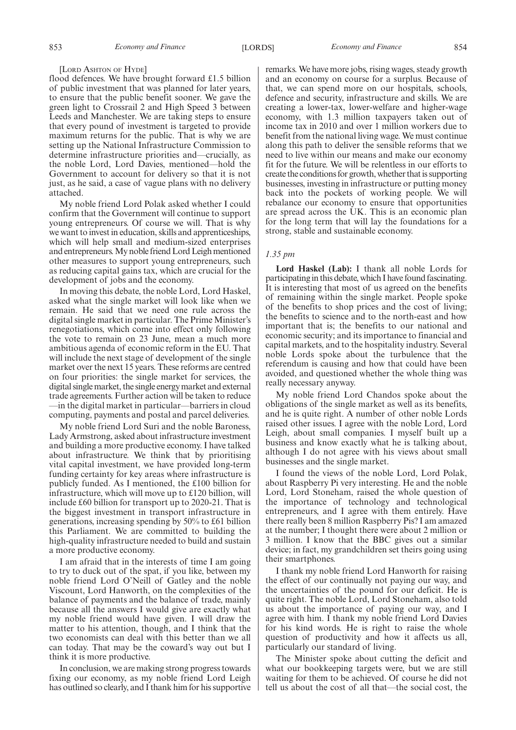[Lord Ashton of Hyde]

flood defences. We have brought forward £1.5 billion of public investment that was planned for later years, to ensure that the public benefit sooner. We gave the green light to Crossrail 2 and High Speed 3 between Leeds and Manchester. We are taking steps to ensure that every pound of investment is targeted to provide maximum returns for the public. That is why we are setting up the National Infrastructure Commission to determine infrastructure priorities and—crucially, as the noble Lord, Lord Davies, mentioned—hold the Government to account for delivery so that it is not just, as he said, a case of vague plans with no delivery attached.

My noble friend Lord Polak asked whether I could confirm that the Government will continue to support young entrepreneurs. Of course we will. That is why we want to invest in education, skills and apprenticeships, which will help small and medium-sized enterprises and entrepreneurs. My noble friend Lord Leigh mentioned other measures to support young entrepreneurs, such as reducing capital gains tax, which are crucial for the development of jobs and the economy.

In moving this debate, the noble Lord, Lord Haskel, asked what the single market will look like when we remain. He said that we need one rule across the digital single market in particular. The Prime Minister's renegotiations, which come into effect only following the vote to remain on 23 June, mean a much more ambitious agenda of economic reform in the EU. That will include the next stage of development of the single market over the next 15 years. These reforms are centred on four priorities: the single market for services, the digital single market, the single energy market and external trade agreements. Further action will be taken to reduce —in the digital market in particular—barriers in cloud computing, payments and postal and parcel deliveries.

My noble friend Lord Suri and the noble Baroness, Lady Armstrong, asked about infrastructure investment and building a more productive economy. I have talked about infrastructure. We think that by prioritising vital capital investment, we have provided long-term funding certainty for key areas where infrastructure is publicly funded. As I mentioned, the £100 billion for infrastructure, which will move up to £120 billion, will include £60 billion for transport up to 2020-21. That is the biggest investment in transport infrastructure in generations, increasing spending by 50% to £61 billion this Parliament. We are committed to building the high-quality infrastructure needed to build and sustain a more productive economy.

I am afraid that in the interests of time I am going to try to duck out of the spat, if you like, between my noble friend Lord O'Neill of Gatley and the noble Viscount, Lord Hanworth, on the complexities of the balance of payments and the balance of trade, mainly because all the answers I would give are exactly what my noble friend would have given. I will draw the matter to his attention, though, and I think that the two economists can deal with this better than we all can today. That may be the coward's way out but I think it is more productive.

In conclusion, we are making strong progress towards fixing our economy, as my noble friend Lord Leigh has outlined so clearly, and I thank him for his supportive remarks. We have more jobs, rising wages, steady growth and an economy on course for a surplus. Because of that, we can spend more on our hospitals, schools, defence and security, infrastructure and skills. We are creating a lower-tax, lower-welfare and higher-wage economy, with 1.3 million taxpayers taken out of income tax in 2010 and over 1 million workers due to benefit from the national living wage. We must continue along this path to deliver the sensible reforms that we need to live within our means and make our economy fit for the future. We will be relentless in our efforts to create the conditions for growth, whether that is supporting businesses, investing in infrastructure or putting money back into the pockets of working people. We will rebalance our economy to ensure that opportunities are spread across the UK. This is an economic plan for the long term that will lay the foundations for a strong, stable and sustainable economy.

*1.35 pm*

**Lord Haskel (Lab):** I thank all noble Lords for participating in this debate, which I have found fascinating. It is interesting that most of us agreed on the benefits of remaining within the single market. People spoke of the benefits to shop prices and the cost of living; the benefits to science and to the north-east and how important that is; the benefits to our national and economic security; and its importance to financial and capital markets, and to the hospitality industry. Several noble Lords spoke about the turbulence that the referendum is causing and how that could have been avoided, and questioned whether the whole thing was really necessary anyway.

My noble friend Lord Chandos spoke about the obligations of the single market as well as its benefits, and he is quite right. A number of other noble Lords raised other issues. I agree with the noble Lord, Lord Leigh, about small companies. I myself built up a business and know exactly what he is talking about, although I do not agree with his views about small businesses and the single market.

I found the views of the noble Lord, Lord Polak, about Raspberry Pi very interesting. He and the noble Lord, Lord Stoneham, raised the whole question of the importance of technology and technological entrepreneurs, and I agree with them entirely. Have there really been 8 million Raspberry Pis? I am amazed at the number; I thought there were about 2 million or 3 million. I know that the BBC gives out a similar device; in fact, my grandchildren set theirs going using their smartphones.

I thank my noble friend Lord Hanworth for raising the effect of our continually not paying our way, and the uncertainties of the pound for our deficit. He is quite right. The noble Lord, Lord Stoneham, also told us about the importance of paying our way, and I agree with him. I thank my noble friend Lord Davies for his kind words. He is right to raise the whole question of productivity and how it affects us all, particularly our standard of living.

The Minister spoke about cutting the deficit and what our bookkeeping targets were, but we are still waiting for them to be achieved. Of course he did not tell us about the cost of all that—the social cost, the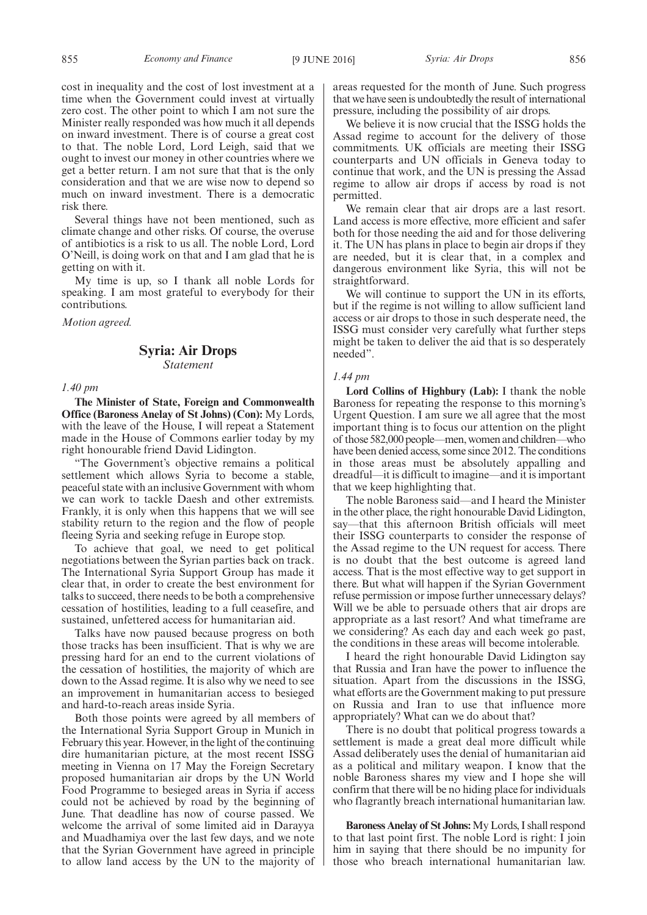cost in inequality and the cost of lost investment at a time when the Government could invest at virtually zero cost. The other point to which I am not sure the Minister really responded was how much it all depends on inward investment. There is of course a great cost to that. The noble Lord, Lord Leigh, said that we ought to invest our money in other countries where we get a better return. I am not sure that that is the only consideration and that we are wise now to depend so much on inward investment. There is a democratic risk there.

Several things have not been mentioned, such as climate change and other risks. Of course, the overuse of antibiotics is a risk to us all. The noble Lord, Lord O'Neill, is doing work on that and I am glad that he is getting on with it.

My time is up, so I thank all noble Lords for speaking. I am most grateful to everybody for their contributions.

*Motion agreed.*

## Syria: Air Drops

*Statement*

*1.40 pm*

**The Minister of State, Foreign and Commonwealth Office (Baroness Anelay of St Johns) (Con):** My Lords, with the leave of the House, I will repeat a Statement made in the House of Commons earlier today by my right honourable friend David Lidington.

"The Government's objective remains a political settlement which allows Syria to become a stable, peaceful state with an inclusive Government with whom we can work to tackle Daesh and other extremists. Frankly, it is only when this happens that we will see stability return to the region and the flow of people fleeing Syria and seeking refuge in Europe stop.

To achieve that goal, we need to get political negotiations between the Syrian parties back on track. The International Syria Support Group has made it clear that, in order to create the best environment for talks to succeed, there needs to be both a comprehensive cessation of hostilities, leading to a full ceasefire, and sustained, unfettered access for humanitarian aid.

Talks have now paused because progress on both those tracks has been insufficient. That is why we are pressing hard for an end to the current violations of the cessation of hostilities, the majority of which are down to the Assad regime. It is also why we need to see an improvement in humanitarian access to besieged and hard-to-reach areas inside Syria.

Both those points were agreed by all members of the International Syria Support Group in Munich in February this year. However, in the light of the continuing dire humanitarian picture, at the most recent ISSG meeting in Vienna on 17 May the Foreign Secretary proposed humanitarian air drops by the UN World Food Programme to besieged areas in Syria if access could not be achieved by road by the beginning of June. That deadline has now of course passed. We welcome the arrival of some limited aid in Darayya and Muadhamiya over the last few days, and we note that the Syrian Government have agreed in principle to allow land access by the UN to the majority of areas requested for the month of June. Such progress that we have seen is undoubtedly the result of international pressure, including the possibility of air drops.

We believe it is now crucial that the ISSG holds the Assad regime to account for the delivery of those commitments. UK officials are meeting their ISSG counterparts and UN officials in Geneva today to continue that work, and the UN is pressing the Assad regime to allow air drops if access by road is not permitted.

We remain clear that air drops are a last resort. Land access is more effective, more efficient and safer both for those needing the aid and for those delivering it. The UN has plans in place to begin air drops if they are needed, but it is clear that, in a complex and dangerous environment like Syria, this will not be straightforward.

We will continue to support the UN in its efforts, but if the regime is not willing to allow sufficient land access or air drops to those in such desperate need, the ISSG must consider very carefully what further steps might be taken to deliver the aid that is so desperately needed".

*1.44 pm*

**Lord Collins of Highbury (Lab):** I thank the noble Baroness for repeating the response to this morning's Urgent Question. I am sure we all agree that the most important thing is to focus our attention on the plight of those 582,000 people—men, women and children—who have been denied access, some since 2012. The conditions in those areas must be absolutely appalling and dreadful—it is difficult to imagine—and it is important that we keep highlighting that.

The noble Baroness said—and I heard the Minister in the other place, the right honourable David Lidington, say—that this afternoon British officials will meet their ISSG counterparts to consider the response of the Assad regime to the UN request for access. There is no doubt that the best outcome is agreed land access. That is the most effective way to get support in there. But what will happen if the Syrian Government refuse permission or impose further unnecessary delays? Will we be able to persuade others that air drops are appropriate as a last resort? And what timeframe are we considering? As each day and each week go past, the conditions in these areas will become intolerable.

I heard the right honourable David Lidington say that Russia and Iran have the power to influence the situation. Apart from the discussions in the ISSG, what efforts are the Government making to put pressure on Russia and Iran to use that influence more appropriately? What can we do about that?

There is no doubt that political progress towards a settlement is made a great deal more difficult while Assad deliberately uses the denial of humanitarian aid as a political and military weapon. I know that the noble Baroness shares my view and I hope she will confirm that there will be no hiding place for individuals who flagrantly breach international humanitarian law.

**Baroness Anelay of St Johns:** My Lords, I shall respond to that last point first. The noble Lord is right: I join him in saying that there should be no impunity for those who breach international humanitarian law.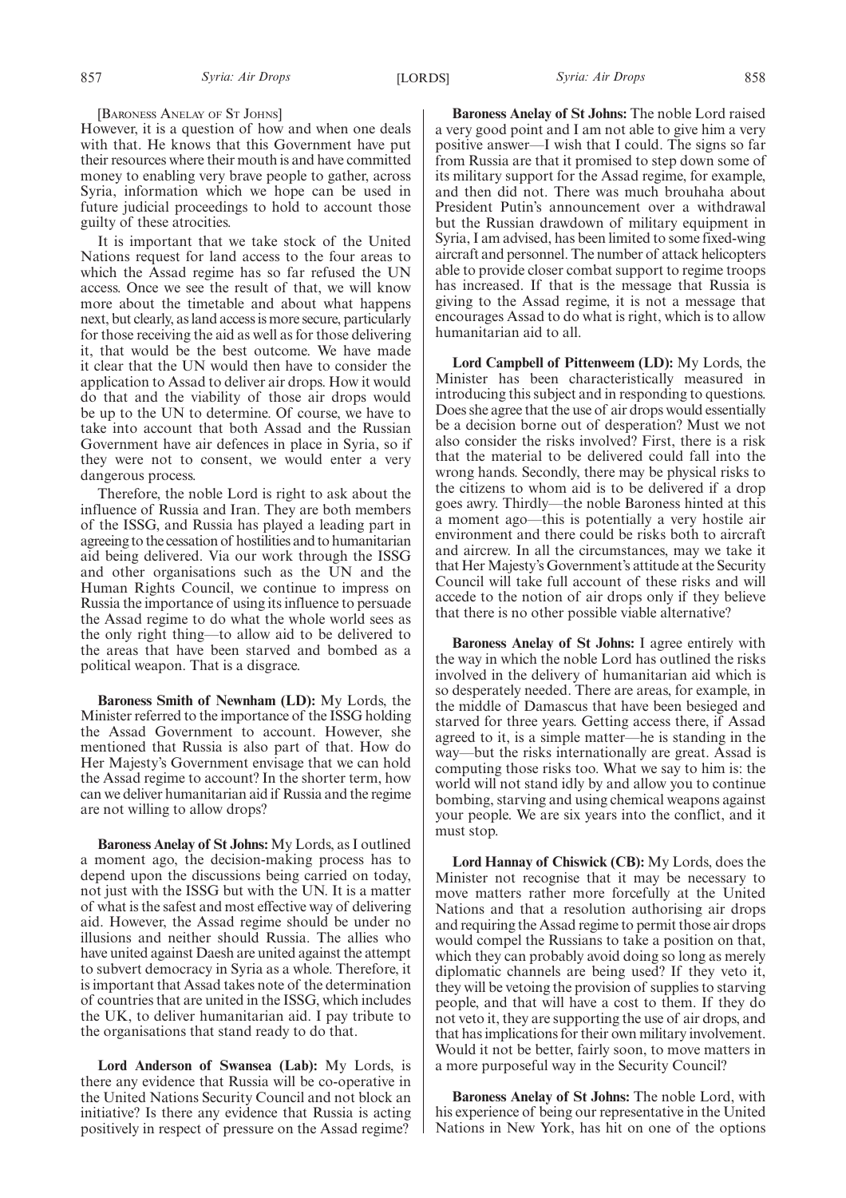[Baroness Anelay of St Johns]

However, it is a question of how and when one deals with that. He knows that this Government have put their resources where their mouth is and have committed money to enabling very brave people to gather, across Syria, information which we hope can be used in future judicial proceedings to hold to account those guilty of these atrocities.

It is important that we take stock of the United Nations request for land access to the four areas to which the Assad regime has so far refused the UN access. Once we see the result of that, we will know more about the timetable and about what happens next, but clearly, as land access is more secure, particularly for those receiving the aid as well as for those delivering it, that would be the best outcome. We have made it clear that the UN would then have to consider the application to Assad to deliver air drops. How it would do that and the viability of those air drops would be up to the UN to determine. Of course, we have to take into account that both Assad and the Russian Government have air defences in place in Syria, so if they were not to consent, we would enter a very dangerous process.

Therefore, the noble Lord is right to ask about the influence of Russia and Iran. They are both members of the ISSG, and Russia has played a leading part in agreeing to the cessation of hostilities and to humanitarian aid being delivered. Via our work through the ISSG and other organisations such as the UN and the Human Rights Council, we continue to impress on Russia the importance of using its influence to persuade the Assad regime to do what the whole world sees as the only right thing—to allow aid to be delivered to the areas that have been starved and bombed as a political weapon. That is a disgrace.

**Baroness Smith of Newnham (LD):** My Lords, the Minister referred to the importance of the ISSG holding the Assad Government to account. However, she mentioned that Russia is also part of that. How do Her Majesty's Government envisage that we can hold the Assad regime to account? In the shorter term, how can we deliver humanitarian aid if Russia and the regime are not willing to allow drops?

**Baroness Anelay of St Johns:** My Lords, as I outlined a moment ago, the decision-making process has to depend upon the discussions being carried on today, not just with the ISSG but with the UN. It is a matter of what is the safest and most effective way of delivering aid. However, the Assad regime should be under no illusions and neither should Russia. The allies who have united against Daesh are united against the attempt to subvert democracy in Syria as a whole. Therefore, it is important that Assad takes note of the determination of countries that are united in the ISSG, which includes the UK, to deliver humanitarian aid. I pay tribute to the organisations that stand ready to do that.

**Lord Anderson of Swansea (Lab):** My Lords, is there any evidence that Russia will be co-operative in the United Nations Security Council and not block an initiative? Is there any evidence that Russia is acting positively in respect of pressure on the Assad regime?

**Baroness Anelay of St Johns:** The noble Lord raised a very good point and I am not able to give him a very positive answer—I wish that I could. The signs so far from Russia are that it promised to step down some of its military support for the Assad regime, for example, and then did not. There was much brouhaha about President Putin's announcement over a withdrawal but the Russian drawdown of military equipment in Syria, I am advised, has been limited to some fixed-wing aircraft and personnel. The number of attack helicopters able to provide closer combat support to regime troops has increased. If that is the message that Russia is giving to the Assad regime, it is not a message that encourages Assad to do what is right, which is to allow humanitarian aid to all.

**Lord Campbell of Pittenweem (LD):** My Lords, the Minister has been characteristically measured in introducing this subject and in responding to questions. Does she agree that the use of air drops would essentially be a decision borne out of desperation? Must we not also consider the risks involved? First, there is a risk that the material to be delivered could fall into the wrong hands. Secondly, there may be physical risks to the citizens to whom aid is to be delivered if a drop goes awry. Thirdly—the noble Baroness hinted at this a moment ago—this is potentially a very hostile air environment and there could be risks both to aircraft and aircrew. In all the circumstances, may we take it that Her Majesty's Government's attitude at the Security Council will take full account of these risks and will accede to the notion of air drops only if they believe that there is no other possible viable alternative?

**Baroness Anelay of St Johns:** I agree entirely with the way in which the noble Lord has outlined the risks involved in the delivery of humanitarian aid which is so desperately needed. There are areas, for example, in the middle of Damascus that have been besieged and starved for three years. Getting access there, if Assad agreed to it, is a simple matter—he is standing in the way—but the risks internationally are great. Assad is computing those risks too. What we say to him is: the world will not stand idly by and allow you to continue bombing, starving and using chemical weapons against your people. We are six years into the conflict, and it must stop.

**Lord Hannay of Chiswick (CB):** My Lords, does the Minister not recognise that it may be necessary to move matters rather more forcefully at the United Nations and that a resolution authorising air drops and requiring the Assad regime to permit those air drops would compel the Russians to take a position on that, which they can probably avoid doing so long as merely diplomatic channels are being used? If they veto it, they will be vetoing the provision of supplies to starving people, and that will have a cost to them. If they do not veto it, they are supporting the use of air drops, and that has implications for their own military involvement. Would it not be better, fairly soon, to move matters in a more purposeful way in the Security Council?

**Baroness Anelay of St Johns:** The noble Lord, with his experience of being our representative in the United Nations in New York, has hit on one of the options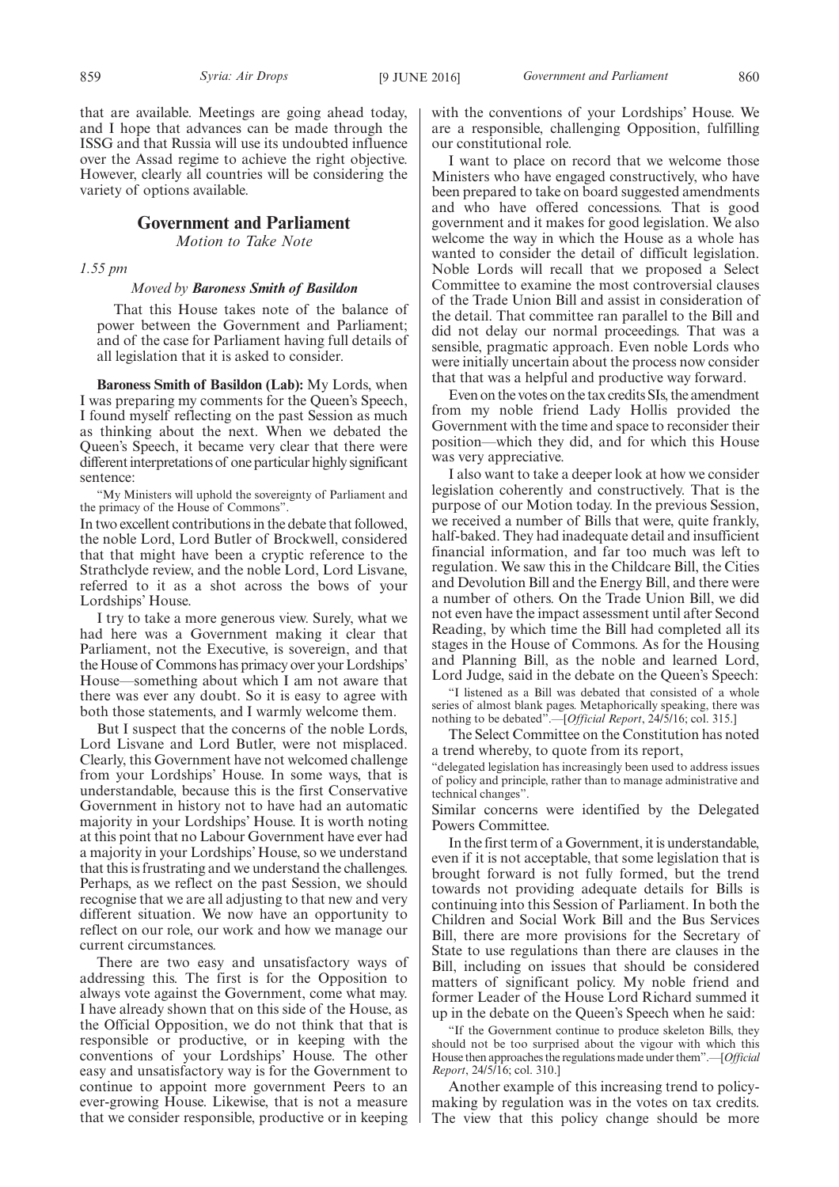that are available. Meetings are going ahead today, and I hope that advances can be made through the ISSG and that Russia will use its undoubted influence over the Assad regime to achieve the right objective. However, clearly all countries will be considering the variety of options available.

## Government and Parliament

*Motion to Take Note*

*1.55 pm*

*Moved by* ***Baroness Smith of Basildon***

That this House takes note of the balance of power between the Government and Parliament; and of the case for Parliament having full details of all legislation that it is asked to consider.

**Baroness Smith of Basildon (Lab):** My Lords, when I was preparing my comments for the Queen's Speech, I found myself reflecting on the past Session as much as thinking about the next. When we debated the Queen's Speech, it became very clear that there were different interpretations of one particular highly significant sentence:

"My Ministers will uphold the sovereignty of Parliament and the primacy of the House of Commons".

In two excellent contributions in the debate that followed, the noble Lord, Lord Butler of Brockwell, considered that that might have been a cryptic reference to the Strathclyde review, and the noble Lord, Lord Lisvane, referred to it as a shot across the bows of your Lordships' House.

I try to take a more generous view. Surely, what we had here was a Government making it clear that Parliament, not the Executive, is sovereign, and that the House of Commons has primacy over your Lordships' House—something about which I am not aware that there was ever any doubt. So it is easy to agree with both those statements, and I warmly welcome them.

But I suspect that the concerns of the noble Lords, Lord Lisvane and Lord Butler, were not misplaced. Clearly, this Government have not welcomed challenge from your Lordships' House. In some ways, that is understandable, because this is the first Conservative Government in history not to have had an automatic majority in your Lordships' House. It is worth noting at this point that no Labour Government have ever had a majority in your Lordships' House, so we understand that this is frustrating and we understand the challenges. Perhaps, as we reflect on the past Session, we should recognise that we are all adjusting to that new and very different situation. We now have an opportunity to reflect on our role, our work and how we manage our current circumstances.

There are two easy and unsatisfactory ways of addressing this. The first is for the Opposition to always vote against the Government, come what may. I have already shown that on this side of the House, as the Official Opposition, we do not think that that is responsible or productive, or in keeping with the conventions of your Lordships' House. The other easy and unsatisfactory way is for the Government to continue to appoint more government Peers to an ever-growing House. Likewise, that is not a measure that we consider responsible, productive or in keeping with the conventions of your Lordships' House. We are a responsible, challenging Opposition, fulfilling our constitutional role.

I want to place on record that we welcome those Ministers who have engaged constructively, who have been prepared to take on board suggested amendments and who have offered concessions. That is good government and it makes for good legislation. We also welcome the way in which the House as a whole has wanted to consider the detail of difficult legislation. Noble Lords will recall that we proposed a Select Committee to examine the most controversial clauses of the Trade Union Bill and assist in consideration of the detail. That committee ran parallel to the Bill and did not delay our normal proceedings. That was a sensible, pragmatic approach. Even noble Lords who were initially uncertain about the process now consider that that was a helpful and productive way forward.

Even on the votes on the tax credits SIs, the amendment from my noble friend Lady Hollis provided the Government with the time and space to reconsider their position—which they did, and for which this House was very appreciative.

I also want to take a deeper look at how we consider legislation coherently and constructively. That is the purpose of our Motion today. In the previous Session, we received a number of Bills that were, quite frankly, half-baked. They had inadequate detail and insufficient financial information, and far too much was left to regulation. We saw this in the Childcare Bill, the Cities and Devolution Bill and the Energy Bill, and there were a number of others. On the Trade Union Bill, we did not even have the impact assessment until after Second Reading, by which time the Bill had completed all its stages in the House of Commons. As for the Housing and Planning Bill, as the noble and learned Lord, Lord Judge, said in the debate on the Queen's Speech:

"I listened as a Bill was debated that consisted of a whole series of almost blank pages. Metaphorically speaking, there was nothing to be debated".—[*Official Report*, 24/5/16; col. 315.]

The Select Committee on the Constitution has noted a trend whereby, to quote from its report,

"delegated legislation has increasingly been used to address issues of policy and principle, rather than to manage administrative and technical changes".

Similar concerns were identified by the Delegated Powers Committee.

In the first term of a Government, it is understandable, even if it is not acceptable, that some legislation that is brought forward is not fully formed, but the trend towards not providing adequate details for Bills is continuing into this Session of Parliament. In both the Children and Social Work Bill and the Bus Services Bill, there are more provisions for the Secretary of State to use regulations than there are clauses in the Bill, including on issues that should be considered matters of significant policy. My noble friend and former Leader of the House Lord Richard summed it up in the debate on the Queen's Speech when he said:

"If the Government continue to produce skeleton Bills, they should not be too surprised about the vigour with which this House then approaches the regulations made under them".—[*Official Report*, 24/5/16; col. 310.]

Another example of this increasing trend to policy-making by regulation was in the votes on tax credits. The view that this policy change should be more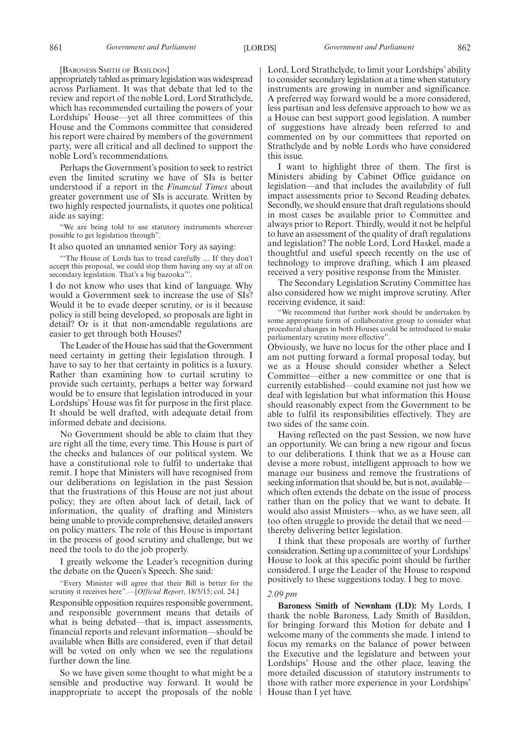[BARONESS SMITH OF BASILDON]

appropriately tabled as primary legislation was widespread across Parliament. It was that debate that led to the review and report of the noble Lord, Lord Strathclyde, which has recommended curtailing the powers of your Lordships' House—yet all three committees of this House and the Commons committee that considered his report were chaired by members of the government party, were all critical and all declined to support the noble Lord's recommendations.

Perhaps the Government's position to seek to restrict even the limited scrutiny we have of SIs is better understood if a report in the *Financial Times* about greater government use of SIs is accurate. Written by two highly respected journalists, it quotes one political aide as saying:

> "We are being told to use statutory instruments wherever possible to get legislation through".

It also quoted an unnamed senior Tory as saying:

> "'The House of Lords has to tread carefully … If they don't accept this proposal, we could stop them having any say at all on secondary legislation. That's a big bazooka'".

I do not know who uses that kind of language. Why would a Government seek to increase the use of SIs? Would it be to evade deeper scrutiny, or is it because policy is still being developed, so proposals are light in detail? Or is it that non-amendable regulations are easier to get through both Houses?

The Leader of the House has said that the Government need certainty in getting their legislation through. I have to say to her that certainty in politics is a luxury. Rather than examining how to curtail scrutiny to provide such certainty, perhaps a better way forward would be to ensure that legislation introduced in your Lordships' House was fit for purpose in the first place. It should be well drafted, with adequate detail from informed debate and decisions.

No Government should be able to claim that they are right all the time, every time. This House is part of the checks and balances of our political system. We have a constitutional role to fulfil to undertake that remit. I hope that Ministers will have recognised from our deliberations on legislation in the past Session that the frustrations of this House are not just about policy; they are often about lack of detail, lack of information, the quality of drafting and Ministers being unable to provide comprehensive, detailed answers on policy matters. The role of this House is important in the process of good scrutiny and challenge, but we need the tools to do the job properly.

I greatly welcome the Leader's recognition during the debate on the Queen's Speech. She said:

> "Every Minister will agree that their Bill is better for the scrutiny it receives here".—[*Official Report*, 18/5/15; col. 24.]

Responsible opposition requires responsible government, and responsible government means that details of what is being debated—that is, impact assessments, financial reports and relevant information—should be available when Bills are considered, even if that detail will be voted on only when we see the regulations further down the line.

So we have given some thought to what might be a sensible and productive way forward. It would be inappropriate to accept the proposals of the noble Lord, Lord Strathclyde, to limit your Lordships' ability to consider secondary legislation at a time when statutory instruments are growing in number and significance. A preferred way forward would be a more considered, less partisan and less defensive approach to how we as a House can best support good legislation. A number of suggestions have already been referred to and commented on by our committees that reported on Strathclyde and by noble Lords who have considered this issue.

I want to highlight three of them. The first is Ministers abiding by Cabinet Office guidance on legislation—and that includes the availability of full impact assessments prior to Second Reading debates. Secondly, we should ensure that draft regulations should in most cases be available prior to Committee and always prior to Report. Thirdly, would it not be helpful to have an assessment of the quality of draft regulations and legislation? The noble Lord, Lord Haskel, made a thoughtful and useful speech recently on the use of technology to improve drafting, which I am pleased received a very positive response from the Minister.

The Secondary Legislation Scrutiny Committee has also considered how we might improve scrutiny. After receiving evidence, it said:

> "We recommend that further work should be undertaken by some appropriate form of collaborative group to consider what procedural changes in both Houses could be introduced to make parliamentary scrutiny more effective".

Obviously, we have no locus for the other place and I am not putting forward a formal proposal today, but we as a House should consider whether a Select Committee—either a new committee or one that is currently established—could examine not just how we deal with legislation but what information this House should reasonably expect from the Government to be able to fulfil its responsibilities effectively. They are two sides of the same coin.

Having reflected on the past Session, we now have an opportunity. We can bring a new rigour and focus to our deliberations. I think that we as a House can devise a more robust, intelligent approach to how we manage our business and remove the frustrations of seeking information that should be, but is not, available—which often extends the debate on the issue of process rather than on the policy that we want to debate. It would also assist Ministers—who, as we have seen, all too often struggle to provide the detail that we need—thereby delivering better legislation.

I think that these proposals are worthy of further consideration. Setting up a committee of your Lordships' House to look at this specific point should be further considered. I urge the Leader of the House to respond positively to these suggestions today. I beg to move.

*2.09 pm*

**Baroness Smith of Newnham (LD):** My Lords, I thank the noble Baroness, Lady Smith of Basildon, for bringing forward this Motion for debate and I welcome many of the comments she made. I intend to focus my remarks on the balance of power between the Executive and the legislature and between your Lordships' House and the other place, leaving the more detailed discussion of statutory instruments to those with rather more experience in your Lordships' House than I yet have.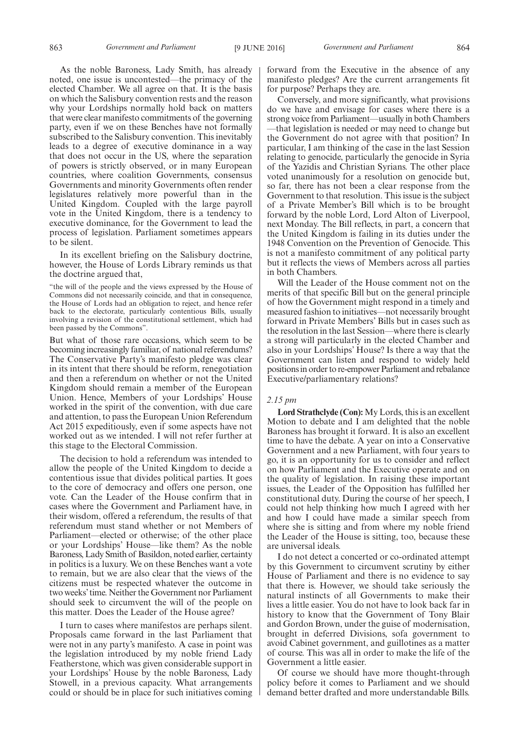As the noble Baroness, Lady Smith, has already noted, one issue is uncontested—the primacy of the elected Chamber. We all agree on that. It is the basis on which the Salisbury convention rests and the reason why your Lordships normally hold back on matters that were clear manifesto commitments of the governing party, even if we on these Benches have not formally subscribed to the Salisbury convention. This inevitably leads to a degree of executive dominance in a way that does not occur in the US, where the separation of powers is strictly observed, or in many European countries, where coalition Governments, consensus Governments and minority Governments often render legislatures relatively more powerful than in the United Kingdom. Coupled with the large payroll vote in the United Kingdom, there is a tendency to executive dominance, for the Government to lead the process of legislation. Parliament sometimes appears to be silent.

In its excellent briefing on the Salisbury doctrine, however, the House of Lords Library reminds us that the doctrine argued that,

"the will of the people and the views expressed by the House of Commons did not necessarily coincide, and that in consequence, the House of Lords had an obligation to reject, and hence refer back to the electorate, particularly contentious Bills, usually involving a revision of the constitutional settlement, which had been passed by the Commons".

But what of those rare occasions, which seem to be becoming increasingly familiar, of national referendums? The Conservative Party's manifesto pledge was clear in its intent that there should be reform, renegotiation and then a referendum on whether or not the United Kingdom should remain a member of the European Union. Hence, Members of your Lordships' House worked in the spirit of the convention, with due care and attention, to pass the European Union Referendum Act 2015 expeditiously, even if some aspects have not worked out as we intended. I will not refer further at this stage to the Electoral Commission.

The decision to hold a referendum was intended to allow the people of the United Kingdom to decide a contentious issue that divides political parties. It goes to the core of democracy and offers one person, one vote. Can the Leader of the House confirm that in cases where the Government and Parliament have, in their wisdom, offered a referendum, the results of that referendum must stand whether or not Members of Parliament—elected or otherwise; of the other place or your Lordships' House—like them? As the noble Baroness, Lady Smith of Basildon, noted earlier, certainty in politics is a luxury. We on these Benches want a vote to remain, but we are also clear that the views of the citizens must be respected whatever the outcome in two weeks' time. Neither the Government nor Parliament should seek to circumvent the will of the people on this matter. Does the Leader of the House agree?

I turn to cases where manifestos are perhaps silent. Proposals came forward in the last Parliament that were not in any party's manifesto. A case in point was the legislation introduced by my noble friend Lady Featherstone, which was given considerable support in your Lordships' House by the noble Baroness, Lady Stowell, in a previous capacity. What arrangements could or should be in place for such initiatives coming forward from the Executive in the absence of any manifesto pledges? Are the current arrangements fit for purpose? Perhaps they are.

Conversely, and more significantly, what provisions do we have and envisage for cases where there is a strong voice from Parliament—usually in both Chambers—that legislation is needed or may need to change but the Government do not agree with that position? In particular, I am thinking of the case in the last Session relating to genocide, particularly the genocide in Syria of the Yazidis and Christian Syrians. The other place voted unanimously for a resolution on genocide but, so far, there has not been a clear response from the Government to that resolution. This issue is the subject of a Private Member's Bill which is to be brought forward by the noble Lord, Lord Alton of Liverpool, next Monday. The Bill reflects, in part, a concern that the United Kingdom is failing in its duties under the 1948 Convention on the Prevention of Genocide. This is not a manifesto commitment of any political party but it reflects the views of Members across all parties in both Chambers.

Will the Leader of the House comment not on the merits of that specific Bill but on the general principle of how the Government might respond in a timely and measured fashion to initiatives—not necessarily brought forward in Private Members' Bills but in cases such as the resolution in the last Session—where there is clearly a strong will particularly in the elected Chamber and also in your Lordships' House? Is there a way that the Government can listen and respond to widely held positions in order to re-empower Parliament and rebalance Executive/parliamentary relations?

*2.15 pm*

**Lord Strathclyde (Con):** My Lords, this is an excellent Motion to debate and I am delighted that the noble Baroness has brought it forward. It is also an excellent time to have the debate. A year on into a Conservative Government and a new Parliament, with four years to go, it is an opportunity for us to consider and reflect on how Parliament and the Executive operate and on the quality of legislation. In raising these important issues, the Leader of the Opposition has fulfilled her constitutional duty. During the course of her speech, I could not help thinking how much I agreed with her and how I could have made a similar speech from where she is sitting and from where my noble friend the Leader of the House is sitting, too, because these are universal ideals.

I do not detect a concerted or co-ordinated attempt by this Government to circumvent scrutiny by either House of Parliament and there is no evidence to say that there is. However, we should take seriously the natural instincts of all Governments to make their lives a little easier. You do not have to look back far in history to know that the Government of Tony Blair and Gordon Brown, under the guise of modernisation, brought in deferred Divisions, sofa government to avoid Cabinet government, and guillotines as a matter of course. This was all in order to make the life of the Government a little easier.

Of course we should have more thought-through policy before it comes to Parliament and we should demand better drafted and more understandable Bills.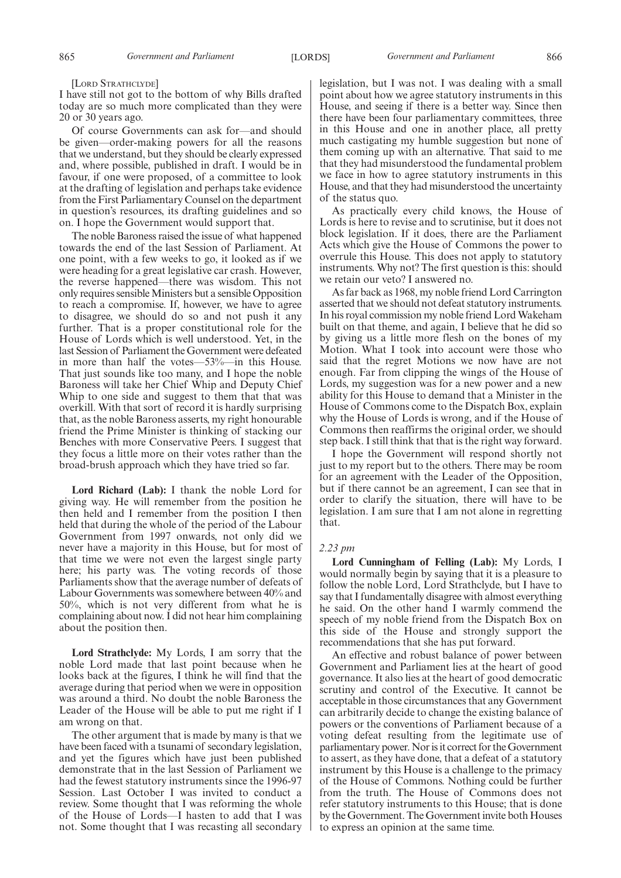[Lord Strathclyde]

I have still not got to the bottom of why Bills drafted today are so much more complicated than they were 20 or 30 years ago.

Of course Governments can ask for—and should be given—order-making powers for all the reasons that we understand, but they should be clearly expressed and, where possible, published in draft. I would be in favour, if one were proposed, of a committee to look at the drafting of legislation and perhaps take evidence from the First Parliamentary Counsel on the department in question's resources, its drafting guidelines and so on. I hope the Government would support that.

The noble Baroness raised the issue of what happened towards the end of the last Session of Parliament. At one point, with a few weeks to go, it looked as if we were heading for a great legislative car crash. However, the reverse happened—there was wisdom. This not only requires sensible Ministers but a sensible Opposition to reach a compromise. If, however, we have to agree to disagree, we should do so and not push it any further. That is a proper constitutional role for the House of Lords which is well understood. Yet, in the last Session of Parliament the Government were defeated in more than half the votes—53%—in this House. That just sounds like too many, and I hope the noble Baroness will take her Chief Whip and Deputy Chief Whip to one side and suggest to them that that was overkill. With that sort of record it is hardly surprising that, as the noble Baroness asserts, my right honourable friend the Prime Minister is thinking of stacking our Benches with more Conservative Peers. I suggest that they focus a little more on their votes rather than the broad-brush approach which they have tried so far.

**Lord Richard (Lab):** I thank the noble Lord for giving way. He will remember from the position he then held and I remember from the position I then held that during the whole of the period of the Labour Government from 1997 onwards, not only did we never have a majority in this House, but for most of that time we were not even the largest single party here; his party was. The voting records of those Parliaments show that the average number of defeats of Labour Governments was somewhere between 40% and 50%, which is not very different from what he is complaining about now. I did not hear him complaining about the position then.

**Lord Strathclyde:** My Lords, I am sorry that the noble Lord made that last point because when he looks back at the figures, I think he will find that the average during that period when we were in opposition was around a third. No doubt the noble Baroness the Leader of the House will be able to put me right if I am wrong on that.

The other argument that is made by many is that we have been faced with a tsunami of secondary legislation, and yet the figures which have just been published demonstrate that in the last Session of Parliament we had the fewest statutory instruments since the 1996-97 Session. Last October I was invited to conduct a review. Some thought that I was reforming the whole of the House of Lords—I hasten to add that I was not. Some thought that I was recasting all secondary legislation, but I was not. I was dealing with a small point about how we agree statutory instruments in this House, and seeing if there is a better way. Since then there have been four parliamentary committees, three in this House and one in another place, all pretty much castigating my humble suggestion but none of them coming up with an alternative. That said to me that they had misunderstood the fundamental problem we face in how to agree statutory instruments in this House, and that they had misunderstood the uncertainty of the status quo.

As practically every child knows, the House of Lords is here to revise and to scrutinise, but it does not block legislation. If it does, there are the Parliament Acts which give the House of Commons the power to overrule this House. This does not apply to statutory instruments. Why not? The first question is this: should we retain our veto? I answered no.

As far back as 1968, my noble friend Lord Carrington asserted that we should not defeat statutory instruments. In his royal commission my noble friend Lord Wakeham built on that theme, and again, I believe that he did so by giving us a little more flesh on the bones of my Motion. What I took into account were those who said that the regret Motions we now have are not enough. Far from clipping the wings of the House of Lords, my suggestion was for a new power and a new ability for this House to demand that a Minister in the House of Commons come to the Dispatch Box, explain why the House of Lords is wrong, and if the House of Commons then reaffirms the original order, we should step back. I still think that that is the right way forward.

I hope the Government will respond shortly not just to my report but to the others. There may be room for an agreement with the Leader of the Opposition, but if there cannot be an agreement, I can see that in order to clarify the situation, there will have to be legislation. I am sure that I am not alone in regretting that.

*2.23 pm*

**Lord Cunningham of Felling (Lab):** My Lords, I would normally begin by saying that it is a pleasure to follow the noble Lord, Lord Strathclyde, but I have to say that I fundamentally disagree with almost everything he said. On the other hand I warmly commend the speech of my noble friend from the Dispatch Box on this side of the House and strongly support the recommendations that she has put forward.

An effective and robust balance of power between Government and Parliament lies at the heart of good governance. It also lies at the heart of good democratic scrutiny and control of the Executive. It cannot be acceptable in those circumstances that any Government can arbitrarily decide to change the existing balance of powers or the conventions of Parliament because of a voting defeat resulting from the legitimate use of parliamentary power. Nor is it correct for the Government to assert, as they have done, that a defeat of a statutory instrument by this House is a challenge to the primacy of the House of Commons. Nothing could be further from the truth. The House of Commons does not refer statutory instruments to this House; that is done by the Government. The Government invite both Houses to express an opinion at the same time.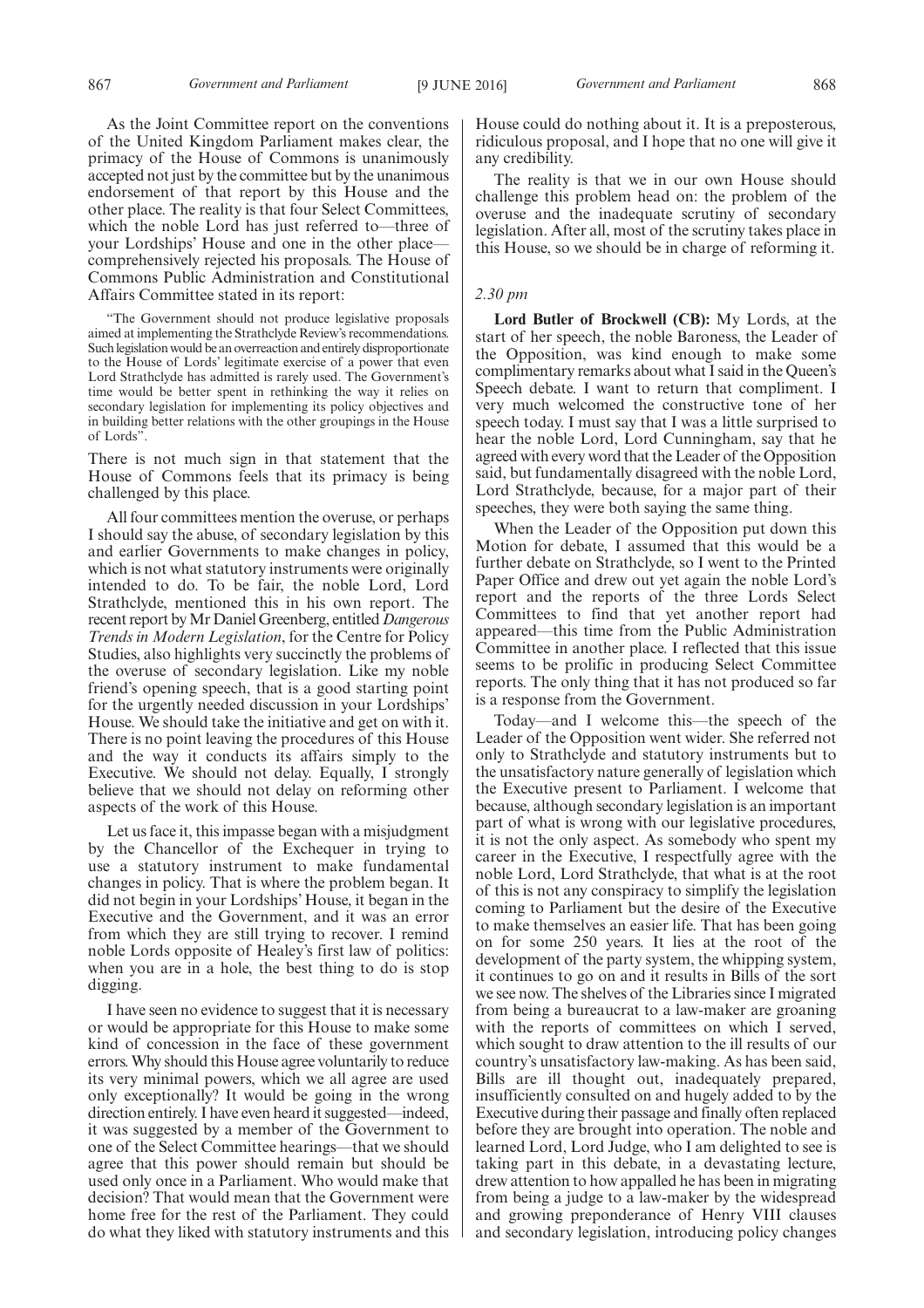As the Joint Committee report on the conventions of the United Kingdom Parliament makes clear, the primacy of the House of Commons is unanimously accepted not just by the committee but by the unanimous endorsement of that report by this House and the other place. The reality is that four Select Committees, which the noble Lord has just referred to—three of your Lordships' House and one in the other place—comprehensively rejected his proposals. The House of Commons Public Administration and Constitutional Affairs Committee stated in its report:

"The Government should not produce legislative proposals aimed at implementing the Strathclyde Review's recommendations. Such legislation would be an overreaction and entirely disproportionate to the House of Lords' legitimate exercise of a power that even Lord Strathclyde has admitted is rarely used. The Government's time would be better spent in rethinking the way it relies on secondary legislation for implementing its policy objectives and in building better relations with the other groupings in the House of Lords".

There is not much sign in that statement that the House of Commons feels that its primacy is being challenged by this place.

All four committees mention the overuse, or perhaps I should say the abuse, of secondary legislation by this and earlier Governments to make changes in policy, which is not what statutory instruments were originally intended to do. To be fair, the noble Lord, Lord Strathclyde, mentioned this in his own report. The recent report by Mr Daniel Greenberg, entitled *Dangerous Trends in Modern Legislation*, for the Centre for Policy Studies, also highlights very succinctly the problems of the overuse of secondary legislation. Like my noble friend's opening speech, that is a good starting point for the urgently needed discussion in your Lordships' House. We should take the initiative and get on with it. There is no point leaving the procedures of this House and the way it conducts its affairs simply to the Executive. We should not delay. Equally, I strongly believe that we should not delay on reforming other aspects of the work of this House.

Let us face it, this impasse began with a misjudgment by the Chancellor of the Exchequer in trying to use a statutory instrument to make fundamental changes in policy. That is where the problem began. It did not begin in your Lordships' House, it began in the Executive and the Government, and it was an error from which they are still trying to recover. I remind noble Lords opposite of Healey's first law of politics: when you are in a hole, the best thing to do is stop digging.

I have seen no evidence to suggest that it is necessary or would be appropriate for this House to make some kind of concession in the face of these government errors. Why should this House agree voluntarily to reduce its very minimal powers, which we all agree are used only exceptionally? It would be going in the wrong direction entirely. I have even heard it suggested—indeed, it was suggested by a member of the Government to one of the Select Committee hearings—that we should agree that this power should remain but should be used only once in a Parliament. Who would make that decision? That would mean that the Government were home free for the rest of the Parliament. They could do what they liked with statutory instruments and this House could do nothing about it. It is a preposterous, ridiculous proposal, and I hope that no one will give it any credibility.

The reality is that we in our own House should challenge this problem head on: the problem of the overuse and the inadequate scrutiny of secondary legislation. After all, most of the scrutiny takes place in this House, so we should be in charge of reforming it.

*2.30 pm*

**Lord Butler of Brockwell (CB):** My Lords, at the start of her speech, the noble Baroness, the Leader of the Opposition, was kind enough to make some complimentary remarks about what I said in the Queen's Speech debate. I want to return that compliment. I very much welcomed the constructive tone of her speech today. I must say that I was a little surprised to hear the noble Lord, Lord Cunningham, say that he agreed with every word that the Leader of the Opposition said, but fundamentally disagreed with the noble Lord, Lord Strathclyde, because, for a major part of their speeches, they were both saying the same thing.

When the Leader of the Opposition put down this Motion for debate, I assumed that this would be a further debate on Strathclyde, so I went to the Printed Paper Office and drew out yet again the noble Lord's report and the reports of the three Lords Select Committees to find that yet another report had appeared—this time from the Public Administration Committee in another place. I reflected that this issue seems to be prolific in producing Select Committee reports. The only thing that it has not produced so far is a response from the Government.

Today—and I welcome this—the speech of the Leader of the Opposition went wider. She referred not only to Strathclyde and statutory instruments but to the unsatisfactory nature generally of legislation which the Executive present to Parliament. I welcome that because, although secondary legislation is an important part of what is wrong with our legislative procedures, it is not the only aspect. As somebody who spent my career in the Executive, I respectfully agree with the noble Lord, Lord Strathclyde, that what is at the root of this is not any conspiracy to simplify the legislation coming to Parliament but the desire of the Executive to make themselves an easier life. That has been going on for some 250 years. It lies at the root of the development of the party system, the whipping system, it continues to go on and it results in Bills of the sort we see now. The shelves of the Libraries since I migrated from being a bureaucrat to a law-maker are groaning with the reports of committees on which I served, which sought to draw attention to the ill results of our country's unsatisfactory law-making. As has been said, Bills are ill thought out, inadequately prepared, insufficiently consulted on and hugely added to by the Executive during their passage and finally often replaced before they are brought into operation. The noble and learned Lord, Lord Judge, who I am delighted to see is taking part in this debate, in a devastating lecture, drew attention to how appalled he has been in migrating from being a judge to a law-maker by the widespread and growing preponderance of Henry VIII clauses and secondary legislation, introducing policy changes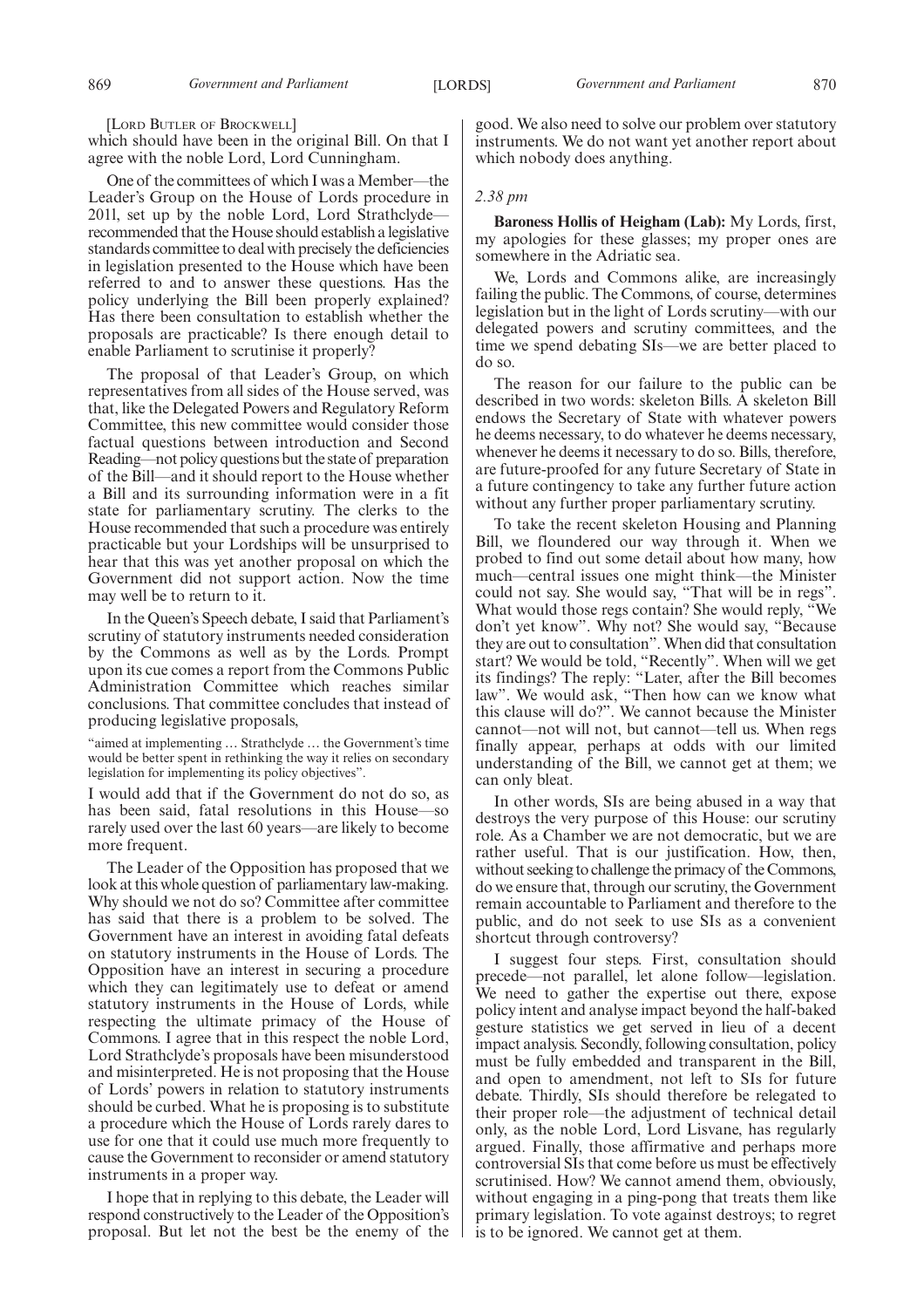[Lord Butler of Brockwell]

which should have been in the original Bill. On that I agree with the noble Lord, Lord Cunningham.

One of the committees of which I was a Member—the Leader's Group on the House of Lords procedure in 2011, set up by the noble Lord, Lord Strathclyde—recommended that the House should establish a legislative standards committee to deal with precisely the deficiencies in legislation presented to the House which have been referred to and to answer these questions. Has the policy underlying the Bill been properly explained? Has there been consultation to establish whether the proposals are practicable? Is there enough detail to enable Parliament to scrutinise it properly?

The proposal of that Leader's Group, on which representatives from all sides of the House served, was that, like the Delegated Powers and Regulatory Reform Committee, this new committee would consider those factual questions between introduction and Second Reading—not policy questions but the state of preparation of the Bill—and it should report to the House whether a Bill and its surrounding information were in a fit state for parliamentary scrutiny. The clerks to the House recommended that such a procedure was entirely practicable but your Lordships will be unsurprised to hear that this was yet another proposal on which the Government did not support action. Now the time may well be to return to it.

In the Queen's Speech debate, I said that Parliament's scrutiny of statutory instruments needed consideration by the Commons as well as by the Lords. Prompt upon its cue comes a report from the Commons Public Administration Committee which reaches similar conclusions. That committee concludes that instead of producing legislative proposals,

"aimed at implementing … Strathclyde … the Government's time would be better spent in rethinking the way it relies on secondary legislation for implementing its policy objectives".

I would add that if the Government do not do so, as has been said, fatal resolutions in this House—so rarely used over the last 60 years—are likely to become more frequent.

The Leader of the Opposition has proposed that we look at this whole question of parliamentary law-making. Why should we not do so? Committee after committee has said that there is a problem to be solved. The Government have an interest in avoiding fatal defeats on statutory instruments in the House of Lords. The Opposition have an interest in securing a procedure which they can legitimately use to defeat or amend statutory instruments in the House of Lords, while respecting the ultimate primacy of the House of Commons. I agree that in this respect the noble Lord, Lord Strathclyde's proposals have been misunderstood and misinterpreted. He is not proposing that the House of Lords' powers in relation to statutory instruments should be curbed. What he is proposing is to substitute a procedure which the House of Lords rarely dares to use for one that it could use much more frequently to cause the Government to reconsider or amend statutory instruments in a proper way.

I hope that in replying to this debate, the Leader will respond constructively to the Leader of the Opposition's proposal. But let not the best be the enemy of the good. We also need to solve our problem over statutory instruments. We do not want yet another report about which nobody does anything.

*2.38 pm*

**Baroness Hollis of Heigham (Lab):** My Lords, first, my apologies for these glasses; my proper ones are somewhere in the Adriatic sea.

We, Lords and Commons alike, are increasingly failing the public. The Commons, of course, determines legislation but in the light of Lords scrutiny—with our delegated powers and scrutiny committees, and the time we spend debating SIs—we are better placed to do so.

The reason for our failure to the public can be described in two words: skeleton Bills. A skeleton Bill endows the Secretary of State with whatever powers he deems necessary, to do whatever he deems necessary, whenever he deems it necessary to do so. Bills, therefore, are future-proofed for any future Secretary of State in a future contingency to take any further future action without any further proper parliamentary scrutiny.

To take the recent skeleton Housing and Planning Bill, we floundered our way through it. When we probed to find out some detail about how many, how much—central issues one might think—the Minister could not say. She would say, "That will be in regs". What would those regs contain? She would reply, "We don't yet know". Why not? She would say, "Because they are out to consultation". When did that consultation start? We would be told, "Recently". When will we get its findings? The reply: "Later, after the Bill becomes law". We would ask, "Then how can we know what this clause will do?". We cannot because the Minister cannot—not will not, but cannot—tell us. When regs finally appear, perhaps at odds with our limited understanding of the Bill, we cannot get at them; we can only bleat.

In other words, SIs are being abused in a way that destroys the very purpose of this House: our scrutiny role. As a Chamber we are not democratic, but we are rather useful. That is our justification. How, then, without seeking to challenge the primacy of the Commons, do we ensure that, through our scrutiny, the Government remain accountable to Parliament and therefore to the public, and do not seek to use SIs as a convenient shortcut through controversy?

I suggest four steps. First, consultation should precede—not parallel, let alone follow—legislation. We need to gather the expertise out there, expose policy intent and analyse impact beyond the half-baked gesture statistics we get served in lieu of a decent impact analysis. Secondly, following consultation, policy must be fully embedded and transparent in the Bill, and open to amendment, not left to SIs for future debate. Thirdly, SIs should therefore be relegated to their proper role—the adjustment of technical detail only, as the noble Lord, Lord Lisvane, has regularly argued. Finally, those affirmative and perhaps more controversial SIs that come before us must be effectively scrutinised. How? We cannot amend them, obviously, without engaging in a ping-pong that treats them like primary legislation. To vote against destroys; to regret is to be ignored. We cannot get at them.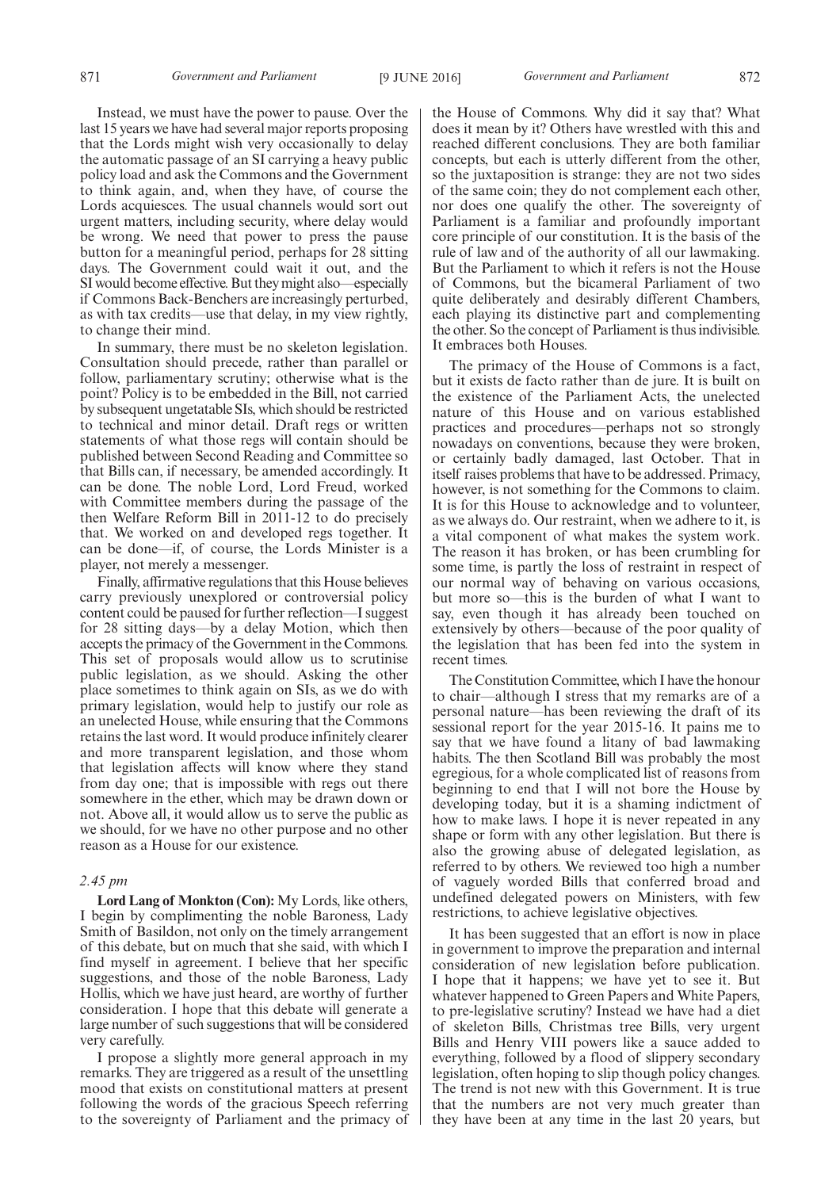Instead, we must have the power to pause. Over the last 15 years we have had several major reports proposing that the Lords might wish very occasionally to delay the automatic passage of an SI carrying a heavy public policy load and ask the Commons and the Government to think again, and, when they have, of course the Lords acquiesces. The usual channels would sort out urgent matters, including security, where delay would be wrong. We need that power to press the pause button for a meaningful period, perhaps for 28 sitting days. The Government could wait it out, and the SI would become effective. But they might also—especially if Commons Back-Benchers are increasingly perturbed, as with tax credits—use that delay, in my view rightly, to change their mind.

In summary, there must be no skeleton legislation. Consultation should precede, rather than parallel or follow, parliamentary scrutiny; otherwise what is the point? Policy is to be embedded in the Bill, not carried by subsequent ungetatable SIs, which should be restricted to technical and minor detail. Draft regs or written statements of what those regs will contain should be published between Second Reading and Committee so that Bills can, if necessary, be amended accordingly. It can be done. The noble Lord, Lord Freud, worked with Committee members during the passage of the then Welfare Reform Bill in 2011-12 to do precisely that. We worked on and developed regs together. It can be done—if, of course, the Lords Minister is a player, not merely a messenger.

Finally, affirmative regulations that this House believes carry previously unexplored or controversial policy content could be paused for further reflection—I suggest for 28 sitting days—by a delay Motion, which then accepts the primacy of the Government in the Commons. This set of proposals would allow us to scrutinise public legislation, as we should. Asking the other place sometimes to think again on SIs, as we do with primary legislation, would help to justify our role as an unelected House, while ensuring that the Commons retains the last word. It would produce infinitely clearer and more transparent legislation, and those whom that legislation affects will know where they stand from day one; that is impossible with regs out there somewhere in the ether, which may be drawn down or not. Above all, it would allow us to serve the public as we should, for we have no other purpose and no other reason as a House for our existence.

*2.45 pm*

**Lord Lang of Monkton (Con):** My Lords, like others, I begin by complimenting the noble Baroness, Lady Smith of Basildon, not only on the timely arrangement of this debate, but on much that she said, with which I find myself in agreement. I believe that her specific suggestions, and those of the noble Baroness, Lady Hollis, which we have just heard, are worthy of further consideration. I hope that this debate will generate a large number of such suggestions that will be considered very carefully.

I propose a slightly more general approach in my remarks. They are triggered as a result of the unsettling mood that exists on constitutional matters at present following the words of the gracious Speech referring to the sovereignty of Parliament and the primacy of the House of Commons. Why did it say that? What does it mean by it? Others have wrestled with this and reached different conclusions. They are both familiar concepts, but each is utterly different from the other, so the juxtaposition is strange: they are not two sides of the same coin; they do not complement each other, nor does one qualify the other. The sovereignty of Parliament is a familiar and profoundly important core principle of our constitution. It is the basis of the rule of law and of the authority of all our lawmaking. But the Parliament to which it refers is not the House of Commons, but the bicameral Parliament of two quite deliberately and desirably different Chambers, each playing its distinctive part and complementing the other. So the concept of Parliament is thus indivisible. It embraces both Houses.

The primacy of the House of Commons is a fact, but it exists de facto rather than de jure. It is built on the existence of the Parliament Acts, the unelected nature of this House and on various established practices and procedures—perhaps not so strongly nowadays on conventions, because they were broken, or certainly badly damaged, last October. That in itself raises problems that have to be addressed. Primacy, however, is not something for the Commons to claim. It is for this House to acknowledge and to volunteer, as we always do. Our restraint, when we adhere to it, is a vital component of what makes the system work. The reason it has broken, or has been crumbling for some time, is partly the loss of restraint in respect of our normal way of behaving on various occasions, but more so—this is the burden of what I want to say, even though it has already been touched on extensively by others—because of the poor quality of the legislation that has been fed into the system in recent times.

The Constitution Committee, which I have the honour to chair—although I stress that my remarks are of a personal nature—has been reviewing the draft of its sessional report for the year 2015-16. It pains me to say that we have found a litany of bad lawmaking habits. The then Scotland Bill was probably the most egregious, for a whole complicated list of reasons from beginning to end that I will not bore the House by developing today, but it is a shaming indictment of how to make laws. I hope it is never repeated in any shape or form with any other legislation. But there is also the growing abuse of delegated legislation, as referred to by others. We reviewed too high a number of vaguely worded Bills that conferred broad and undefined delegated powers on Ministers, with few restrictions, to achieve legislative objectives.

It has been suggested that an effort is now in place in government to improve the preparation and internal consideration of new legislation before publication. I hope that it happens; we have yet to see it. But whatever happened to Green Papers and White Papers, to pre-legislative scrutiny? Instead we have had a diet of skeleton Bills, Christmas tree Bills, very urgent Bills and Henry VIII powers like a sauce added to everything, followed by a flood of slippery secondary legislation, often hoping to slip though policy changes. The trend is not new with this Government. It is true that the numbers are not very much greater than they have been at any time in the last 20 years, but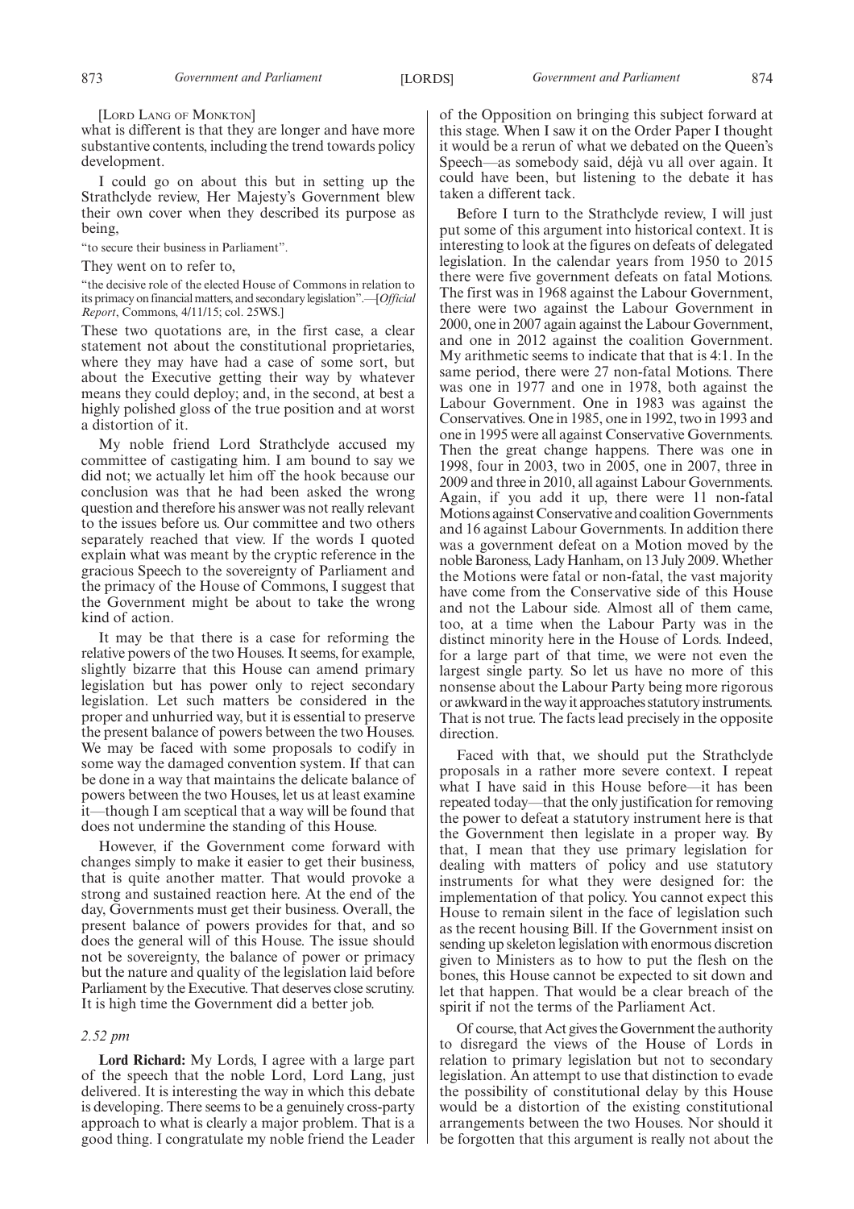[Lord Lang of Monkton]

what is different is that they are longer and have more substantive contents, including the trend towards policy development.

I could go on about this but in setting up the Strathclyde review, Her Majesty's Government blew their own cover when they described its purpose as being,

"to secure their business in Parliament".

They went on to refer to,

"the decisive role of the elected House of Commons in relation to its primacy on financial matters, and secondary legislation".—[*Official Report*, Commons, 4/11/15; col. 25WS.]

These two quotations are, in the first case, a clear statement not about the constitutional proprieties, where they may have had a case of some sort, but about the Executive getting their way by whatever means they could deploy; and, in the second, at best a highly polished gloss of the true position and at worst a distortion of it.

My noble friend Lord Strathclyde accused my committee of castigating him. I am bound to say we did not; we actually let him off the hook because our conclusion was that he had been asked the wrong question and therefore his answer was not really relevant to the issues before us. Our committee and two others separately reached that view. If the words I quoted explain what was meant by the cryptic reference in the gracious Speech to the sovereignty of Parliament and the primacy of the House of Commons, I suggest that the Government might be about to take the wrong kind of action.

It may be that there is a case for reforming the relative powers of the two Houses. It seems, for example, slightly bizarre that this House can amend primary legislation but has power only to reject secondary legislation. Let such matters be considered in the proper and unhurried way, but it is essential to preserve the present balance of powers between the two Houses. We may be faced with some proposals to codify in some way the damaged convention system. If that can be done in a way that maintains the delicate balance of powers between the two Houses, let us at least examine it—though I am sceptical that a way will be found that does not undermine the standing of this House.

However, if the Government come forward with changes simply to make it easier to get their business, that is quite another matter. That would provoke a strong and sustained reaction here. At the end of the day, Governments must get their business. Overall, the present balance of powers provides for that, and so does the general will of this House. The issue should not be sovereignty, the balance of power or primacy but the nature and quality of the legislation laid before Parliament by the Executive. That deserves close scrutiny. It is high time the Government did a better job.

*2.52 pm*

**Lord Richard:** My Lords, I agree with a large part of the speech that the noble Lord, Lord Lang, just delivered. It is interesting the way in which this debate is developing. There seems to be a genuinely cross-party approach to what is clearly a major problem. That is a good thing. I congratulate my noble friend the Leader of the Opposition on bringing this subject forward at this stage. When I saw it on the Order Paper I thought it would be a rerun of what we debated on the Queen's Speech—as somebody said, déjà vu all over again. It could have been, but listening to the debate it has taken a different tack.

Before I turn to the Strathclyde review, I will just put some of this argument into historical context. It is interesting to look at the figures on defeats of delegated legislation. In the calendar years from 1950 to 2015 there were five government defeats on fatal Motions. The first was in 1968 against the Labour Government, there were two against the Labour Government in 2000, one in 2007 again against the Labour Government, and one in 2012 against the coalition Government. My arithmetic seems to indicate that that is 4:1. In the same period, there were 27 non-fatal Motions. There was one in 1977 and one in 1978, both against the Labour Government. One in 1983 was against the Conservatives. One in 1985, one in 1992, two in 1993 and one in 1995 were all against Conservative Governments. Then the great change happens. There was one in 1998, four in 2003, two in 2005, one in 2007, three in 2009 and three in 2010, all against Labour Governments. Again, if you add it up, there were 11 non-fatal Motions against Conservative and coalition Governments and 16 against Labour Governments. In addition there was a government defeat on a Motion moved by the noble Baroness, Lady Hanham, on 13 July 2009. Whether the Motions were fatal or non-fatal, the vast majority have come from the Conservative side of this House and not the Labour side. Almost all of them came, too, at a time when the Labour Party was in the distinct minority here in the House of Lords. Indeed, for a large part of that time, we were not even the largest single party. So let us have no more of this nonsense about the Labour Party being more rigorous or awkward in the way it approaches statutory instruments. That is not true. The facts lead precisely in the opposite direction.

Faced with that, we should put the Strathclyde proposals in a rather more severe context. I repeat what I have said in this House before—it has been repeated today—that the only justification for removing the power to defeat a statutory instrument here is that the Government then legislate in a proper way. By that, I mean that they use primary legislation for dealing with matters of policy and use statutory instruments for what they were designed for: the implementation of that policy. You cannot expect this House to remain silent in the face of legislation such as the recent housing Bill. If the Government insist on sending up skeleton legislation with enormous discretion given to Ministers as to how to put the flesh on the bones, this House cannot be expected to sit down and let that happen. That would be a clear breach of the spirit if not the terms of the Parliament Act.

Of course, that Act gives the Government the authority to disregard the views of the House of Lords in relation to primary legislation but not to secondary legislation. An attempt to use that distinction to evade the possibility of constitutional delay by this House would be a distortion of the existing constitutional arrangements between the two Houses. Nor should it be forgotten that this argument is really not about the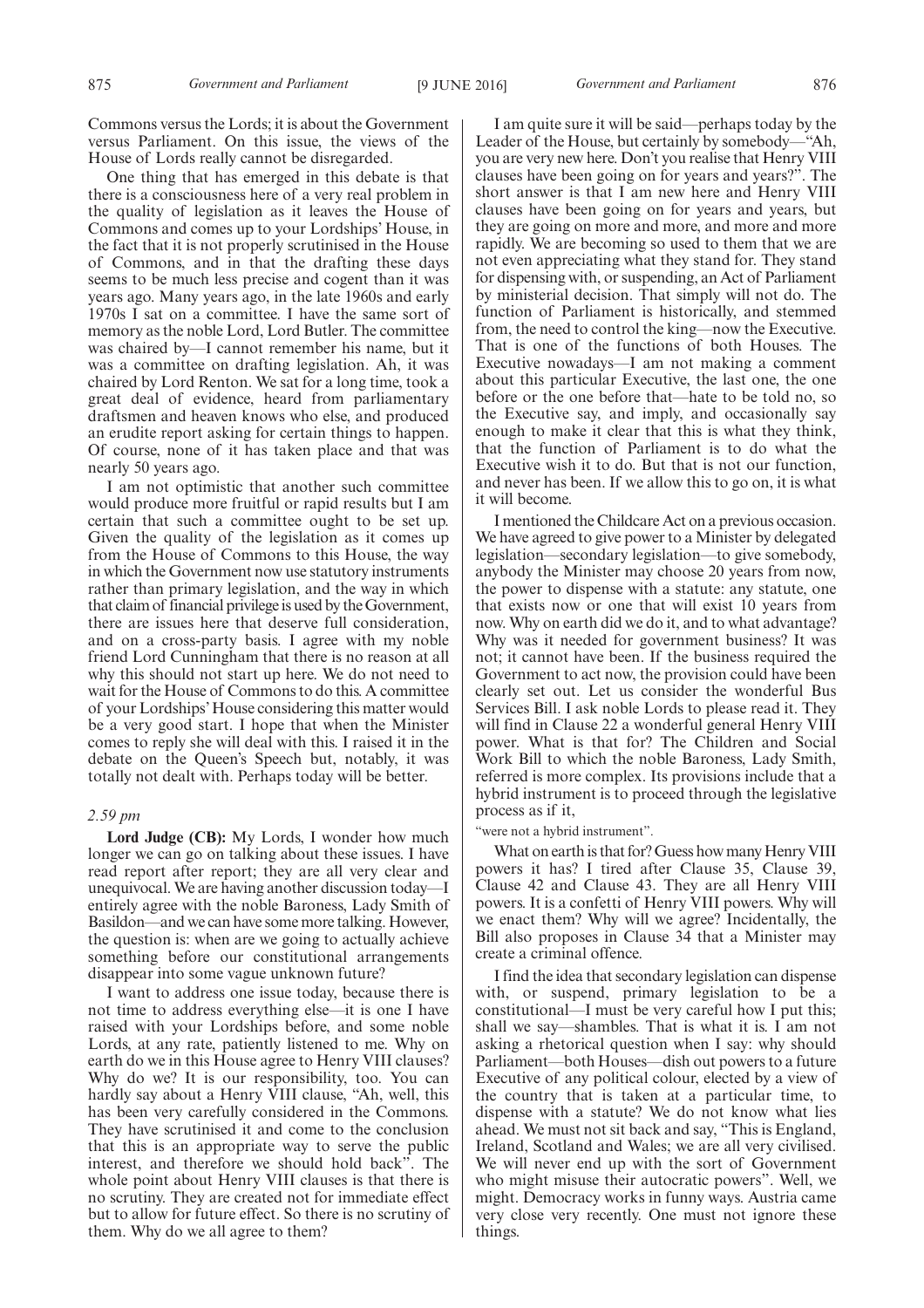Commons versus the Lords; it is about the Government versus Parliament. On this issue, the views of the House of Lords really cannot be disregarded.

One thing that has emerged in this debate is that there is a consciousness here of a very real problem in the quality of legislation as it leaves the House of Commons and comes up to your Lordships' House, in the fact that it is not properly scrutinised in the House of Commons, and in that the drafting these days seems to be much less precise and cogent than it was years ago. Many years ago, in the late 1960s and early 1970s I sat on a committee. I have the same sort of memory as the noble Lord, Lord Butler. The committee was chaired by—I cannot remember his name, but it was a committee on drafting legislation. Ah, it was chaired by Lord Renton. We sat for a long time, took a great deal of evidence, heard from parliamentary draftsmen and heaven knows who else, and produced an erudite report asking for certain things to happen. Of course, none of it has taken place and that was nearly 50 years ago.

I am not optimistic that another such committee would produce more fruitful or rapid results but I am certain that such a committee ought to be set up. Given the quality of the legislation as it comes up from the House of Commons to this House, the way in which the Government now use statutory instruments rather than primary legislation, and the way in which that claim of financial privilege is used by the Government, there are issues here that deserve full consideration, and on a cross-party basis. I agree with my noble friend Lord Cunningham that there is no reason at all why this should not start up here. We do not need to wait for the House of Commons to do this. A committee of your Lordships' House considering this matter would be a very good start. I hope that when the Minister comes to reply she will deal with this. I raised it in the debate on the Queen's Speech but, notably, it was totally not dealt with. Perhaps today will be better.

*2.59 pm*

**Lord Judge (CB):** My Lords, I wonder how much longer we can go on talking about these issues. I have read report after report; they are all very clear and unequivocal. We are having another discussion today—I entirely agree with the noble Baroness, Lady Smith of Basildon—and we can have some more talking. However, the question is: when are we going to actually achieve something before our constitutional arrangements disappear into some vague unknown future?

I want to address one issue today, because there is not time to address everything else—it is one I have raised with your Lordships before, and some noble Lords, at any rate, patiently listened to me. Why on earth do we in this House agree to Henry VIII clauses? Why do we? It is our responsibility, too. You can hardly say about a Henry VIII clause, "Ah, well, this has been very carefully considered in the Commons. They have scrutinised it and come to the conclusion that this is an appropriate way to serve the public interest, and therefore we should hold back". The whole point about Henry VIII clauses is that there is no scrutiny. They are created not for immediate effect but to allow for future effect. So there is no scrutiny of them. Why do we all agree to them?

I am quite sure it will be said—perhaps today by the Leader of the House, but certainly by somebody—"Ah, you are very new here. Don't you realise that Henry VIII clauses have been going on for years and years?". The short answer is that I am new here and Henry VIII clauses have been going on for years and years, but they are going on more and more, and more and more rapidly. We are becoming so used to them that we are not even appreciating what they stand for. They stand for dispensing with, or suspending, an Act of Parliament by ministerial decision. That simply will not do. The function of Parliament is historically, and stemmed from, the need to control the king—now the Executive. That is one of the functions of both Houses. The Executive nowadays—I am not making a comment about this particular Executive, the last one, the one before or the one before that—hate to be told no, so the Executive say, and imply, and occasionally say enough to make it clear that this is what they think, that the function of Parliament is to do what the Executive wish it to do. But that is not our function, and never has been. If we allow this to go on, it is what it will become.

I mentioned the Childcare Act on a previous occasion. We have agreed to give power to a Minister by delegated legislation—secondary legislation—to give somebody, anybody the Minister may choose 20 years from now, the power to dispense with a statute: any statute, one that exists now or one that will exist 10 years from now. Why on earth did we do it, and to what advantage? Why was it needed for government business? It was not; it cannot have been. If the business required the Government to act now, the provision could have been clearly set out. Let us consider the wonderful Bus Services Bill. I ask noble Lords to please read it. They will find in Clause 22 a wonderful general Henry VIII power. What is that for? The Children and Social Work Bill to which the noble Baroness, Lady Smith, referred is more complex. Its provisions include that a hybrid instrument is to proceed through the legislative process as if it,

"were not a hybrid instrument".

What on earth is that for? Guess how many Henry VIII powers it has? I tired after Clause 35, Clause 39, Clause 42 and Clause 43. They are all Henry VIII powers. It is a confetti of Henry VIII powers. Why will we enact them? Why will we agree? Incidentally, the Bill also proposes in Clause 34 that a Minister may create a criminal offence.

I find the idea that secondary legislation can dispense with, or suspend, primary legislation to be a constitutional—I must be very careful how I put this; shall we say—shambles. That is what it is. I am not asking a rhetorical question when I say: why should Parliament—both Houses—dish out powers to a future Executive of any political colour, elected by a view of the country that is taken at a particular time, to dispense with a statute? We do not know what lies ahead. We must not sit back and say, "This is England, Ireland, Scotland and Wales; we are all very civilised. We will never end up with the sort of Government who might misuse their autocratic powers". Well, we might. Democracy works in funny ways. Austria came very close very recently. One must not ignore these things.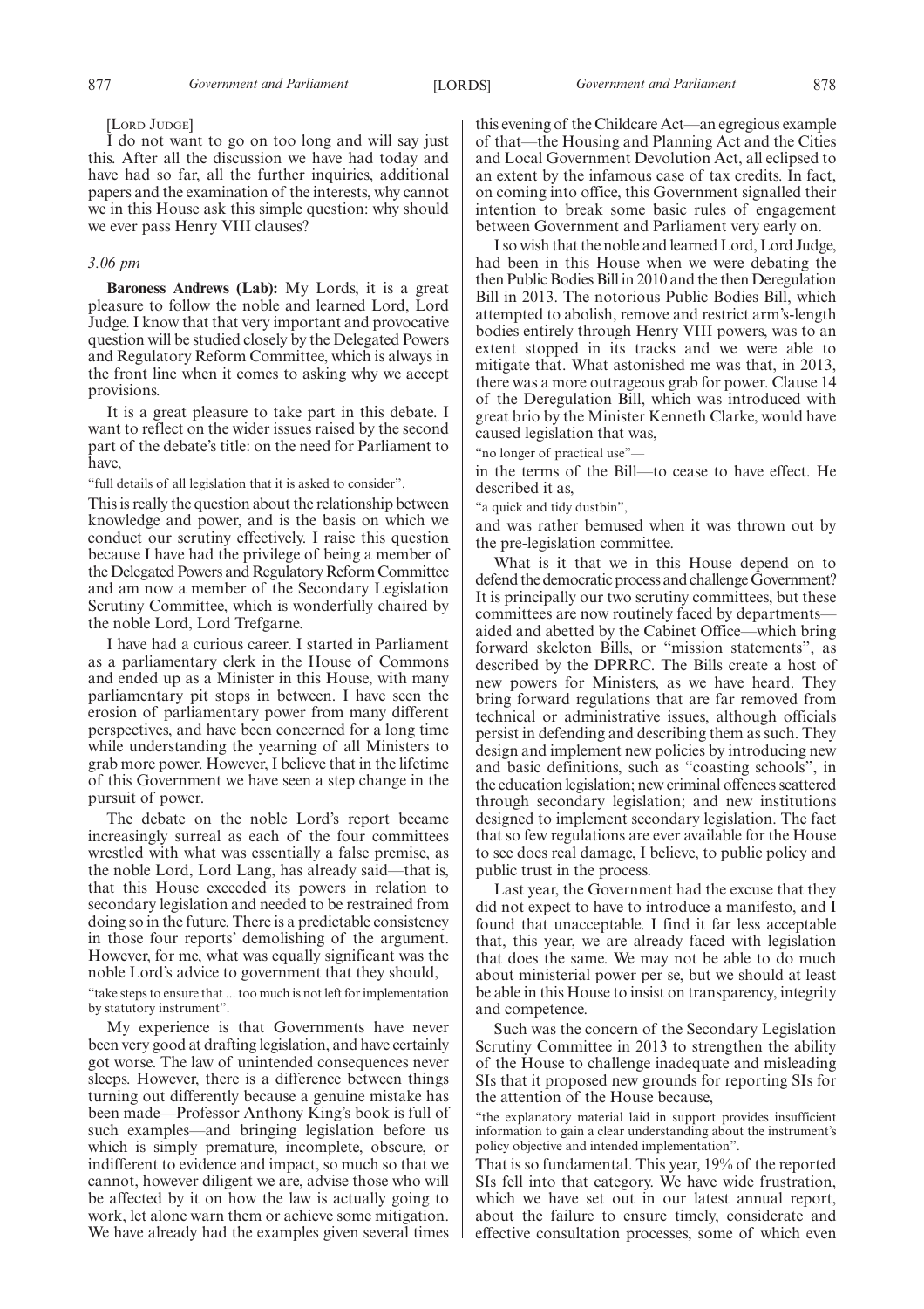[Lord Judge]

I do not want to go on too long and will say just this. After all the discussion we have had today and have had so far, all the further inquiries, additional papers and the examination of the interests, why cannot we in this House ask this simple question: why should we ever pass Henry VIII clauses?

*3.06 pm*

**Baroness Andrews (Lab):** My Lords, it is a great pleasure to follow the noble and learned Lord, Lord Judge. I know that that very important and provocative question will be studied closely by the Delegated Powers and Regulatory Reform Committee, which is always in the front line when it comes to asking why we accept provisions.

It is a great pleasure to take part in this debate. I want to reflect on the wider issues raised by the second part of the debate's title: on the need for Parliament to have,

"full details of all legislation that it is asked to consider".

This is really the question about the relationship between knowledge and power, and is the basis on which we conduct our scrutiny effectively. I raise this question because I have had the privilege of being a member of the Delegated Powers and Regulatory Reform Committee and am now a member of the Secondary Legislation Scrutiny Committee, which is wonderfully chaired by the noble Lord, Lord Trefgarne.

I have had a curious career. I started in Parliament as a parliamentary clerk in the House of Commons and ended up as a Minister in this House, with many parliamentary pit stops in between. I have seen the erosion of parliamentary power from many different perspectives, and have been concerned for a long time while understanding the yearning of all Ministers to grab more power. However, I believe that in the lifetime of this Government we have seen a step change in the pursuit of power.

The debate on the noble Lord's report became increasingly surreal as each of the four committees wrestled with what was essentially a false premise, as the noble Lord, Lord Lang, has already said—that is, that this House exceeded its powers in relation to secondary legislation and needed to be restrained from doing so in the future. There is a predictable consistency in those four reports' demolishing of the argument. However, for me, what was equally significant was the noble Lord's advice to government that they should,

"take steps to ensure that ... too much is not left for implementation by statutory instrument".

My experience is that Governments have never been very good at drafting legislation, and have certainly got worse. The law of unintended consequences never sleeps. However, there is a difference between things turning out differently because a genuine mistake has been made—Professor Anthony King's book is full of such examples—and bringing legislation before us which is simply premature, incomplete, obscure, or indifferent to evidence and impact, so much so that we cannot, however diligent we are, advise those who will be affected by it on how the law is actually going to work, let alone warn them or achieve some mitigation. We have already had the examples given several times this evening of the Childcare Act—an egregious example of that—the Housing and Planning Act and the Cities and Local Government Devolution Act, all eclipsed to an extent by the infamous case of tax credits. In fact, on coming into office, this Government signalled their intention to break some basic rules of engagement between Government and Parliament very early on.

I so wish that the noble and learned Lord, Lord Judge, had been in this House when we were debating the then Public Bodies Bill in 2010 and the then Deregulation Bill in 2013. The notorious Public Bodies Bill, which attempted to abolish, remove and restrict arm's-length bodies entirely through Henry VIII powers, was to an extent stopped in its tracks and we were able to mitigate that. What astonished me was that, in 2013, there was a more outrageous grab for power. Clause 14 of the Deregulation Bill, which was introduced with great brio by the Minister Kenneth Clarke, would have caused legislation that was,

"no longer of practical use"—

in the terms of the Bill—to cease to have effect. He described it as,

"a quick and tidy dustbin",

and was rather bemused when it was thrown out by the pre-legislation committee.

What is it that we in this House depend on to defend the democratic process and challenge Government? It is principally our two scrutiny committees, but these committees are now routinely faced by departments—aided and abetted by the Cabinet Office—which bring forward skeleton Bills, or "mission statements", as described by the DPRRC. The Bills create a host of new powers for Ministers, as we have heard. They bring forward regulations that are far removed from technical or administrative issues, although officials persist in defending and describing them as such. They design and implement new policies by introducing new and basic definitions, such as "coasting schools", in the education legislation; new criminal offences scattered through secondary legislation; and new institutions designed to implement secondary legislation. The fact that so few regulations are ever available for the House to see does real damage, I believe, to public policy and public trust in the process.

Last year, the Government had the excuse that they did not expect to have to introduce a manifesto, and I found that unacceptable. I find it far less acceptable that, this year, we are already faced with legislation that does the same. We may not be able to do much about ministerial power per se, but we should at least be able in this House to insist on transparency, integrity and competence.

Such was the concern of the Secondary Legislation Scrutiny Committee in 2013 to strengthen the ability of the House to challenge inadequate and misleading SIs that it proposed new grounds for reporting SIs for the attention of the House because,

"the explanatory material laid in support provides insufficient information to gain a clear understanding about the instrument's policy objective and intended implementation".

That is so fundamental. This year, 19% of the reported SIs fell into that category. We have wide frustration, which we have set out in our latest annual report, about the failure to ensure timely, considerate and effective consultation processes, some of which even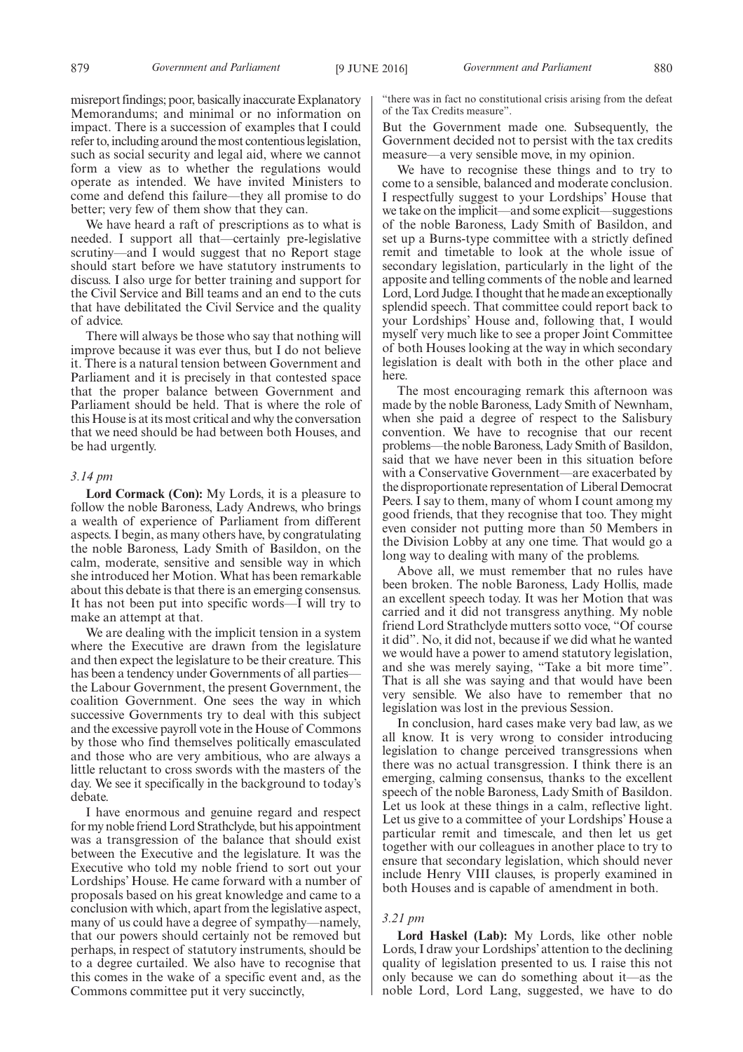misreport findings; poor, basically inaccurate Explanatory Memorandums; and minimal or no information on impact. There is a succession of examples that I could refer to, including around the most contentious legislation, such as social security and legal aid, where we cannot form a view as to whether the regulations would operate as intended. We have invited Ministers to come and defend this failure—they all promise to do better; very few of them show that they can.

We have heard a raft of prescriptions as to what is needed. I support all that—certainly pre-legislative scrutiny—and I would suggest that no Report stage should start before we have statutory instruments to discuss. I also urge for better training and support for the Civil Service and Bill teams and an end to the cuts that have debilitated the Civil Service and the quality of advice.

There will always be those who say that nothing will improve because it was ever thus, but I do not believe it. There is a natural tension between Government and Parliament and it is precisely in that contested space that the proper balance between Government and Parliament should be held. That is where the role of this House is at its most critical and why the conversation that we need should be had between both Houses, and be had urgently.

*3.14 pm*

**Lord Cormack (Con):** My Lords, it is a pleasure to follow the noble Baroness, Lady Andrews, who brings a wealth of experience of Parliament from different aspects. I begin, as many others have, by congratulating the noble Baroness, Lady Smith of Basildon, on the calm, moderate, sensitive and sensible way in which she introduced her Motion. What has been remarkable about this debate is that there is an emerging consensus. It has not been put into specific words—I will try to make an attempt at that.

We are dealing with the implicit tension in a system where the Executive are drawn from the legislature and then expect the legislature to be their creature. This has been a tendency under Governments of all parties—the Labour Government, the present Government, the coalition Government. One sees the way in which successive Governments try to deal with this subject and the excessive payroll vote in the House of Commons by those who find themselves politically emasculated and those who are very ambitious, who are always a little reluctant to cross swords with the masters of the day. We see it specifically in the background to today's debate.

I have enormous and genuine regard and respect for my noble friend Lord Strathclyde, but his appointment was a transgression of the balance that should exist between the Executive and the legislature. It was the Executive who told my noble friend to sort out your Lordships' House. He came forward with a number of proposals based on his great knowledge and came to a conclusion with which, apart from the legislative aspect, many of us could have a degree of sympathy—namely, that our powers should certainly not be removed but perhaps, in respect of statutory instruments, should be to a degree curtailed. We also have to recognise that this comes in the wake of a specific event and, as the Commons committee put it very succinctly,

"there was in fact no constitutional crisis arising from the defeat of the Tax Credits measure".

But the Government made one. Subsequently, the Government decided not to persist with the tax credits measure—a very sensible move, in my opinion.

We have to recognise these things and to try to come to a sensible, balanced and moderate conclusion. I respectfully suggest to your Lordships' House that we take on the implicit—and some explicit—suggestions of the noble Baroness, Lady Smith of Basildon, and set up a Burns-type committee with a strictly defined remit and timetable to look at the whole issue of secondary legislation, particularly in the light of the apposite and telling comments of the noble and learned Lord, Lord Judge. I thought that he made an exceptionally splendid speech. That committee could report back to your Lordships' House and, following that, I would myself very much like to see a proper Joint Committee of both Houses looking at the way in which secondary legislation is dealt with both in the other place and here.

The most encouraging remark this afternoon was made by the noble Baroness, Lady Smith of Newnham, when she paid a degree of respect to the Salisbury convention. We have to recognise that our recent problems—the noble Baroness, Lady Smith of Basildon, said that we have never been in this situation before with a Conservative Government—are exacerbated by the disproportionate representation of Liberal Democrat Peers. I say to them, many of whom I count among my good friends, that they recognise that too. They might even consider not putting more than 50 Members in the Division Lobby at any one time. That would go a long way to dealing with many of the problems.

Above all, we must remember that no rules have been broken. The noble Baroness, Lady Hollis, made an excellent speech today. It was her Motion that was carried and it did not transgress anything. My noble friend Lord Strathclyde mutters sotto voce, "Of course it did". No, it did not, because if we did what he wanted we would have a power to amend statutory legislation, and she was merely saying, "Take a bit more time". That is all she was saying and that would have been very sensible. We also have to remember that no legislation was lost in the previous Session.

In conclusion, hard cases make very bad law, as we all know. It is very wrong to consider introducing legislation to change perceived transgressions when there was no actual transgression. I think there is an emerging, calming consensus, thanks to the excellent speech of the noble Baroness, Lady Smith of Basildon. Let us look at these things in a calm, reflective light. Let us give to a committee of your Lordships' House a particular remit and timescale, and then let us get together with our colleagues in another place to try to ensure that secondary legislation, which should never include Henry VIII clauses, is properly examined in both Houses and is capable of amendment in both.

*3.21 pm*

**Lord Haskel (Lab):** My Lords, like other noble Lords, I draw your Lordships' attention to the declining quality of legislation presented to us. I raise this not only because we can do something about it—as the noble Lord, Lord Lang, suggested, we have to do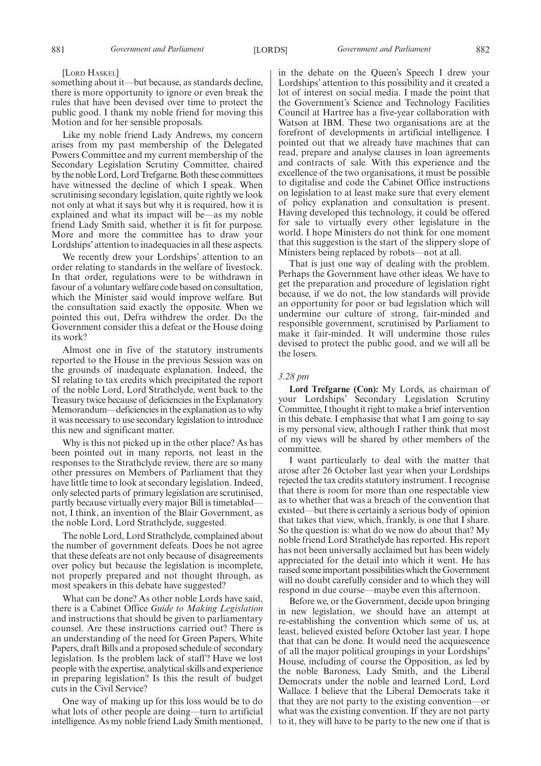[LORD HASKEL]

something about it—but because, as standards decline, there is more opportunity to ignore or even break the rules that have been devised over time to protect the public good. I thank my noble friend for moving this Motion and for her sensible proposals.

Like my noble friend Lady Andrews, my concern arises from my past membership of the Delegated Powers Committee and my current membership of the Secondary Legislation Scrutiny Committee, chaired by the noble Lord, Lord Trefgarne. Both these committees have witnessed the decline of which I speak. When scrutinising secondary legislation, quite rightly we look not only at what it says but why it is required, how it is explained and what its impact will be—as my noble friend Lady Smith said, whether it is fit for purpose. More and more the committee has to draw your Lordships' attention to inadequacies in all these aspects.

We recently drew your Lordships' attention to an order relating to standards in the welfare of livestock. In that order, regulations were to be withdrawn in favour of a voluntary welfare code based on consultation, which the Minister said would improve welfare. But the consultation said exactly the opposite. When we pointed this out, Defra withdrew the order. Do the Government consider this a defeat or the House doing its work?

Almost one in five of the statutory instruments reported to the House in the previous Session was on the grounds of inadequate explanation. Indeed, the SI relating to tax credits which precipitated the report of the noble Lord, Lord Strathclyde, went back to the Treasury twice because of deficiencies in the Explanatory Memorandum—deficiencies in the explanation as to why it was necessary to use secondary legislation to introduce this new and significant matter.

Why is this not picked up in the other place? As has been pointed out in many reports, not least in the responses to the Strathclyde review, there are so many other pressures on Members of Parliament that they have little time to look at secondary legislation. Indeed, only selected parts of primary legislation are scrutinised, partly because virtually every major Bill is timetabled—not, I think, an invention of the Blair Government, as the noble Lord, Lord Strathclyde, suggested.

The noble Lord, Lord Strathclyde, complained about the number of government defeats. Does he not agree that these defeats are not only because of disagreements over policy but because the legislation is incomplete, not properly prepared and not thought through, as most speakers in this debate have suggested?

What can be done? As other noble Lords have said, there is a Cabinet Office *Guide to Making Legislation* and instructions that should be given to parliamentary counsel. Are these instructions carried out? There is an understanding of the need for Green Papers, White Papers, draft Bills and a proposed schedule of secondary legislation. Is the problem lack of staff? Have we lost people with the expertise, analytical skills and experience in preparing legislation? Is this the result of budget cuts in the Civil Service?

One way of making up for this loss would be to do what lots of other people are doing—turn to artificial intelligence. As my noble friend Lady Smith mentioned, in the debate on the Queen's Speech I drew your Lordships' attention to this possibility and it created a lot of interest on social media. I made the point that the Government's Science and Technology Facilities Council at Hartree has a five-year collaboration with Watson at IBM. These two organisations are at the forefront of developments in artificial intelligence. I pointed out that we already have machines that can read, prepare and analyse clauses in loan agreements and contracts of sale. With this experience and the excellence of the two organisations, it must be possible to digitalise and code the Cabinet Office instructions on legislation to at least make sure that every element of policy explanation and consultation is present. Having developed this technology, it could be offered for sale to virtually every other legislature in the world. I hope Ministers do not think for one moment that this suggestion is the start of the slippery slope of Ministers being replaced by robots—not at all.

That is just one way of dealing with the problem. Perhaps the Government have other ideas. We have to get the preparation and procedure of legislation right because, if we do not, the low standards will provide an opportunity for poor or bad legislation which will undermine our culture of strong, fair-minded and responsible government, scrutinised by Parliament to make it fair-minded. It will undermine those rules devised to protect the public good, and we will all be the losers.

*3.28 pm*

**Lord Trefgarne (Con):** My Lords, as chairman of your Lordships' Secondary Legislation Scrutiny Committee, I thought it right to make a brief intervention in this debate. I emphasise that what I am going to say is my personal view, although I rather think that most of my views will be shared by other members of the committee.

I want particularly to deal with the matter that arose after 26 October last year when your Lordships rejected the tax credits statutory instrument. I recognise that there is room for more than one respectable view as to whether that was a breach of the convention that existed—but there is certainly a serious body of opinion that takes that view, which, frankly, is one that I share. So the question is: what do we now do about that? My noble friend Lord Strathclyde has reported. His report has not been universally acclaimed but has been widely appreciated for the detail into which it went. He has raised some important possibilities which the Government will no doubt carefully consider and to which they will respond in due course—maybe even this afternoon.

Before we, or the Government, decide upon bringing in new legislation, we should have an attempt at re-establishing the convention which some of us, at least, believed existed before October last year. I hope that that can be done. It would need the acquiescence of all the major political groupings in your Lordships' House, including of course the Opposition, as led by the noble Baroness, Lady Smith, and the Liberal Democrats under the noble and learned Lord, Lord Wallace. I believe that the Liberal Democrats take it that they are not party to the existing convention—or what was the existing convention. If they are not party to it, they will have to be party to the new one if that is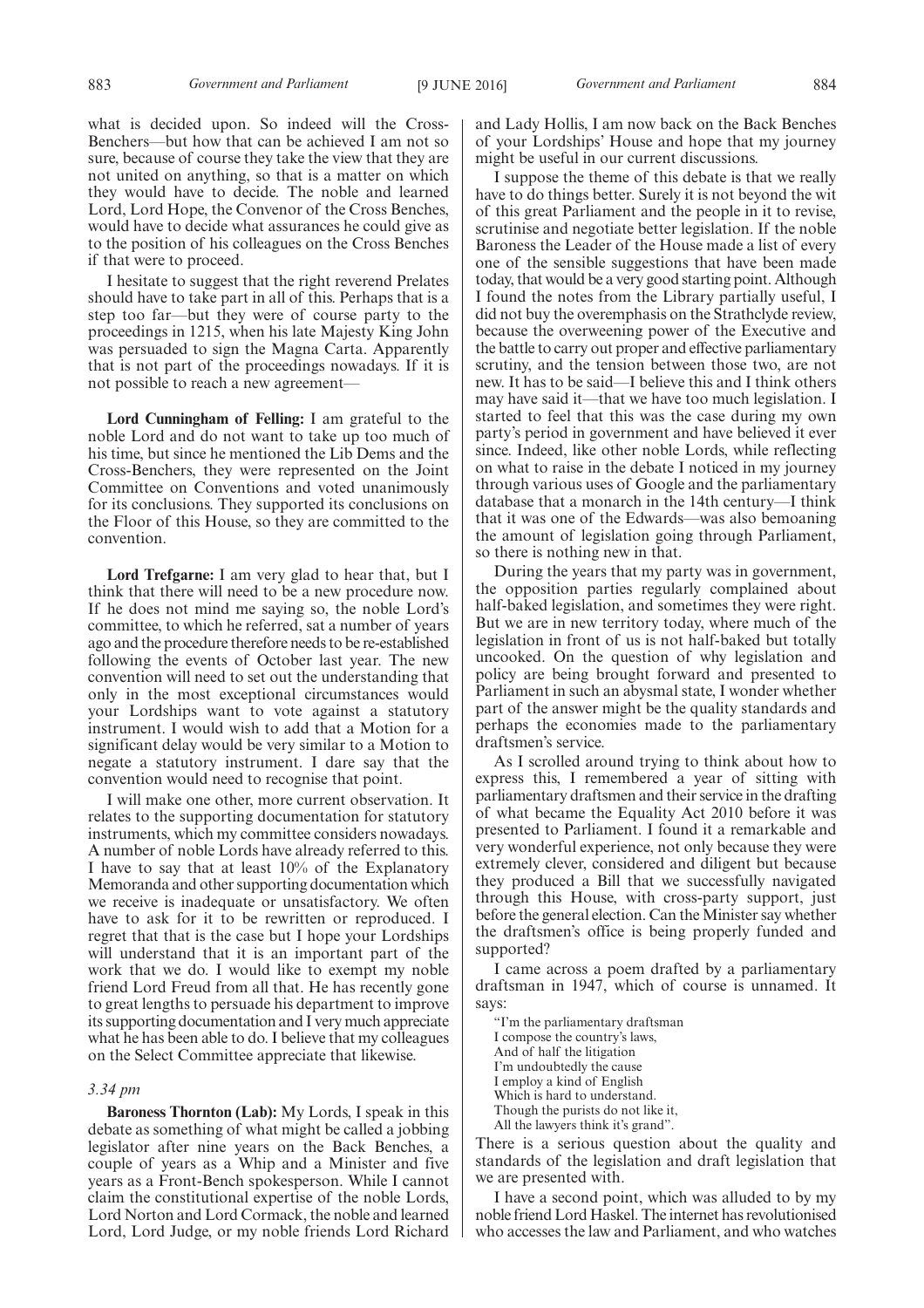what is decided upon. So indeed will the Cross-Benchers—but how that can be achieved I am not so sure, because of course they take the view that they are not united on anything, so that is a matter on which they would have to decide. The noble and learned Lord, Lord Hope, the Convenor of the Cross Benches, would have to decide what assurances he could give as to the position of his colleagues on the Cross Benches if that were to proceed.

I hesitate to suggest that the right reverend Prelates should have to take part in all of this. Perhaps that is a step too far—but they were of course party to the proceedings in 1215, when his late Majesty King John was persuaded to sign the Magna Carta. Apparently that is not part of the proceedings nowadays. If it is not possible to reach a new agreement—

**Lord Cunningham of Felling:** I am grateful to the noble Lord and do not want to take up too much of his time, but since he mentioned the Lib Dems and the Cross-Benchers, they were represented on the Joint Committee on Conventions and voted unanimously for its conclusions. They supported its conclusions on the Floor of this House, so they are committed to the convention.

**Lord Trefgarne:** I am very glad to hear that, but I think that there will need to be a new procedure now. If he does not mind me saying so, the noble Lord's committee, to which he referred, sat a number of years ago and the procedure therefore needs to be re-established following the events of October last year. The new convention will need to set out the understanding that only in the most exceptional circumstances would your Lordships want to vote against a statutory instrument. I would wish to add that a Motion for a significant delay would be very similar to a Motion to negate a statutory instrument. I dare say that the convention would need to recognise that point.

I will make one other, more current observation. It relates to the supporting documentation for statutory instruments, which my committee considers nowadays. A number of noble Lords have already referred to this. I have to say that at least 10% of the Explanatory Memoranda and other supporting documentation which we receive is inadequate or unsatisfactory. We often have to ask for it to be rewritten or reproduced. I regret that that is the case but I hope your Lordships will understand that it is an important part of the work that we do. I would like to exempt my noble friend Lord Freud from all that. He has recently gone to great lengths to persuade his department to improve its supporting documentation and I very much appreciate what he has been able to do. I believe that my colleagues on the Select Committee appreciate that likewise.

*3.34 pm*

**Baroness Thornton (Lab):** My Lords, I speak in this debate as something of what might be called a jobbing legislator after nine years on the Back Benches, a couple of years as a Whip and a Minister and five years as a Front-Bench spokesperson. While I cannot claim the constitutional expertise of the noble Lords, Lord Norton and Lord Cormack, the noble and learned Lord, Lord Judge, or my noble friends Lord Richard and Lady Hollis, I am now back on the Back Benches of your Lordships' House and hope that my journey might be useful in our current discussions.

I suppose the theme of this debate is that we really have to do things better. Surely it is not beyond the wit of this great Parliament and the people in it to revise, scrutinise and negotiate better legislation. If the noble Baroness the Leader of the House made a list of every one of the sensible suggestions that have been made today, that would be a very good starting point. Although I found the notes from the Library partially useful, I did not buy the overemphasis on the Strathclyde review, because the overweening power of the Executive and the battle to carry out proper and effective parliamentary scrutiny, and the tension between those two, are not new. It has to be said—I believe this and I think others may have said it—that we have too much legislation. I started to feel that this was the case during my own party's period in government and have believed it ever since. Indeed, like other noble Lords, while reflecting on what to raise in the debate I noticed in my journey through various uses of Google and the parliamentary database that a monarch in the 14th century—I think that it was one of the Edwards—was also bemoaning the amount of legislation going through Parliament, so there is nothing new in that.

During the years that my party was in government, the opposition parties regularly complained about half-baked legislation, and sometimes they were right. But we are in new territory today, where much of the legislation in front of us is not half-baked but totally uncooked. On the question of why legislation and policy are being brought forward and presented to Parliament in such an abysmal state, I wonder whether part of the answer might be the quality standards and perhaps the economies made to the parliamentary draftsmen's service.

As I scrolled around trying to think about how to express this, I remembered a year of sitting with parliamentary draftsmen and their service in the drafting of what became the Equality Act 2010 before it was presented to Parliament. I found it a remarkable and very wonderful experience, not only because they were extremely clever, considered and diligent but because they produced a Bill that we successfully navigated through this House, with cross-party support, just before the general election. Can the Minister say whether the draftsmen's office is being properly funded and supported?

I came across a poem drafted by a parliamentary draftsman in 1947, which of course is unnamed. It says:

"I'm the parliamentary draftsman  
I compose the country's laws,  
And of half the litigation  
I'm undoubtedly the cause  
I employ a kind of English  
Which is hard to understand.  
Though the purists do not like it,  
All the lawyers think it's grand".

There is a serious question about the quality and standards of the legislation and draft legislation that we are presented with.

I have a second point, which was alluded to by my noble friend Lord Haskel. The internet has revolutionised who accesses the law and Parliament, and who watches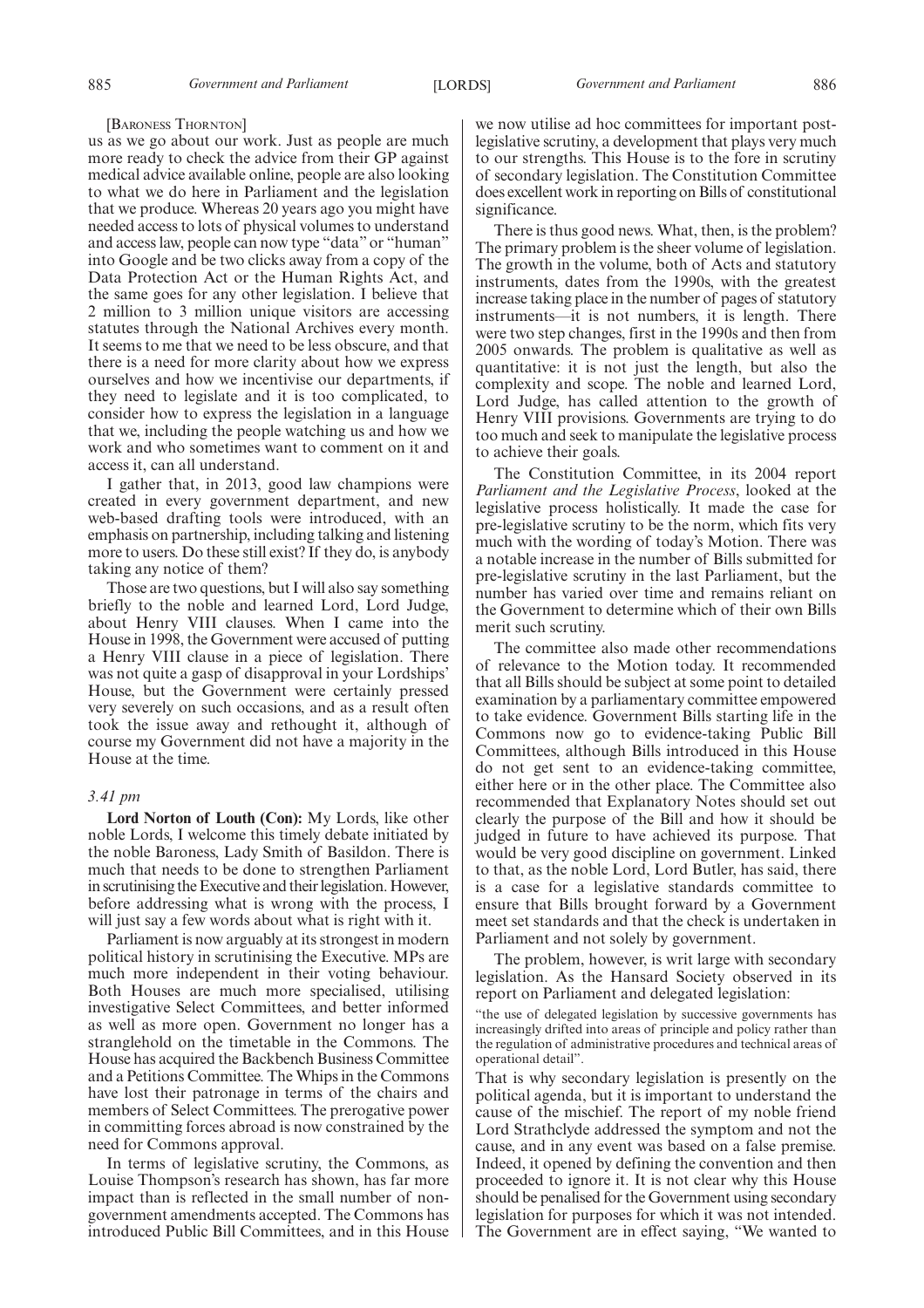[BARONESS THORNTON]

us as we go about our work. Just as people are much more ready to check the advice from their GP against medical advice available online, people are also looking to what we do here in Parliament and the legislation that we produce. Whereas 20 years ago you might have needed access to lots of physical volumes to understand and access law, people can now type "data" or "human" into Google and be two clicks away from a copy of the Data Protection Act or the Human Rights Act, and the same goes for any other legislation. I believe that 2 million to 3 million unique visitors are accessing statutes through the National Archives every month. It seems to me that we need to be less obscure, and that there is a need for more clarity about how we express ourselves and how we incentivise our departments, if they need to legislate and it is too complicated, to consider how to express the legislation in a language that we, including the people watching us and how we work and who sometimes want to comment on it and access it, can all understand.

I gather that, in 2013, good law champions were created in every government department, and new web-based drafting tools were introduced, with an emphasis on partnership, including talking and listening more to users. Do these still exist? If they do, is anybody taking any notice of them?

Those are two questions, but I will also say something briefly to the noble and learned Lord, Lord Judge, about Henry VIII clauses. When I came into the House in 1998, the Government were accused of putting a Henry VIII clause in a piece of legislation. There was not quite a gasp of disapproval in your Lordships' House, but the Government were certainly pressed very severely on such occasions, and as a result often took the issue away and rethought it, although of course my Government did not have a majority in the House at the time.

*3.41 pm*

**Lord Norton of Louth (Con):** My Lords, like other noble Lords, I welcome this timely debate initiated by the noble Baroness, Lady Smith of Basildon. There is much that needs to be done to strengthen Parliament in scrutinising the Executive and their legislation. However, before addressing what is wrong with the process, I will just say a few words about what is right with it.

Parliament is now arguably at its strongest in modern political history in scrutinising the Executive. MPs are much more independent in their voting behaviour. Both Houses are much more specialised, utilising investigative Select Committees, and better informed as well as more open. Government no longer has a stranglehold on the timetable in the Commons. The House has acquired the Backbench Business Committee and a Petitions Committee. The Whips in the Commons have lost their patronage in terms of the chairs and members of Select Committees. The prerogative power in committing forces abroad is now constrained by the need for Commons approval.

In terms of legislative scrutiny, the Commons, as Louise Thompson's research has shown, has far more impact than is reflected in the small number of non-government amendments accepted. The Commons has introduced Public Bill Committees, and in this House we now utilise ad hoc committees for important post-legislative scrutiny, a development that plays very much to our strengths. This House is to the fore in scrutiny of secondary legislation. The Constitution Committee does excellent work in reporting on Bills of constitutional significance.

There is thus good news. What, then, is the problem? The primary problem is the sheer volume of legislation. The growth in the volume, both of Acts and statutory instruments, dates from the 1990s, with the greatest increase taking place in the number of pages of statutory instruments—it is not numbers, it is length. There were two step changes, first in the 1990s and then from 2005 onwards. The problem is qualitative as well as quantitative: it is not just the length, but also the complexity and scope. The noble and learned Lord, Lord Judge, has called attention to the growth of Henry VIII provisions. Governments are trying to do too much and seek to manipulate the legislative process to achieve their goals.

The Constitution Committee, in its 2004 report *Parliament and the Legislative Process*, looked at the legislative process holistically. It made the case for pre-legislative scrutiny to be the norm, which fits very much with the wording of today's Motion. There was a notable increase in the number of Bills submitted for pre-legislative scrutiny in the last Parliament, but the number has varied over time and remains reliant on the Government to determine which of their own Bills merit such scrutiny.

The committee also made other recommendations of relevance to the Motion today. It recommended that all Bills should be subject at some point to detailed examination by a parliamentary committee empowered to take evidence. Government Bills starting life in the Commons now go to evidence-taking Public Bill Committees, although Bills introduced in this House do not get sent to an evidence-taking committee, either here or in the other place. The Committee also recommended that Explanatory Notes should set out clearly the purpose of the Bill and how it should be judged in future to have achieved its purpose. That would be very good discipline on government. Linked to that, as the noble Lord, Lord Butler, has said, there is a case for a legislative standards committee to ensure that Bills brought forward by a Government meet set standards and that the check is undertaken in Parliament and not solely by government.

The problem, however, is writ large with secondary legislation. As the Hansard Society observed in its report on Parliament and delegated legislation:

"the use of delegated legislation by successive governments has increasingly drifted into areas of principle and policy rather than the regulation of administrative procedures and technical areas of operational detail".

That is why secondary legislation is presently on the political agenda, but it is important to understand the cause of the mischief. The report of my noble friend Lord Strathclyde addressed the symptom and not the cause, and in any event was based on a false premise. Indeed, it opened by defining the convention and then proceeded to ignore it. It is not clear why this House should be penalised for the Government using secondary legislation for purposes for which it was not intended. The Government are in effect saying, "We wanted to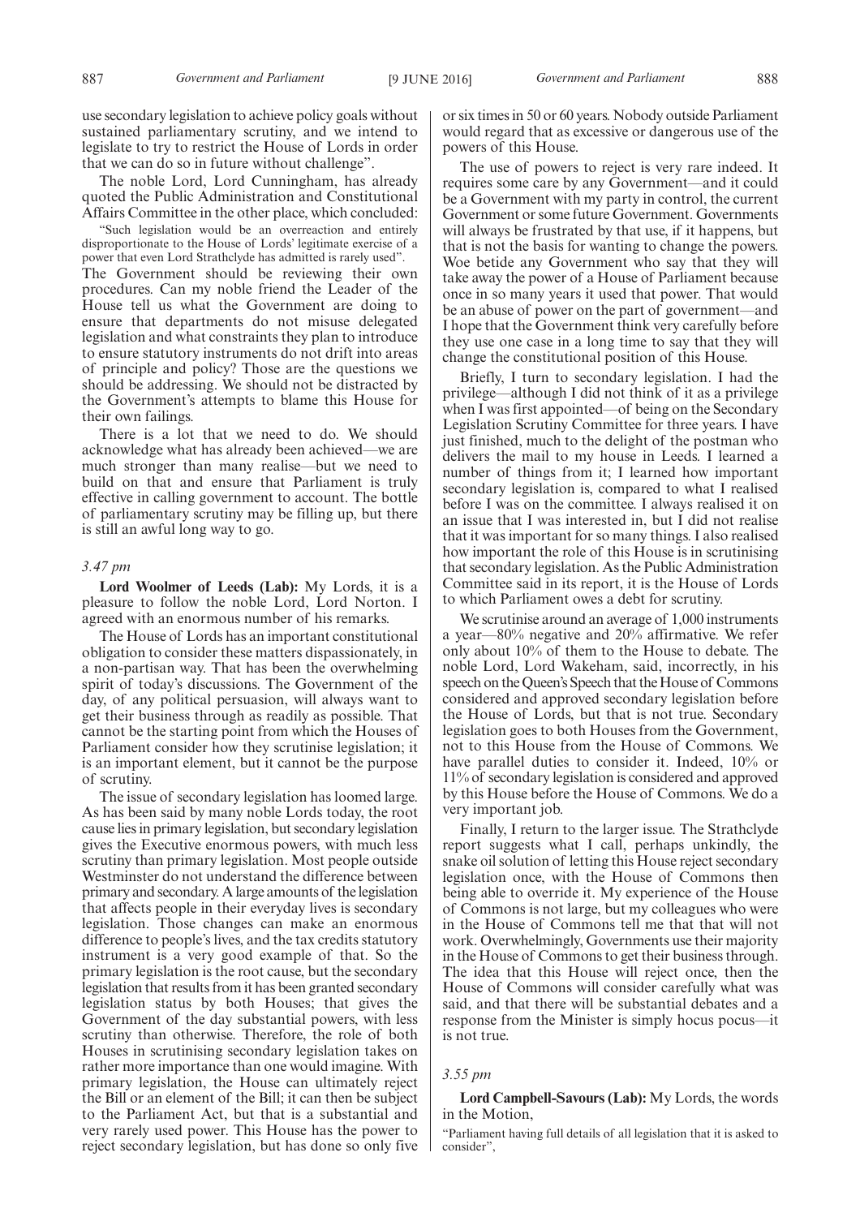use secondary legislation to achieve policy goals without sustained parliamentary scrutiny, and we intend to legislate to try to restrict the House of Lords in order that we can do so in future without challenge".

The noble Lord, Lord Cunningham, has already quoted the Public Administration and Constitutional Affairs Committee in the other place, which concluded:

"Such legislation would be an overreaction and entirely disproportionate to the House of Lords' legitimate exercise of a power that even Lord Strathclyde has admitted is rarely used".

The Government should be reviewing their own procedures. Can my noble friend the Leader of the House tell us what the Government are doing to ensure that departments do not misuse delegated legislation and what constraints they plan to introduce to ensure statutory instruments do not drift into areas of principle and policy? Those are the questions we should be addressing. We should not be distracted by the Government's attempts to blame this House for their own failings.

There is a lot that we need to do. We should acknowledge what has already been achieved—we are much stronger than many realise—but we need to build on that and ensure that Parliament is truly effective in calling government to account. The bottle of parliamentary scrutiny may be filling up, but there is still an awful long way to go.

*3.47 pm*

**Lord Woolmer of Leeds (Lab):** My Lords, it is a pleasure to follow the noble Lord, Lord Norton. I agreed with an enormous number of his remarks.

The House of Lords has an important constitutional obligation to consider these matters dispassionately, in a non-partisan way. That has been the overwhelming spirit of today's discussions. The Government of the day, of any political persuasion, will always want to get their business through as readily as possible. That cannot be the starting point from which the Houses of Parliament consider how they scrutinise legislation; it is an important element, but it cannot be the purpose of scrutiny.

The issue of secondary legislation has loomed large. As has been said by many noble Lords today, the root cause lies in primary legislation, but secondary legislation gives the Executive enormous powers, with much less scrutiny than primary legislation. Most people outside Westminster do not understand the difference between primary and secondary. A large amounts of the legislation that affects people in their everyday lives is secondary legislation. Those changes can make an enormous difference to people's lives, and the tax credits statutory instrument is a very good example of that. So the primary legislation is the root cause, but the secondary legislation that results from it has been granted secondary legislation status by both Houses; that gives the Government of the day substantial powers, with less scrutiny than otherwise. Therefore, the role of both Houses in scrutinising secondary legislation takes on rather more importance than one would imagine. With primary legislation, the House can ultimately reject the Bill or an element of the Bill; it can then be subject to the Parliament Act, but that is a substantial and very rarely used power. This House has the power to reject secondary legislation, but has done so only five or six times in 50 or 60 years. Nobody outside Parliament would regard that as excessive or dangerous use of the powers of this House.

The use of powers to reject is very rare indeed. It requires some care by any Government—and it could be a Government with my party in control, the current Government or some future Government. Governments will always be frustrated by that use, if it happens, but that is not the basis for wanting to change the powers. Woe betide any Government who say that they will take away the power of a House of Parliament because once in so many years it used that power. That would be an abuse of power on the part of government—and I hope that the Government think very carefully before they use one case in a long time to say that they will change the constitutional position of this House.

Briefly, I turn to secondary legislation. I had the privilege—although I did not think of it as a privilege when I was first appointed—of being on the Secondary Legislation Scrutiny Committee for three years. I have just finished, much to the delight of the postman who delivers the mail to my house in Leeds. I learned a number of things from it; I learned how important secondary legislation is, compared to what I realised before I was on the committee. I always realised it on an issue that I was interested in, but I did not realise that it was important for so many things. I also realised how important the role of this House is in scrutinising that secondary legislation. As the Public Administration Committee said in its report, it is the House of Lords to which Parliament owes a debt for scrutiny.

We scrutinise around an average of 1,000 instruments a year—80% negative and 20% affirmative. We refer only about 10% of them to the House to debate. The noble Lord, Lord Wakeham, said, incorrectly, in his speech on the Queen's Speech that the House of Commons considered and approved secondary legislation before the House of Lords, but that is not true. Secondary legislation goes to both Houses from the Government, not to this House from the House of Commons. We have parallel duties to consider it. Indeed, 10% or 11% of secondary legislation is considered and approved by this House before the House of Commons. We do a very important job.

Finally, I return to the larger issue. The Strathclyde report suggests what I call, perhaps unkindly, the snake oil solution of letting this House reject secondary legislation once, with the House of Commons then being able to override it. My experience of the House of Commons is not large, but my colleagues who were in the House of Commons tell me that that will not work. Overwhelmingly, Governments use their majority in the House of Commons to get their business through. The idea that this House will reject once, then the House of Commons will consider carefully what was said, and that there will be substantial debates and a response from the Minister is simply hocus pocus—it is not true.

*3.55 pm*

**Lord Campbell-Savours (Lab):** My Lords, the words in the Motion,

"Parliament having full details of all legislation that it is asked to consider",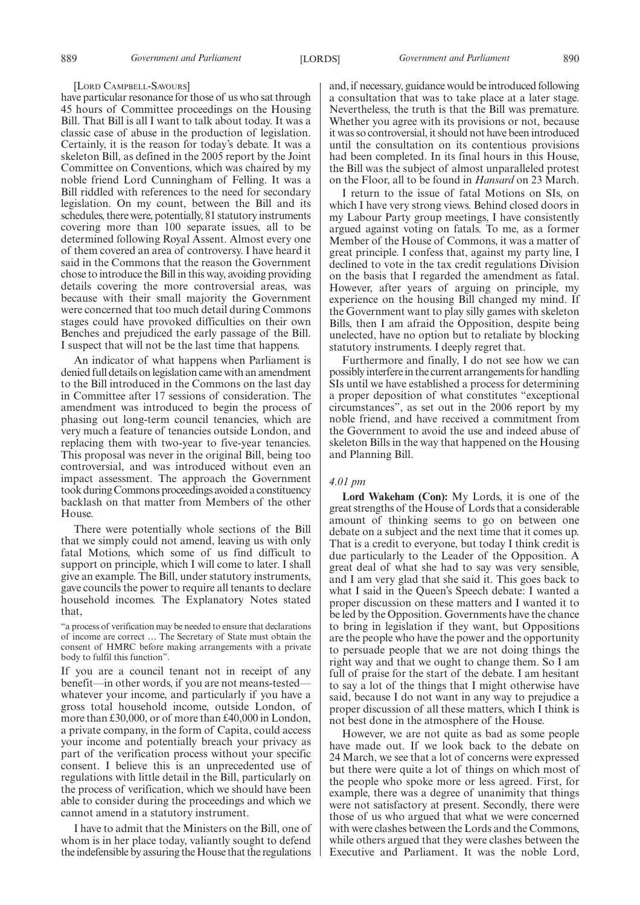[LORD CAMPBELL-SAVOURS]

have particular resonance for those of us who sat through 45 hours of Committee proceedings on the Housing Bill. That Bill is all I want to talk about today. It was a classic case of abuse in the production of legislation. Certainly, it is the reason for today's debate. It was a skeleton Bill, as defined in the 2005 report by the Joint Committee on Conventions, which was chaired by my noble friend Lord Cunningham of Felling. It was a Bill riddled with references to the need for secondary legislation. On my count, between the Bill and its schedules, there were, potentially, 81 statutory instruments covering more than 100 separate issues, all to be determined following Royal Assent. Almost every one of them covered an area of controversy. I have heard it said in the Commons that the reason the Government chose to introduce the Bill in this way, avoiding providing details covering the more controversial areas, was because with their small majority the Government were concerned that too much detail during Commons stages could have provoked difficulties on their own Benches and prejudiced the early passage of the Bill. I suspect that will not be the last time that happens.

An indicator of what happens when Parliament is denied full details on legislation came with an amendment to the Bill introduced in the Commons on the last day in Committee after 17 sessions of consideration. The amendment was introduced to begin the process of phasing out long-term council tenancies, which are very much a feature of tenancies outside London, and replacing them with two-year to five-year tenancies. This proposal was never in the original Bill, being too controversial, and was introduced without even an impact assessment. The approach the Government took during Commons proceedings avoided a constituency backlash on that matter from Members of the other House.

There were potentially whole sections of the Bill that we simply could not amend, leaving us with only fatal Motions, which some of us find difficult to support on principle, which I will come to later. I shall give an example. The Bill, under statutory instruments, gave councils the power to require all tenants to declare household incomes. The Explanatory Notes stated that,

"a process of verification may be needed to ensure that declarations of income are correct … The Secretary of State must obtain the consent of HMRC before making arrangements with a private body to fulfil this function".

If you are a council tenant not in receipt of any benefit—in other words, if you are not means-tested—whatever your income, and particularly if you have a gross total household income, outside London, of more than £30,000, or of more than £40,000 in London, a private company, in the form of Capita, could access your income and potentially breach your privacy as part of the verification process without your specific consent. I believe this is an unprecedented use of regulations with little detail in the Bill, particularly on the process of verification, which we should have been able to consider during the proceedings and which we cannot amend in a statutory instrument.

I have to admit that the Ministers on the Bill, one of whom is in her place today, valiantly sought to defend the indefensible by assuring the House that the regulations and, if necessary, guidance would be introduced following a consultation that was to take place at a later stage. Nevertheless, the truth is that the Bill was premature. Whether you agree with its provisions or not, because it was so controversial, it should not have been introduced until the consultation on its contentious provisions had been completed. In its final hours in this House, the Bill was the subject of almost unparalleled protest on the Floor, all to be found in *Hansard* on 23 March.

I return to the issue of fatal Motions on SIs, on which I have very strong views. Behind closed doors in my Labour Party group meetings, I have consistently argued against voting on fatals. To me, as a former Member of the House of Commons, it was a matter of great principle. I confess that, against my party line, I declined to vote in the tax credit regulations Division on the basis that I regarded the amendment as fatal. However, after years of arguing on principle, my experience on the housing Bill changed my mind. If the Government want to play silly games with skeleton Bills, then I am afraid the Opposition, despite being unelected, have no option but to retaliate by blocking statutory instruments. I deeply regret that.

Furthermore and finally, I do not see how we can possibly interfere in the current arrangements for handling SIs until we have established a process for determining a proper deposition of what constitutes "exceptional circumstances", as set out in the 2006 report by my noble friend, and have received a commitment from the Government to avoid the use and indeed abuse of skeleton Bills in the way that happened on the Housing and Planning Bill.

*4.01 pm*

**Lord Wakeham (Con):** My Lords, it is one of the great strengths of the House of Lords that a considerable amount of thinking seems to go on between one debate on a subject and the next time that it comes up. That is a credit to everyone, but today I think credit is due particularly to the Leader of the Opposition. A great deal of what she had to say was very sensible, and I am very glad that she said it. This goes back to what I said in the Queen's Speech debate: I wanted a proper discussion on these matters and I wanted it to be led by the Opposition. Governments have the chance to bring in legislation if they want, but Oppositions are the people who have the power and the opportunity to persuade people that we are not doing things the right way and that we ought to change them. So I am full of praise for the start of the debate. I am hesitant to say a lot of the things that I might otherwise have said, because I do not want in any way to prejudice a proper discussion of all these matters, which I think is not best done in the atmosphere of the House.

However, we are not quite as bad as some people have made out. If we look back to the debate on 24 March, we see that a lot of concerns were expressed but there were quite a lot of things on which most of the people who spoke more or less agreed. First, for example, there was a degree of unanimity that things were not satisfactory at present. Secondly, there were those of us who argued that what we were concerned with were clashes between the Lords and the Commons, while others argued that they were clashes between the Executive and Parliament. It was the noble Lord,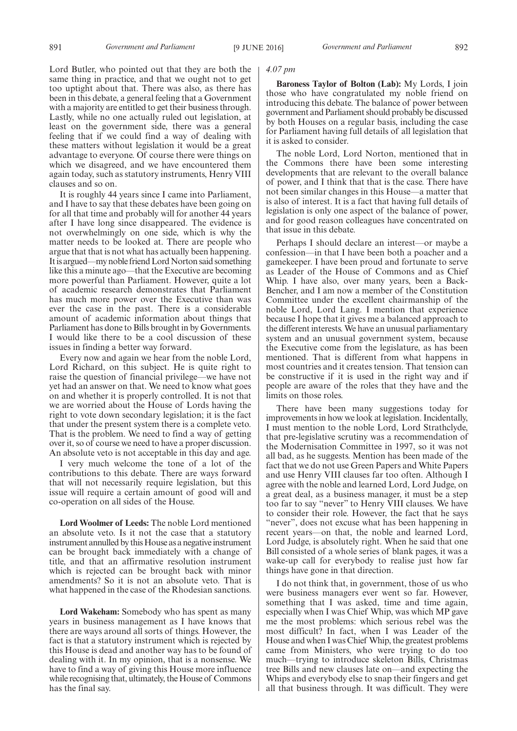Lord Butler, who pointed out that they are both the same thing in practice, and that we ought not to get too uptight about that. There was also, as there has been in this debate, a general feeling that a Government with a majority are entitled to get their business through. Lastly, while no one actually ruled out legislation, at least on the government side, there was a general feeling that if we could find a way of dealing with these matters without legislation it would be a great advantage to everyone. Of course there were things on which we disagreed, and we have encountered them again today, such as statutory instruments, Henry VIII clauses and so on.

It is roughly 44 years since I came into Parliament, and I have to say that these debates have been going on for all that time and probably will for another 44 years after I have long since disappeared. The evidence is not overwhelmingly on one side, which is why the matter needs to be looked at. There are people who argue that that is not what has actually been happening. It is argued—my noble friend Lord Norton said something like this a minute ago—that the Executive are becoming more powerful than Parliament. However, quite a lot of academic research demonstrates that Parliament has much more power over the Executive than was ever the case in the past. There is a considerable amount of academic information about things that Parliament has done to Bills brought in by Governments. I would like there to be a cool discussion of these issues in finding a better way forward.

Every now and again we hear from the noble Lord, Lord Richard, on this subject. He is quite right to raise the question of financial privilege—we have not yet had an answer on that. We need to know what goes on and whether it is properly controlled. It is not that we are worried about the House of Lords having the right to vote down secondary legislation; it is the fact that under the present system there is a complete veto. That is the problem. We need to find a way of getting over it, so of course we need to have a proper discussion. An absolute veto is not acceptable in this day and age.

I very much welcome the tone of a lot of the contributions to this debate. There are ways forward that will not necessarily require legislation, but this issue will require a certain amount of good will and co-operation on all sides of the House.

**Lord Woolmer of Leeds:** The noble Lord mentioned an absolute veto. Is it not the case that a statutory instrument annulled by this House as a negative instrument can be brought back immediately with a change of title, and that an affirmative resolution instrument which is rejected can be brought back with minor amendments? So it is not an absolute veto. That is what happened in the case of the Rhodesian sanctions.

**Lord Wakeham:** Somebody who has spent as many years in business management as I have knows that there are ways around all sorts of things. However, the fact is that a statutory instrument which is rejected by this House is dead and another way has to be found of dealing with it. In my opinion, that is a nonsense. We have to find a way of giving this House more influence while recognising that, ultimately, the House of Commons has the final say.

*4.07 pm*

**Baroness Taylor of Bolton (Lab):** My Lords, I join those who have congratulated my noble friend on introducing this debate. The balance of power between government and Parliament should probably be discussed by both Houses on a regular basis, including the case for Parliament having full details of all legislation that it is asked to consider.

The noble Lord, Lord Norton, mentioned that in the Commons there have been some interesting developments that are relevant to the overall balance of power, and I think that that is the case. There have not been similar changes in this House—a matter that is also of interest. It is a fact that having full details of legislation is only one aspect of the balance of power, and for good reason colleagues have concentrated on that issue in this debate.

Perhaps I should declare an interest—or maybe a confession—in that I have been both a poacher and a gamekeeper. I have been proud and fortunate to serve as Leader of the House of Commons and as Chief Whip. I have also, over many years, been a Back-Bencher, and I am now a member of the Constitution Committee under the excellent chairmanship of the noble Lord, Lord Lang. I mention that experience because I hope that it gives me a balanced approach to the different interests. We have an unusual parliamentary system and an unusual government system, because the Executive come from the legislature, as has been mentioned. That is different from what happens in most countries and it creates tension. That tension can be constructive if it is used in the right way and if people are aware of the roles that they have and the limits on those roles.

There have been many suggestions today for improvements in how we look at legislation. Incidentally, I must mention to the noble Lord, Lord Strathclyde, that pre-legislative scrutiny was a recommendation of the Modernisation Committee in 1997, so it was not all bad, as he suggests. Mention has been made of the fact that we do not use Green Papers and White Papers and use Henry VIII clauses far too often. Although I agree with the noble and learned Lord, Lord Judge, on a great deal, as a business manager, it must be a step too far to say "never" to Henry VIII clauses. We have to consider their role. However, the fact that he says "never", does not excuse what has been happening in recent years—on that, the noble and learned Lord, Lord Judge, is absolutely right. When he said that one Bill consisted of a whole series of blank pages, it was a wake-up call for everybody to realise just how far things have gone in that direction.

I do not think that, in government, those of us who were business managers ever went so far. However, something that I was asked, time and time again, especially when I was Chief Whip, was which MP gave me the most problems: which serious rebel was the most difficult? In fact, when I was Leader of the House and when I was Chief Whip, the greatest problems came from Ministers, who were trying to do too much—trying to introduce skeleton Bills, Christmas tree Bills and new clauses late on—and expecting the Whips and everybody else to snap their fingers and get all that business through. It was difficult. They were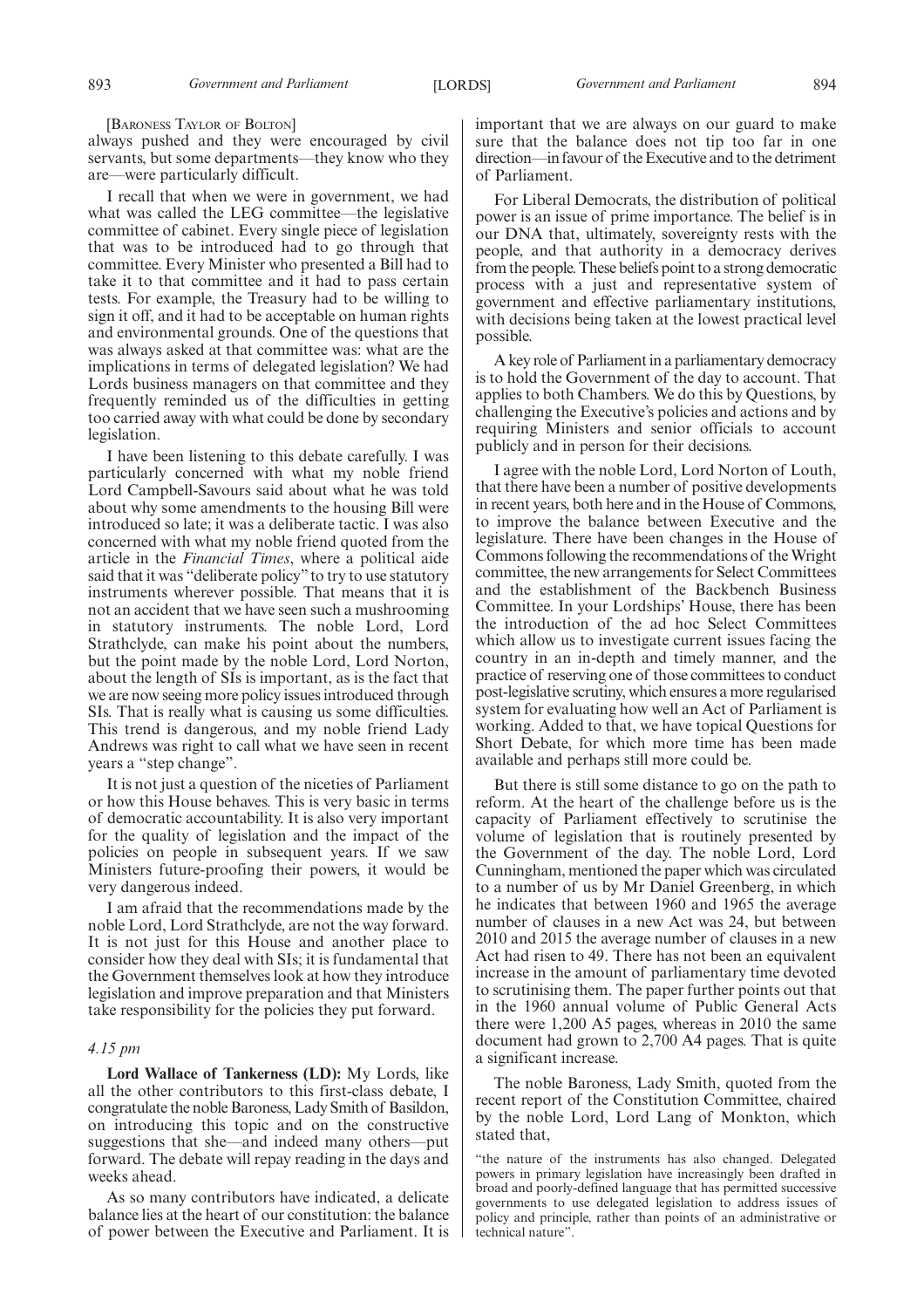[Baroness Taylor of Bolton]

always pushed and they were encouraged by civil servants, but some departments—they know who they are—were particularly difficult.

I recall that when we were in government, we had what was called the LEG committee—the legislative committee of cabinet. Every single piece of legislation that was to be introduced had to go through that committee. Every Minister who presented a Bill had to take it to that committee and it had to pass certain tests. For example, the Treasury had to be willing to sign it off, and it had to be acceptable on human rights and environmental grounds. One of the questions that was always asked at that committee was: what are the implications in terms of delegated legislation? We had Lords business managers on that committee and they frequently reminded us of the difficulties in getting too carried away with what could be done by secondary legislation.

I have been listening to this debate carefully. I was particularly concerned with what my noble friend Lord Campbell-Savours said about what he was told about why some amendments to the housing Bill were introduced so late; it was a deliberate tactic. I was also concerned with what my noble friend quoted from the article in the *Financial Times*, where a political aide said that it was "deliberate policy" to try to use statutory instruments wherever possible. That means that it is not an accident that we have seen such a mushrooming in statutory instruments. The noble Lord, Lord Strathclyde, can make his point about the numbers, but the point made by the noble Lord, Lord Norton, about the length of SIs is important, as is the fact that we are now seeing more policy issues introduced through SIs. That is really what is causing us some difficulties. This trend is dangerous, and my noble friend Lady Andrews was right to call what we have seen in recent years a "step change".

It is not just a question of the niceties of Parliament or how this House behaves. This is very basic in terms of democratic accountability. It is also very important for the quality of legislation and the impact of the policies on people in subsequent years. If we saw Ministers future-proofing their powers, it would be very dangerous indeed.

I am afraid that the recommendations made by the noble Lord, Lord Strathclyde, are not the way forward. It is not just for this House and another place to consider how they deal with SIs; it is fundamental that the Government themselves look at how they introduce legislation and improve preparation and that Ministers take responsibility for the policies they put forward.

*4.15 pm*

**Lord Wallace of Tankerness (LD):** My Lords, like all the other contributors to this first-class debate, I congratulate the noble Baroness, Lady Smith of Basildon, on introducing this topic and on the constructive suggestions that she—and indeed many others—put forward. The debate will repay reading in the days and weeks ahead.

As so many contributors have indicated, a delicate balance lies at the heart of our constitution: the balance of power between the Executive and Parliament. It is important that we are always on our guard to make sure that the balance does not tip too far in one direction—in favour of the Executive and to the detriment of Parliament.

For Liberal Democrats, the distribution of political power is an issue of prime importance. The belief is in our DNA that, ultimately, sovereignty rests with the people, and that authority in a democracy derives from the people. These beliefs point to a strong democratic process with a just and representative system of government and effective parliamentary institutions, with decisions being taken at the lowest practical level possible.

A key role of Parliament in a parliamentary democracy is to hold the Government of the day to account. That applies to both Chambers. We do this by Questions, by challenging the Executive's policies and actions and by requiring Ministers and senior officials to account publicly and in person for their decisions.

I agree with the noble Lord, Lord Norton of Louth, that there have been a number of positive developments in recent years, both here and in the House of Commons, to improve the balance between Executive and the legislature. There have been changes in the House of Commons following the recommendations of the Wright committee, the new arrangements for Select Committees and the establishment of the Backbench Business Committee. In your Lordships' House, there has been the introduction of the ad hoc Select Committees which allow us to investigate current issues facing the country in an in-depth and timely manner, and the practice of reserving one of those committees to conduct post-legislative scrutiny, which ensures a more regularised system for evaluating how well an Act of Parliament is working. Added to that, we have topical Questions for Short Debate, for which more time has been made available and perhaps still more could be.

But there is still some distance to go on the path to reform. At the heart of the challenge before us is the capacity of Parliament effectively to scrutinise the volume of legislation that is routinely presented by the Government of the day. The noble Lord, Lord Cunningham, mentioned the paper which was circulated to a number of us by Mr Daniel Greenberg, in which he indicates that between 1960 and 1965 the average number of clauses in a new Act was 24, but between 2010 and 2015 the average number of clauses in a new Act had risen to 49. There has not been an equivalent increase in the amount of parliamentary time devoted to scrutinising them. The paper further points out that in the 1960 annual volume of Public General Acts there were 1,200 A5 pages, whereas in 2010 the same document had grown to 2,700 A4 pages. That is quite a significant increase.

The noble Baroness, Lady Smith, quoted from the recent report of the Constitution Committee, chaired by the noble Lord, Lord Lang of Monkton, which stated that,

"the nature of the instruments has also changed. Delegated powers in primary legislation have increasingly been drafted in broad and poorly-defined language that has permitted successive governments to use delegated legislation to address issues of policy and principle, rather than points of an administrative or technical nature".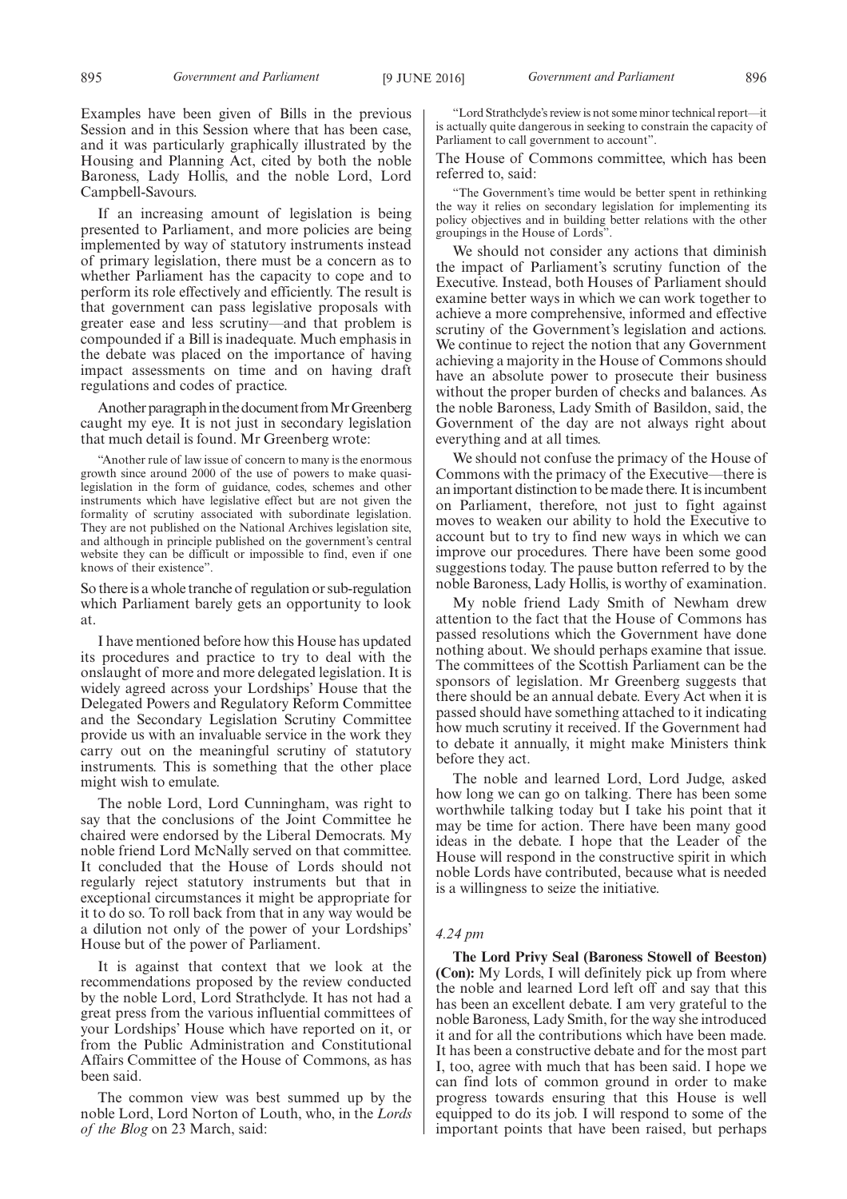Examples have been given of Bills in the previous Session and in this Session where that has been case, and it was particularly graphically illustrated by the Housing and Planning Act, cited by both the noble Baroness, Lady Hollis, and the noble Lord, Lord Campbell-Savours.

If an increasing amount of legislation is being presented to Parliament, and more policies are being implemented by way of statutory instruments instead of primary legislation, there must be a concern as to whether Parliament has the capacity to cope and to perform its role effectively and efficiently. The result is that government can pass legislative proposals with greater ease and less scrutiny—and that problem is compounded if a Bill is inadequate. Much emphasis in the debate was placed on the importance of having impact assessments on time and on having draft regulations and codes of practice.

Another paragraph in the document from Mr Greenberg caught my eye. It is not just in secondary legislation that much detail is found. Mr Greenberg wrote:

> "Another rule of law issue of concern to many is the enormous growth since around 2000 of the use of powers to make quasi-legislation in the form of guidance, codes, schemes and other instruments which have legislative effect but are not given the formality of scrutiny associated with subordinate legislation. They are not published on the National Archives legislation site, and although in principle published on the government's central website they can be difficult or impossible to find, even if one knows of their existence".

So there is a whole tranche of regulation or sub-regulation which Parliament barely gets an opportunity to look at.

I have mentioned before how this House has updated its procedures and practice to try to deal with the onslaught of more and more delegated legislation. It is widely agreed across your Lordships' House that the Delegated Powers and Regulatory Reform Committee and the Secondary Legislation Scrutiny Committee provide us with an invaluable service in the work they carry out on the meaningful scrutiny of statutory instruments. This is something that the other place might wish to emulate.

The noble Lord, Lord Cunningham, was right to say that the conclusions of the Joint Committee he chaired were endorsed by the Liberal Democrats. My noble friend Lord McNally served on that committee. It concluded that the House of Lords should not regularly reject statutory instruments but that in exceptional circumstances it might be appropriate for it to do so. To roll back from that in any way would be a dilution not only of the power of your Lordships' House but of the power of Parliament.

It is against that context that we look at the recommendations proposed by the review conducted by the noble Lord, Lord Strathclyde. It has not had a great press from the various influential committees of your Lordships' House which have reported on it, or from the Public Administration and Constitutional Affairs Committee of the House of Commons, as has been said.

The common view was best summed up by the noble Lord, Lord Norton of Louth, who, in the *Lords of the Blog* on 23 March, said:

> "Lord Strathclyde's review is not some minor technical report—it is actually quite dangerous in seeking to constrain the capacity of Parliament to call government to account".

The House of Commons committee, which has been referred to, said:

> "The Government's time would be better spent in rethinking the way it relies on secondary legislation for implementing its policy objectives and in building better relations with the other groupings in the House of Lords".

We should not consider any actions that diminish the impact of Parliament's scrutiny function of the Executive. Instead, both Houses of Parliament should examine better ways in which we can work together to achieve a more comprehensive, informed and effective scrutiny of the Government's legislation and actions. We continue to reject the notion that any Government achieving a majority in the House of Commons should have an absolute power to prosecute their business without the proper burden of checks and balances. As the noble Baroness, Lady Smith of Basildon, said, the Government of the day are not always right about everything and at all times.

We should not confuse the primacy of the House of Commons with the primacy of the Executive—there is an important distinction to be made there. It is incumbent on Parliament, therefore, not just to fight against moves to weaken our ability to hold the Executive to account but to try to find new ways in which we can improve our procedures. There have been some good suggestions today. The pause button referred to by the noble Baroness, Lady Hollis, is worthy of examination.

My noble friend Lady Smith of Newham drew attention to the fact that the House of Commons has passed resolutions which the Government have done nothing about. We should perhaps examine that issue. The committees of the Scottish Parliament can be the sponsors of legislation. Mr Greenberg suggests that there should be an annual debate. Every Act when it is passed should have something attached to it indicating how much scrutiny it received. If the Government had to debate it annually, it might make Ministers think before they act.

The noble and learned Lord, Lord Judge, asked how long we can go on talking. There has been some worthwhile talking today but I take his point that it may be time for action. There have been many good ideas in the debate. I hope that the Leader of the House will respond in the constructive spirit in which noble Lords have contributed, because what is needed is a willingness to seize the initiative.

*4.24 pm*

**The Lord Privy Seal (Baroness Stowell of Beeston) (Con):** My Lords, I will definitely pick up from where the noble and learned Lord left off and say that this has been an excellent debate. I am very grateful to the noble Baroness, Lady Smith, for the way she introduced it and for all the contributions which have been made. It has been a constructive debate and for the most part I, too, agree with much that has been said. I hope we can find lots of common ground in order to make progress towards ensuring that this House is well equipped to do its job. I will respond to some of the important points that have been raised, but perhaps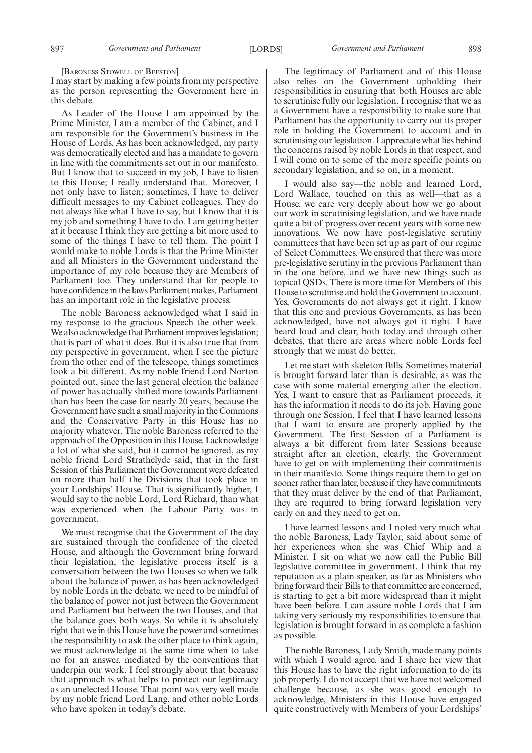[Baroness Stowell of Beeston]

I may start by making a few points from my perspective as the person representing the Government here in this debate.

As Leader of the House I am appointed by the Prime Minister, I am a member of the Cabinet, and I am responsible for the Government's business in the House of Lords. As has been acknowledged, my party was democratically elected and has a mandate to govern in line with the commitments set out in our manifesto. But I know that to succeed in my job, I have to listen to this House; I really understand that. Moreover, I not only have to listen; sometimes, I have to deliver difficult messages to my Cabinet colleagues. They do not always like what I have to say, but I know that it is my job and something I have to do. I am getting better at it because I think they are getting a bit more used to some of the things I have to tell them. The point I would make to noble Lords is that the Prime Minister and all Ministers in the Government understand the importance of my role because they are Members of Parliament too. They understand that for people to have confidence in the laws Parliament makes, Parliament has an important role in the legislative process.

The noble Baroness acknowledged what I said in my response to the gracious Speech the other week. We also acknowledge that Parliament improves legislation; that is part of what it does. But it is also true that from my perspective in government, when I see the picture from the other end of the telescope, things sometimes look a bit different. As my noble friend Lord Norton pointed out, since the last general election the balance of power has actually shifted more towards Parliament than has been the case for nearly 20 years, because the Government have such a small majority in the Commons and the Conservative Party in this House has no majority whatever. The noble Baroness referred to the approach of the Opposition in this House. I acknowledge a lot of what she said, but it cannot be ignored, as my noble friend Lord Strathclyde said, that in the first Session of this Parliament the Government were defeated on more than half the Divisions that took place in your Lordships' House. That is significantly higher, I would say to the noble Lord, Lord Richard, than what was experienced when the Labour Party was in government.

We must recognise that the Government of the day are sustained through the confidence of the elected House, and although the Government bring forward their legislation, the legislative process itself is a conversation between the two Houses so when we talk about the balance of power, as has been acknowledged by noble Lords in the debate, we need to be mindful of the balance of power not just between the Government and Parliament but between the two Houses, and that the balance goes both ways. So while it is absolutely right that we in this House have the power and sometimes the responsibility to ask the other place to think again, we must acknowledge at the same time when to take no for an answer, mediated by the conventions that underpin our work. I feel strongly about that because that approach is what helps to protect our legitimacy as an unelected House. That point was very well made by my noble friend Lord Lang, and other noble Lords who have spoken in today's debate.

The legitimacy of Parliament and of this House also relies on the Government upholding their responsibilities in ensuring that both Houses are able to scrutinise fully our legislation. I recognise that we as a Government have a responsibility to make sure that Parliament has the opportunity to carry out its proper role in holding the Government to account and in scrutinising our legislation. I appreciate what lies behind the concerns raised by noble Lords in that respect, and I will come on to some of the more specific points on secondary legislation, and so on, in a moment.

I would also say—the noble and learned Lord, Lord Wallace, touched on this as well—that as a House, we care very deeply about how we go about our work in scrutinising legislation, and we have made quite a bit of progress over recent years with some new innovations. We now have post-legislative scrutiny committees that have been set up as part of our regime of Select Committees. We ensured that there was more pre-legislative scrutiny in the previous Parliament than in the one before, and we have new things such as topical QSDs. There is more time for Members of this House to scrutinise and hold the Government to account. Yes, Governments do not always get it right. I know that this one and previous Governments, as has been acknowledged, have not always got it right. I have heard loud and clear, both today and through other debates, that there are areas where noble Lords feel strongly that we must do better.

Let me start with skeleton Bills. Sometimes material is brought forward later than is desirable, as was the case with some material emerging after the election. Yes, I want to ensure that as Parliament proceeds, it has the information it needs to do its job. Having gone through one Session, I feel that I have learned lessons that I want to ensure are properly applied by the Government. The first Session of a Parliament is always a bit different from later Sessions because straight after an election, clearly, the Government have to get on with implementing their commitments in their manifesto. Some things require them to get on sooner rather than later, because if they have commitments that they must deliver by the end of that Parliament, they are required to bring forward legislation very early on and they need to get on.

I have learned lessons and I noted very much what the noble Baroness, Lady Taylor, said about some of her experiences when she was Chief Whip and a Minister. I sit on what we now call the Public Bill legislative committee in government. I think that my reputation as a plain speaker, as far as Ministers who bring forward their Bills to that committee are concerned, is starting to get a bit more widespread than it might have been before. I can assure noble Lords that I am taking very seriously my responsibilities to ensure that legislation is brought forward in as complete a fashion as possible.

The noble Baroness, Lady Smith, made many points with which I would agree, and I share her view that this House has to have the right information to do its job properly. I do not accept that we have not welcomed challenge because, as she was good enough to acknowledge, Ministers in this House have engaged quite constructively with Members of your Lordships'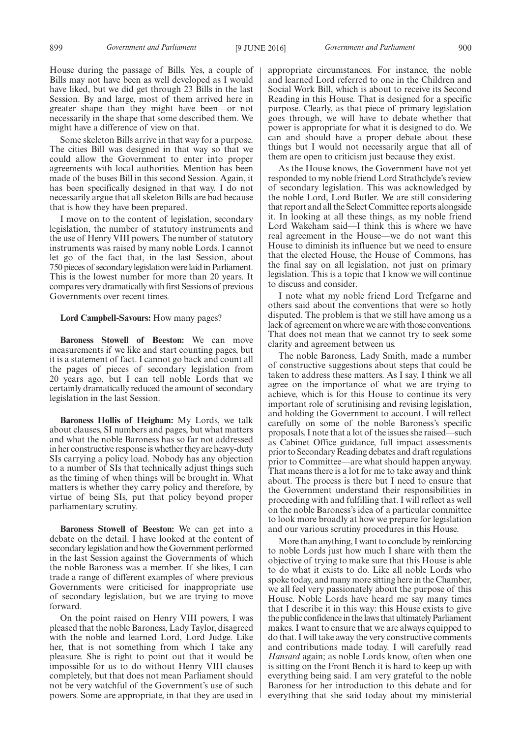House during the passage of Bills. Yes, a couple of Bills may not have been as well developed as I would have liked, but we did get through 23 Bills in the last Session. By and large, most of them arrived here in greater shape than they might have been—or not necessarily in the shape that some described them. We might have a difference of view on that.

Some skeleton Bills arrive in that way for a purpose. The cities Bill was designed in that way so that we could allow the Government to enter into proper agreements with local authorities. Mention has been made of the buses Bill in this second Session. Again, it has been specifically designed in that way. I do not necessarily argue that all skeleton Bills are bad because that is how they have been prepared.

I move on to the content of legislation, secondary legislation, the number of statutory instruments and the use of Henry VIII powers. The number of statutory instruments was raised by many noble Lords. I cannot let go of the fact that, in the last Session, about 750 pieces of secondary legislation were laid in Parliament. This is the lowest number for more than 20 years. It compares very dramatically with first Sessions of previous Governments over recent times.

**Lord Campbell-Savours:** How many pages?

**Baroness Stowell of Beeston:** We can move measurements if we like and start counting pages, but it is a statement of fact. I cannot go back and count all the pages of pieces of secondary legislation from 20 years ago, but I can tell noble Lords that we certainly dramatically reduced the amount of secondary legislation in the last Session.

**Baroness Hollis of Heigham:** My Lords, we talk about clauses, SI numbers and pages, but what matters and what the noble Baroness has so far not addressed in her constructive response is whether they are heavy-duty SIs carrying a policy load. Nobody has any objection to a number of SIs that technically adjust things such as the timing of when things will be brought in. What matters is whether they carry policy and therefore, by virtue of being SIs, put that policy beyond proper parliamentary scrutiny.

**Baroness Stowell of Beeston:** We can get into a debate on the detail. I have looked at the content of secondary legislation and how the Government performed in the last Session against the Governments of which the noble Baroness was a member. If she likes, I can trade a range of different examples of where previous Governments were criticised for inappropriate use of secondary legislation, but we are trying to move forward.

On the point raised on Henry VIII powers, I was pleased that the noble Baroness, Lady Taylor, disagreed with the noble and learned Lord, Lord Judge. Like her, that is not something from which I take any pleasure. She is right to point out that it would be impossible for us to do without Henry VIII clauses completely, but that does not mean Parliament should not be very watchful of the Government's use of such powers. Some are appropriate, in that they are used in appropriate circumstances. For instance, the noble and learned Lord referred to one in the Children and Social Work Bill, which is about to receive its Second Reading in this House. That is designed for a specific purpose. Clearly, as that piece of primary legislation goes through, we will have to debate whether that power is appropriate for what it is designed to do. We can and should have a proper debate about these things but I would not necessarily argue that all of them are open to criticism just because they exist.

As the House knows, the Government have not yet responded to my noble friend Lord Strathclyde's review of secondary legislation. This was acknowledged by the noble Lord, Lord Butler. We are still considering that report and all the Select Committee reports alongside it. In looking at all these things, as my noble friend Lord Wakeham said—I think this is where we have real agreement in the House—we do not want this House to diminish its influence but we need to ensure that the elected House, the House of Commons, has the final say on all legislation, not just on primary legislation. This is a topic that I know we will continue to discuss and consider.

I note what my noble friend Lord Trefgarne and others said about the conventions that were so hotly disputed. The problem is that we still have among us a lack of agreement on where we are with those conventions. That does not mean that we cannot try to seek some clarity and agreement between us.

The noble Baroness, Lady Smith, made a number of constructive suggestions about steps that could be taken to address these matters. As I say, I think we all agree on the importance of what we are trying to achieve, which is for this House to continue its very important role of scrutinising and revising legislation, and holding the Government to account. I will reflect carefully on some of the noble Baroness's specific proposals. I note that a lot of the issues she raised—such as Cabinet Office guidance, full impact assessments prior to Secondary Reading debates and draft regulations prior to Committee—are what should happen anyway. That means there is a lot for me to take away and think about. The process is there but I need to ensure that the Government understand their responsibilities in proceeding with and fulfilling that. I will reflect as well on the noble Baroness's idea of a particular committee to look more broadly at how we prepare for legislation and our various scrutiny procedures in this House.

More than anything, I want to conclude by reinforcing to noble Lords just how much I share with them the objective of trying to make sure that this House is able to do what it exists to do. Like all noble Lords who spoke today, and many more sitting here in the Chamber, we all feel very passionately about the purpose of this House. Noble Lords have heard me say many times that I describe it in this way: this House exists to give the public confidence in the laws that ultimately Parliament makes. I want to ensure that we are always equipped to do that. I will take away the very constructive comments and contributions made today. I will carefully read *Hansard* again; as noble Lords know, often when one is sitting on the Front Bench it is hard to keep up with everything being said. I am very grateful to the noble Baroness for her introduction to this debate and for everything that she said today about my ministerial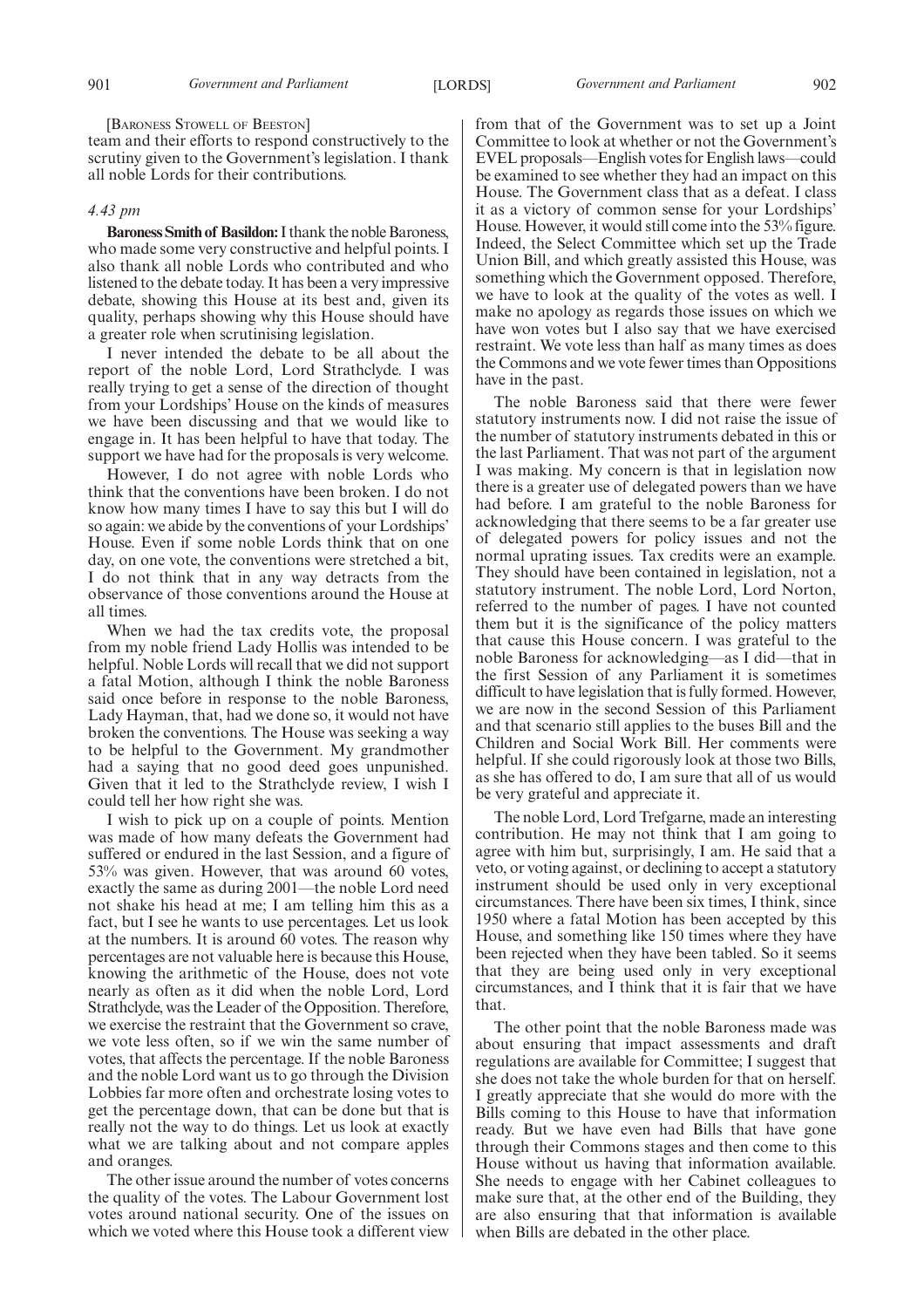[Baroness Stowell of Beeston]

team and their efforts to respond constructively to the scrutiny given to the Government's legislation. I thank all noble Lords for their contributions.

*4.43 pm*

**Baroness Smith of Basildon:** I thank the noble Baroness, who made some very constructive and helpful points. I also thank all noble Lords who contributed and who listened to the debate today. It has been a very impressive debate, showing this House at its best and, given its quality, perhaps showing why this House should have a greater role when scrutinising legislation.

I never intended the debate to be all about the report of the noble Lord, Lord Strathclyde. I was really trying to get a sense of the direction of thought from your Lordships' House on the kinds of measures we have been discussing and that we would like to engage in. It has been helpful to have that today. The support we have had for the proposals is very welcome.

However, I do not agree with noble Lords who think that the conventions have been broken. I do not know how many times I have to say this but I will do so again: we abide by the conventions of your Lordships' House. Even if some noble Lords think that on one day, on one vote, the conventions were stretched a bit, I do not think that in any way detracts from the observance of those conventions around the House at all times.

When we had the tax credits vote, the proposal from my noble friend Lady Hollis was intended to be helpful. Noble Lords will recall that we did not support a fatal Motion, although I think the noble Baroness said once before in response to the noble Baroness, Lady Hayman, that, had we done so, it would not have broken the conventions. The House was seeking a way to be helpful to the Government. My grandmother had a saying that no good deed goes unpunished. Given that it led to the Strathclyde review, I wish I could tell her how right she was.

I wish to pick up on a couple of points. Mention was made of how many defeats the Government had suffered or endured in the last Session, and a figure of 53% was given. However, that was around 60 votes, exactly the same as during 2001—the noble Lord need not shake his head at me; I am telling him this as a fact, but I see he wants to use percentages. Let us look at the numbers. It is around 60 votes. The reason why percentages are not valuable here is because this House, knowing the arithmetic of the House, does not vote nearly as often as it did when the noble Lord, Lord Strathclyde, was the Leader of the Opposition. Therefore, we exercise the restraint that the Government so crave, we vote less often, so if we win the same number of votes, that affects the percentage. If the noble Baroness and the noble Lord want us to go through the Division Lobbies far more often and orchestrate losing votes to get the percentage down, that can be done but that is really not the way to do things. Let us look at exactly what we are talking about and not compare apples and oranges.

The other issue around the number of votes concerns the quality of the votes. The Labour Government lost votes around national security. One of the issues on which we voted where this House took a different view from that of the Government was to set up a Joint Committee to look at whether or not the Government's EVEL proposals—English votes for English laws—could be examined to see whether they had an impact on this House. The Government class that as a defeat. I class it as a victory of common sense for your Lordships' House. However, it would still come into the 53% figure. Indeed, the Select Committee which set up the Trade Union Bill, and which greatly assisted this House, was something which the Government opposed. Therefore, we have to look at the quality of the votes as well. I make no apology as regards those issues on which we have won votes but I also say that we have exercised restraint. We vote less than half as many times as does the Commons and we vote fewer times than Oppositions have in the past.

The noble Baroness said that there were fewer statutory instruments now. I did not raise the issue of the number of statutory instruments debated in this or the last Parliament. That was not part of the argument I was making. My concern is that in legislation now there is a greater use of delegated powers than we have had before. I am grateful to the noble Baroness for acknowledging that there seems to be a far greater use of delegated powers for policy issues and not the normal uprating issues. Tax credits were an example. They should have been contained in legislation, not a statutory instrument. The noble Lord, Lord Norton, referred to the number of pages. I have not counted them but it is the significance of the policy matters that cause this House concern. I was grateful to the noble Baroness for acknowledging—as I did—that in the first Session of any Parliament it is sometimes difficult to have legislation that is fully formed. However, we are now in the second Session of this Parliament and that scenario still applies to the buses Bill and the Children and Social Work Bill. Her comments were helpful. If she could rigorously look at those two Bills, as she has offered to do, I am sure that all of us would be very grateful and appreciate it.

The noble Lord, Lord Trefgarne, made an interesting contribution. He may not think that I am going to agree with him but, surprisingly, I am. He said that a veto, or voting against, or declining to accept a statutory instrument should be used only in very exceptional circumstances. There have been six times, I think, since 1950 where a fatal Motion has been accepted by this House, and something like 150 times where they have been rejected when they have been tabled. So it seems that they are being used only in very exceptional circumstances, and I think that it is fair that we have that.

The other point that the noble Baroness made was about ensuring that impact assessments and draft regulations are available for Committee; I suggest that she does not take the whole burden for that on herself. I greatly appreciate that she would do more with the Bills coming to this House to have that information ready. But we have even had Bills that have gone through their Commons stages and then come to this House without us having that information available. She needs to engage with her Cabinet colleagues to make sure that, at the other end of the Building, they are also ensuring that that information is available when Bills are debated in the other place.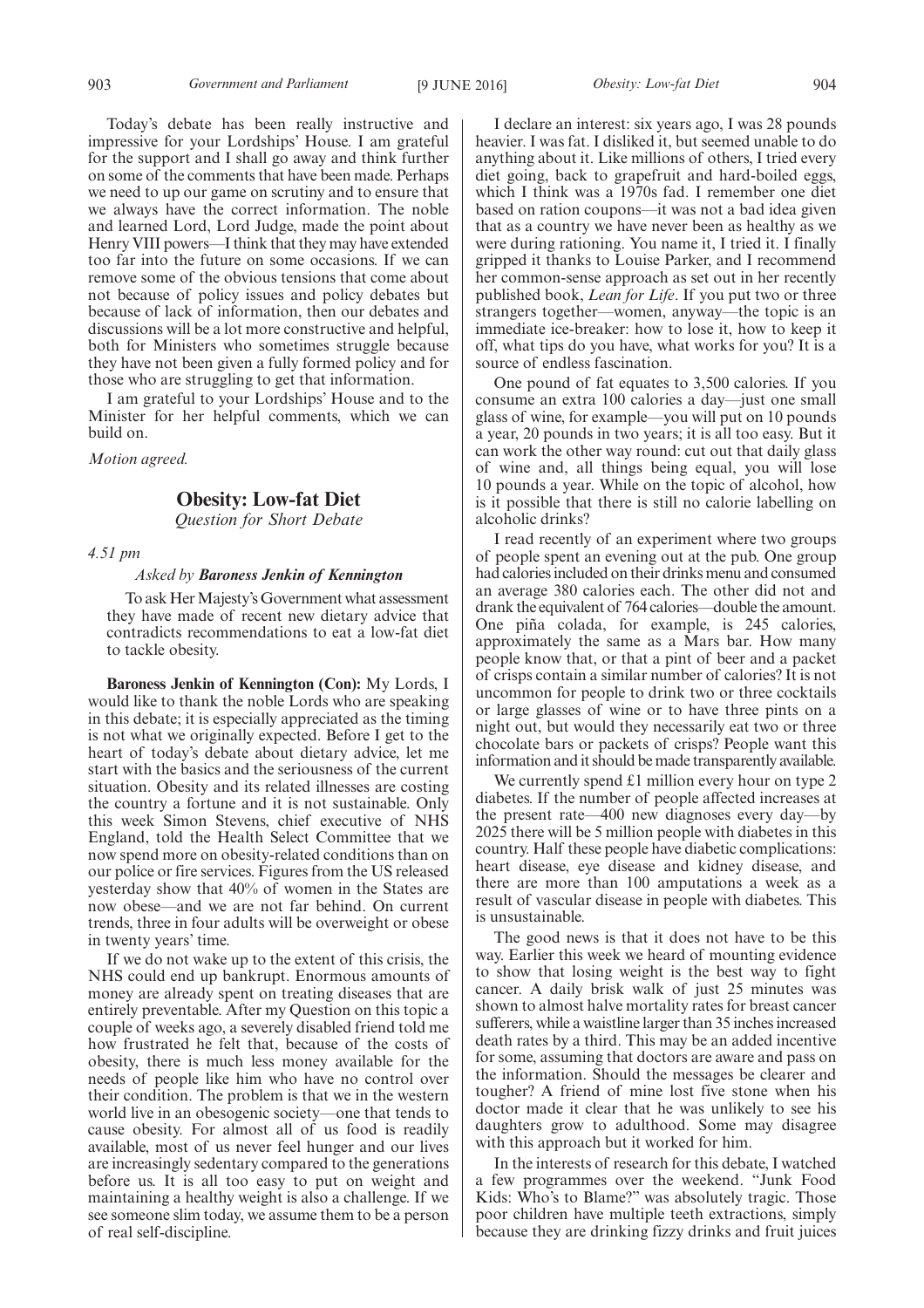Today's debate has been really instructive and impressive for your Lordships' House. I am grateful for the support and I shall go away and think further on some of the comments that have been made. Perhaps we need to up our game on scrutiny and to ensure that we always have the correct information. The noble and learned Lord, Lord Judge, made the point about Henry VIII powers—I think that they may have extended too far into the future on some occasions. If we can remove some of the obvious tensions that come about not because of policy issues and policy debates but because of lack of information, then our debates and discussions will be a lot more constructive and helpful, both for Ministers who sometimes struggle because they have not been given a fully formed policy and for those who are struggling to get that information.

I am grateful to your Lordships' House and to the Minister for her helpful comments, which we can build on.

*Motion agreed.*

## Obesity: Low-fat Diet

*Question for Short Debate*

*4.51 pm*

*Asked by* ***Baroness Jenkin of Kennington***

To ask Her Majesty's Government what assessment they have made of recent new dietary advice that contradicts recommendations to eat a low-fat diet to tackle obesity.

**Baroness Jenkin of Kennington (Con):** My Lords, I would like to thank the noble Lords who are speaking in this debate; it is especially appreciated as the timing is not what we originally expected. Before I get to the heart of today's debate about dietary advice, let me start with the basics and the seriousness of the current situation. Obesity and its related illnesses are costing the country a fortune and it is not sustainable. Only this week Simon Stevens, chief executive of NHS England, told the Health Select Committee that we now spend more on obesity-related conditions than on our police or fire services. Figures from the US released yesterday show that 40% of women in the States are now obese—and we are not far behind. On current trends, three in four adults will be overweight or obese in twenty years' time.

If we do not wake up to the extent of this crisis, the NHS could end up bankrupt. Enormous amounts of money are already spent on treating diseases that are entirely preventable. After my Question on this topic a couple of weeks ago, a severely disabled friend told me how frustrated he felt that, because of the costs of obesity, there is much less money available for the needs of people like him who have no control over their condition. The problem is that we in the western world live in an obesogenic society—one that tends to cause obesity. For almost all of us food is readily available, most of us never feel hunger and our lives are increasingly sedentary compared to the generations before us. It is all too easy to put on weight and maintaining a healthy weight is also a challenge. If we see someone slim today, we assume them to be a person of real self-discipline.

I declare an interest: six years ago, I was 28 pounds heavier. I was fat. I disliked it, but seemed unable to do anything about it. Like millions of others, I tried every diet going, back to grapefruit and hard-boiled eggs, which I think was a 1970s fad. I remember one diet based on ration coupons—it was not a bad idea given that as a country we have never been as healthy as we were during rationing. You name it, I tried it. I finally gripped it thanks to Louise Parker, and I recommend her common-sense approach as set out in her recently published book, *Lean for Life*. If you put two or three strangers together—women, anyway—the topic is an immediate ice-breaker: how to lose it, how to keep it off, what tips do you have, what works for you? It is a source of endless fascination.

One pound of fat equates to 3,500 calories. If you consume an extra 100 calories a day—just one small glass of wine, for example—you will put on 10 pounds a year, 20 pounds in two years; it is all too easy. But it can work the other way round: cut out that daily glass of wine and, all things being equal, you will lose 10 pounds a year. While on the topic of alcohol, how is it possible that there is still no calorie labelling on alcoholic drinks?

I read recently of an experiment where two groups of people spent an evening out at the pub. One group had calories included on their drinks menu and consumed an average 380 calories each. The other did not and drank the equivalent of 764 calories—double the amount. One piña colada, for example, is 245 calories, approximately the same as a Mars bar. How many people know that, or that a pint of beer and a packet of crisps contain a similar number of calories? It is not uncommon for people to drink two or three cocktails or large glasses of wine or to have three pints on a night out, but would they necessarily eat two or three chocolate bars or packets of crisps? People want this information and it should be made transparently available.

We currently spend £1 million every hour on type 2 diabetes. If the number of people affected increases at the present rate—400 new diagnoses every day—by 2025 there will be 5 million people with diabetes in this country. Half these people have diabetic complications: heart disease, eye disease and kidney disease, and there are more than 100 amputations a week as a result of vascular disease in people with diabetes. This is unsustainable.

The good news is that it does not have to be this way. Earlier this week we heard of mounting evidence to show that losing weight is the best way to fight cancer. A daily brisk walk of just 25 minutes was shown to almost halve mortality rates for breast cancer sufferers, while a waistline larger than 35 inches increased death rates by a third. This may be an added incentive for some, assuming that doctors are aware and pass on the information. Should the messages be clearer and tougher? A friend of mine lost five stone when his doctor made it clear that he was unlikely to see his daughters grow to adulthood. Some may disagree with this approach but it worked for him.

In the interests of research for this debate, I watched a few programmes over the weekend. "Junk Food Kids: Who's to Blame?" was absolutely tragic. Those poor children have multiple teeth extractions, simply because they are drinking fizzy drinks and fruit juices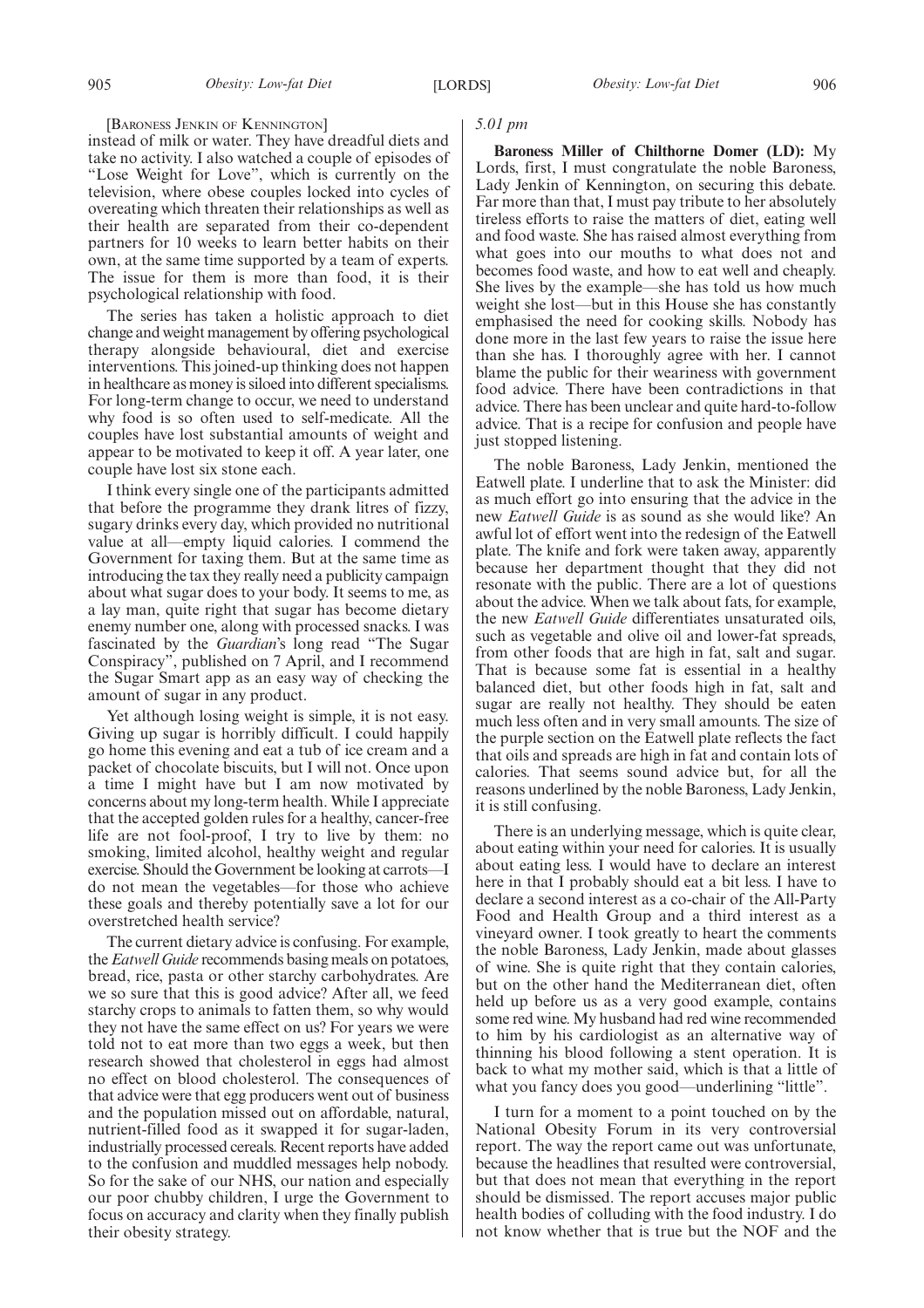[Baroness Jenkin of Kennington]

instead of milk or water. They have dreadful diets and take no activity. I also watched a couple of episodes of "Lose Weight for Love", which is currently on the television, where obese couples locked into cycles of overeating which threaten their relationships as well as their health are separated from their co-dependent partners for 10 weeks to learn better habits on their own, at the same time supported by a team of experts. The issue for them is more than food, it is their psychological relationship with food.

The series has taken a holistic approach to diet change and weight management by offering psychological therapy alongside behavioural, diet and exercise interventions. This joined-up thinking does not happen in healthcare as money is siloed into different specialisms. For long-term change to occur, we need to understand why food is so often used to self-medicate. All the couples have lost substantial amounts of weight and appear to be motivated to keep it off. A year later, one couple have lost six stone each.

I think every single one of the participants admitted that before the programme they drank litres of fizzy, sugary drinks every day, which provided no nutritional value at all—empty liquid calories. I commend the Government for taxing them. But at the same time as introducing the tax they really need a publicity campaign about what sugar does to your body. It seems to me, as a lay man, quite right that sugar has become dietary enemy number one, along with processed snacks. I was fascinated by the *Guardian*'s long read "The Sugar Conspiracy", published on 7 April, and I recommend the Sugar Smart app as an easy way of checking the amount of sugar in any product.

Yet although losing weight is simple, it is not easy. Giving up sugar is horribly difficult. I could happily go home this evening and eat a tub of ice cream and a packet of chocolate biscuits, but I will not. Once upon a time I might have but I am now motivated by concerns about my long-term health. While I appreciate that the accepted golden rules for a healthy, cancer-free life are not fool-proof, I try to live by them: no smoking, limited alcohol, healthy weight and regular exercise. Should the Government be looking at carrots—I do not mean the vegetables—for those who achieve these goals and thereby potentially save a lot for our overstretched health service?

The current dietary advice is confusing. For example, the *Eatwell Guide* recommends basing meals on potatoes, bread, rice, pasta or other starchy carbohydrates. Are we so sure that this is good advice? After all, we feed starchy crops to animals to fatten them, so why would they not have the same effect on us? For years we were told not to eat more than two eggs a week, but then research showed that cholesterol in eggs had almost no effect on blood cholesterol. The consequences of that advice were that egg producers went out of business and the population missed out on affordable, natural, nutrient-filled food as it swapped it for sugar-laden, industrially processed cereals. Recent reports have added to the confusion and muddled messages help nobody. So for the sake of our NHS, our nation and especially our poor chubby children, I urge the Government to focus on accuracy and clarity when they finally publish their obesity strategy.

*5.01 pm*

**Baroness Miller of Chilthorne Domer (LD):** My Lords, first, I must congratulate the noble Baroness, Lady Jenkin of Kennington, on securing this debate. Far more than that, I must pay tribute to her absolutely tireless efforts to raise the matters of diet, eating well and food waste. She has raised almost everything from what goes into our mouths to what does not and becomes food waste, and how to eat well and cheaply. She lives by the example—she has told us how much weight she lost—but in this House she has constantly emphasised the need for cooking skills. Nobody has done more in the last few years to raise the issue here than she has. I thoroughly agree with her. I cannot blame the public for their weariness with government food advice. There have been contradictions in that advice. There has been unclear and quite hard-to-follow advice. That is a recipe for confusion and people have just stopped listening.

The noble Baroness, Lady Jenkin, mentioned the Eatwell plate. I underline that to ask the Minister: did as much effort go into ensuring that the advice in the new *Eatwell Guide* is as sound as she would like? An awful lot of effort went into the redesign of the Eatwell plate. The knife and fork were taken away, apparently because her department thought that they did not resonate with the public. There are a lot of questions about the advice. When we talk about fats, for example, the new *Eatwell Guide* differentiates unsaturated oils, such as vegetable and olive oil and lower-fat spreads, from other foods that are high in fat, salt and sugar. That is because some fat is essential in a healthy balanced diet, but other foods high in fat, salt and sugar are really not healthy. They should be eaten much less often and in very small amounts. The size of the purple section on the Eatwell plate reflects the fact that oils and spreads are high in fat and contain lots of calories. That seems sound advice but, for all the reasons underlined by the noble Baroness, Lady Jenkin, it is still confusing.

There is an underlying message, which is quite clear, about eating within your need for calories. It is usually about eating less. I would have to declare an interest here in that I probably should eat a bit less. I have to declare a second interest as a co-chair of the All-Party Food and Health Group and a third interest as a vineyard owner. I took greatly to heart the comments the noble Baroness, Lady Jenkin, made about glasses of wine. She is quite right that they contain calories, but on the other hand the Mediterranean diet, often held up before us as a very good example, contains some red wine. My husband had red wine recommended to him by his cardiologist as an alternative way of thinning his blood following a stent operation. It is back to what my mother said, which is that a little of what you fancy does you good—underlining "little".

I turn for a moment to a point touched on by the National Obesity Forum in its very controversial report. The way the report came out was unfortunate, because the headlines that resulted were controversial, but that does not mean that everything in the report should be dismissed. The report accuses major public health bodies of colluding with the food industry. I do not know whether that is true but the NOF and the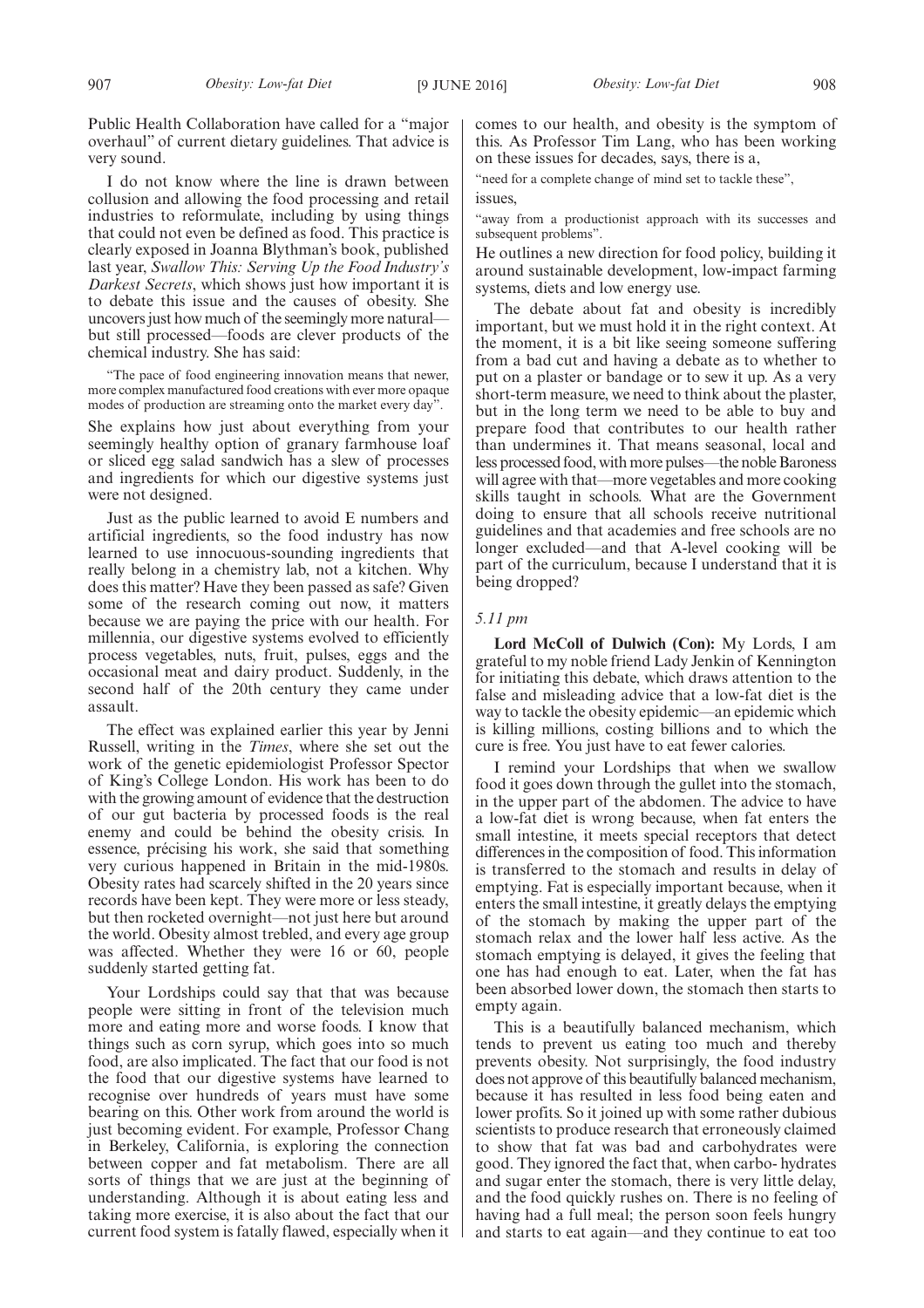Public Health Collaboration have called for a "major overhaul" of current dietary guidelines. That advice is very sound.

I do not know where the line is drawn between collusion and allowing the food processing and retail industries to reformulate, including by using things that could not even be defined as food. This practice is clearly exposed in Joanna Blythman's book, published last year, *Swallow This: Serving Up the Food Industry's Darkest Secrets*, which shows just how important it is to debate this issue and the causes of obesity. She uncovers just how much of the seemingly more natural—but still processed—foods are clever products of the chemical industry. She has said:

"The pace of food engineering innovation means that newer, more complex manufactured food creations with ever more opaque modes of production are streaming onto the market every day".

She explains how just about everything from your seemingly healthy option of granary farmhouse loaf or sliced egg salad sandwich has a slew of processes and ingredients for which our digestive systems just were not designed.

Just as the public learned to avoid E numbers and artificial ingredients, so the food industry has now learned to use innocuous-sounding ingredients that really belong in a chemistry lab, not a kitchen. Why does this matter? Have they been passed as safe? Given some of the research coming out now, it matters because we are paying the price with our health. For millennia, our digestive systems evolved to efficiently process vegetables, nuts, fruit, pulses, eggs and the occasional meat and dairy product. Suddenly, in the second half of the 20th century they came under assault.

The effect was explained earlier this year by Jenni Russell, writing in the *Times*, where she set out the work of the genetic epidemiologist Professor Spector of King's College London. His work has been to do with the growing amount of evidence that the destruction of our gut bacteria by processed foods is the real enemy and could be behind the obesity crisis. In essence, précising his work, she said that something very curious happened in Britain in the mid-1980s. Obesity rates had scarcely shifted in the 20 years since records have been kept. They were more or less steady, but then rocketed overnight—not just here but around the world. Obesity almost trebled, and every age group was affected. Whether they were 16 or 60, people suddenly started getting fat.

Your Lordships could say that that was because people were sitting in front of the television much more and eating more and worse foods. I know that things such as corn syrup, which goes into so much food, are also implicated. The fact that our food is not the food that our digestive systems have learned to recognise over hundreds of years must have some bearing on this. Other work from around the world is just becoming evident. For example, Professor Chang in Berkeley, California, is exploring the connection between copper and fat metabolism. There are all sorts of things that we are just at the beginning of understanding. Although it is about eating less and taking more exercise, it is also about the fact that our current food system is fatally flawed, especially when it comes to our health, and obesity is the symptom of this. As Professor Tim Lang, who has been working on these issues for decades, says, there is a,

"need for a complete change of mind set to tackle these",

issues,

"away from a productionist approach with its successes and subsequent problems".

He outlines a new direction for food policy, building it around sustainable development, low-impact farming systems, diets and low energy use.

The debate about fat and obesity is incredibly important, but we must hold it in the right context. At the moment, it is a bit like seeing someone suffering from a bad cut and having a debate as to whether to put on a plaster or bandage or to sew it up. As a very short-term measure, we need to think about the plaster, but in the long term we need to be able to buy and prepare food that contributes to our health rather than undermines it. That means seasonal, local and less processed food, with more pulses—the noble Baroness will agree with that—more vegetables and more cooking skills taught in schools. What are the Government doing to ensure that all schools receive nutritional guidelines and that academies and free schools are no longer excluded—and that A-level cooking will be part of the curriculum, because I understand that it is being dropped?

*5.11 pm*

**Lord McColl of Dulwich (Con):** My Lords, I am grateful to my noble friend Lady Jenkin of Kennington for initiating this debate, which draws attention to the false and misleading advice that a low-fat diet is the way to tackle the obesity epidemic—an epidemic which is killing millions, costing billions and to which the cure is free. You just have to eat fewer calories.

I remind your Lordships that when we swallow food it goes down through the gullet into the stomach, in the upper part of the abdomen. The advice to have a low-fat diet is wrong because, when fat enters the small intestine, it meets special receptors that detect differences in the composition of food. This information is transferred to the stomach and results in delay of emptying. Fat is especially important because, when it enters the small intestine, it greatly delays the emptying of the stomach by making the upper part of the stomach relax and the lower half less active. As the stomach emptying is delayed, it gives the feeling that one has had enough to eat. Later, when the fat has been absorbed lower down, the stomach then starts to empty again.

This is a beautifully balanced mechanism, which tends to prevent us eating too much and thereby prevents obesity. Not surprisingly, the food industry does not approve of this beautifully balanced mechanism, because it has resulted in less food being eaten and lower profits. So it joined up with some rather dubious scientists to produce research that erroneously claimed to show that fat was bad and carbohydrates were good. They ignored the fact that, when carbohydrates and sugar enter the stomach, there is very little delay, and the food quickly rushes on. There is no feeling of having had a full meal; the person soon feels hungry and starts to eat again—and they continue to eat too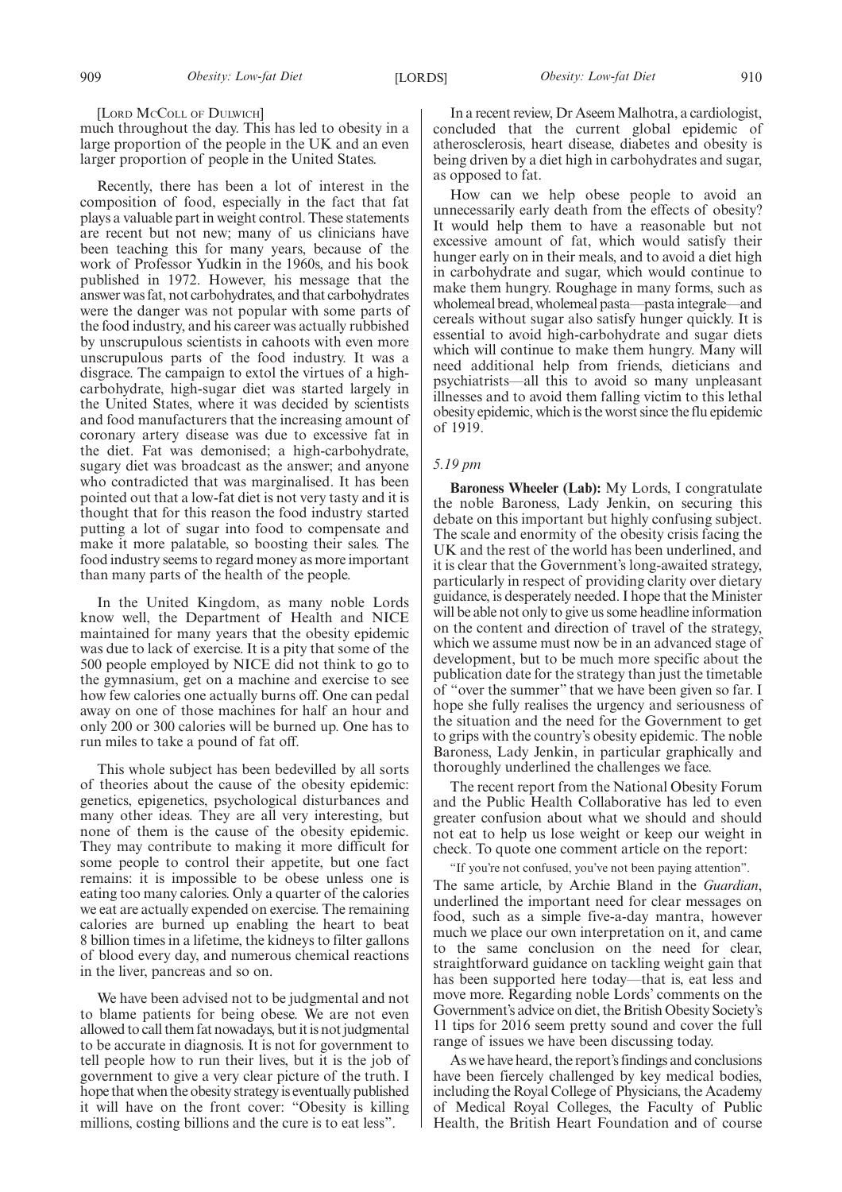[Lord McColl of Dulwich]

much throughout the day. This has led to obesity in a large proportion of the people in the UK and an even larger proportion of people in the United States.

Recently, there has been a lot of interest in the composition of food, especially in the fact that fat plays a valuable part in weight control. These statements are recent but not new; many of us clinicians have been teaching this for many years, because of the work of Professor Yudkin in the 1960s, and his book published in 1972. However, his message that the answer was fat, not carbohydrates, and that carbohydrates were the danger was not popular with some parts of the food industry, and his career was actually rubbished by unscrupulous scientists in cahoots with even more unscrupulous parts of the food industry. It was a disgrace. The campaign to extol the virtues of a high-carbohydrate, high-sugar diet was started largely in the United States, where it was decided by scientists and food manufacturers that the increasing amount of coronary artery disease was due to excessive fat in the diet. Fat was demonised; a high-carbohydrate, sugary diet was broadcast as the answer; and anyone who contradicted that was marginalised. It has been pointed out that a low-fat diet is not very tasty and it is thought that for this reason the food industry started putting a lot of sugar into food to compensate and make it more palatable, so boosting their sales. The food industry seems to regard money as more important than many parts of the health of the people.

In the United Kingdom, as many noble Lords know well, the Department of Health and NICE maintained for many years that the obesity epidemic was due to lack of exercise. It is a pity that some of the 500 people employed by NICE did not think to go to the gymnasium, get on a machine and exercise to see how few calories one actually burns off. One can pedal away on one of those machines for half an hour and only 200 or 300 calories will be burned up. One has to run miles to take a pound of fat off.

This whole subject has been bedevilled by all sorts of theories about the cause of the obesity epidemic: genetics, epigenetics, psychological disturbances and many other ideas. They are all very interesting, but none of them is the cause of the obesity epidemic. They may contribute to making it more difficult for some people to control their appetite, but one fact remains: it is impossible to be obese unless one is eating too many calories. Only a quarter of the calories we eat are actually expended on exercise. The remaining calories are burned up enabling the heart to beat 8 billion times in a lifetime, the kidneys to filter gallons of blood every day, and numerous chemical reactions in the liver, pancreas and so on.

We have been advised not to be judgmental and not to blame patients for being obese. We are not even allowed to call them fat nowadays, but it is not judgmental to be accurate in diagnosis. It is not for government to tell people how to run their lives, but it is the job of government to give a very clear picture of the truth. I hope that when the obesity strategy is eventually published it will have on the front cover: "Obesity is killing millions, costing billions and the cure is to eat less".

In a recent review, Dr Aseem Malhotra, a cardiologist, concluded that the current global epidemic of atherosclerosis, heart disease, diabetes and obesity is being driven by a diet high in carbohydrates and sugar, as opposed to fat.

How can we help obese people to avoid an unnecessarily early death from the effects of obesity? It would help them to have a reasonable but not excessive amount of fat, which would satisfy their hunger early on in their meals, and to avoid a diet high in carbohydrate and sugar, which would continue to make them hungry. Roughage in many forms, such as wholemeal bread, wholemeal pasta—pasta integrale—and cereals without sugar also satisfy hunger quickly. It is essential to avoid high-carbohydrate and sugar diets which will continue to make them hungry. Many will need additional help from friends, dieticians and psychiatrists—all this to avoid so many unpleasant illnesses and to avoid them falling victim to this lethal obesity epidemic, which is the worst since the flu epidemic of 1919.

*5.19 pm*

**Baroness Wheeler (Lab):** My Lords, I congratulate the noble Baroness, Lady Jenkin, on securing this debate on this important but highly confusing subject. The scale and enormity of the obesity crisis facing the UK and the rest of the world has been underlined, and it is clear that the Government's long-awaited strategy, particularly in respect of providing clarity over dietary guidance, is desperately needed. I hope that the Minister will be able not only to give us some headline information on the content and direction of travel of the strategy, which we assume must now be in an advanced stage of development, but to be much more specific about the publication date for the strategy than just the timetable of "over the summer" that we have been given so far. I hope she fully realises the urgency and seriousness of the situation and the need for the Government to get to grips with the country's obesity epidemic. The noble Baroness, Lady Jenkin, in particular graphically and thoroughly underlined the challenges we face.

The recent report from the National Obesity Forum and the Public Health Collaborative has led to even greater confusion about what we should and should not eat to help us lose weight or keep our weight in check. To quote one comment article on the report:

"If you're not confused, you've not been paying attention".

The same article, by Archie Bland in the *Guardian*, underlined the important need for clear messages on food, such as a simple five-a-day mantra, however much we place our own interpretation on it, and came to the same conclusion on the need for clear, straightforward guidance on tackling weight gain that has been supported here today—that is, eat less and move more. Regarding noble Lords' comments on the Government's advice on diet, the British Obesity Society's 11 tips for 2016 seem pretty sound and cover the full range of issues we have been discussing today.

As we have heard, the report's findings and conclusions have been fiercely challenged by key medical bodies, including the Royal College of Physicians, the Academy of Medical Royal Colleges, the Faculty of Public Health, the British Heart Foundation and of course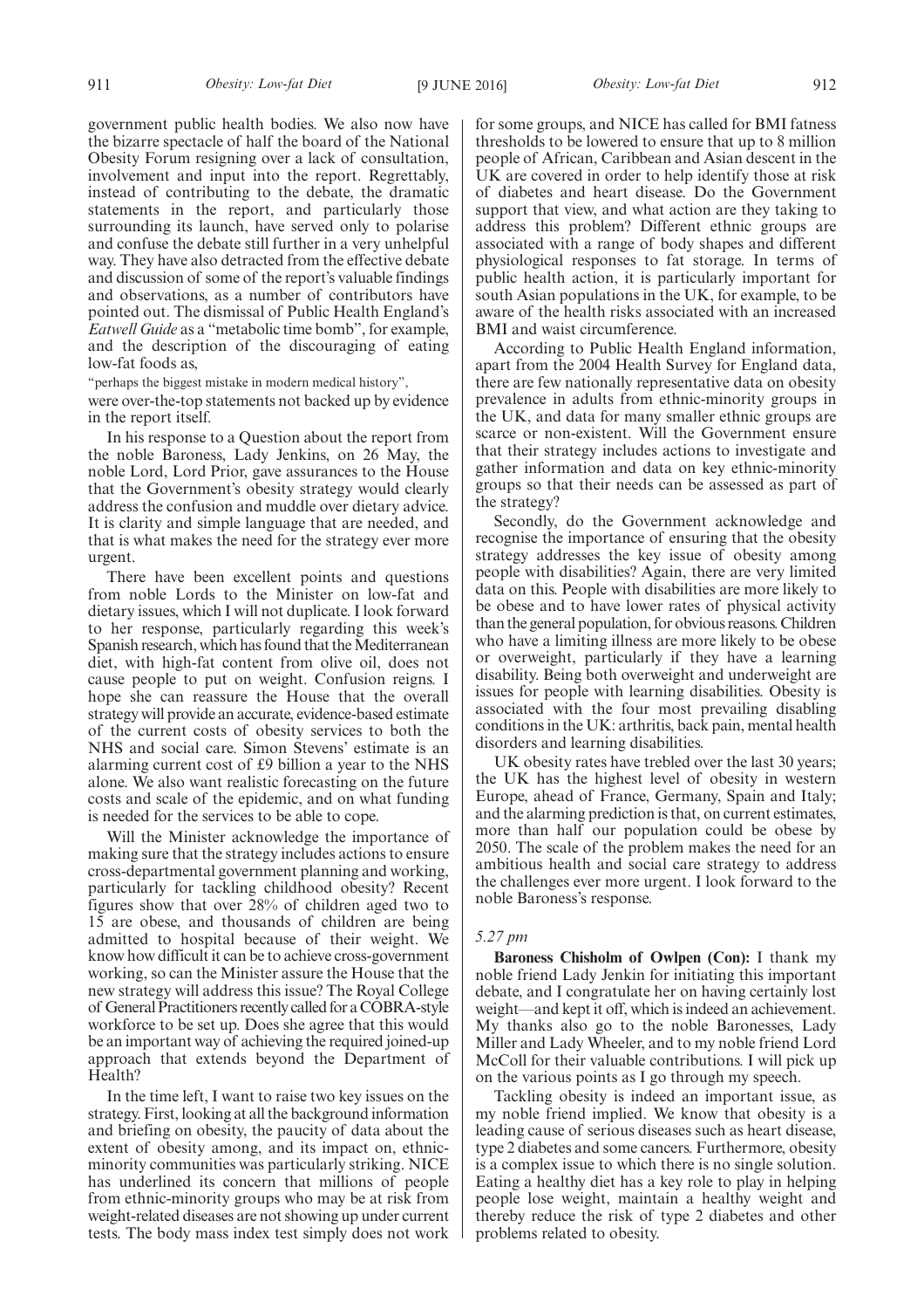government public health bodies. We also now have the bizarre spectacle of half the board of the National Obesity Forum resigning over a lack of consultation, involvement and input into the report. Regrettably, instead of contributing to the debate, the dramatic statements in the report, and particularly those surrounding its launch, have served only to polarise and confuse the debate still further in a very unhelpful way. They have also detracted from the effective debate and discussion of some of the report's valuable findings and observations, as a number of contributors have pointed out. The dismissal of Public Health England's *Eatwell Guide* as a "metabolic time bomb", for example, and the description of the discouraging of eating low-fat foods as,

"perhaps the biggest mistake in modern medical history",

were over-the-top statements not backed up by evidence in the report itself.

In his response to a Question about the report from the noble Baroness, Lady Jenkins, on 26 May, the noble Lord, Lord Prior, gave assurances to the House that the Government's obesity strategy would clearly address the confusion and muddle over dietary advice. It is clarity and simple language that are needed, and that is what makes the need for the strategy ever more urgent.

There have been excellent points and questions from noble Lords to the Minister on low-fat and dietary issues, which I will not duplicate. I look forward to her response, particularly regarding this week's Spanish research, which has found that the Mediterranean diet, with high-fat content from olive oil, does not cause people to put on weight. Confusion reigns. I hope she can reassure the House that the overall strategy will provide an accurate, evidence-based estimate of the current costs of obesity services to both the NHS and social care. Simon Stevens' estimate is an alarming current cost of £9 billion a year to the NHS alone. We also want realistic forecasting on the future costs and scale of the epidemic, and on what funding is needed for the services to be able to cope.

Will the Minister acknowledge the importance of making sure that the strategy includes actions to ensure cross-departmental government planning and working, particularly for tackling childhood obesity? Recent figures show that over 28% of children aged two to 15 are obese, and thousands of children are being admitted to hospital because of their weight. We know how difficult it can be to achieve cross-government working, so can the Minister assure the House that the new strategy will address this issue? The Royal College of General Practitioners recently called for a COBRA-style workforce to be set up. Does she agree that this would be an important way of achieving the required joined-up approach that extends beyond the Department of Health?

In the time left, I want to raise two key issues on the strategy. First, looking at all the background information and briefing on obesity, the paucity of data about the extent of obesity among, and its impact on, ethnic-minority communities was particularly striking. NICE has underlined its concern that millions of people from ethnic-minority groups who may be at risk from weight-related diseases are not showing up under current tests. The body mass index test simply does not work for some groups, and NICE has called for BMI fatness thresholds to be lowered to ensure that up to 8 million people of African, Caribbean and Asian descent in the UK are covered in order to help identify those at risk of diabetes and heart disease. Do the Government support that view, and what action are they taking to address this problem? Different ethnic groups are associated with a range of body shapes and different physiological responses to fat storage. In terms of public health action, it is particularly important for south Asian populations in the UK, for example, to be aware of the health risks associated with an increased BMI and waist circumference.

According to Public Health England information, apart from the 2004 Health Survey for England data, there are few nationally representative data on obesity prevalence in adults from ethnic-minority groups in the UK, and data for many smaller ethnic groups are scarce or non-existent. Will the Government ensure that their strategy includes actions to investigate and gather information and data on key ethnic-minority groups so that their needs can be assessed as part of the strategy?

Secondly, do the Government acknowledge and recognise the importance of ensuring that the obesity strategy addresses the key issue of obesity among people with disabilities? Again, there are very limited data on this. People with disabilities are more likely to be obese and to have lower rates of physical activity than the general population, for obvious reasons. Children who have a limiting illness are more likely to be obese or overweight, particularly if they have a learning disability. Being both overweight and underweight are issues for people with learning disabilities. Obesity is associated with the four most prevailing disabling conditions in the UK: arthritis, back pain, mental health disorders and learning disabilities.

UK obesity rates have trebled over the last 30 years; the UK has the highest level of obesity in western Europe, ahead of France, Germany, Spain and Italy; and the alarming prediction is that, on current estimates, more than half our population could be obese by 2050. The scale of the problem makes the need for an ambitious health and social care strategy to address the challenges ever more urgent. I look forward to the noble Baroness's response.

*5.27 pm*

**Baroness Chisholm of Owlpen (Con):** I thank my noble friend Lady Jenkin for initiating this important debate, and I congratulate her on having certainly lost weight—and kept it off, which is indeed an achievement. My thanks also go to the noble Baronesses, Lady Miller and Lady Wheeler, and to my noble friend Lord McColl for their valuable contributions. I will pick up on the various points as I go through my speech.

Tackling obesity is indeed an important issue, as my noble friend implied. We know that obesity is a leading cause of serious diseases such as heart disease, type 2 diabetes and some cancers. Furthermore, obesity is a complex issue to which there is no single solution. Eating a healthy diet has a key role to play in helping people lose weight, maintain a healthy weight and thereby reduce the risk of type 2 diabetes and other problems related to obesity.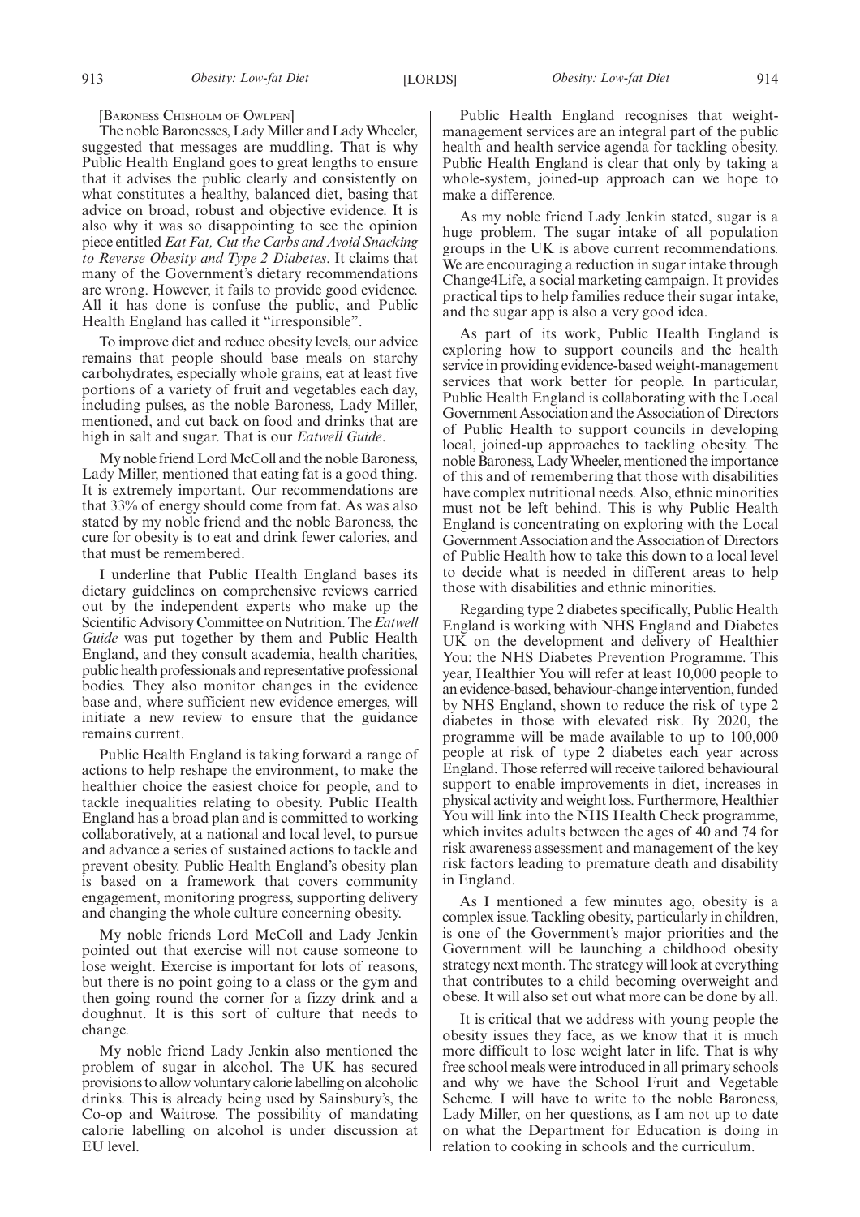[BARONESS CHISHOLM OF OWLPEN]

The noble Baronesses, Lady Miller and Lady Wheeler, suggested that messages are muddling. That is why Public Health England goes to great lengths to ensure that it advises the public clearly and consistently on what constitutes a healthy, balanced diet, basing that advice on broad, robust and objective evidence. It is also why it was so disappointing to see the opinion piece entitled *Eat Fat, Cut the Carbs and Avoid Snacking to Reverse Obesity and Type 2 Diabetes*. It claims that many of the Government's dietary recommendations are wrong. However, it fails to provide good evidence. All it has done is confuse the public, and Public Health England has called it "irresponsible".

To improve diet and reduce obesity levels, our advice remains that people should base meals on starchy carbohydrates, especially whole grains, eat at least five portions of a variety of fruit and vegetables each day, including pulses, as the noble Baroness, Lady Miller, mentioned, and cut back on food and drinks that are high in salt and sugar. That is our *Eatwell Guide*.

My noble friend Lord McColl and the noble Baroness, Lady Miller, mentioned that eating fat is a good thing. It is extremely important. Our recommendations are that 33% of energy should come from fat. As was also stated by my noble friend and the noble Baroness, the cure for obesity is to eat and drink fewer calories, and that must be remembered.

I underline that Public Health England bases its dietary guidelines on comprehensive reviews carried out by the independent experts who make up the Scientific Advisory Committee on Nutrition. The *Eatwell Guide* was put together by them and Public Health England, and they consult academia, health charities, public health professionals and representative professional bodies. They also monitor changes in the evidence base and, where sufficient new evidence emerges, will initiate a new review to ensure that the guidance remains current.

Public Health England is taking forward a range of actions to help reshape the environment, to make the healthier choice the easiest choice for people, and to tackle inequalities relating to obesity. Public Health England has a broad plan and is committed to working collaboratively, at a national and local level, to pursue and advance a series of sustained actions to tackle and prevent obesity. Public Health England's obesity plan is based on a framework that covers community engagement, monitoring progress, supporting delivery and changing the whole culture concerning obesity.

My noble friends Lord McColl and Lady Jenkin pointed out that exercise will not cause someone to lose weight. Exercise is important for lots of reasons, but there is no point going to a class or the gym and then going round the corner for a fizzy drink and a doughnut. It is this sort of culture that needs to change.

My noble friend Lady Jenkin also mentioned the problem of sugar in alcohol. The UK has secured provisions to allow voluntary calorie labelling on alcoholic drinks. This is already being used by Sainsbury's, the Co-op and Waitrose. The possibility of mandating calorie labelling on alcohol is under discussion at EU level.

Public Health England recognises that weight-management services are an integral part of the public health and health service agenda for tackling obesity. Public Health England is clear that only by taking a whole-system, joined-up approach can we hope to make a difference.

As my noble friend Lady Jenkin stated, sugar is a huge problem. The sugar intake of all population groups in the UK is above current recommendations. We are encouraging a reduction in sugar intake through Change4Life, a social marketing campaign. It provides practical tips to help families reduce their sugar intake, and the sugar app is also a very good idea.

As part of its work, Public Health England is exploring how to support councils and the health service in providing evidence-based weight-management services that work better for people. In particular, Public Health England is collaborating with the Local Government Association and the Association of Directors of Public Health to support councils in developing local, joined-up approaches to tackling obesity. The noble Baroness, Lady Wheeler, mentioned the importance of this and of remembering that those with disabilities have complex nutritional needs. Also, ethnic minorities must not be left behind. This is why Public Health England is concentrating on exploring with the Local Government Association and the Association of Directors of Public Health how to take this down to a local level to decide what is needed in different areas to help those with disabilities and ethnic minorities.

Regarding type 2 diabetes specifically, Public Health England is working with NHS England and Diabetes UK on the development and delivery of Healthier You: the NHS Diabetes Prevention Programme. This year, Healthier You will refer at least 10,000 people to an evidence-based, behaviour-change intervention, funded by NHS England, shown to reduce the risk of type 2 diabetes in those with elevated risk. By 2020, the programme will be made available to up to 100,000 people at risk of type 2 diabetes each year across England. Those referred will receive tailored behavioural support to enable improvements in diet, increases in physical activity and weight loss. Furthermore, Healthier You will link into the NHS Health Check programme, which invites adults between the ages of 40 and 74 for risk awareness assessment and management of the key risk factors leading to premature death and disability in England.

As I mentioned a few minutes ago, obesity is a complex issue. Tackling obesity, particularly in children, is one of the Government's major priorities and the Government will be launching a childhood obesity strategy next month. The strategy will look at everything that contributes to a child becoming overweight and obese. It will also set out what more can be done by all.

It is critical that we address with young people the obesity issues they face, as we know that it is much more difficult to lose weight later in life. That is why free school meals were introduced in all primary schools and why we have the School Fruit and Vegetable Scheme. I will have to write to the noble Baroness, Lady Miller, on her questions, as I am not up to date on what the Department for Education is doing in relation to cooking in schools and the curriculum.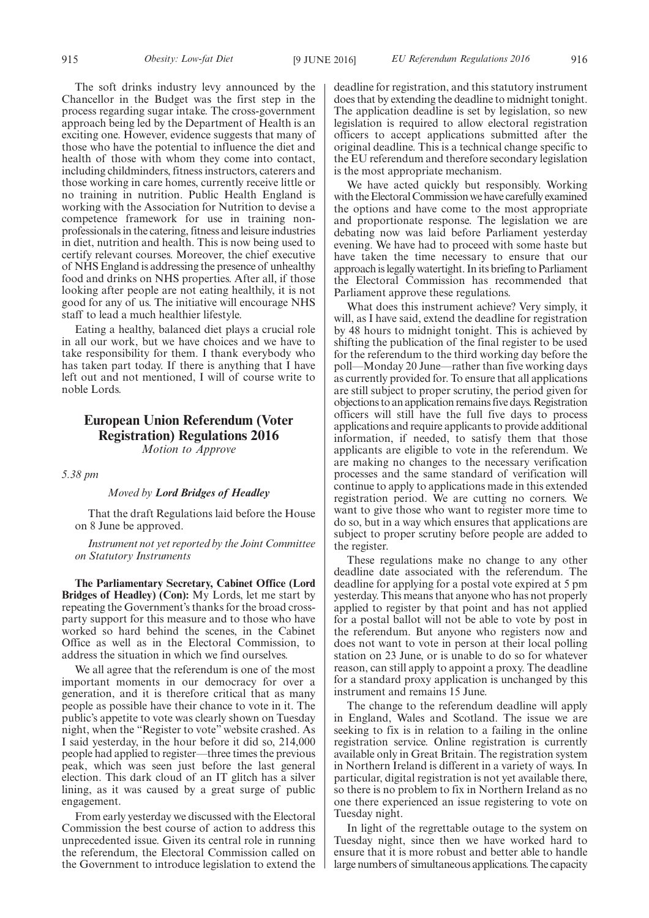The soft drinks industry levy announced by the Chancellor in the Budget was the first step in the process regarding sugar intake. The cross-government approach being led by the Department of Health is an exciting one. However, evidence suggests that many of those who have the potential to influence the diet and health of those with whom they come into contact, including childminders, fitness instructors, caterers and those working in care homes, currently receive little or no training in nutrition. Public Health England is working with the Association for Nutrition to devise a competence framework for use in training non-professionals in the catering, fitness and leisure industries in diet, nutrition and health. This is now being used to certify relevant courses. Moreover, the chief executive of NHS England is addressing the presence of unhealthy food and drinks on NHS properties. After all, if those looking after people are not eating healthily, it is not good for any of us. The initiative will encourage NHS staff to lead a much healthier lifestyle.

Eating a healthy, balanced diet plays a crucial role in all our work, but we have choices and we have to take responsibility for them. I thank everybody who has taken part today. If there is anything that I have left out and not mentioned, I will of course write to noble Lords.

## European Union Referendum (Voter Registration) Regulations 2016

*Motion to Approve*

*5.38 pm*

*Moved by **Lord Bridges of Headley***

That the draft Regulations laid before the House on 8 June be approved.

*Instrument not yet reported by the Joint Committee on Statutory Instruments*

**The Parliamentary Secretary, Cabinet Office (Lord Bridges of Headley) (Con):** My Lords, let me start by repeating the Government's thanks for the broad cross-party support for this measure and to those who have worked so hard behind the scenes, in the Cabinet Office as well as in the Electoral Commission, to address the situation in which we find ourselves.

We all agree that the referendum is one of the most important moments in our democracy for over a generation, and it is therefore critical that as many people as possible have their chance to vote in it. The public's appetite to vote was clearly shown on Tuesday night, when the "Register to vote" website crashed. As I said yesterday, in the hour before it did so, 214,000 people had applied to register—three times the previous peak, which was seen just before the last general election. This dark cloud of an IT glitch has a silver lining, as it was caused by a great surge of public engagement.

From early yesterday we discussed with the Electoral Commission the best course of action to address this unprecedented issue. Given its central role in running the referendum, the Electoral Commission called on the Government to introduce legislation to extend the deadline for registration, and this statutory instrument does that by extending the deadline to midnight tonight. The application deadline is set by legislation, so new legislation is required to allow electoral registration officers to accept applications submitted after the original deadline. This is a technical change specific to the EU referendum and therefore secondary legislation is the most appropriate mechanism.

We have acted quickly but responsibly. Working with the Electoral Commission we have carefully examined the options and have come to the most appropriate and proportionate response. The legislation we are debating now was laid before Parliament yesterday evening. We have had to proceed with some haste but have taken the time necessary to ensure that our approach is legally watertight. In its briefing to Parliament the Electoral Commission has recommended that Parliament approve these regulations.

What does this instrument achieve? Very simply, it will, as I have said, extend the deadline for registration by 48 hours to midnight tonight. This is achieved by shifting the publication of the final register to be used for the referendum to the third working day before the poll—Monday 20 June—rather than five working days as currently provided for. To ensure that all applications are still subject to proper scrutiny, the period given for objections to an application remains five days. Registration officers will still have the full five days to process applications and require applicants to provide additional information, if needed, to satisfy them that those applicants are eligible to vote in the referendum. We are making no changes to the necessary verification processes and the same standard of verification will continue to apply to applications made in this extended registration period. We are cutting no corners. We want to give those who want to register more time to do so, but in a way which ensures that applications are subject to proper scrutiny before people are added to the register.

These regulations make no change to any other deadline date associated with the referendum. The deadline for applying for a postal vote expired at 5 pm yesterday. This means that anyone who has not properly applied to register by that point and has not applied for a postal ballot will not be able to vote by post in the referendum. But anyone who registers now and does not want to vote in person at their local polling station on 23 June, or is unable to do so for whatever reason, can still apply to appoint a proxy. The deadline for a standard proxy application is unchanged by this instrument and remains 15 June.

The change to the referendum deadline will apply in England, Wales and Scotland. The issue we are seeking to fix is in relation to a failing in the online registration service. Online registration is currently available only in Great Britain. The registration system in Northern Ireland is different in a variety of ways. In particular, digital registration is not yet available there, so there is no problem to fix in Northern Ireland as no one there experienced an issue registering to vote on Tuesday night.

In light of the regrettable outage to the system on Tuesday night, since then we have worked hard to ensure that it is more robust and better able to handle large numbers of simultaneous applications. The capacity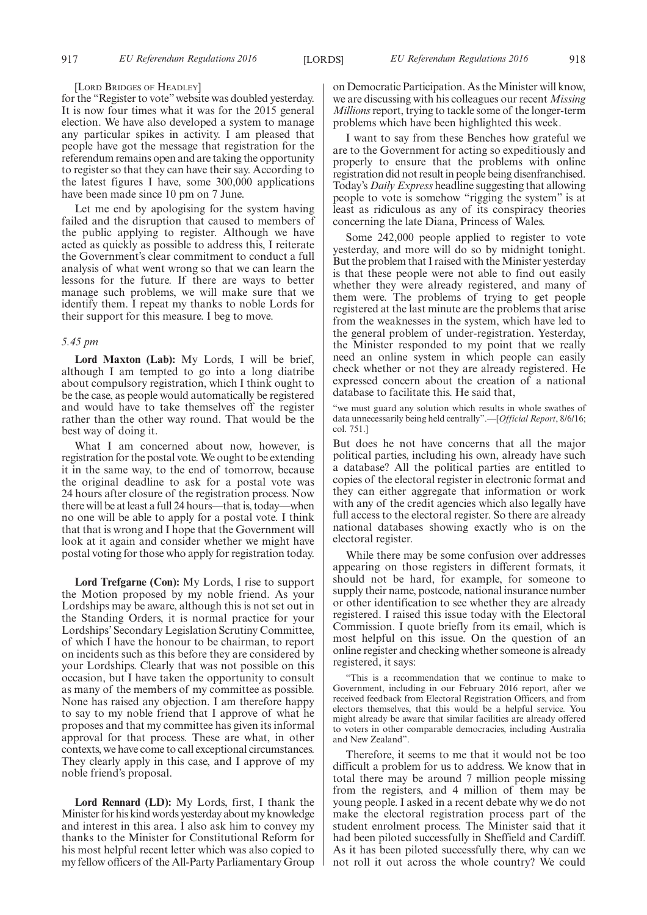[LORD BRIDGES OF HEADLEY]

for the "Register to vote" website was doubled yesterday. It is now four times what it was for the 2015 general election. We have also developed a system to manage any particular spikes in activity. I am pleased that people have got the message that registration for the referendum remains open and are taking the opportunity to register so that they can have their say. According to the latest figures I have, some 300,000 applications have been made since 10 pm on 7 June.

Let me end by apologising for the system having failed and the disruption that caused to members of the public applying to register. Although we have acted as quickly as possible to address this, I reiterate the Government's clear commitment to conduct a full analysis of what went wrong so that we can learn the lessons for the future. If there are ways to better manage such problems, we will make sure that we identify them. I repeat my thanks to noble Lords for their support for this measure. I beg to move.

*5.45 pm*

**Lord Maxton (Lab):** My Lords, I will be brief, although I am tempted to go into a long diatribe about compulsory registration, which I think ought to be the case, as people would automatically be registered and would have to take themselves off the register rather than the other way round. That would be the best way of doing it.

What I am concerned about now, however, is registration for the postal vote. We ought to be extending it in the same way, to the end of tomorrow, because the original deadline to ask for a postal vote was 24 hours after closure of the registration process. Now there will be at least a full 24 hours—that is, today—when no one will be able to apply for a postal vote. I think that that is wrong and I hope that the Government will look at it again and consider whether we might have postal voting for those who apply for registration today.

**Lord Trefgarne (Con):** My Lords, I rise to support the Motion proposed by my noble friend. As your Lordships may be aware, although this is not set out in the Standing Orders, it is normal practice for your Lordships' Secondary Legislation Scrutiny Committee, of which I have the honour to be chairman, to report on incidents such as this before they are considered by your Lordships. Clearly that was not possible on this occasion, but I have taken the opportunity to consult as many of the members of my committee as possible. None has raised any objection. I am therefore happy to say to my noble friend that I approve of what he proposes and that my committee has given its informal approval for that process. These are what, in other contexts, we have come to call exceptional circumstances. They clearly apply in this case, and I approve of my noble friend's proposal.

**Lord Rennard (LD):** My Lords, first, I thank the Minister for his kind words yesterday about my knowledge and interest in this area. I also ask him to convey my thanks to the Minister for Constitutional Reform for his most helpful recent letter which was also copied to my fellow officers of the All-Party Parliamentary Group on Democratic Participation. As the Minister will know, we are discussing with his colleagues our recent *Missing Millions* report, trying to tackle some of the longer-term problems which have been highlighted this week.

I want to say from these Benches how grateful we are to the Government for acting so expeditiously and properly to ensure that the problems with online registration did not result in people being disenfranchised. Today's *Daily Express* headline suggesting that allowing people to vote is somehow "rigging the system" is at least as ridiculous as any of its conspiracy theories concerning the late Diana, Princess of Wales.

Some 242,000 people applied to register to vote yesterday, and more will do so by midnight tonight. But the problem that I raised with the Minister yesterday is that these people were not able to find out easily whether they were already registered, and many of them were. The problems of trying to get people registered at the last minute are the problems that arise from the weaknesses in the system, which have led to the general problem of under-registration. Yesterday, the Minister responded to my point that we really need an online system in which people can easily check whether or not they are already registered. He expressed concern about the creation of a national database to facilitate this. He said that,

"we must guard any solution which results in whole swathes of data unnecessarily being held centrally".—[*Official Report*, 8/6/16; col. 751.]

But does he not have concerns that all the major political parties, including his own, already have such a database? All the political parties are entitled to copies of the electoral register in electronic format and they can either aggregate that information or work with any of the credit agencies which also legally have full access to the electoral register. So there are already national databases showing exactly who is on the electoral register.

While there may be some confusion over addresses appearing on those registers in different formats, it should not be hard, for example, for someone to supply their name, postcode, national insurance number or other identification to see whether they are already registered. I raised this issue today with the Electoral Commission. I quote briefly from its email, which is most helpful on this issue. On the question of an online register and checking whether someone is already registered, it says:

"This is a recommendation that we continue to make to Government, including in our February 2016 report, after we received feedback from Electoral Registration Officers, and from electors themselves, that this would be a helpful service. You might already be aware that similar facilities are already offered to voters in other comparable democracies, including Australia and New Zealand".

Therefore, it seems to me that it would not be too difficult a problem for us to address. We know that in total there may be around 7 million people missing from the registers, and 4 million of them may be young people. I asked in a recent debate why we do not make the electoral registration process part of the student enrolment process. The Minister said that it had been piloted successfully in Sheffield and Cardiff. As it has been piloted successfully there, why can we not roll it out across the whole country? We could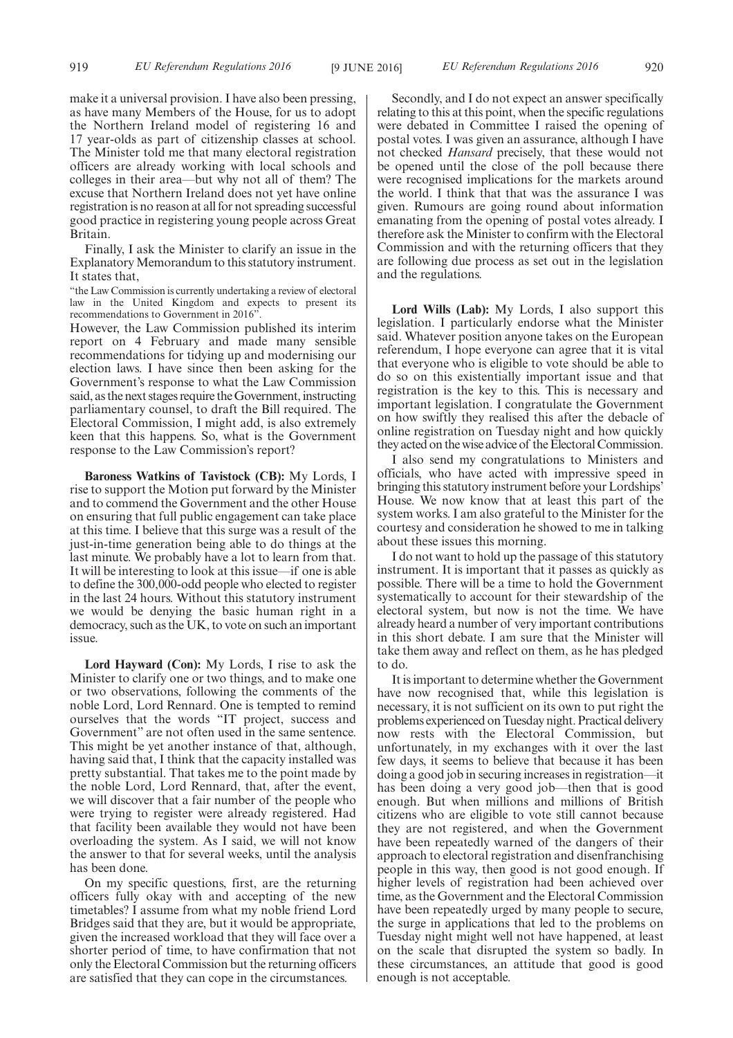make it a universal provision. I have also been pressing, as have many Members of the House, for us to adopt the Northern Ireland model of registering 16 and 17 year-olds as part of citizenship classes at school. The Minister told me that many electoral registration officers are already working with local schools and colleges in their area—but why not all of them? The excuse that Northern Ireland does not yet have online registration is no reason at all for not spreading successful good practice in registering young people across Great Britain.

Finally, I ask the Minister to clarify an issue in the Explanatory Memorandum to this statutory instrument. It states that,

"the Law Commission is currently undertaking a review of electoral law in the United Kingdom and expects to present its recommendations to Government in 2016".

However, the Law Commission published its interim report on 4 February and made many sensible recommendations for tidying up and modernising our election laws. I have since then been asking for the Government's response to what the Law Commission said, as the next stages require the Government, instructing parliamentary counsel, to draft the Bill required. The Electoral Commission, I might add, is also extremely keen that this happens. So, what is the Government response to the Law Commission's report?

**Baroness Watkins of Tavistock (CB):** My Lords, I rise to support the Motion put forward by the Minister and to commend the Government and the other House on ensuring that full public engagement can take place at this time. I believe that this surge was a result of the just-in-time generation being able to do things at the last minute. We probably have a lot to learn from that. It will be interesting to look at this issue—if one is able to define the 300,000-odd people who elected to register in the last 24 hours. Without this statutory instrument we would be denying the basic human right in a democracy, such as the UK, to vote on such an important issue.

**Lord Hayward (Con):** My Lords, I rise to ask the Minister to clarify one or two things, and to make one or two observations, following the comments of the noble Lord, Lord Rennard. One is tempted to remind ourselves that the words "IT project, success and Government" are not often used in the same sentence. This might be yet another instance of that, although, having said that, I think that the capacity installed was pretty substantial. That takes me to the point made by the noble Lord, Lord Rennard, that, after the event, we will discover that a fair number of the people who were trying to register were already registered. Had that facility been available they would not have been overloading the system. As I said, we will not know the answer to that for several weeks, until the analysis has been done.

On my specific questions, first, are the returning officers fully okay with and accepting of the new timetables? I assume from what my noble friend Lord Bridges said that they are, but it would be appropriate, given the increased workload that they will face over a shorter period of time, to have confirmation that not only the Electoral Commission but the returning officers are satisfied that they can cope in the circumstances.

Secondly, and I do not expect an answer specifically relating to this at this point, when the specific regulations were debated in Committee I raised the opening of postal votes. I was given an assurance, although I have not checked *Hansard* precisely, that these would not be opened until the close of the poll because there were recognised implications for the markets around the world. I think that that was the assurance I was given. Rumours are going round about information emanating from the opening of postal votes already. I therefore ask the Minister to confirm with the Electoral Commission and with the returning officers that they are following due process as set out in the legislation and the regulations.

**Lord Wills (Lab):** My Lords, I also support this legislation. I particularly endorse what the Minister said. Whatever position anyone takes on the European referendum, I hope everyone can agree that it is vital that everyone who is eligible to vote should be able to do so on this existentially important issue and that registration is the key to this. This is necessary and important legislation. I congratulate the Government on how swiftly they realised this after the debacle of online registration on Tuesday night and how quickly they acted on the wise advice of the Electoral Commission.

I also send my congratulations to Ministers and officials, who have acted with impressive speed in bringing this statutory instrument before your Lordships' House. We now know that at least this part of the system works. I am also grateful to the Minister for the courtesy and consideration he showed to me in talking about these issues this morning.

I do not want to hold up the passage of this statutory instrument. It is important that it passes as quickly as possible. There will be a time to hold the Government systematically to account for their stewardship of the electoral system, but now is not the time. We have already heard a number of very important contributions in this short debate. I am sure that the Minister will take them away and reflect on them, as he has pledged to do.

It is important to determine whether the Government have now recognised that, while this legislation is necessary, it is not sufficient on its own to put right the problems experienced on Tuesday night. Practical delivery now rests with the Electoral Commission, but unfortunately, in my exchanges with it over the last few days, it seems to believe that because it has been doing a good job in securing increases in registration—it has been doing a very good job—then that is good enough. But when millions and millions of British citizens who are eligible to vote still cannot because they are not registered, and when the Government have been repeatedly warned of the dangers of their approach to electoral registration and disenfranchising people in this way, then good is not good enough. If higher levels of registration had been achieved over time, as the Government and the Electoral Commission have been repeatedly urged by many people to secure, the surge in applications that led to the problems on Tuesday night might well not have happened, at least on the scale that disrupted the system so badly. In these circumstances, an attitude that good is good enough is not acceptable.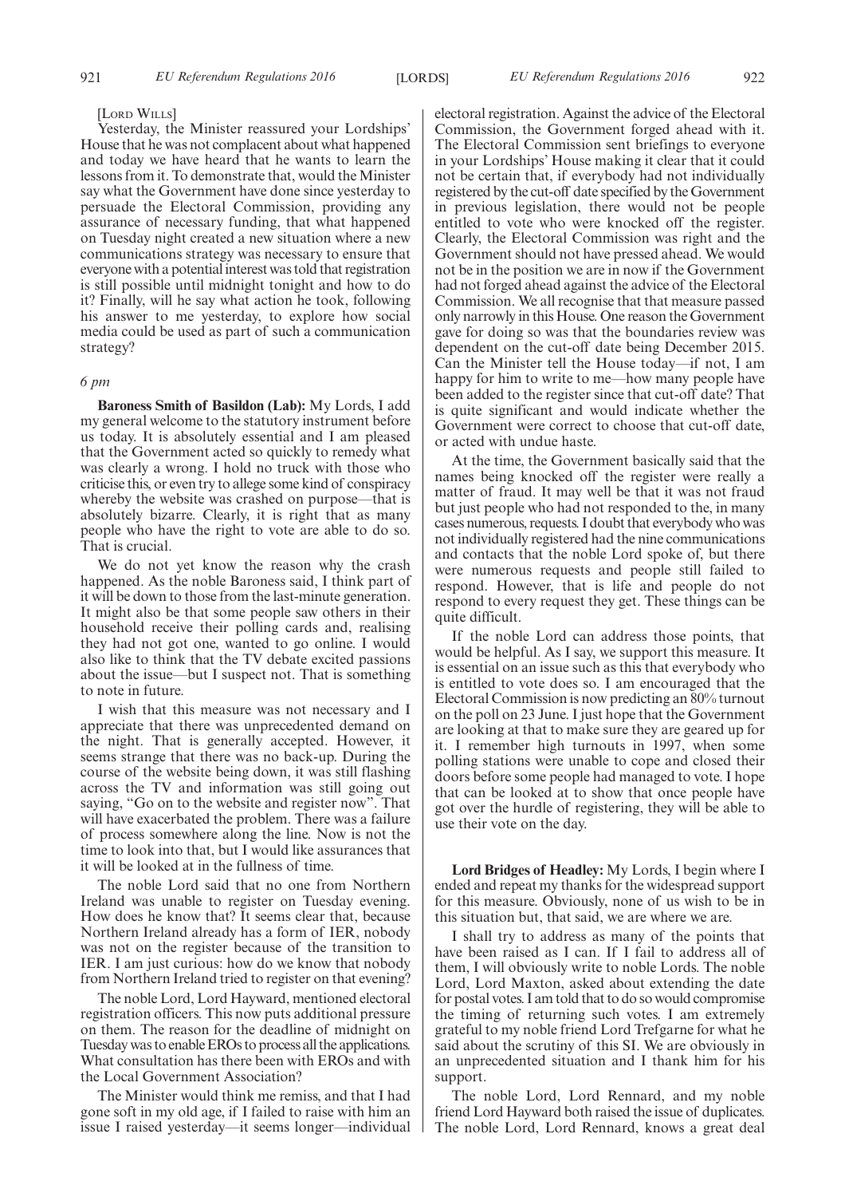[LORD WILLS]

Yesterday, the Minister reassured your Lordships' House that he was not complacent about what happened and today we have heard that he wants to learn the lessons from it. To demonstrate that, would the Minister say what the Government have done since yesterday to persuade the Electoral Commission, providing any assurance of necessary funding, that what happened on Tuesday night created a new situation where a new communications strategy was necessary to ensure that everyone with a potential interest was told that registration is still possible until midnight tonight and how to do it? Finally, will he say what action he took, following his answer to me yesterday, to explore how social media could be used as part of such a communication strategy?

*6 pm*

**Baroness Smith of Basildon (Lab):** My Lords, I add my general welcome to the statutory instrument before us today. It is absolutely essential and I am pleased that the Government acted so quickly to remedy what was clearly a wrong. I hold no truck with those who criticise this, or even try to allege some kind of conspiracy whereby the website was crashed on purpose—that is absolutely bizarre. Clearly, it is right that as many people who have the right to vote are able to do so. That is crucial.

We do not yet know the reason why the crash happened. As the noble Baroness said, I think part of it will be down to those from the last-minute generation. It might also be that some people saw others in their household receive their polling cards and, realising they had not got one, wanted to go online. I would also like to think that the TV debate excited passions about the issue—but I suspect not. That is something to note in future.

I wish that this measure was not necessary and I appreciate that there was unprecedented demand on the night. That is generally accepted. However, it seems strange that there was no back-up. During the course of the website being down, it was still flashing across the TV and information was still going out saying, "Go on to the website and register now". That will have exacerbated the problem. There was a failure of process somewhere along the line. Now is not the time to look into that, but I would like assurances that it will be looked at in the fullness of time.

The noble Lord said that no one from Northern Ireland was unable to register on Tuesday evening. How does he know that? It seems clear that, because Northern Ireland already has a form of IER, nobody was not on the register because of the transition to IER. I am just curious: how do we know that nobody from Northern Ireland tried to register on that evening?

The noble Lord, Lord Hayward, mentioned electoral registration officers. This now puts additional pressure on them. The reason for the deadline of midnight on Tuesday was to enable EROs to process all the applications. What consultation has there been with EROs and with the Local Government Association?

The Minister would think me remiss, and that I had gone soft in my old age, if I failed to raise with him an issue I raised yesterday—it seems longer—individual electoral registration. Against the advice of the Electoral Commission, the Government forged ahead with it. The Electoral Commission sent briefings to everyone in your Lordships' House making it clear that it could not be certain that, if everybody had not individually registered by the cut-off date specified by the Government in previous legislation, there would not be people entitled to vote who were knocked off the register. Clearly, the Electoral Commission was right and the Government should not have pressed ahead. We would not be in the position we are in now if the Government had not forged ahead against the advice of the Electoral Commission. We all recognise that that measure passed only narrowly in this House. One reason the Government gave for doing so was that the boundaries review was dependent on the cut-off date being December 2015. Can the Minister tell the House today—if not, I am happy for him to write to me—how many people have been added to the register since that cut-off date? That is quite significant and would indicate whether the Government were correct to choose that cut-off date, or acted with undue haste.

At the time, the Government basically said that the names being knocked off the register were really a matter of fraud. It may well be that it was not fraud but just people who had not responded to the, in many cases numerous, requests. I doubt that everybody who was not individually registered had the nine communications and contacts that the noble Lord spoke of, but there were numerous requests and people still failed to respond. However, that is life and people do not respond to every request they get. These things can be quite difficult.

If the noble Lord can address those points, that would be helpful. As I say, we support this measure. It is essential on an issue such as this that everybody who is entitled to vote does so. I am encouraged that the Electoral Commission is now predicting an 80% turnout on the poll on 23 June. I just hope that the Government are looking at that to make sure they are geared up for it. I remember high turnouts in 1997, when some polling stations were unable to cope and closed their doors before some people had managed to vote. I hope that can be looked at to show that once people have got over the hurdle of registering, they will be able to use their vote on the day.

**Lord Bridges of Headley:** My Lords, I begin where I ended and repeat my thanks for the widespread support for this measure. Obviously, none of us wish to be in this situation but, that said, we are where we are.

I shall try to address as many of the points that have been raised as I can. If I fail to address all of them, I will obviously write to noble Lords. The noble Lord, Lord Maxton, asked about extending the date for postal votes. I am told that to do so would compromise the timing of returning such votes. I am extremely grateful to my noble friend Lord Trefgarne for what he said about the scrutiny of this SI. We are obviously in an unprecedented situation and I thank him for his support.

The noble Lord, Lord Rennard, and my noble friend Lord Hayward both raised the issue of duplicates. The noble Lord, Lord Rennard, knows a great deal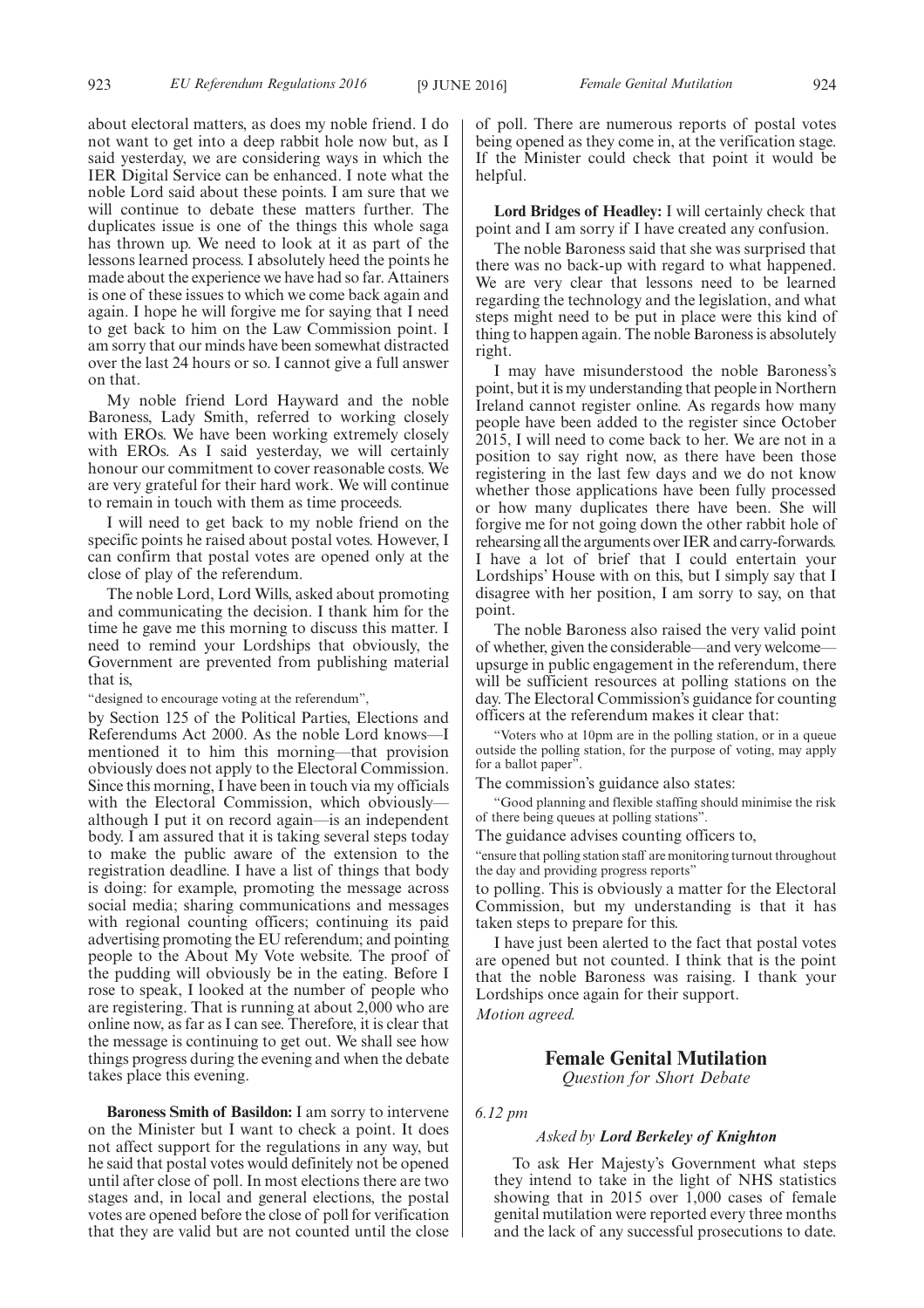about electoral matters, as does my noble friend. I do not want to get into a deep rabbit hole now but, as I said yesterday, we are considering ways in which the IER Digital Service can be enhanced. I note what the noble Lord said about these points. I am sure that we will continue to debate these matters further. The duplicates issue is one of the things this whole saga has thrown up. We need to look at it as part of the lessons learned process. I absolutely heed the points he made about the experience we have had so far. Attainers is one of these issues to which we come back again and again. I hope he will forgive me for saying that I need to get back to him on the Law Commission point. I am sorry that our minds have been somewhat distracted over the last 24 hours or so. I cannot give a full answer on that.

My noble friend Lord Hayward and the noble Baroness, Lady Smith, referred to working closely with EROs. We have been working extremely closely with EROs. As I said yesterday, we will certainly honour our commitment to cover reasonable costs. We are very grateful for their hard work. We will continue to remain in touch with them as time proceeds.

I will need to get back to my noble friend on the specific points he raised about postal votes. However, I can confirm that postal votes are opened only at the close of play of the referendum.

The noble Lord, Lord Wills, asked about promoting and communicating the decision. I thank him for the time he gave me this morning to discuss this matter. I need to remind your Lordships that obviously, the Government are prevented from publishing material that is,

"designed to encourage voting at the referendum",

by Section 125 of the Political Parties, Elections and Referendums Act 2000. As the noble Lord knows—I mentioned it to him this morning—that provision obviously does not apply to the Electoral Commission. Since this morning, I have been in touch via my officials with the Electoral Commission, which obviously—although I put it on record again—is an independent body. I am assured that it is taking several steps today to make the public aware of the extension to the registration deadline. I have a list of things that body is doing: for example, promoting the message across social media; sharing communications and messages with regional counting officers; continuing its paid advertising promoting the EU referendum; and pointing people to the About My Vote website. The proof of the pudding will obviously be in the eating. Before I rose to speak, I looked at the number of people who are registering. That is running at about 2,000 who are online now, as far as I can see. Therefore, it is clear that the message is continuing to get out. We shall see how things progress during the evening and when the debate takes place this evening.

**Baroness Smith of Basildon:** I am sorry to intervene on the Minister but I want to check a point. It does not affect support for the regulations in any way, but he said that postal votes would definitely not be opened until after close of poll. In most elections there are two stages and, in local and general elections, the postal votes are opened before the close of poll for verification that they are valid but are not counted until the close of poll. There are numerous reports of postal votes being opened as they come in, at the verification stage. If the Minister could check that point it would be helpful.

**Lord Bridges of Headley:** I will certainly check that point and I am sorry if I have created any confusion.

The noble Baroness said that she was surprised that there was no back-up with regard to what happened. We are very clear that lessons need to be learned regarding the technology and the legislation, and what steps might need to be put in place were this kind of thing to happen again. The noble Baroness is absolutely right.

I may have misunderstood the noble Baroness's point, but it is my understanding that people in Northern Ireland cannot register online. As regards how many people have been added to the register since October 2015, I will need to come back to her. We are not in a position to say right now, as there have been those registering in the last few days and we do not know whether those applications have been fully processed or how many duplicates there have been. She will forgive me for not going down the other rabbit hole of rehearsing all the arguments over IER and carry-forwards. I have a lot of brief that I could entertain your Lordships' House with on this, but I simply say that I disagree with her position, I am sorry to say, on that point.

The noble Baroness also raised the very valid point of whether, given the considerable—and very welcome—upsurge in public engagement in the referendum, there will be sufficient resources at polling stations on the day. The Electoral Commission's guidance for counting officers at the referendum makes it clear that:

"Voters who at 10pm are in the polling station, or in a queue outside the polling station, for the purpose of voting, may apply for a ballot paper".

The commission's guidance also states:

"Good planning and flexible staffing should minimise the risk of there being queues at polling stations".

The guidance advises counting officers to,

"ensure that polling station staff are monitoring turnout throughout the day and providing progress reports"

to polling. This is obviously a matter for the Electoral Commission, but my understanding is that it has taken steps to prepare for this.

I have just been alerted to the fact that postal votes are opened but not counted. I think that is the point that the noble Baroness was raising. I thank your Lordships once again for their support.

*Motion agreed.*

## Female Genital Mutilation

*Question for Short Debate*

*6.12 pm*

*Asked by* ***Lord Berkeley of Knighton***

To ask Her Majesty's Government what steps they intend to take in the light of NHS statistics showing that in 2015 over 1,000 cases of female genital mutilation were reported every three months and the lack of any successful prosecutions to date.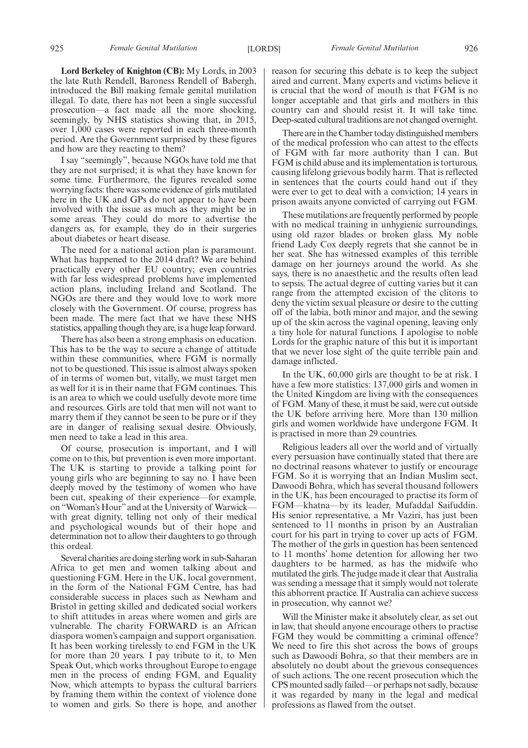**Lord Berkeley of Knighton (CB):** My Lords, in 2003 the late Ruth Rendell, Baroness Rendell of Babergh, introduced the Bill making female genital mutilation illegal. To date, there has not been a single successful prosecution—a fact made all the more shocking, seemingly, by NHS statistics showing that, in 2015, over 1,000 cases were reported in each three-month period. Are the Government surprised by these figures and how are they reacting to them?

I say "seemingly", because NGOs have told me that they are not surprised; it is what they have known for some time. Furthermore, the figures revealed some worrying facts: there was some evidence of girls mutilated here in the UK and GPs do not appear to have been involved with the issue as much as they might be in some areas. They could do more to advertise the dangers as, for example, they do in their surgeries about diabetes or heart disease.

The need for a national action plan is paramount. What has happened to the 2014 draft? We are behind practically every other EU country; even countries with far less widespread problems have implemented action plans, including Ireland and Scotland. The NGOs are there and they would love to work more closely with the Government. Of course, progress has been made. The mere fact that we have these NHS statistics, appalling though they are, is a huge leap forward.

There has also been a strong emphasis on education. This has to be the way to secure a change of attitude within these communities, where FGM is normally not to be questioned. This issue is almost always spoken of in terms of women but, vitally, we must target men as well for it is in their name that FGM continues. This is an area to which we could usefully devote more time and resources. Girls are told that men will not want to marry them if they cannot be seen to be pure or if they are in danger of realising sexual desire. Obviously, men need to take a lead in this area.

Of course, prosecution is important, and I will come on to this, but prevention is even more important. The UK is starting to provide a talking point for young girls who are beginning to say no. I have been deeply moved by the testimony of women who have been cut, speaking of their experience—for example, on "Woman's Hour" and at the University of Warwick—with great dignity, telling not only of their medical and psychological wounds but of their hope and determination not to allow their daughters to go through this ordeal.

Several charities are doing sterling work in sub-Saharan Africa to get men and women talking about and questioning FGM. Here in the UK, local government, in the form of the National FGM Centre, has had considerable success in places such as Newham and Bristol in getting skilled and dedicated social workers to shift attitudes in areas where women and girls are vulnerable. The charity FORWARD is an African diaspora women's campaign and support organisation. It has been working tirelessly to end FGM in the UK for more than 20 years. I pay tribute to it, to Men Speak Out, which works throughout Europe to engage men in the process of ending FGM, and Equality Now, which attempts to bypass the cultural barriers by framing them within the context of violence done to women and girls. So there is hope, and another reason for securing this debate is to keep the subject aired and current. Many experts and victims believe it is crucial that the word of mouth is that FGM is no longer acceptable and that girls and mothers in this country can and should resist it. It will take time. Deep-seated cultural traditions are not changed overnight.

There are in the Chamber today distinguished members of the medical profession who can attest to the effects of FGM with far more authority than I can. But FGM is child abuse and its implementation is torturous, causing lifelong grievous bodily harm. That is reflected in sentences that the courts could hand out if they were ever to get to deal with a conviction; 14 years in prison awaits anyone convicted of carrying out FGM.

These mutilations are frequently performed by people with no medical training in unhygienic surroundings, using old razor blades or broken glass. My noble friend Lady Cox deeply regrets that she cannot be in her seat. She has witnessed examples of this terrible damage on her journeys around the world. As she says, there is no anaesthetic and the results often lead to sepsis. The actual degree of cutting varies but it can range from the attempted excision of the clitoris to deny the victim sexual pleasure or desire to the cutting off of the labia, both minor and major, and the sewing up of the skin across the vaginal opening, leaving only a tiny hole for natural functions. I apologise to noble Lords for the graphic nature of this but it is important that we never lose sight of the quite terrible pain and damage inflicted.

In the UK, 60,000 girls are thought to be at risk. I have a few more statistics: 137,000 girls and women in the United Kingdom are living with the consequences of FGM. Many of these, it must be said, were cut outside the UK before arriving here. More than 130 million girls and women worldwide have undergone FGM. It is practised in more than 29 countries.

Religious leaders all over the world and of virtually every persuasion have continually stated that there are no doctrinal reasons whatever to justify or encourage FGM. So it is worrying that an Indian Muslim sect, Dawoodi Bohra, which has several thousand followers in the UK, has been encouraged to practise its form of FGM—khatna—by its leader, Mufaddal Saifuddin. His senior representative, a Mr Vaziri, has just been sentenced to 11 months in prison by an Australian court for his part in trying to cover up acts of FGM. The mother of the girls in question has been sentenced to 11 months' home detention for allowing her two daughters to be harmed, as has the midwife who mutilated the girls. The judge made it clear that Australia was sending a message that it simply would not tolerate this abhorrent practice. If Australia can achieve success in prosecution, why cannot we?

Will the Minister make it absolutely clear, as set out in law, that should anyone encourage others to practise FGM they would be committing a criminal offence? We need to fire this shot across the bows of groups such as Dawoodi Bohra, so that their members are in absolutely no doubt about the grievous consequences of such actions. The one recent prosecution which the CPS mounted sadly failed—or perhaps not sadly, because it was regarded by many in the legal and medical professions as flawed from the outset.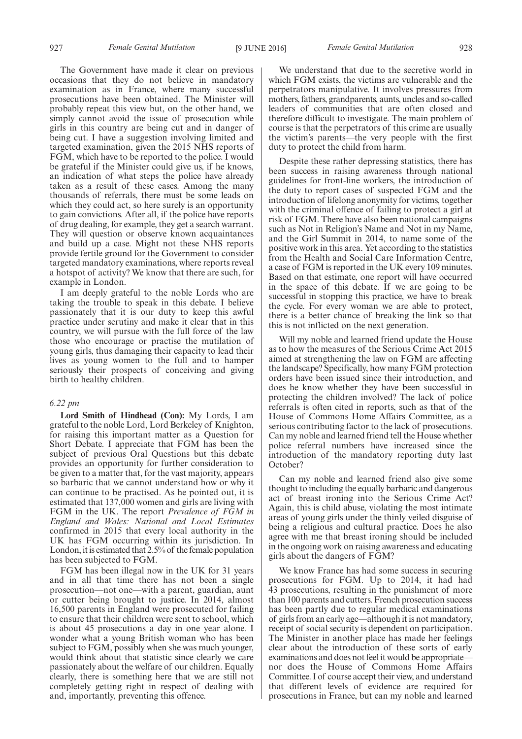The Government have made it clear on previous occasions that they do not believe in mandatory examination as in France, where many successful prosecutions have been obtained. The Minister will probably repeat this view but, on the other hand, we simply cannot avoid the issue of prosecution while girls in this country are being cut and in danger of being cut. I have a suggestion involving limited and targeted examination, given the 2015 NHS reports of FGM, which have to be reported to the police. I would be grateful if the Minister could give us, if he knows, an indication of what steps the police have already taken as a result of these cases. Among the many thousands of referrals, there must be some leads on which they could act, so here surely is an opportunity to gain convictions. After all, if the police have reports of drug dealing, for example, they get a search warrant. They will question or observe known acquaintances and build up a case. Might not these NHS reports provide fertile ground for the Government to consider targeted mandatory examinations, where reports reveal a hotspot of activity? We know that there are such, for example in London.

I am deeply grateful to the noble Lords who are taking the trouble to speak in this debate. I believe passionately that it is our duty to keep this awful practice under scrutiny and make it clear that in this country, we will pursue with the full force of the law those who encourage or practise the mutilation of young girls, thus damaging their capacity to lead their lives as young women to the full and to hamper seriously their prospects of conceiving and giving birth to healthy children.

*6.22 pm*

**Lord Smith of Hindhead (Con):** My Lords, I am grateful to the noble Lord, Lord Berkeley of Knighton, for raising this important matter as a Question for Short Debate. I appreciate that FGM has been the subject of previous Oral Questions but this debate provides an opportunity for further consideration to be given to a matter that, for the vast majority, appears so barbaric that we cannot understand how or why it can continue to be practised. As he pointed out, it is estimated that 137,000 women and girls are living with FGM in the UK. The report *Prevalence of FGM in England and Wales: National and Local Estimates* confirmed in 2015 that every local authority in the UK has FGM occurring within its jurisdiction. In London, it is estimated that 2.5% of the female population has been subjected to FGM.

FGM has been illegal now in the UK for 31 years and in all that time there has not been a single prosecution—not one—with a parent, guardian, aunt or cutter being brought to justice. In 2014, almost 16,500 parents in England were prosecuted for failing to ensure that their children were sent to school, which is about 45 prosecutions a day in one year alone. I wonder what a young British woman who has been subject to FGM, possibly when she was much younger, would think about that statistic since clearly we care passionately about the welfare of our children. Equally clearly, there is something here that we are still not completely getting right in respect of dealing with and, importantly, preventing this offence.

We understand that due to the secretive world in which FGM exists, the victims are vulnerable and the perpetrators manipulative. It involves pressures from mothers, fathers, grandparents, aunts, uncles and so-called leaders of communities that are often closed and therefore difficult to investigate. The main problem of course is that the perpetrators of this crime are usually the victim's parents—the very people with the first duty to protect the child from harm.

Despite these rather depressing statistics, there has been success in raising awareness through national guidelines for front-line workers, the introduction of the duty to report cases of suspected FGM and the introduction of lifelong anonymity for victims, together with the criminal offence of failing to protect a girl at risk of FGM. There have also been national campaigns such as Not in Religion's Name and Not in my Name, and the Girl Summit in 2014, to name some of the positive work in this area. Yet according to the statistics from the Health and Social Care Information Centre, a case of FGM is reported in the UK every 109 minutes. Based on that estimate, one report will have occurred in the space of this debate. If we are going to be successful in stopping this practice, we have to break the cycle. For every woman we are able to protect, there is a better chance of breaking the link so that this is not inflicted on the next generation.

Will my noble and learned friend update the House as to how the measures of the Serious Crime Act 2015 aimed at strengthening the law on FGM are affecting the landscape? Specifically, how many FGM protection orders have been issued since their introduction, and does he know whether they have been successful in protecting the children involved? The lack of police referrals is often cited in reports, such as that of the House of Commons Home Affairs Committee, as a serious contributing factor to the lack of prosecutions. Can my noble and learned friend tell the House whether police referral numbers have increased since the introduction of the mandatory reporting duty last October?

Can my noble and learned friend also give some thought to including the equally barbaric and dangerous act of breast ironing into the Serious Crime Act? Again, this is child abuse, violating the most intimate areas of young girls under the thinly veiled disguise of being a religious and cultural practice. Does he also agree with me that breast ironing should be included in the ongoing work on raising awareness and educating girls about the dangers of FGM?

We know France has had some success in securing prosecutions for FGM. Up to 2014, it had had 43 prosecutions, resulting in the punishment of more than 100 parents and cutters. French prosecution success has been partly due to regular medical examinations of girls from an early age—although it is not mandatory, receipt of social security is dependent on participation. The Minister in another place has made her feelings clear about the introduction of these sorts of early examinations and does not feel it would be appropriate—nor does the House of Commons Home Affairs Committee. I of course accept their view, and understand that different levels of evidence are required for prosecutions in France, but can my noble and learned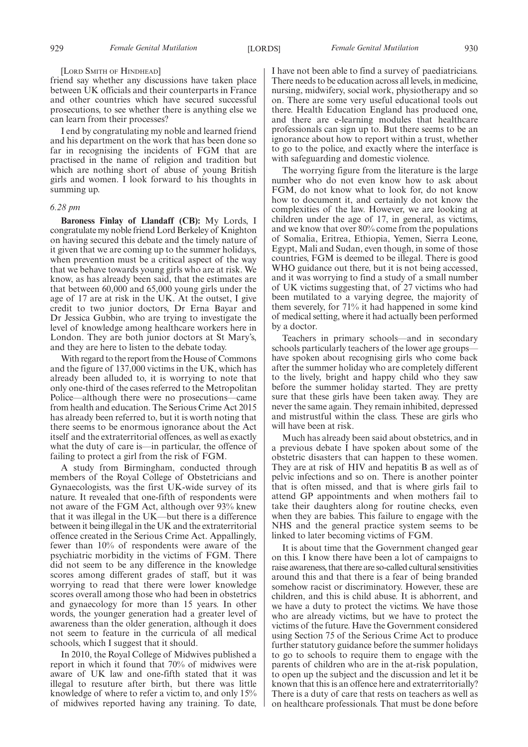[Lord Smith of Hindhead]

friend say whether any discussions have taken place between UK officials and their counterparts in France and other countries which have secured successful prosecutions, to see whether there is anything else we can learn from their processes?

I end by congratulating my noble and learned friend and his department on the work that has been done so far in recognising the incidents of FGM that are practised in the name of religion and tradition but which are nothing short of abuse of young British girls and women. I look forward to his thoughts in summing up.

*6.28 pm*

**Baroness Finlay of Llandaff (CB):** My Lords, I congratulate my noble friend Lord Berkeley of Knighton on having secured this debate and the timely nature of it given that we are coming up to the summer holidays, when prevention must be a critical aspect of the way that we behave towards young girls who are at risk. We know, as has already been said, that the estimates are that between 60,000 and 65,000 young girls under the age of 17 are at risk in the UK. At the outset, I give credit to two junior doctors, Dr Erna Bayar and Dr Jessica Gubbin, who are trying to investigate the level of knowledge among healthcare workers here in London. They are both junior doctors at St Mary's, and they are here to listen to the debate today.

With regard to the report from the House of Commons and the figure of 137,000 victims in the UK, which has already been alluded to, it is worrying to note that only one-third of the cases referred to the Metropolitan Police—although there were no prosecutions—came from health and education. The Serious Crime Act 2015 has already been referred to, but it is worth noting that there seems to be enormous ignorance about the Act itself and the extraterritorial offences, as well as exactly what the duty of care is—in particular, the offence of failing to protect a girl from the risk of FGM.

A study from Birmingham, conducted through members of the Royal College of Obstetricians and Gynaecologists, was the first UK-wide survey of its nature. It revealed that one-fifth of respondents were not aware of the FGM Act, although over 93% knew that it was illegal in the UK—but there is a difference between it being illegal in the UK and the extraterritorial offence created in the Serious Crime Act. Appallingly, fewer than 10% of respondents were aware of the psychiatric morbidity in the victims of FGM. There did not seem to be any difference in the knowledge scores among different grades of staff, but it was worrying to read that there were lower knowledge scores overall among those who had been in obstetrics and gynaecology for more than 15 years. In other words, the younger generation had a greater level of awareness than the older generation, although it does not seem to feature in the curricula of all medical schools, which I suggest that it should.

In 2010, the Royal College of Midwives published a report in which it found that 70% of midwives were aware of UK law and one-fifth stated that it was illegal to resuture after birth, but there was little knowledge of where to refer a victim to, and only 15% of midwives reported having any training. To date, I have not been able to find a survey of paediatricians. There needs to be education across all levels, in medicine, nursing, midwifery, social work, physiotherapy and so on. There are some very useful educational tools out there. Health Education England has produced one, and there are e-learning modules that healthcare professionals can sign up to. But there seems to be an ignorance about how to report within a trust, whether to go to the police, and exactly where the interface is with safeguarding and domestic violence.

The worrying figure from the literature is the large number who do not even know how to ask about FGM, do not know what to look for, do not know how to document it, and certainly do not know the complexities of the law. However, we are looking at children under the age of 17, in general, as victims, and we know that over 80% come from the populations of Somalia, Eritrea, Ethiopia, Yemen, Sierra Leone, Egypt, Mali and Sudan, even though, in some of those countries, FGM is deemed to be illegal. There is good WHO guidance out there, but it is not being accessed, and it was worrying to find a study of a small number of UK victims suggesting that, of 27 victims who had been mutilated to a varying degree, the majority of them severely, for 71% it had happened in some kind of medical setting, where it had actually been performed by a doctor.

Teachers in primary schools—and in secondary schools particularly teachers of the lower age groups—have spoken about recognising girls who come back after the summer holiday who are completely different to the lively, bright and happy child who they saw before the summer holiday started. They are pretty sure that these girls have been taken away. They are never the same again. They remain inhibited, depressed and mistrustful within the class. These are girls who will have been at risk.

Much has already been said about obstetrics, and in a previous debate I have spoken about some of the obstetric disasters that can happen to these women. They are at risk of HIV and hepatitis B as well as of pelvic infections and so on. There is another pointer that is often missed, and that is where girls fail to attend GP appointments and when mothers fail to take their daughters along for routine checks, even when they are babies. This failure to engage with the NHS and the general practice system seems to be linked to later becoming victims of FGM.

It is about time that the Government changed gear on this. I know there have been a lot of campaigns to raise awareness, that there are so-called cultural sensitivities around this and that there is a fear of being branded somehow racist or discriminatory. However, these are children, and this is child abuse. It is abhorrent, and we have a duty to protect the victims. We have those who are already victims, but we have to protect the victims of the future. Have the Government considered using Section 75 of the Serious Crime Act to produce further statutory guidance before the summer holidays to go to schools to require them to engage with the parents of children who are in the at-risk population, to open up the subject and the discussion and let it be known that this is an offence here and extraterritorially? There is a duty of care that rests on teachers as well as on healthcare professionals. That must be done before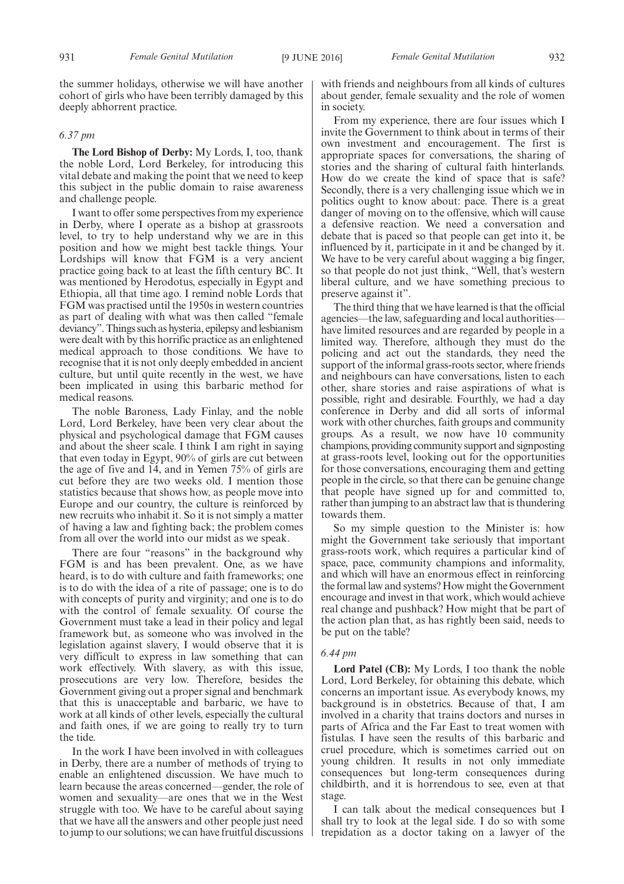the summer holidays, otherwise we will have another cohort of girls who have been terribly damaged by this deeply abhorrent practice.

*6.37 pm*

**The Lord Bishop of Derby:** My Lords, I, too, thank the noble Lord, Lord Berkeley, for introducing this vital debate and making the point that we need to keep this subject in the public domain to raise awareness and challenge people.

I want to offer some perspectives from my experience in Derby, where I operate as a bishop at grassroots level, to try to help understand why we are in this position and how we might best tackle things. Your Lordships will know that FGM is a very ancient practice going back to at least the fifth century BC. It was mentioned by Herodotus, especially in Egypt and Ethiopia, all that time ago. I remind noble Lords that FGM was practised until the 1950s in western countries as part of dealing with what was then called "female deviancy". Things such as hysteria, epilepsy and lesbianism were dealt with by this horrific practice as an enlightened medical approach to those conditions. We have to recognise that it is not only deeply embedded in ancient culture, but until quite recently in the west, we have been implicated in using this barbaric method for medical reasons.

The noble Baroness, Lady Finlay, and the noble Lord, Lord Berkeley, have been very clear about the physical and psychological damage that FGM causes and about the sheer scale. I think I am right in saying that even today in Egypt, 90% of girls are cut between the age of five and 14, and in Yemen 75% of girls are cut before they are two weeks old. I mention those statistics because that shows how, as people move into Europe and our country, the culture is reinforced by new recruits who inhabit it. So it is not simply a matter of having a law and fighting back; the problem comes from all over the world into our midst as we speak.

There are four "reasons" in the background why FGM is and has been prevalent. One, as we have heard, is to do with culture and faith frameworks; one is to do with the idea of a rite of passage; one is to do with concepts of purity and virginity; and one is to do with the control of female sexuality. Of course the Government must take a lead in their policy and legal framework but, as someone who was involved in the legislation against slavery, I would observe that it is very difficult to express in law something that can work effectively. With slavery, as with this issue, prosecutions are very low. Therefore, besides the Government giving out a proper signal and benchmark that this is unacceptable and barbaric, we have to work at all kinds of other levels, especially the cultural and faith ones, if we are going to really try to turn the tide.

In the work I have been involved in with colleagues in Derby, there are a number of methods of trying to enable an enlightened discussion. We have much to learn because the areas concerned—gender, the role of women and sexuality—are ones that we in the West struggle with too. We have to be careful about saying that we have all the answers and other people just need to jump to our solutions; we can have fruitful discussions with friends and neighbours from all kinds of cultures about gender, female sexuality and the role of women in society.

From my experience, there are four issues which I invite the Government to think about in terms of their own investment and encouragement. The first is appropriate spaces for conversations, the sharing of stories and the sharing of cultural faith hinterlands. How do we create the kind of space that is safe? Secondly, there is a very challenging issue which we in politics ought to know about: pace. There is a great danger of moving on to the offensive, which will cause a defensive reaction. We need a conversation and debate that is paced so that people can get into it, be influenced by it, participate in it and be changed by it. We have to be very careful about wagging a big finger, so that people do not just think, "Well, that's western liberal culture, and we have something precious to preserve against it".

The third thing that we have learned is that the official agencies—the law, safeguarding and local authorities—have limited resources and are regarded by people in a limited way. Therefore, although they must do the policing and act out the standards, they need the support of the informal grass-roots sector, where friends and neighbours can have conversations, listen to each other, share stories and raise aspirations of what is possible, right and desirable. Fourthly, we had a day conference in Derby and did all sorts of informal work with other churches, faith groups and community groups. As a result, we now have 10 community champions, providing community support and signposting at grass-roots level, looking out for the opportunities for those conversations, encouraging them and getting people in the circle, so that there can be genuine change that people have signed up for and committed to, rather than jumping to an abstract law that is thundering towards them.

So my simple question to the Minister is: how might the Government take seriously that important grass-roots work, which requires a particular kind of space, pace, community champions and informality, and which will have an enormous effect in reinforcing the formal law and systems? How might the Government encourage and invest in that work, which would achieve real change and pushback? How might that be part of the action plan that, as has rightly been said, needs to be put on the table?

*6.44 pm*

**Lord Patel (CB):** My Lords, I too thank the noble Lord, Lord Berkeley, for obtaining this debate, which concerns an important issue. As everybody knows, my background is in obstetrics. Because of that, I am involved in a charity that trains doctors and nurses in parts of Africa and the Far East to treat women with fistulas. I have seen the results of this barbaric and cruel procedure, which is sometimes carried out on young children. It results in not only immediate consequences but long-term consequences during childbirth, and it is horrendous to see, even at that stage.

I can talk about the medical consequences but I shall try to look at the legal side. I do so with some trepidation as a doctor taking on a lawyer of the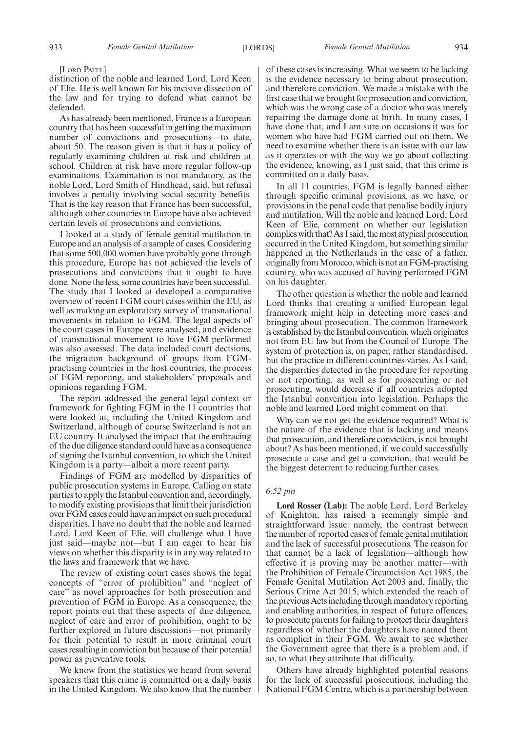[Lord Patel]

distinction of the noble and learned Lord, Lord Keen of Elie. He is well known for his incisive dissection of the law and for trying to defend what cannot be defended.

As has already been mentioned, France is a European country that has been successful in getting the maximum number of convictions and prosecutions—to date, about 50. The reason given is that it has a policy of regularly examining children at risk and children at school. Children at risk have more regular follow-up examinations. Examination is not mandatory, as the noble Lord, Lord Smith of Hindhead, said, but refusal involves a penalty involving social security benefits. That is the key reason that France has been successful, although other countries in Europe have also achieved certain levels of prosecutions and convictions.

I looked at a study of female genital mutilation in Europe and an analysis of a sample of cases. Considering that some 500,000 women have probably gone through this procedure, Europe has not achieved the levels of prosecutions and convictions that it ought to have done. None the less, some countries have been successful. The study that I looked at developed a comparative overview of recent FGM court cases within the EU, as well as making an exploratory survey of transnational movements in relation to FGM. The legal aspects of the court cases in Europe were analysed, and evidence of transnational movement to have FGM performed was also assessed. The data included court decisions, the migration background of groups from FGM-practising countries in the host countries, the process of FGM reporting, and stakeholders' proposals and opinions regarding FGM.

The report addressed the general legal context or framework for fighting FGM in the 11 countries that were looked at, including the United Kingdom and Switzerland, although of course Switzerland is not an EU country. It analysed the impact that the embracing of the due diligence standard could have as a consequence of signing the Istanbul convention, to which the United Kingdom is a party—albeit a more recent party.

Findings of FGM are modelled by disparities of public prosecution systems in Europe. Calling on state parties to apply the Istanbul convention and, accordingly, to modify existing provisions that limit their jurisdiction over FGM cases could have an impact on such procedural disparities. I have no doubt that the noble and learned Lord, Lord Keen of Elie, will challenge what I have just said—maybe not—but I am eager to hear his views on whether this disparity is in any way related to the laws and framework that we have.

The review of existing court cases shows the legal concepts of "error of prohibition" and "neglect of care" as novel approaches for both prosecution and prevention of FGM in Europe. As a consequence, the report points out that these aspects of due diligence, neglect of care and error of prohibition, ought to be further explored in future discussions—not primarily for their potential to result in more criminal court cases resulting in conviction but because of their potential power as preventive tools.

We know from the statistics we heard from several speakers that this crime is committed on a daily basis in the United Kingdom. We also know that the number of these cases is increasing. What we seem to be lacking is the evidence necessary to bring about prosecution, and therefore conviction. We made a mistake with the first case that we brought for prosecution and conviction, which was the wrong case of a doctor who was merely repairing the damage done at birth. In many cases, I have done that, and I am sure on occasions it was for women who have had FGM carried out on them. We need to examine whether there is an issue with our law as it operates or with the way we go about collecting the evidence, knowing, as I just said, that this crime is committed on a daily basis.

In all 11 countries, FGM is legally banned either through specific criminal provisions, as we have, or provisions in the penal code that penalise bodily injury and mutilation. Will the noble and learned Lord, Lord Keen of Elie, comment on whether our legislation complies with that? As I said, the most atypical prosecution occurred in the United Kingdom, but something similar happened in the Netherlands in the case of a father, originally from Morocco, which is not an FGM-practising country, who was accused of having performed FGM on his daughter.

The other question is whether the noble and learned Lord thinks that creating a unified European legal framework might help in detecting more cases and bringing about prosecution. The common framework is established by the Istanbul convention, which originates not from EU law but from the Council of Europe. The system of protection is, on paper, rather standardised, but the practice in different countries varies. As I said, the disparities detected in the procedure for reporting or not reporting, as well as for prosecuting or not prosecuting, would decrease if all countries adopted the Istanbul convention into legislation. Perhaps the noble and learned Lord might comment on that.

Why can we not get the evidence required? What is the nature of the evidence that is lacking and means that prosecution, and therefore conviction, is not brought about? As has been mentioned, if we could successfully prosecute a case and get a conviction, that would be the biggest deterrent to reducing further cases.

*6.52 pm*

**Lord Rosser (Lab):** The noble Lord, Lord Berkeley of Knighton, has raised a seemingly simple and straightforward issue: namely, the contrast between the number of reported cases of female genital mutilation and the lack of successful prosecutions. The reason for that cannot be a lack of legislation—although how effective it is proving may be another matter—with the Prohibition of Female Circumcision Act 1985, the Female Genital Mutilation Act 2003 and, finally, the Serious Crime Act 2015, which extended the reach of the previous Acts including through mandatory reporting and enabling authorities, in respect of future offences, to prosecute parents for failing to protect their daughters regardless of whether the daughters have named them as complicit in their FGM. We await to see whether the Government agree that there is a problem and, if so, to what they attribute that difficulty.

Others have already highlighted potential reasons for the lack of successful prosecutions, including the National FGM Centre, which is a partnership between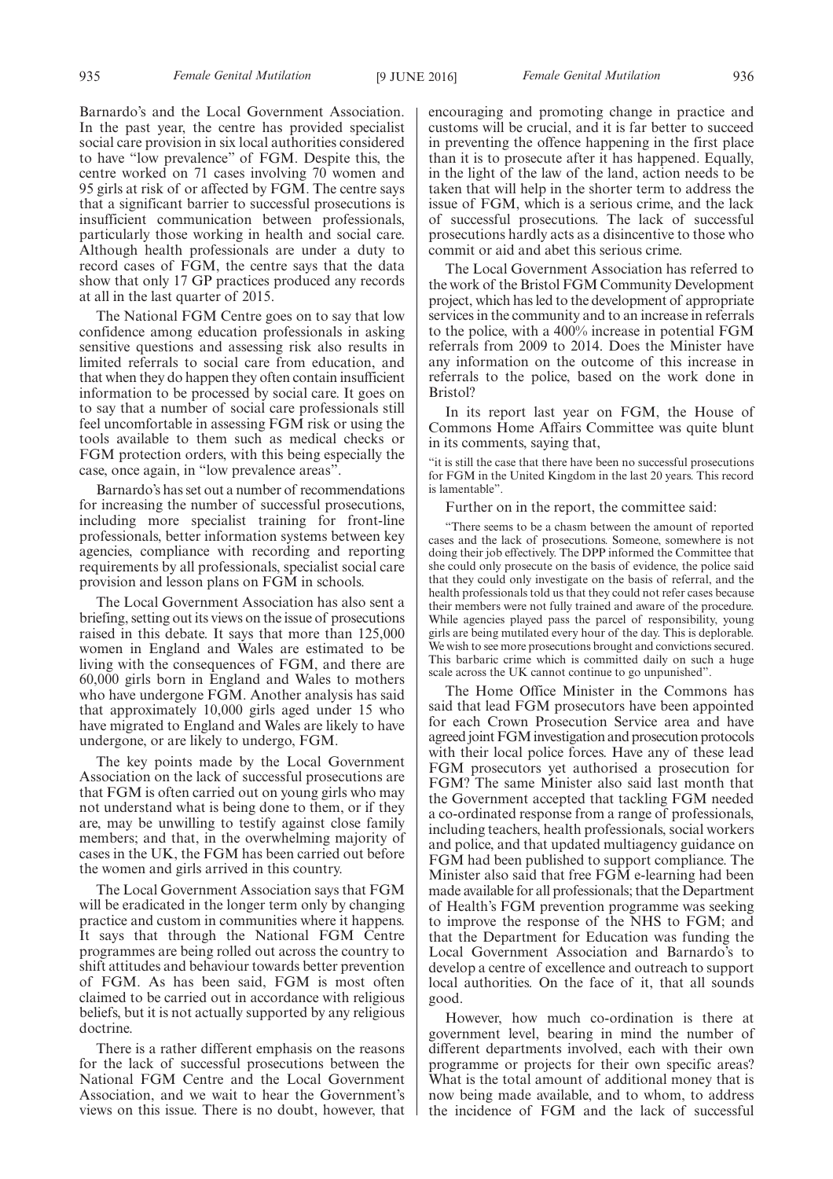Barnardo's and the Local Government Association. In the past year, the centre has provided specialist social care provision in six local authorities considered to have "low prevalence" of FGM. Despite this, the centre worked on 71 cases involving 70 women and 95 girls at risk of or affected by FGM. The centre says that a significant barrier to successful prosecutions is insufficient communication between professionals, particularly those working in health and social care. Although health professionals are under a duty to record cases of FGM, the centre says that the data show that only 17 GP practices produced any records at all in the last quarter of 2015.

The National FGM Centre goes on to say that low confidence among education professionals in asking sensitive questions and assessing risk also results in limited referrals to social care from education, and that when they do happen they often contain insufficient information to be processed by social care. It goes on to say that a number of social care professionals still feel uncomfortable in assessing FGM risk or using the tools available to them such as medical checks or FGM protection orders, with this being especially the case, once again, in "low prevalence areas".

Barnardo's has set out a number of recommendations for increasing the number of successful prosecutions, including more specialist training for front-line professionals, better information systems between key agencies, compliance with recording and reporting requirements by all professionals, specialist social care provision and lesson plans on FGM in schools.

The Local Government Association has also sent a briefing, setting out its views on the issue of prosecutions raised in this debate. It says that more than 125,000 women in England and Wales are estimated to be living with the consequences of FGM, and there are 60,000 girls born in England and Wales to mothers who have undergone FGM. Another analysis has said that approximately 10,000 girls aged under 15 who have migrated to England and Wales are likely to have undergone, or are likely to undergo, FGM.

The key points made by the Local Government Association on the lack of successful prosecutions are that FGM is often carried out on young girls who may not understand what is being done to them, or if they are, may be unwilling to testify against close family members; and that, in the overwhelming majority of cases in the UK, the FGM has been carried out before the women and girls arrived in this country.

The Local Government Association says that FGM will be eradicated in the longer term only by changing practice and custom in communities where it happens. It says that through the National FGM Centre programmes are being rolled out across the country to shift attitudes and behaviour towards better prevention of FGM. As has been said, FGM is most often claimed to be carried out in accordance with religious beliefs, but it is not actually supported by any religious doctrine.

There is a rather different emphasis on the reasons for the lack of successful prosecutions between the National FGM Centre and the Local Government Association, and we wait to hear the Government's views on this issue. There is no doubt, however, that encouraging and promoting change in practice and customs will be crucial, and it is far better to succeed in preventing the offence happening in the first place than it is to prosecute after it has happened. Equally, in the light of the law of the land, action needs to be taken that will help in the shorter term to address the issue of FGM, which is a serious crime, and the lack of successful prosecutions. The lack of successful prosecutions hardly acts as a disincentive to those who commit or aid and abet this serious crime.

The Local Government Association has referred to the work of the Bristol FGM Community Development project, which has led to the development of appropriate services in the community and to an increase in referrals to the police, with a 400% increase in potential FGM referrals from 2009 to 2014. Does the Minister have any information on the outcome of this increase in referrals to the police, based on the work done in Bristol?

In its report last year on FGM, the House of Commons Home Affairs Committee was quite blunt in its comments, saying that,

> "it is still the case that there have been no successful prosecutions for FGM in the United Kingdom in the last 20 years. This record is lamentable".

Further on in the report, the committee said:

> "There seems to be a chasm between the amount of reported cases and the lack of prosecutions. Someone, somewhere is not doing their job effectively. The DPP informed the Committee that she could only prosecute on the basis of evidence, the police said that they could only investigate on the basis of referral, and the health professionals told us that they could not refer cases because their members were not fully trained and aware of the procedure. While agencies played pass the parcel of responsibility, young girls are being mutilated every hour of the day. This is deplorable. We wish to see more prosecutions brought and convictions secured. This barbaric crime which is committed daily on such a huge scale across the UK cannot continue to go unpunished".

The Home Office Minister in the Commons has said that lead FGM prosecutors have been appointed for each Crown Prosecution Service area and have agreed joint FGM investigation and prosecution protocols with their local police forces. Have any of these lead FGM prosecutors yet authorised a prosecution for FGM? The same Minister also said last month that the Government accepted that tackling FGM needed a co-ordinated response from a range of professionals, including teachers, health professionals, social workers and police, and that updated multiagency guidance on FGM had been published to support compliance. The Minister also said that free FGM e-learning had been made available for all professionals; that the Department of Health's FGM prevention programme was seeking to improve the response of the NHS to FGM; and that the Department for Education was funding the Local Government Association and Barnardo's to develop a centre of excellence and outreach to support local authorities. On the face of it, that all sounds good.

However, how much co-ordination is there at government level, bearing in mind the number of different departments involved, each with their own programme or projects for their own specific areas? What is the total amount of additional money that is now being made available, and to whom, to address the incidence of FGM and the lack of successful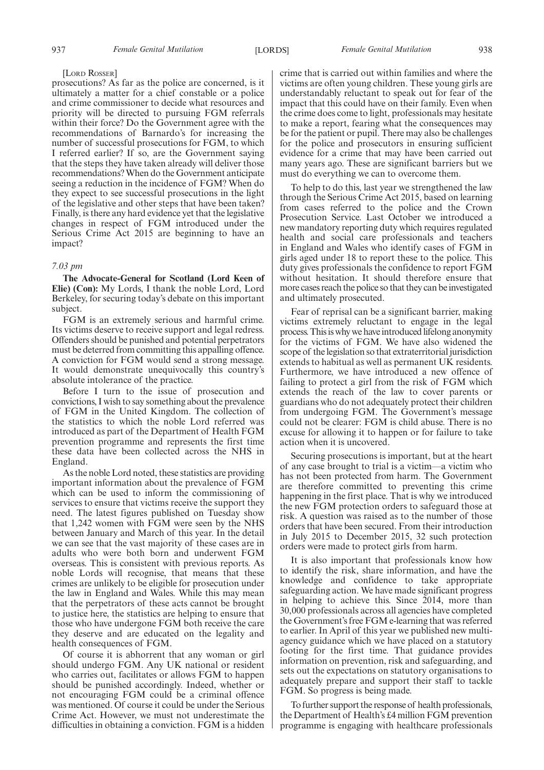[LORD ROSSER]

prosecutions? As far as the police are concerned, is it ultimately a matter for a chief constable or a police and crime commissioner to decide what resources and priority will be directed to pursuing FGM referrals within their force? Do the Government agree with the recommendations of Barnardo's for increasing the number of successful prosecutions for FGM, to which I referred earlier? If so, are the Government saying that the steps they have taken already will deliver those recommendations? When do the Government anticipate seeing a reduction in the incidence of FGM? When do they expect to see successful prosecutions in the light of the legislative and other steps that have been taken? Finally, is there any hard evidence yet that the legislative changes in respect of FGM introduced under the Serious Crime Act 2015 are beginning to have an impact?

*7.03 pm*

**The Advocate-General for Scotland (Lord Keen of Elie) (Con):** My Lords, I thank the noble Lord, Lord Berkeley, for securing today's debate on this important subject.

FGM is an extremely serious and harmful crime. Its victims deserve to receive support and legal redress. Offenders should be punished and potential perpetrators must be deterred from committing this appalling offence. A conviction for FGM would send a strong message. It would demonstrate unequivocally this country's absolute intolerance of the practice.

Before I turn to the issue of prosecution and convictions, I wish to say something about the prevalence of FGM in the United Kingdom. The collection of the statistics to which the noble Lord referred was introduced as part of the Department of Health FGM prevention programme and represents the first time these data have been collected across the NHS in England.

As the noble Lord noted, these statistics are providing important information about the prevalence of FGM which can be used to inform the commissioning of services to ensure that victims receive the support they need. The latest figures published on Tuesday show that 1,242 women with FGM were seen by the NHS between January and March of this year. In the detail we can see that the vast majority of these cases are in adults who were both born and underwent FGM overseas. This is consistent with previous reports. As noble Lords will recognise, that means that these crimes are unlikely to be eligible for prosecution under the law in England and Wales. While this may mean that the perpetrators of these acts cannot be brought to justice here, the statistics are helping to ensure that those who have undergone FGM both receive the care they deserve and are educated on the legality and health consequences of FGM.

Of course it is abhorrent that any woman or girl should undergo FGM. Any UK national or resident who carries out, facilitates or allows FGM to happen should be punished accordingly. Indeed, whether or not encouraging FGM could be a criminal offence was mentioned. Of course it could be under the Serious Crime Act. However, we must not underestimate the difficulties in obtaining a conviction. FGM is a hidden crime that is carried out within families and where the victims are often young children. These young girls are understandably reluctant to speak out for fear of the impact that this could have on their family. Even when the crime does come to light, professionals may hesitate to make a report, fearing what the consequences may be for the patient or pupil. There may also be challenges for the police and prosecutors in ensuring sufficient evidence for a crime that may have been carried out many years ago. These are significant barriers but we must do everything we can to overcome them.

To help to do this, last year we strengthened the law through the Serious Crime Act 2015, based on learning from cases referred to the police and the Crown Prosecution Service. Last October we introduced a new mandatory reporting duty which requires regulated health and social care professionals and teachers in England and Wales who identify cases of FGM in girls aged under 18 to report these to the police. This duty gives professionals the confidence to report FGM without hesitation. It should therefore ensure that more cases reach the police so that they can be investigated and ultimately prosecuted.

Fear of reprisal can be a significant barrier, making victims extremely reluctant to engage in the legal process. This is why we have introduced lifelong anonymity for the victims of FGM. We have also widened the scope of the legislation so that extraterritorial jurisdiction extends to habitual as well as permanent UK residents. Furthermore, we have introduced a new offence of failing to protect a girl from the risk of FGM which extends the reach of the law to cover parents or guardians who do not adequately protect their children from undergoing FGM. The Government's message could not be clearer: FGM is child abuse. There is no excuse for allowing it to happen or for failure to take action when it is uncovered.

Securing prosecutions is important, but at the heart of any case brought to trial is a victim—a victim who has not been protected from harm. The Government are therefore committed to preventing this crime happening in the first place. That is why we introduced the new FGM protection orders to safeguard those at risk. A question was raised as to the number of those orders that have been secured. From their introduction in July 2015 to December 2015, 32 such protection orders were made to protect girls from harm.

It is also important that professionals know how to identify the risk, share information, and have the knowledge and confidence to take appropriate safeguarding action. We have made significant progress in helping to achieve this. Since 2014, more than 30,000 professionals across all agencies have completed the Government's free FGM e-learning that was referred to earlier. In April of this year we published new multi-agency guidance which we have placed on a statutory footing for the first time. That guidance provides information on prevention, risk and safeguarding, and sets out the expectations on statutory organisations to adequately prepare and support their staff to tackle FGM. So progress is being made.

To further support the response of health professionals, the Department of Health's £4 million FGM prevention programme is engaging with healthcare professionals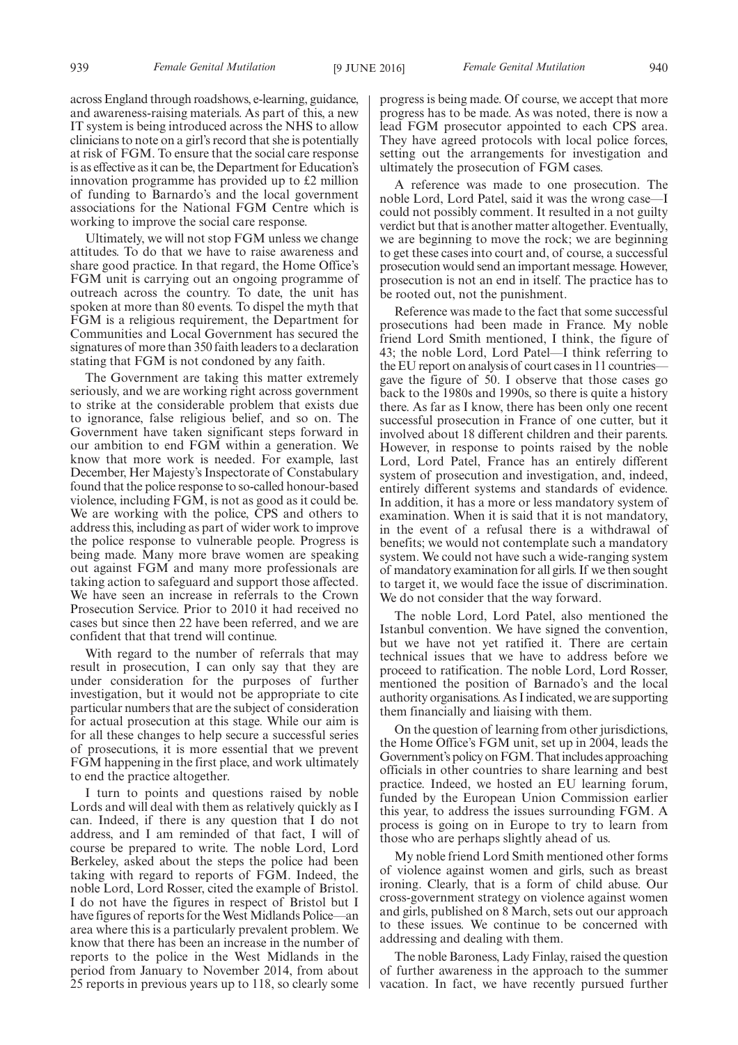across England through roadshows, e-learning, guidance, and awareness-raising materials. As part of this, a new IT system is being introduced across the NHS to allow clinicians to note on a girl's record that she is potentially at risk of FGM. To ensure that the social care response is as effective as it can be, the Department for Education's innovation programme has provided up to £2 million of funding to Barnardo's and the local government associations for the National FGM Centre which is working to improve the social care response.

Ultimately, we will not stop FGM unless we change attitudes. To do that we have to raise awareness and share good practice. In that regard, the Home Office's FGM unit is carrying out an ongoing programme of outreach across the country. To date, the unit has spoken at more than 80 events. To dispel the myth that FGM is a religious requirement, the Department for Communities and Local Government has secured the signatures of more than 350 faith leaders to a declaration stating that FGM is not condoned by any faith.

The Government are taking this matter extremely seriously, and we are working right across government to strike at the considerable problem that exists due to ignorance, false religious belief, and so on. The Government have taken significant steps forward in our ambition to end FGM within a generation. We know that more work is needed. For example, last December, Her Majesty's Inspectorate of Constabulary found that the police response to so-called honour-based violence, including FGM, is not as good as it could be. We are working with the police, CPS and others to address this, including as part of wider work to improve the police response to vulnerable people. Progress is being made. Many more brave women are speaking out against FGM and many more professionals are taking action to safeguard and support those affected. We have seen an increase in referrals to the Crown Prosecution Service. Prior to 2010 it had received no cases but since then 22 have been referred, and we are confident that that trend will continue.

With regard to the number of referrals that may result in prosecution, I can only say that they are under consideration for the purposes of further investigation, but it would not be appropriate to cite particular numbers that are the subject of consideration for actual prosecution at this stage. While our aim is for all these changes to help secure a successful series of prosecutions, it is more essential that we prevent FGM happening in the first place, and work ultimately to end the practice altogether.

I turn to points and questions raised by noble Lords and will deal with them as relatively quickly as I can. Indeed, if there is any question that I do not address, and I am reminded of that fact, I will of course be prepared to write. The noble Lord, Lord Berkeley, asked about the steps the police had been taking with regard to reports of FGM. Indeed, the noble Lord, Lord Rosser, cited the example of Bristol. I do not have the figures in respect of Bristol but I have figures of reports for the West Midlands Police—an area where this is a particularly prevalent problem. We know that there has been an increase in the number of reports to the police in the West Midlands in the period from January to November 2014, from about 25 reports in previous years up to 118, so clearly some progress is being made. Of course, we accept that more progress has to be made. As was noted, there is now a lead FGM prosecutor appointed to each CPS area. They have agreed protocols with local police forces, setting out the arrangements for investigation and ultimately the prosecution of FGM cases.

A reference was made to one prosecution. The noble Lord, Lord Patel, said it was the wrong case—I could not possibly comment. It resulted in a not guilty verdict but that is another matter altogether. Eventually, we are beginning to move the rock; we are beginning to get these cases into court and, of course, a successful prosecution would send an important message. However, prosecution is not an end in itself. The practice has to be rooted out, not the punishment.

Reference was made to the fact that some successful prosecutions had been made in France. My noble friend Lord Smith mentioned, I think, the figure of 43; the noble Lord, Lord Patel—I think referring to the EU report on analysis of court cases in 11 countries—gave the figure of 50. I observe that those cases go back to the 1980s and 1990s, so there is quite a history there. As far as I know, there has been only one recent successful prosecution in France of one cutter, but it involved about 18 different children and their parents. However, in response to points raised by the noble Lord, Lord Patel, France has an entirely different system of prosecution and investigation, and, indeed, entirely different systems and standards of evidence. In addition, it has a more or less mandatory system of examination. When it is said that it is not mandatory, in the event of a refusal there is a withdrawal of benefits; we would not contemplate such a mandatory system. We could not have such a wide-ranging system of mandatory examination for all girls. If we then sought to target it, we would face the issue of discrimination. We do not consider that the way forward.

The noble Lord, Lord Patel, also mentioned the Istanbul convention. We have signed the convention, but we have not yet ratified it. There are certain technical issues that we have to address before we proceed to ratification. The noble Lord, Lord Rosser, mentioned the position of Barnado's and the local authority organisations. As I indicated, we are supporting them financially and liaising with them.

On the question of learning from other jurisdictions, the Home Office's FGM unit, set up in 2004, leads the Government's policy on FGM. That includes approaching officials in other countries to share learning and best practice. Indeed, we hosted an EU learning forum, funded by the European Union Commission earlier this year, to address the issues surrounding FGM. A process is going on in Europe to try to learn from those who are perhaps slightly ahead of us.

My noble friend Lord Smith mentioned other forms of violence against women and girls, such as breast ironing. Clearly, that is a form of child abuse. Our cross-government strategy on violence against women and girls, published on 8 March, sets out our approach to these issues. We continue to be concerned with addressing and dealing with them.

The noble Baroness, Lady Finlay, raised the question of further awareness in the approach to the summer vacation. In fact, we have recently pursued further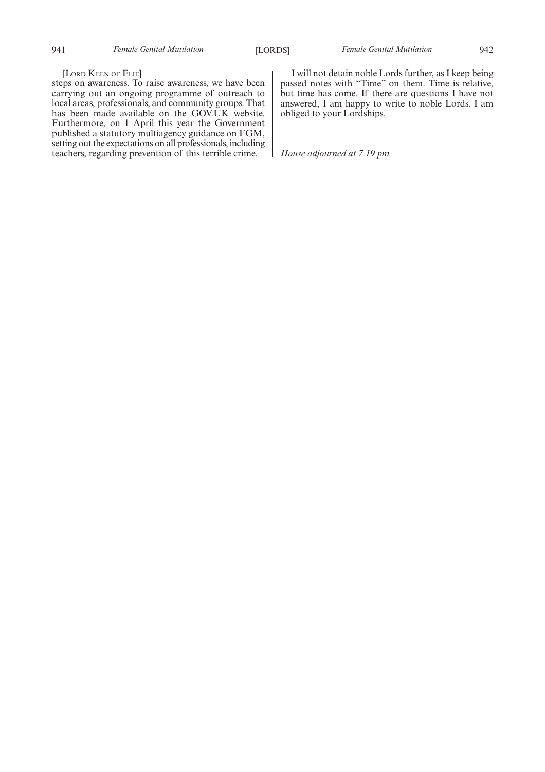[Lord Keen of Elie]

steps on awareness. To raise awareness, we have been carrying out an ongoing programme of outreach to local areas, professionals, and community groups. That has been made available on the GOV.UK website. Furthermore, on 1 April this year the Government published a statutory multiagency guidance on FGM, setting out the expectations on all professionals, including teachers, regarding prevention of this terrible crime.

I will not detain noble Lords further, as I keep being passed notes with "Time" on them. Time is relative, but time has come. If there are questions I have not answered, I am happy to write to noble Lords. I am obliged to your Lordships.

*House adjourned at 7.19 pm.*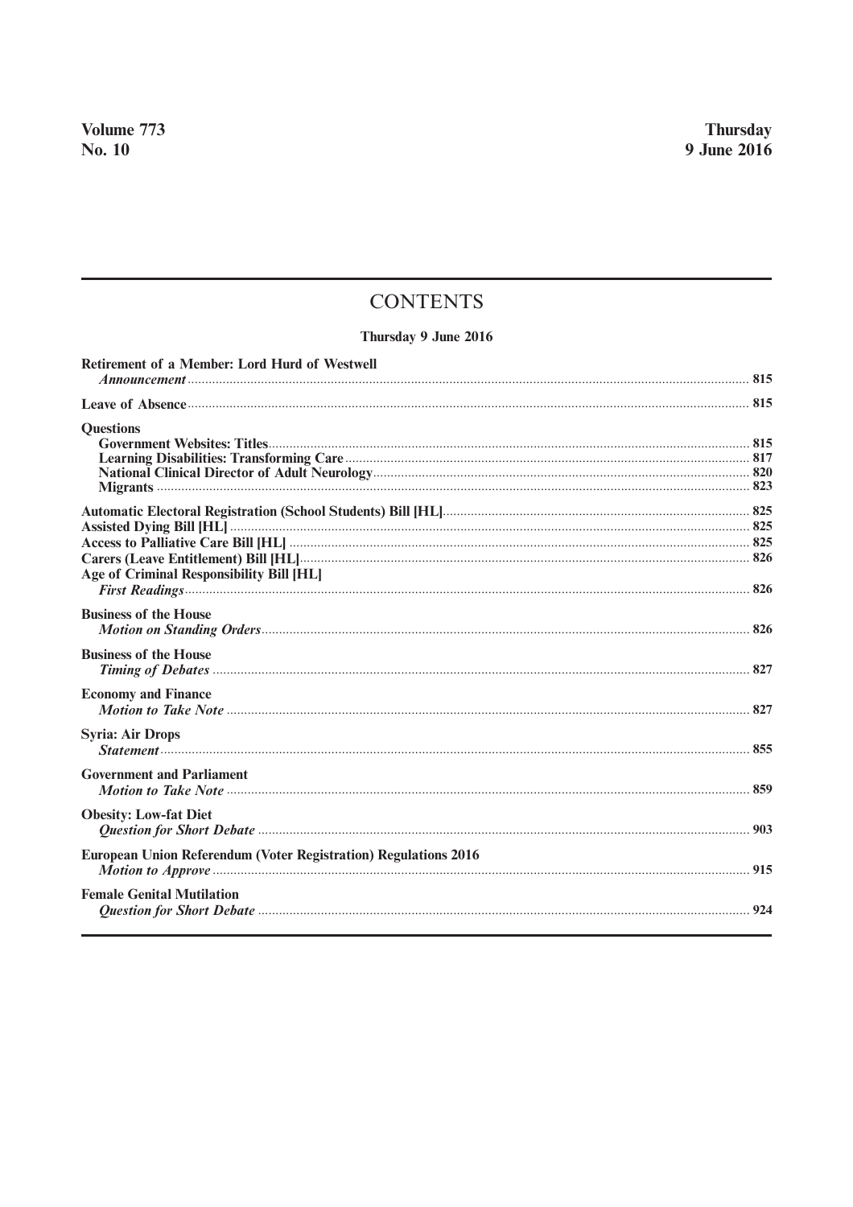**Volume 773**
**No. 10**

**Thursday**
**9 June 2016**

# CONTENTS

**Thursday 9 June 2016**

**Retirement of a Member: Lord Hurd of Westwell**
***Announcement*** ............ 815

**Leave of Absence** ............ 815

**Questions**
**Government Websites: Titles** ............ 815
**Learning Disabilities: Transforming Care** ............ 817
**National Clinical Director of Adult Neurology** ............ 820
**Migrants** ............ 823

**Automatic Electoral Registration (School Students) Bill [HL]** ............ 825
**Assisted Dying Bill [HL]** ............ 825
**Access to Palliative Care Bill [HL]** ............ 825
**Carers (Leave Entitlement) Bill [HL]** ............ 826
**Age of Criminal Responsibility Bill [HL]**
***First Readings*** ............ 826

**Business of the House**
***Motion on Standing Orders*** ............ 826

**Business of the House**
***Timing of Debates*** ............ 827

**Economy and Finance**
***Motion to Take Note*** ............ 827

**Syria: Air Drops**
***Statement*** ............ 855

**Government and Parliament**
***Motion to Take Note*** ............ 859

**Obesity: Low-fat Diet**
***Question for Short Debate*** ............ 903

**European Union Referendum (Voter Registration) Regulations 2016**
***Motion to Approve*** ............ 915

**Female Genital Mutilation**
***Question for Short Debate*** ............ 924